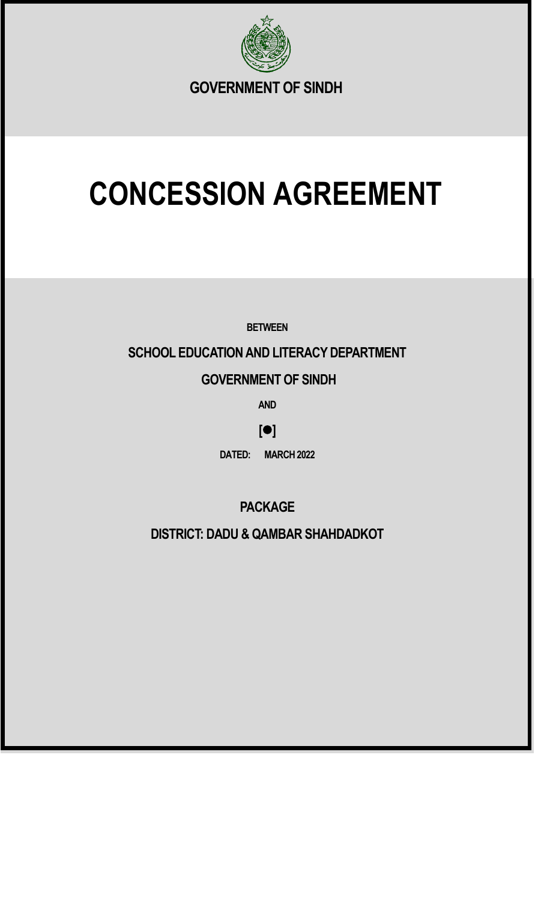**GOVERNMENT OF SINDH**

# CONCESSION AGREEMENT

**BETWEEN**

**SCHOOL EDUCATION AND LITERACY DEPARTMENT**

**GOVERNMENT OF SINDH**

**AND**

**[●]**

**DATED: MARCH 2022**

**PACKAGE**

**DISTRICT: DADU & QAMBAR SHAHDADKOT**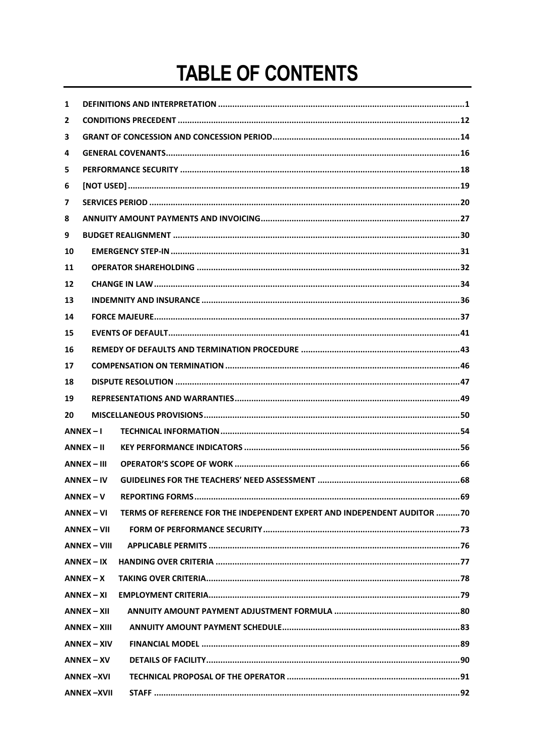# TABLE OF CONTENTS

| | | |
|---|---|---|
| 1 | DEFINITIONS AND INTERPRETATION | 1 |
| 2 | CONDITIONS PRECEDENT | 12 |
| 3 | GRANT OF CONCESSION AND CONCESSION PERIOD | 14 |
| 4 | GENERAL COVENANTS | 16 |
| 5 | PERFORMANCE SECURITY | 18 |
| 6 | [NOT USED] | 19 |
| 7 | SERVICES PERIOD | 20 |
| 8 | ANNUITY AMOUNT PAYMENTS AND INVOICING | 27 |
| 9 | BUDGET REALIGNMENT | 30 |
| 10 | EMERGENCY STEP-IN | 31 |
| 11 | OPERATOR SHAREHOLDING | 32 |
| 12 | CHANGE IN LAW | 34 |
| 13 | INDEMNITY AND INSURANCE | 36 |
| 14 | FORCE MAJEURE | 37 |
| 15 | EVENTS OF DEFAULT | 41 |
| 16 | REMEDY OF DEFAULTS AND TERMINATION PROCEDURE | 43 |
| 17 | COMPENSATION ON TERMINATION | 46 |
| 18 | DISPUTE RESOLUTION | 47 |
| 19 | REPRESENTATIONS AND WARRANTIES | 49 |
| 20 | MISCELLANEOUS PROVISIONS | 50 |
| ANNEX – I | TECHNICAL INFORMATION | 54 |
| ANNEX – II | KEY PERFORMANCE INDICATORS | 56 |
| ANNEX – III | OPERATOR'S SCOPE OF WORK | 66 |
| ANNEX – IV | GUIDELINES FOR THE TEACHERS' NEED ASSESSMENT | 68 |
| ANNEX – V | REPORTING FORMS | 69 |
| ANNEX – VI | TERMS OF REFERENCE FOR THE INDEPENDENT EXPERT AND INDEPENDENT AUDITOR | 70 |
| ANNEX – VII | FORM OF PERFORMANCE SECURITY | 73 |
| ANNEX – VIII | APPLICABLE PERMITS | 76 |
| ANNEX – IX | HANDING OVER CRITERIA | 77 |
| ANNEX – X | TAKING OVER CRITERIA | 78 |
| ANNEX – XI | EMPLOYMENT CRITERIA | 79 |
| ANNEX – XII | ANNUITY AMOUNT PAYMENT ADJUSTMENT FORMULA | 80 |
| ANNEX – XIII | ANNUITY AMOUNT PAYMENT SCHEDULE | 83 |
| ANNEX – XIV | FINANCIAL MODEL | 89 |
| ANNEX – XV | DETAILS OF FACILITY | 90 |
| ANNEX –XVI | TECHNICAL PROPOSAL OF THE OPERATOR | 91 |
| ANNEX –XVII | STAFF | 92 |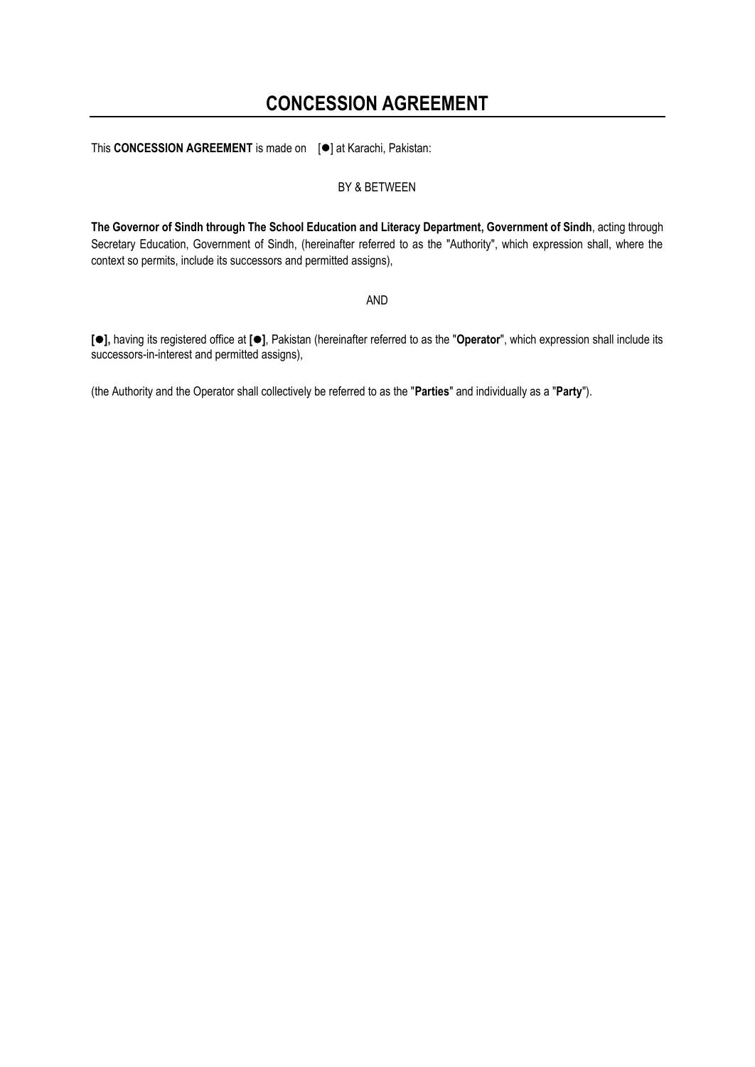# CONCESSION AGREEMENT

This **CONCESSION AGREEMENT** is made on [●] at Karachi, Pakistan:

BY & BETWEEN

**The Governor of Sindh through The School Education and Literacy Department, Government of Sindh**, acting through Secretary Education, Government of Sindh, (hereinafter referred to as the "Authority", which expression shall, where the context so permits, include its successors and permitted assigns),

AND

**[●],** having its registered office at **[●]**, Pakistan (hereinafter referred to as the "**Operator**", which expression shall include its successors-in-interest and permitted assigns),

(the Authority and the Operator shall collectively be referred to as the "**Parties**" and individually as a "**Party**").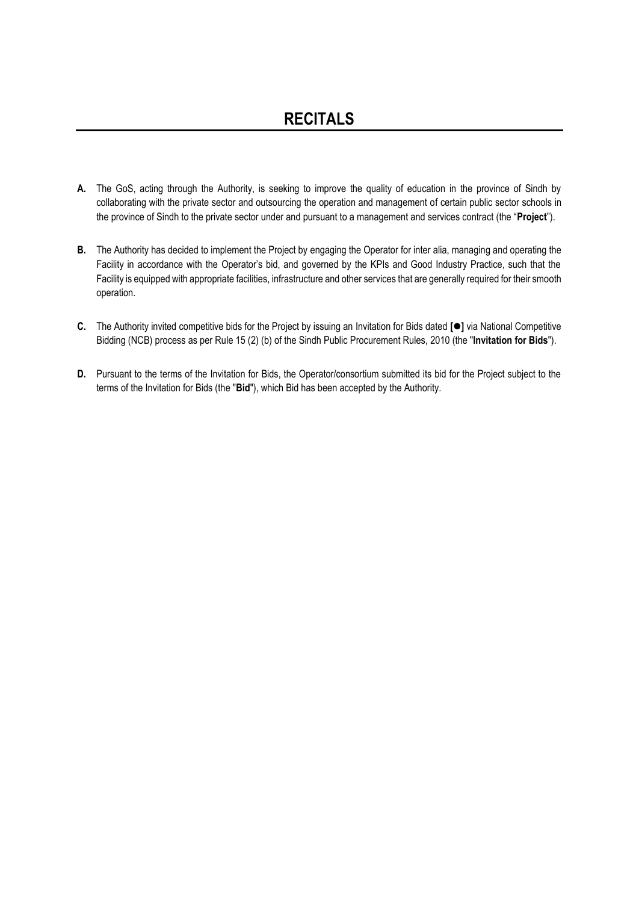# RECITALS

**A.** The GoS, acting through the Authority, is seeking to improve the quality of education in the province of Sindh by collaborating with the private sector and outsourcing the operation and management of certain public sector schools in the province of Sindh to the private sector under and pursuant to a management and services contract (the "**Project**").

**B.** The Authority has decided to implement the Project by engaging the Operator for inter alia, managing and operating the Facility in accordance with the Operator's bid, and governed by the KPIs and Good Industry Practice, such that the Facility is equipped with appropriate facilities, infrastructure and other services that are generally required for their smooth operation.

**C.** The Authority invited competitive bids for the Project by issuing an Invitation for Bids dated **[●]** via National Competitive Bidding (NCB) process as per Rule 15 (2) (b) of the Sindh Public Procurement Rules, 2010 (the "**Invitation for Bids**").

**D.** Pursuant to the terms of the Invitation for Bids, the Operator/consortium submitted its bid for the Project subject to the terms of the Invitation for Bids (the "**Bid**"), which Bid has been accepted by the Authority.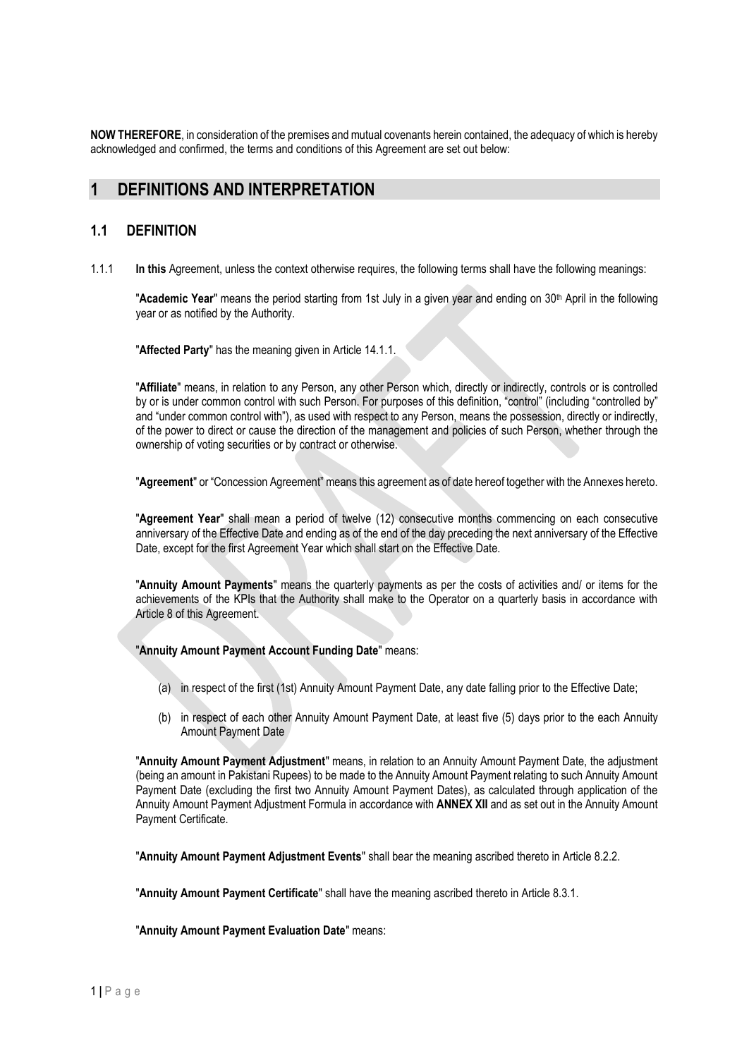**NOW THEREFORE**, in consideration of the premises and mutual covenants herein contained, the adequacy of which is hereby acknowledged and confirmed, the terms and conditions of this Agreement are set out below:

# 1 DEFINITIONS AND INTERPRETATION

## 1.1 DEFINITION

1.1.1 **In this** Agreement, unless the context otherwise requires, the following terms shall have the following meanings:

"**Academic Year**" means the period starting from 1st July in a given year and ending on 30th April in the following year or as notified by the Authority.

"**Affected Party**" has the meaning given in Article 14.1.1.

"**Affiliate**" means, in relation to any Person, any other Person which, directly or indirectly, controls or is controlled by or is under common control with such Person. For purposes of this definition, "control" (including "controlled by" and "under common control with"), as used with respect to any Person, means the possession, directly or indirectly, of the power to direct or cause the direction of the management and policies of such Person, whether through the ownership of voting securities or by contract or otherwise.

"**Agreement**" or "Concession Agreement" means this agreement as of date hereof together with the Annexes hereto.

"**Agreement Year**" shall mean a period of twelve (12) consecutive months commencing on each consecutive anniversary of the Effective Date and ending as of the end of the day preceding the next anniversary of the Effective Date, except for the first Agreement Year which shall start on the Effective Date.

"**Annuity Amount Payments**" means the quarterly payments as per the costs of activities and/ or items for the achievements of the KPIs that the Authority shall make to the Operator on a quarterly basis in accordance with Article 8 of this Agreement.

"**Annuity Amount Payment Account Funding Date**" means:

(a) in respect of the first (1st) Annuity Amount Payment Date, any date falling prior to the Effective Date;

(b) in respect of each other Annuity Amount Payment Date, at least five (5) days prior to the each Annuity Amount Payment Date

"**Annuity Amount Payment Adjustment**" means, in relation to an Annuity Amount Payment Date, the adjustment (being an amount in Pakistani Rupees) to be made to the Annuity Amount Payment relating to such Annuity Amount Payment Date (excluding the first two Annuity Amount Payment Dates), as calculated through application of the Annuity Amount Payment Adjustment Formula in accordance with **ANNEX XII** and as set out in the Annuity Amount Payment Certificate.

"**Annuity Amount Payment Adjustment Events**" shall bear the meaning ascribed thereto in Article 8.2.2.

"**Annuity Amount Payment Certificate**" shall have the meaning ascribed thereto in Article 8.3.1.

"**Annuity Amount Payment Evaluation Date**" means: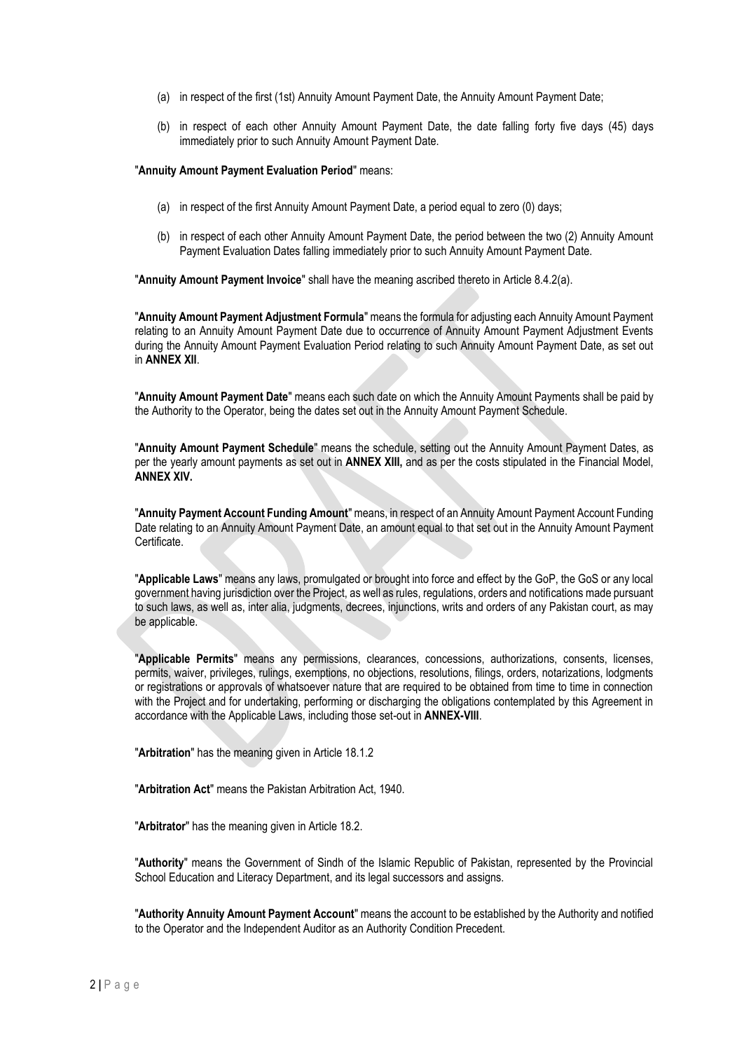(a) in respect of the first (1st) Annuity Amount Payment Date, the Annuity Amount Payment Date;

(b) in respect of each other Annuity Amount Payment Date, the date falling forty five days (45) days immediately prior to such Annuity Amount Payment Date.

"**Annuity Amount Payment Evaluation Period**" means:

(a) in respect of the first Annuity Amount Payment Date, a period equal to zero (0) days;

(b) in respect of each other Annuity Amount Payment Date, the period between the two (2) Annuity Amount Payment Evaluation Dates falling immediately prior to such Annuity Amount Payment Date.

"**Annuity Amount Payment Invoice**" shall have the meaning ascribed thereto in Article 8.4.2(a).

"**Annuity Amount Payment Adjustment Formula**" means the formula for adjusting each Annuity Amount Payment relating to an Annuity Amount Payment Date due to occurrence of Annuity Amount Payment Adjustment Events during the Annuity Amount Payment Evaluation Period relating to such Annuity Amount Payment Date, as set out in **ANNEX XII**.

"**Annuity Amount Payment Date**" means each such date on which the Annuity Amount Payments shall be paid by the Authority to the Operator, being the dates set out in the Annuity Amount Payment Schedule.

"**Annuity Amount Payment Schedule**" means the schedule, setting out the Annuity Amount Payment Dates, as per the yearly amount payments as set out in **ANNEX XIII,** and as per the costs stipulated in the Financial Model, **ANNEX XIV.**

"**Annuity Payment Account Funding Amount**" means, in respect of an Annuity Amount Payment Account Funding Date relating to an Annuity Amount Payment Date, an amount equal to that set out in the Annuity Amount Payment Certificate.

"**Applicable Laws**" means any laws, promulgated or brought into force and effect by the GoP, the GoS or any local government having jurisdiction over the Project, as well as rules, regulations, orders and notifications made pursuant to such laws, as well as, inter alia, judgments, decrees, injunctions, writs and orders of any Pakistan court, as may be applicable.

"**Applicable Permits**" means any permissions, clearances, concessions, authorizations, consents, licenses, permits, waiver, privileges, rulings, exemptions, no objections, resolutions, filings, orders, notarizations, lodgments or registrations or approvals of whatsoever nature that are required to be obtained from time to time in connection with the Project and for undertaking, performing or discharging the obligations contemplated by this Agreement in accordance with the Applicable Laws, including those set-out in **ANNEX-VIII**.

"**Arbitration**" has the meaning given in Article 18.1.2

"**Arbitration Act**" means the Pakistan Arbitration Act, 1940.

"**Arbitrator**" has the meaning given in Article 18.2.

"**Authority**" means the Government of Sindh of the Islamic Republic of Pakistan, represented by the Provincial School Education and Literacy Department, and its legal successors and assigns.

"**Authority Annuity Amount Payment Account**" means the account to be established by the Authority and notified to the Operator and the Independent Auditor as an Authority Condition Precedent.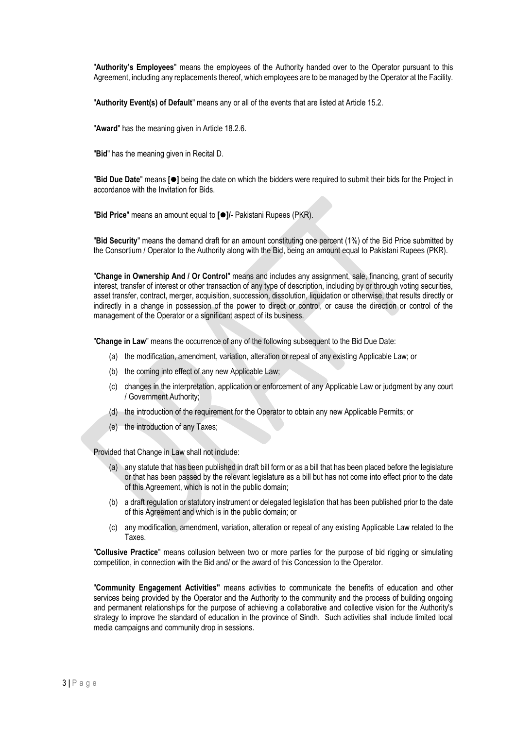"**Authority's Employees**" means the employees of the Authority handed over to the Operator pursuant to this Agreement, including any replacements thereof, which employees are to be managed by the Operator at the Facility.

"**Authority Event(s) of Default**" means any or all of the events that are listed at Article 15.2.

"**Award**" has the meaning given in Article 18.2.6.

"**Bid**" has the meaning given in Recital D.

"**Bid Due Date**" means **[●]** being the date on which the bidders were required to submit their bids for the Project in accordance with the Invitation for Bids.

"**Bid Price**" means an amount equal to **[●]/-** Pakistani Rupees (PKR).

"**Bid Security**" means the demand draft for an amount constituting one percent (1%) of the Bid Price submitted by the Consortium / Operator to the Authority along with the Bid, being an amount equal to Pakistani Rupees (PKR).

"**Change in Ownership And / Or Control**" means and includes any assignment, sale, financing, grant of security interest, transfer of interest or other transaction of any type of description, including by or through voting securities, asset transfer, contract, merger, acquisition, succession, dissolution, liquidation or otherwise, that results directly or indirectly in a change in possession of the power to direct or control, or cause the direction or control of the management of the Operator or a significant aspect of its business.

"**Change in Law**" means the occurrence of any of the following subsequent to the Bid Due Date:

(a) the modification, amendment, variation, alteration or repeal of any existing Applicable Law; or

(b) the coming into effect of any new Applicable Law;

(c) changes in the interpretation, application or enforcement of any Applicable Law or judgment by any court / Government Authority;

(d) the introduction of the requirement for the Operator to obtain any new Applicable Permits; or

(e) the introduction of any Taxes;

Provided that Change in Law shall not include:

(a) any statute that has been published in draft bill form or as a bill that has been placed before the legislature or that has been passed by the relevant legislature as a bill but has not come into effect prior to the date of this Agreement, which is not in the public domain;

(b) a draft regulation or statutory instrument or delegated legislation that has been published prior to the date of this Agreement and which is in the public domain; or

(c) any modification, amendment, variation, alteration or repeal of any existing Applicable Law related to the Taxes.

"**Collusive Practice**" means collusion between two or more parties for the purpose of bid rigging or simulating competition, in connection with the Bid and/ or the award of this Concession to the Operator.

"**Community Engagement Activities"** means activities to communicate the benefits of education and other services being provided by the Operator and the Authority to the community and the process of building ongoing and permanent relationships for the purpose of achieving a collaborative and collective vision for the Authority's strategy to improve the standard of education in the province of Sindh. Such activities shall include limited local media campaigns and community drop in sessions.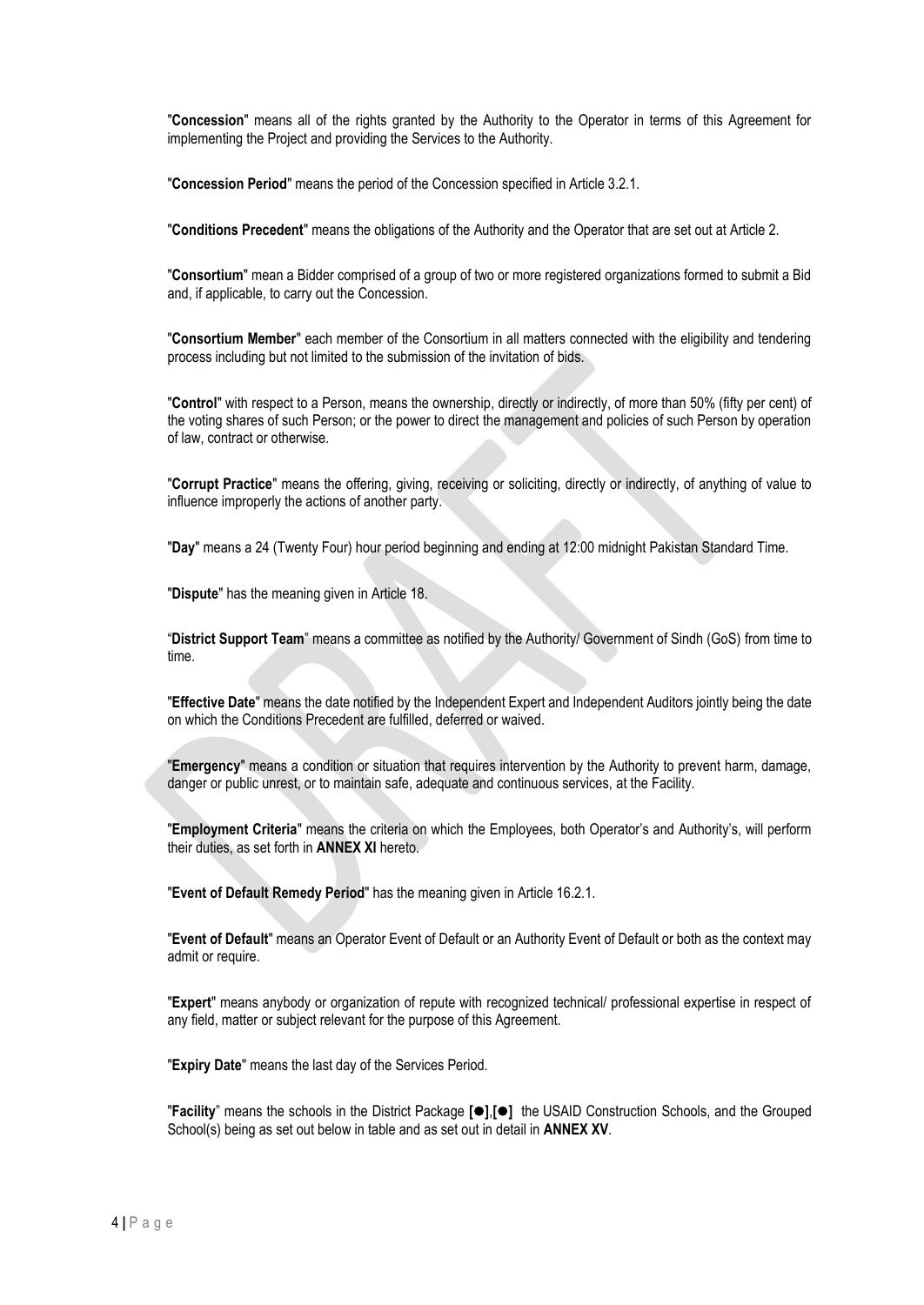"**Concession**" means all of the rights granted by the Authority to the Operator in terms of this Agreement for implementing the Project and providing the Services to the Authority.

"**Concession Period**" means the period of the Concession specified in Article 3.2.1.

"**Conditions Precedent**" means the obligations of the Authority and the Operator that are set out at Article 2.

"**Consortium**" mean a Bidder comprised of a group of two or more registered organizations formed to submit a Bid and, if applicable, to carry out the Concession.

"**Consortium Member**" each member of the Consortium in all matters connected with the eligibility and tendering process including but not limited to the submission of the invitation of bids.

"**Control**" with respect to a Person, means the ownership, directly or indirectly, of more than 50% (fifty per cent) of the voting shares of such Person; or the power to direct the management and policies of such Person by operation of law, contract or otherwise.

"**Corrupt Practice**" means the offering, giving, receiving or soliciting, directly or indirectly, of anything of value to influence improperly the actions of another party.

"**Day**" means a 24 (Twenty Four) hour period beginning and ending at 12:00 midnight Pakistan Standard Time.

"**Dispute**" has the meaning given in Article 18.

"**District Support Team**" means a committee as notified by the Authority/ Government of Sindh (GoS) from time to time.

"**Effective Date**" means the date notified by the Independent Expert and Independent Auditors jointly being the date on which the Conditions Precedent are fulfilled, deferred or waived.

"**Emergency**" means a condition or situation that requires intervention by the Authority to prevent harm, damage, danger or public unrest, or to maintain safe, adequate and continuous services, at the Facility.

"**Employment Criteria**" means the criteria on which the Employees, both Operator's and Authority's, will perform their duties, as set forth in **ANNEX XI** hereto.

"**Event of Default Remedy Period**" has the meaning given in Article 16.2.1.

"**Event of Default**" means an Operator Event of Default or an Authority Event of Default or both as the context may admit or require.

"**Expert**" means anybody or organization of repute with recognized technical/ professional expertise in respect of any field, matter or subject relevant for the purpose of this Agreement.

"**Expiry Date**" means the last day of the Services Period.

"**Facility**" means the schools in the District Package **[●]**,**[●]** the USAID Construction Schools, and the Grouped School(s) being as set out below in table and as set out in detail in **ANNEX XV**.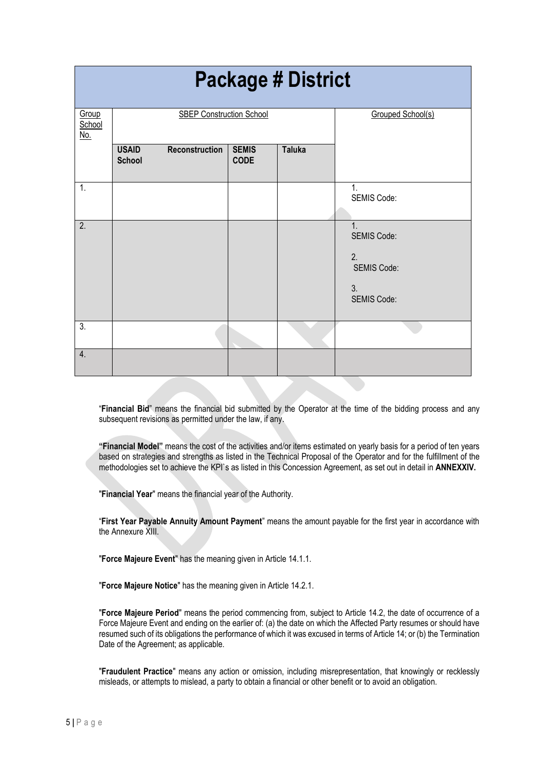| Package # District | | | | |
|---|---|---|---|---|
| Group School No. | SBEP Construction School | | | Grouped School(s) |
| | USAID School Reconstruction | SEMIS CODE | Taluka | |
| 1. | | | | 1.<br>SEMIS Code: |
| 2. | | | | 1.<br>SEMIS Code:<br><br>2.<br>SEMIS Code:<br><br>3.<br>SEMIS Code: |
| 3. | | | | |
| 4. | | | | |

"**Financial Bid**" means the financial bid submitted by the Operator at the time of the bidding process and any subsequent revisions as permitted under the law, if any.

**"Financial Model"** means the cost of the activities and/or items estimated on yearly basis for a period of ten years based on strategies and strengths as listed in the Technical Proposal of the Operator and for the fulfillment of the methodologies set to achieve the KPI`s as listed in this Concession Agreement, as set out in detail in **ANNEXXIV.**

"**Financial Year**" means the financial year of the Authority.

"**First Year Payable Annuity Amount Payment**" means the amount payable for the first year in accordance with the Annexure XIII.

"**Force Majeure Event**" has the meaning given in Article 14.1.1.

"**Force Majeure Notice**" has the meaning given in Article 14.2.1.

"**Force Majeure Period**" means the period commencing from, subject to Article 14.2, the date of occurrence of a Force Majeure Event and ending on the earlier of: (a) the date on which the Affected Party resumes or should have resumed such of its obligations the performance of which it was excused in terms of Article 14; or (b) the Termination Date of the Agreement; as applicable.

"**Fraudulent Practice**" means any action or omission, including misrepresentation, that knowingly or recklessly misleads, or attempts to mislead, a party to obtain a financial or other benefit or to avoid an obligation.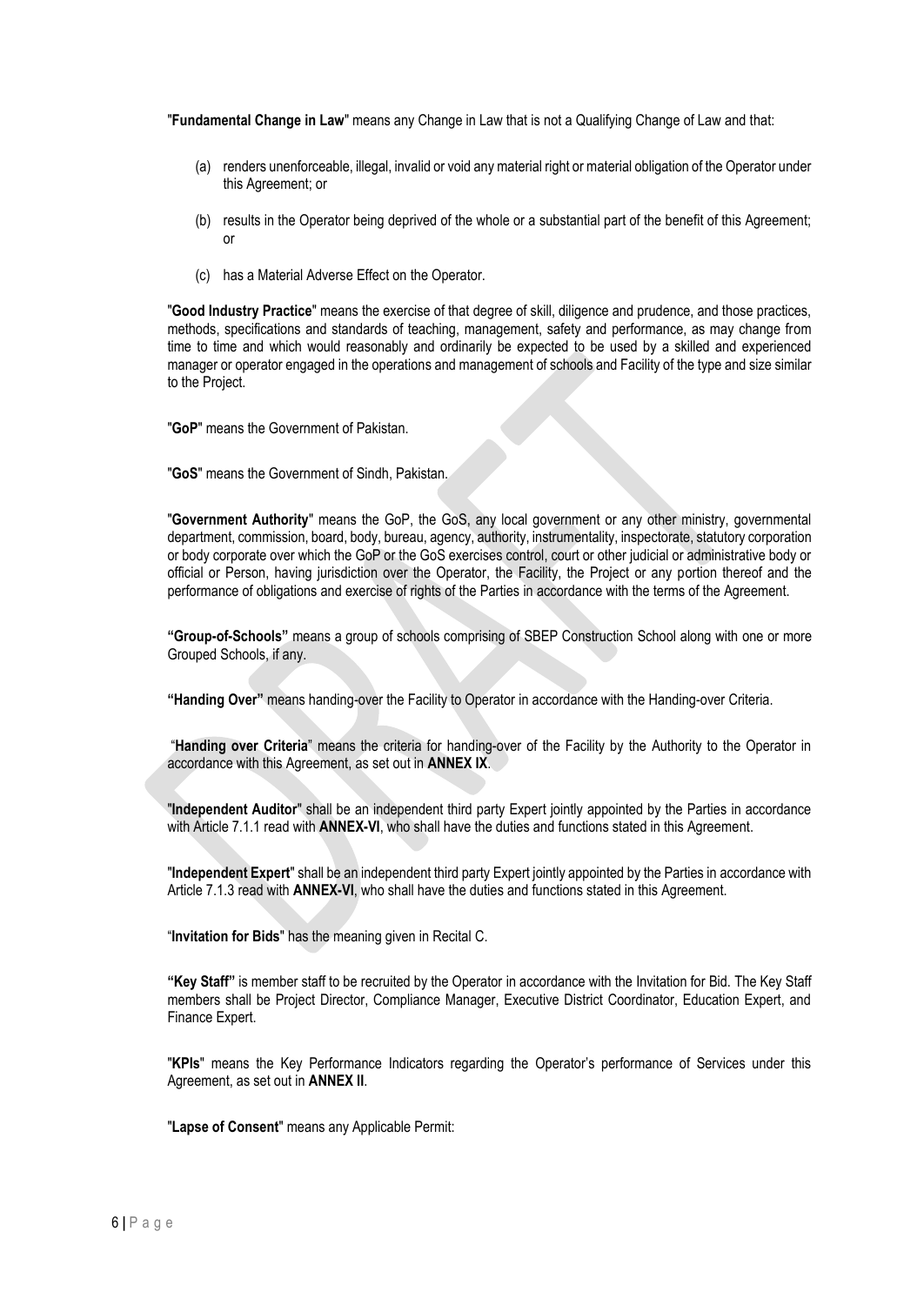"**Fundamental Change in Law**" means any Change in Law that is not a Qualifying Change of Law and that:

(a) renders unenforceable, illegal, invalid or void any material right or material obligation of the Operator under this Agreement; or

(b) results in the Operator being deprived of the whole or a substantial part of the benefit of this Agreement; or

(c) has a Material Adverse Effect on the Operator.

"**Good Industry Practice**" means the exercise of that degree of skill, diligence and prudence, and those practices, methods, specifications and standards of teaching, management, safety and performance, as may change from time to time and which would reasonably and ordinarily be expected to be used by a skilled and experienced manager or operator engaged in the operations and management of schools and Facility of the type and size similar to the Project.

"**GoP**" means the Government of Pakistan.

"**GoS**" means the Government of Sindh, Pakistan.

"**Government Authority**" means the GoP, the GoS, any local government or any other ministry, governmental department, commission, board, body, bureau, agency, authority, instrumentality, inspectorate, statutory corporation or body corporate over which the GoP or the GoS exercises control, court or other judicial or administrative body or official or Person, having jurisdiction over the Operator, the Facility, the Project or any portion thereof and the performance of obligations and exercise of rights of the Parties in accordance with the terms of the Agreement.

**"Group-of-Schools"** means a group of schools comprising of SBEP Construction School along with one or more Grouped Schools, if any.

**"Handing Over"** means handing-over the Facility to Operator in accordance with the Handing-over Criteria.

"**Handing over Criteria**" means the criteria for handing-over of the Facility by the Authority to the Operator in accordance with this Agreement, as set out in **ANNEX IX**.

"**Independent Auditor**" shall be an independent third party Expert jointly appointed by the Parties in accordance with Article 7.1.1 read with **ANNEX-VI**, who shall have the duties and functions stated in this Agreement.

"**Independent Expert**" shall be an independent third party Expert jointly appointed by the Parties in accordance with Article 7.1.3 read with **ANNEX-VI**, who shall have the duties and functions stated in this Agreement.

"**Invitation for Bids**" has the meaning given in Recital C.

**"Key Staff"** is member staff to be recruited by the Operator in accordance with the Invitation for Bid. The Key Staff members shall be Project Director, Compliance Manager, Executive District Coordinator, Education Expert, and Finance Expert.

"**KPIs**" means the Key Performance Indicators regarding the Operator's performance of Services under this Agreement, as set out in **ANNEX II**.

"**Lapse of Consent**" means any Applicable Permit: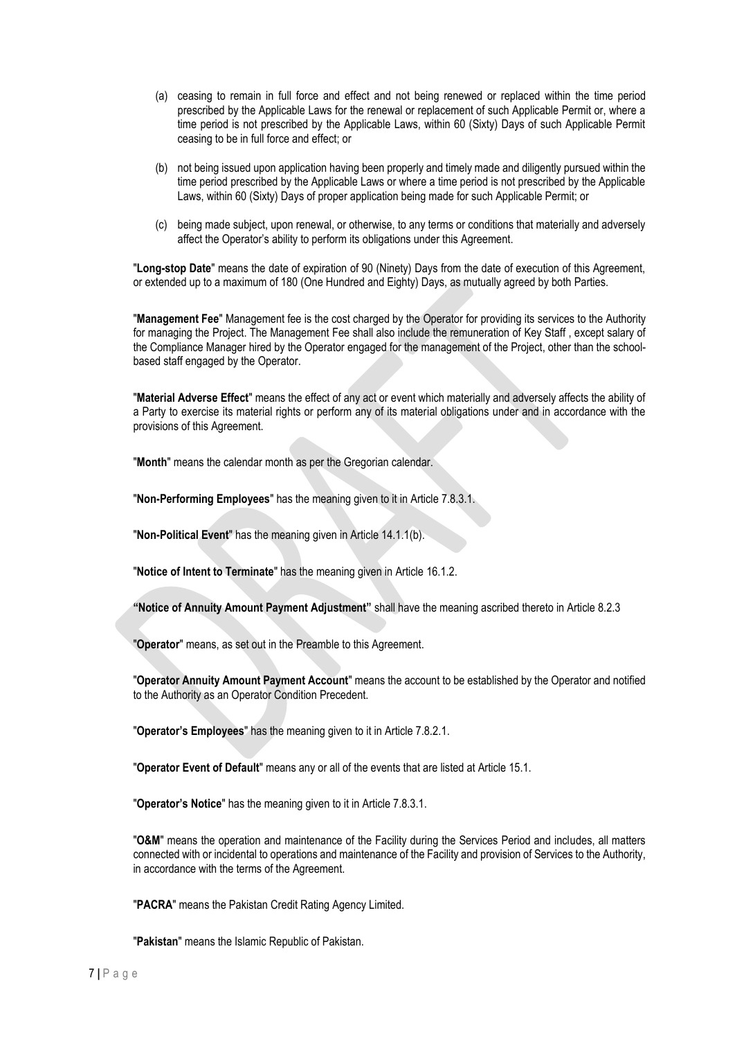(a) ceasing to remain in full force and effect and not being renewed or replaced within the time period prescribed by the Applicable Laws for the renewal or replacement of such Applicable Permit or, where a time period is not prescribed by the Applicable Laws, within 60 (Sixty) Days of such Applicable Permit ceasing to be in full force and effect; or

(b) not being issued upon application having been properly and timely made and diligently pursued within the time period prescribed by the Applicable Laws or where a time period is not prescribed by the Applicable Laws, within 60 (Sixty) Days of proper application being made for such Applicable Permit; or

(c) being made subject, upon renewal, or otherwise, to any terms or conditions that materially and adversely affect the Operator's ability to perform its obligations under this Agreement.

"**Long-stop Date**" means the date of expiration of 90 (Ninety) Days from the date of execution of this Agreement, or extended up to a maximum of 180 (One Hundred and Eighty) Days, as mutually agreed by both Parties.

"**Management Fee**" Management fee is the cost charged by the Operator for providing its services to the Authority for managing the Project. The Management Fee shall also include the remuneration of Key Staff , except salary of the Compliance Manager hired by the Operator engaged for the management of the Project, other than the school-based staff engaged by the Operator.

"**Material Adverse Effect**" means the effect of any act or event which materially and adversely affects the ability of a Party to exercise its material rights or perform any of its material obligations under and in accordance with the provisions of this Agreement.

"**Month**" means the calendar month as per the Gregorian calendar.

"**Non-Performing Employees**" has the meaning given to it in Article 7.8.3.1.

"**Non-Political Event**" has the meaning given in Article 14.1.1(b).

"**Notice of Intent to Terminate**" has the meaning given in Article 16.1.2.

**"Notice of Annuity Amount Payment Adjustment"** shall have the meaning ascribed thereto in Article 8.2.3

"**Operator**" means, as set out in the Preamble to this Agreement.

"**Operator Annuity Amount Payment Account**" means the account to be established by the Operator and notified to the Authority as an Operator Condition Precedent.

"**Operator's Employees**" has the meaning given to it in Article 7.8.2.1.

"**Operator Event of Default**" means any or all of the events that are listed at Article 15.1.

"**Operator's Notice**" has the meaning given to it in Article 7.8.3.1.

"**O&M**" means the operation and maintenance of the Facility during the Services Period and includes, all matters connected with or incidental to operations and maintenance of the Facility and provision of Services to the Authority, in accordance with the terms of the Agreement.

"**PACRA**" means the Pakistan Credit Rating Agency Limited.

"**Pakistan**" means the Islamic Republic of Pakistan.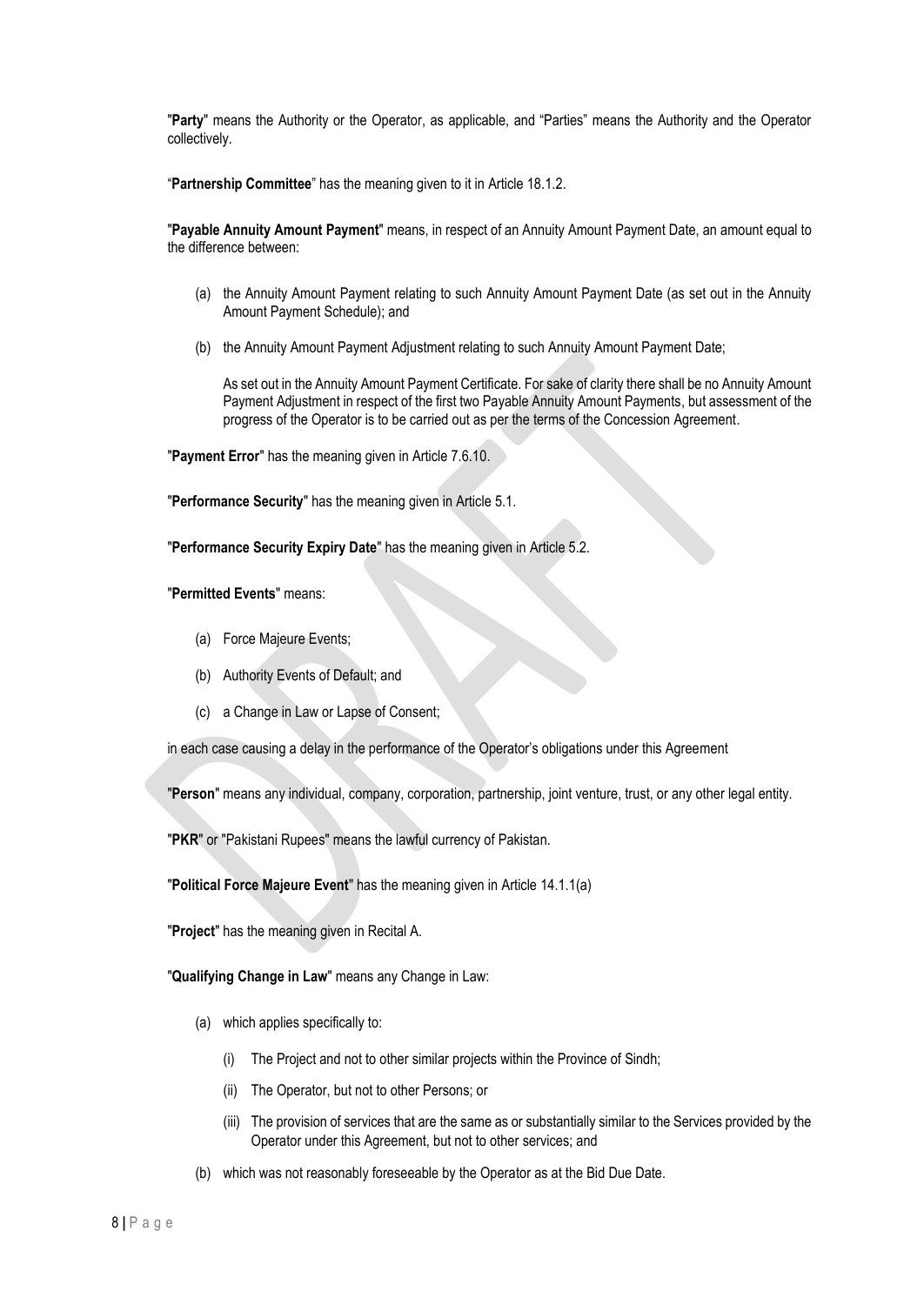"**Party**" means the Authority or the Operator, as applicable, and "Parties" means the Authority and the Operator collectively.

"**Partnership Committee**" has the meaning given to it in Article 18.1.2.

"**Payable Annuity Amount Payment**" means, in respect of an Annuity Amount Payment Date, an amount equal to the difference between:

(a) the Annuity Amount Payment relating to such Annuity Amount Payment Date (as set out in the Annuity Amount Payment Schedule); and

(b) the Annuity Amount Payment Adjustment relating to such Annuity Amount Payment Date;

As set out in the Annuity Amount Payment Certificate. For sake of clarity there shall be no Annuity Amount Payment Adjustment in respect of the first two Payable Annuity Amount Payments, but assessment of the progress of the Operator is to be carried out as per the terms of the Concession Agreement.

"**Payment Error**" has the meaning given in Article 7.6.10.

"**Performance Security**" has the meaning given in Article 5.1.

"**Performance Security Expiry Date**" has the meaning given in Article 5.2.

"**Permitted Events**" means:

(a) Force Majeure Events;

(b) Authority Events of Default; and

(c) a Change in Law or Lapse of Consent;

in each case causing a delay in the performance of the Operator's obligations under this Agreement

"**Person**" means any individual, company, corporation, partnership, joint venture, trust, or any other legal entity.

"**PKR**" or "Pakistani Rupees" means the lawful currency of Pakistan.

"**Political Force Majeure Event**" has the meaning given in Article 14.1.1(a)

"**Project**" has the meaning given in Recital A.

"**Qualifying Change in Law**" means any Change in Law:

(a) which applies specifically to:

   (i) The Project and not to other similar projects within the Province of Sindh;

   (ii) The Operator, but not to other Persons; or

   (iii) The provision of services that are the same as or substantially similar to the Services provided by the Operator under this Agreement, but not to other services; and

(b) which was not reasonably foreseeable by the Operator as at the Bid Due Date.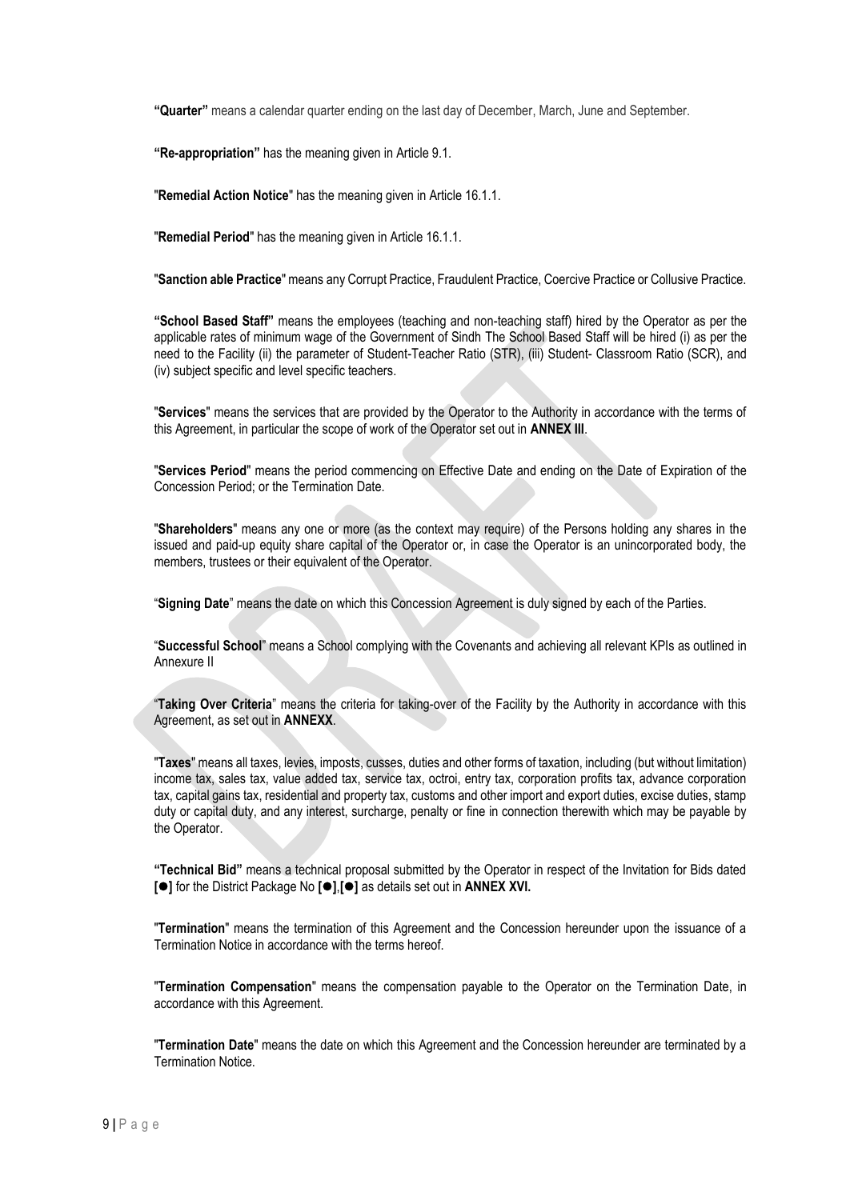**"Quarter"** means a calendar quarter ending on the last day of December, March, June and September.

**"Re-appropriation"** has the meaning given in Article 9.1.

"**Remedial Action Notice**" has the meaning given in Article 16.1.1.

"**Remedial Period**" has the meaning given in Article 16.1.1.

"**Sanction able Practice**" means any Corrupt Practice, Fraudulent Practice, Coercive Practice or Collusive Practice.

**"School Based Staff"** means the employees (teaching and non-teaching staff) hired by the Operator as per the applicable rates of minimum wage of the Government of Sindh The School Based Staff will be hired (i) as per the need to the Facility (ii) the parameter of Student-Teacher Ratio (STR), (iii) Student- Classroom Ratio (SCR), and (iv) subject specific and level specific teachers.

"**Services**" means the services that are provided by the Operator to the Authority in accordance with the terms of this Agreement, in particular the scope of work of the Operator set out in **ANNEX III**.

"**Services Period**" means the period commencing on Effective Date and ending on the Date of Expiration of the Concession Period; or the Termination Date.

"**Shareholders**" means any one or more (as the context may require) of the Persons holding any shares in the issued and paid-up equity share capital of the Operator or, in case the Operator is an unincorporated body, the members, trustees or their equivalent of the Operator.

"**Signing Date**" means the date on which this Concession Agreement is duly signed by each of the Parties.

"**Successful School**" means a School complying with the Covenants and achieving all relevant KPIs as outlined in Annexure II

"**Taking Over Criteria**" means the criteria for taking-over of the Facility by the Authority in accordance with this Agreement, as set out in **ANNEXX**.

"**Taxes**" means all taxes, levies, imposts, cusses, duties and other forms of taxation, including (but without limitation) income tax, sales tax, value added tax, service tax, octroi, entry tax, corporation profits tax, advance corporation tax, capital gains tax, residential and property tax, customs and other import and export duties, excise duties, stamp duty or capital duty, and any interest, surcharge, penalty or fine in connection therewith which may be payable by the Operator.

**"Technical Bid"** means a technical proposal submitted by the Operator in respect of the Invitation for Bids dated **[●]** for the District Package No **[●]**,**[●]** as details set out in **ANNEX XVI.**

"**Termination**" means the termination of this Agreement and the Concession hereunder upon the issuance of a Termination Notice in accordance with the terms hereof.

"**Termination Compensation**" means the compensation payable to the Operator on the Termination Date, in accordance with this Agreement.

"**Termination Date**" means the date on which this Agreement and the Concession hereunder are terminated by a Termination Notice.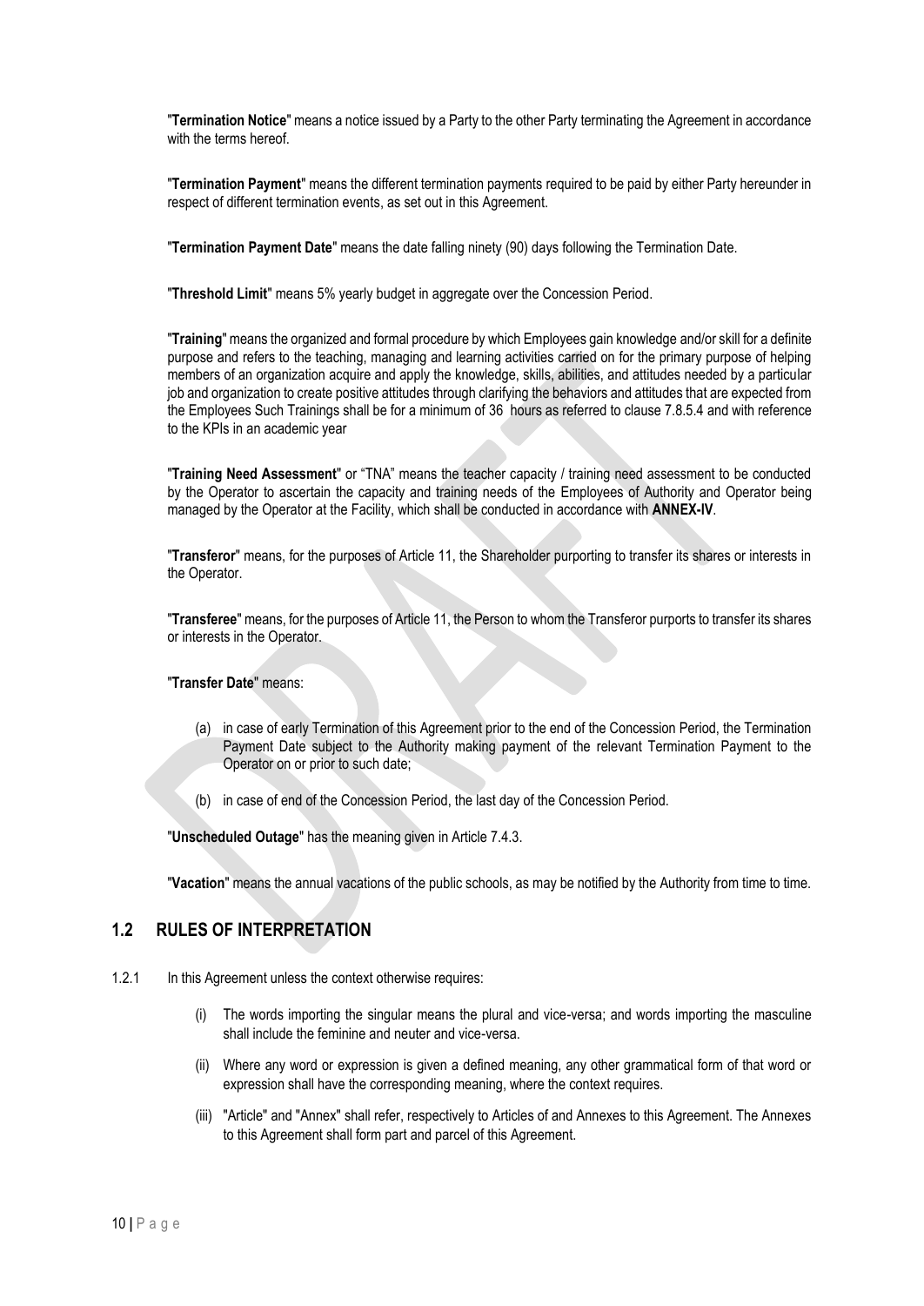"**Termination Notice**" means a notice issued by a Party to the other Party terminating the Agreement in accordance with the terms hereof.

"**Termination Payment**" means the different termination payments required to be paid by either Party hereunder in respect of different termination events, as set out in this Agreement.

"**Termination Payment Date**" means the date falling ninety (90) days following the Termination Date.

"**Threshold Limit**" means 5% yearly budget in aggregate over the Concession Period.

"**Training**" means the organized and formal procedure by which Employees gain knowledge and/or skill for a definite purpose and refers to the teaching, managing and learning activities carried on for the primary purpose of helping members of an organization acquire and apply the knowledge, skills, abilities, and attitudes needed by a particular job and organization to create positive attitudes through clarifying the behaviors and attitudes that are expected from the Employees Such Trainings shall be for a minimum of 36 hours as referred to clause 7.8.5.4 and with reference to the KPIs in an academic year

"**Training Need Assessment**" or "TNA" means the teacher capacity / training need assessment to be conducted by the Operator to ascertain the capacity and training needs of the Employees of Authority and Operator being managed by the Operator at the Facility, which shall be conducted in accordance with **ANNEX-IV**.

"**Transferor**" means, for the purposes of Article 11, the Shareholder purporting to transfer its shares or interests in the Operator.

"**Transferee**" means, for the purposes of Article 11, the Person to whom the Transferor purports to transfer its shares or interests in the Operator.

"**Transfer Date**" means:

(a) in case of early Termination of this Agreement prior to the end of the Concession Period, the Termination Payment Date subject to the Authority making payment of the relevant Termination Payment to the Operator on or prior to such date;

(b) in case of end of the Concession Period, the last day of the Concession Period.

"**Unscheduled Outage**" has the meaning given in Article 7.4.3.

"**Vacation**" means the annual vacations of the public schools, as may be notified by the Authority from time to time.

## 1.2 RULES OF INTERPRETATION

1.2.1 In this Agreement unless the context otherwise requires:

(i) The words importing the singular means the plural and vice-versa; and words importing the masculine shall include the feminine and neuter and vice-versa.

(ii) Where any word or expression is given a defined meaning, any other grammatical form of that word or expression shall have the corresponding meaning, where the context requires.

(iii) "Article" and "Annex" shall refer, respectively to Articles of and Annexes to this Agreement. The Annexes to this Agreement shall form part and parcel of this Agreement.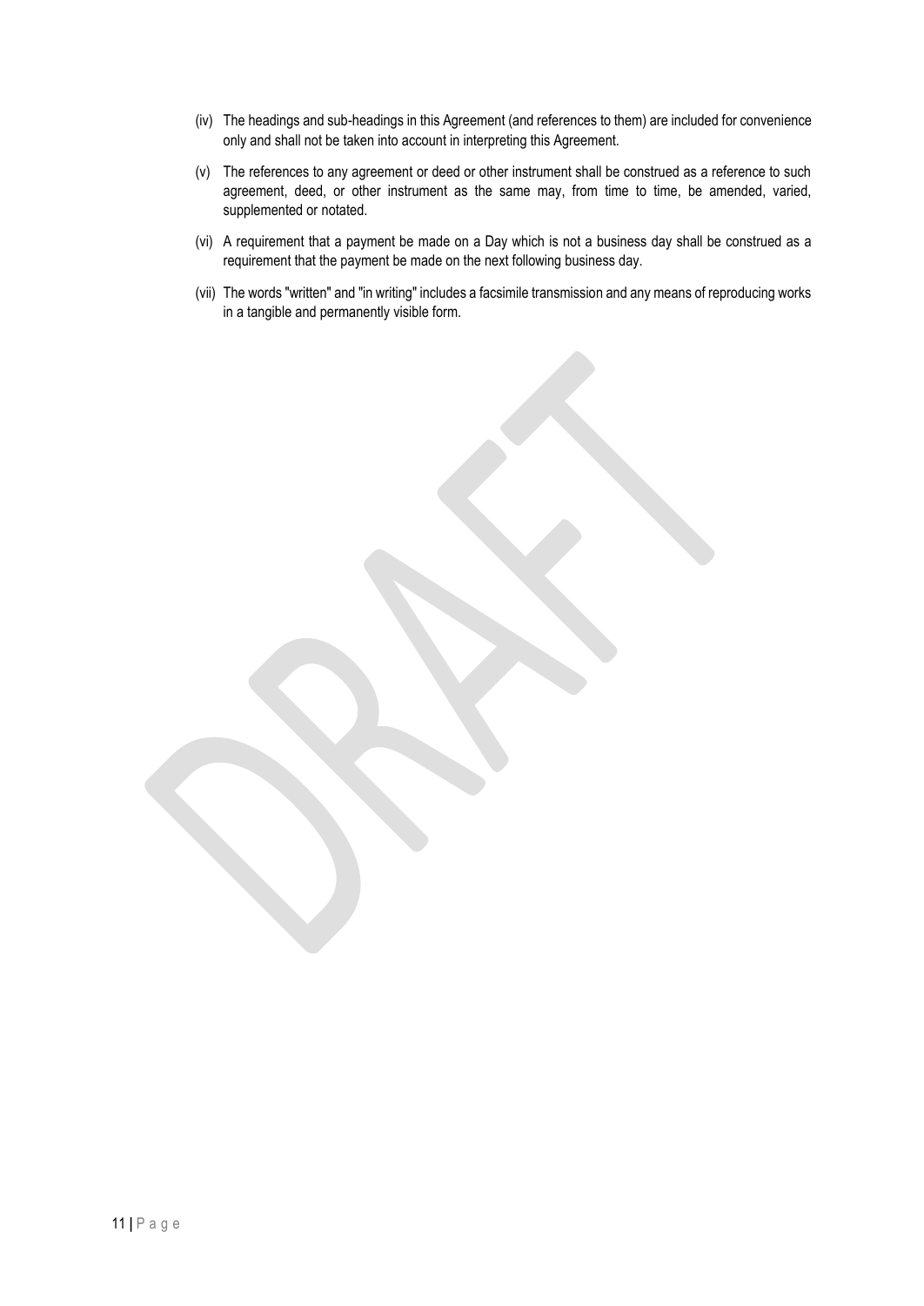(iv) The headings and sub-headings in this Agreement (and references to them) are included for convenience only and shall not be taken into account in interpreting this Agreement.

(v) The references to any agreement or deed or other instrument shall be construed as a reference to such agreement, deed, or other instrument as the same may, from time to time, be amended, varied, supplemented or notated.

(vi) A requirement that a payment be made on a Day which is not a business day shall be construed as a requirement that the payment be made on the next following business day.

(vii) The words "written" and "in writing" includes a facsimile transmission and any means of reproducing works in a tangible and permanently visible form.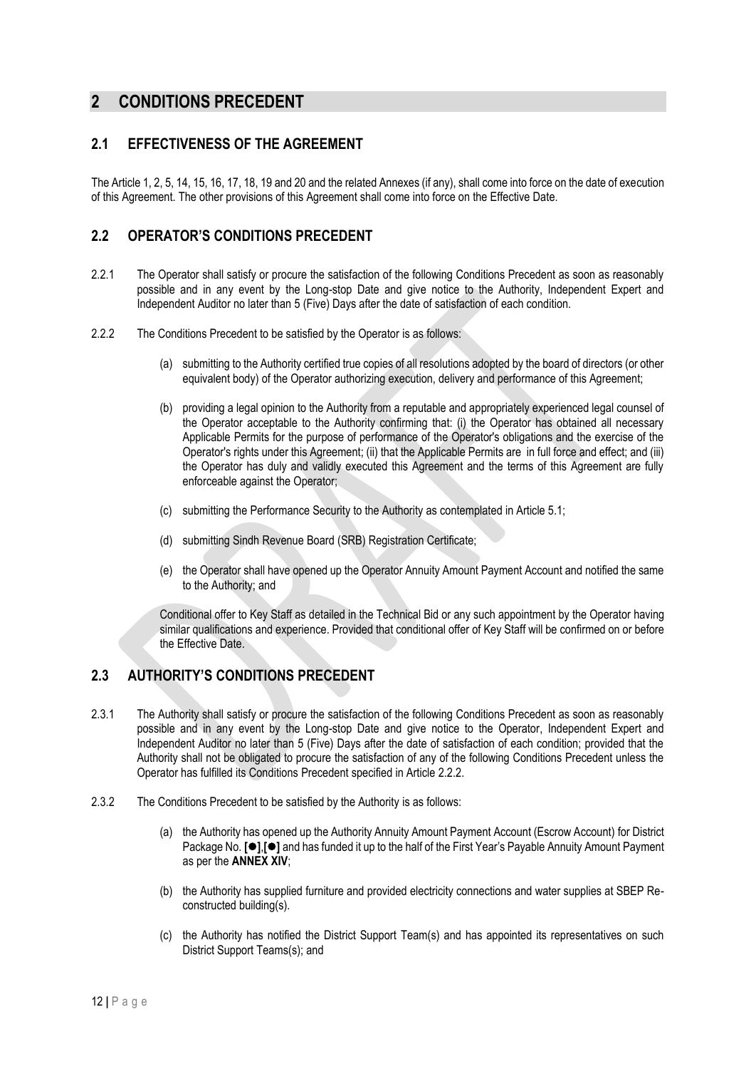## 2 CONDITIONS PRECEDENT

### 2.1 EFFECTIVENESS OF THE AGREEMENT

The Article 1, 2, 5, 14, 15, 16, 17, 18, 19 and 20 and the related Annexes (if any), shall come into force on the date of execution of this Agreement. The other provisions of this Agreement shall come into force on the Effective Date.

### 2.2 OPERATOR'S CONDITIONS PRECEDENT

2.2.1 The Operator shall satisfy or procure the satisfaction of the following Conditions Precedent as soon as reasonably possible and in any event by the Long-stop Date and give notice to the Authority, Independent Expert and Independent Auditor no later than 5 (Five) Days after the date of satisfaction of each condition.

2.2.2 The Conditions Precedent to be satisfied by the Operator is as follows:

(a) submitting to the Authority certified true copies of all resolutions adopted by the board of directors (or other equivalent body) of the Operator authorizing execution, delivery and performance of this Agreement;

(b) providing a legal opinion to the Authority from a reputable and appropriately experienced legal counsel of the Operator acceptable to the Authority confirming that: (i) the Operator has obtained all necessary Applicable Permits for the purpose of performance of the Operator's obligations and the exercise of the Operator's rights under this Agreement; (ii) that the Applicable Permits are in full force and effect; and (iii) the Operator has duly and validly executed this Agreement and the terms of this Agreement are fully enforceable against the Operator;

(c) submitting the Performance Security to the Authority as contemplated in Article 5.1;

(d) submitting Sindh Revenue Board (SRB) Registration Certificate;

(e) the Operator shall have opened up the Operator Annuity Amount Payment Account and notified the same to the Authority; and

Conditional offer to Key Staff as detailed in the Technical Bid or any such appointment by the Operator having similar qualifications and experience. Provided that conditional offer of Key Staff will be confirmed on or before the Effective Date.

### 2.3 AUTHORITY'S CONDITIONS PRECEDENT

2.3.1 The Authority shall satisfy or procure the satisfaction of the following Conditions Precedent as soon as reasonably possible and in any event by the Long-stop Date and give notice to the Operator, Independent Expert and Independent Auditor no later than 5 (Five) Days after the date of satisfaction of each condition; provided that the Authority shall not be obligated to procure the satisfaction of any of the following Conditions Precedent unless the Operator has fulfilled its Conditions Precedent specified in Article 2.2.2.

2.3.2 The Conditions Precedent to be satisfied by the Authority is as follows:

(a) the Authority has opened up the Authority Annuity Amount Payment Account (Escrow Account) for District Package No. **[●]**,**[●]** and has funded it up to the half of the First Year's Payable Annuity Amount Payment as per the **ANNEX XIV**;

(b) the Authority has supplied furniture and provided electricity connections and water supplies at SBEP Re-constructed building(s).

(c) the Authority has notified the District Support Team(s) and has appointed its representatives on such District Support Teams(s); and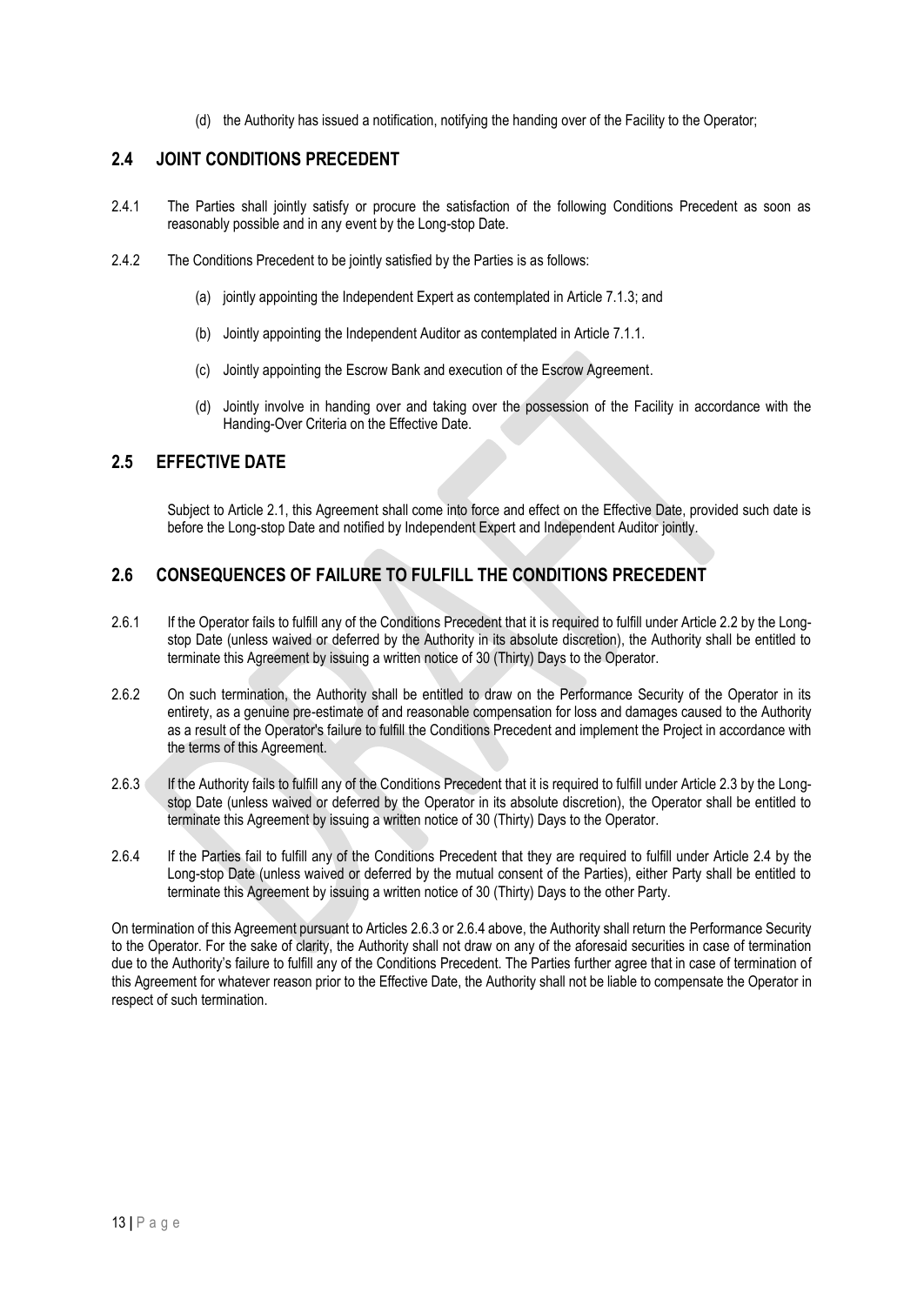(d) the Authority has issued a notification, notifying the handing over of the Facility to the Operator;

## 2.4 JOINT CONDITIONS PRECEDENT

2.4.1 The Parties shall jointly satisfy or procure the satisfaction of the following Conditions Precedent as soon as reasonably possible and in any event by the Long-stop Date.

2.4.2 The Conditions Precedent to be jointly satisfied by the Parties is as follows:

(a) jointly appointing the Independent Expert as contemplated in Article 7.1.3; and

(b) Jointly appointing the Independent Auditor as contemplated in Article 7.1.1.

(c) Jointly appointing the Escrow Bank and execution of the Escrow Agreement.

(d) Jointly involve in handing over and taking over the possession of the Facility in accordance with the Handing-Over Criteria on the Effective Date.

## 2.5 EFFECTIVE DATE

Subject to Article 2.1, this Agreement shall come into force and effect on the Effective Date, provided such date is before the Long-stop Date and notified by Independent Expert and Independent Auditor jointly.

## 2.6 CONSEQUENCES OF FAILURE TO FULFILL THE CONDITIONS PRECEDENT

2.6.1 If the Operator fails to fulfill any of the Conditions Precedent that it is required to fulfill under Article 2.2 by the Long-stop Date (unless waived or deferred by the Authority in its absolute discretion), the Authority shall be entitled to terminate this Agreement by issuing a written notice of 30 (Thirty) Days to the Operator.

2.6.2 On such termination, the Authority shall be entitled to draw on the Performance Security of the Operator in its entirety, as a genuine pre-estimate of and reasonable compensation for loss and damages caused to the Authority as a result of the Operator's failure to fulfill the Conditions Precedent and implement the Project in accordance with the terms of this Agreement.

2.6.3 If the Authority fails to fulfill any of the Conditions Precedent that it is required to fulfill under Article 2.3 by the Long-stop Date (unless waived or deferred by the Operator in its absolute discretion), the Operator shall be entitled to terminate this Agreement by issuing a written notice of 30 (Thirty) Days to the Operator.

2.6.4 If the Parties fail to fulfill any of the Conditions Precedent that they are required to fulfill under Article 2.4 by the Long-stop Date (unless waived or deferred by the mutual consent of the Parties), either Party shall be entitled to terminate this Agreement by issuing a written notice of 30 (Thirty) Days to the other Party.

On termination of this Agreement pursuant to Articles 2.6.3 or 2.6.4 above, the Authority shall return the Performance Security to the Operator. For the sake of clarity, the Authority shall not draw on any of the aforesaid securities in case of termination due to the Authority's failure to fulfill any of the Conditions Precedent. The Parties further agree that in case of termination of this Agreement for whatever reason prior to the Effective Date, the Authority shall not be liable to compensate the Operator in respect of such termination.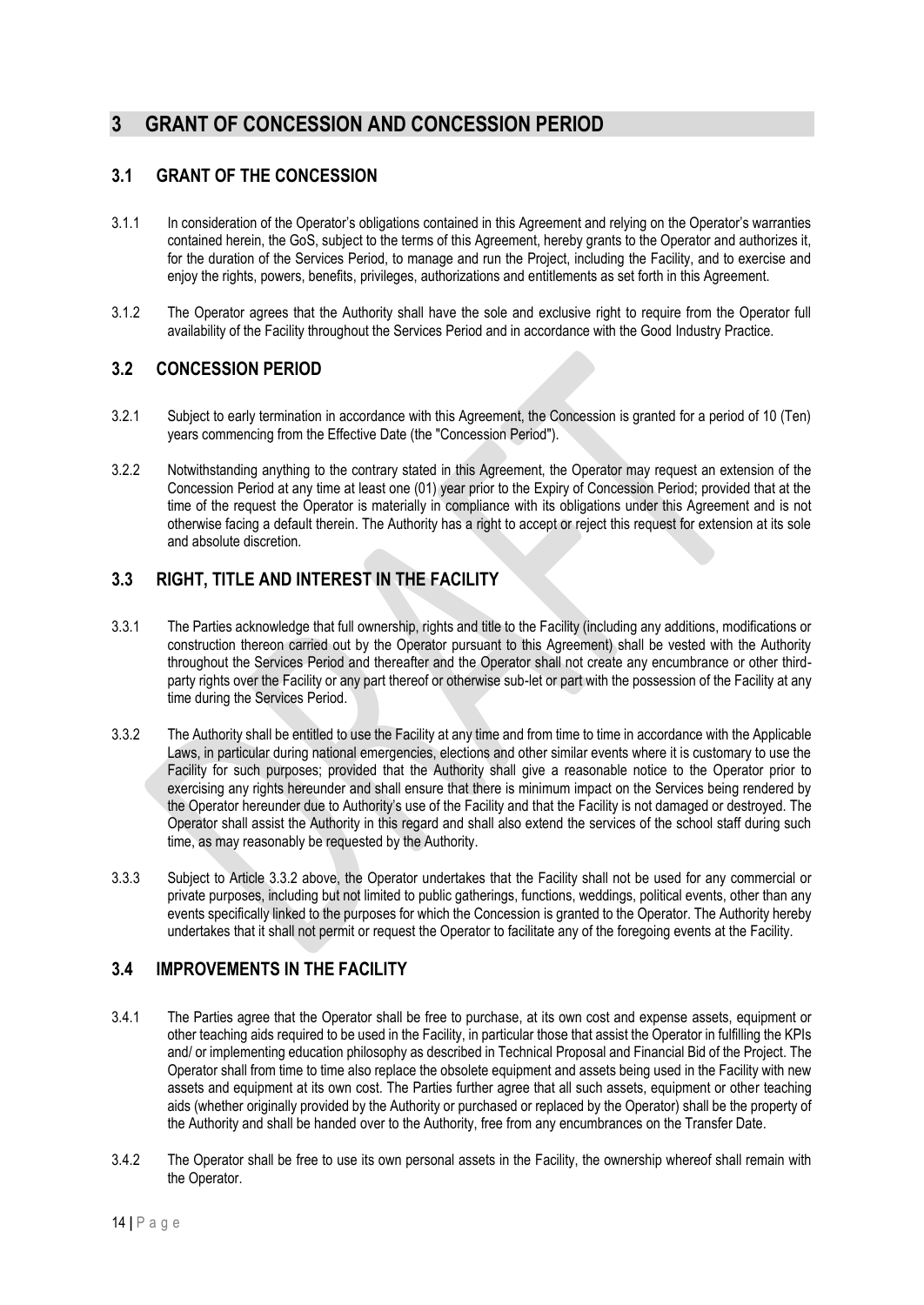# 3 GRANT OF CONCESSION AND CONCESSION PERIOD

## 3.1 GRANT OF THE CONCESSION

3.1.1 In consideration of the Operator's obligations contained in this Agreement and relying on the Operator's warranties contained herein, the GoS, subject to the terms of this Agreement, hereby grants to the Operator and authorizes it, for the duration of the Services Period, to manage and run the Project, including the Facility, and to exercise and enjoy the rights, powers, benefits, privileges, authorizations and entitlements as set forth in this Agreement.

3.1.2 The Operator agrees that the Authority shall have the sole and exclusive right to require from the Operator full availability of the Facility throughout the Services Period and in accordance with the Good Industry Practice.

## 3.2 CONCESSION PERIOD

3.2.1 Subject to early termination in accordance with this Agreement, the Concession is granted for a period of 10 (Ten) years commencing from the Effective Date (the "Concession Period").

3.2.2 Notwithstanding anything to the contrary stated in this Agreement, the Operator may request an extension of the Concession Period at any time at least one (01) year prior to the Expiry of Concession Period; provided that at the time of the request the Operator is materially in compliance with its obligations under this Agreement and is not otherwise facing a default therein. The Authority has a right to accept or reject this request for extension at its sole and absolute discretion.

## 3.3 RIGHT, TITLE AND INTEREST IN THE FACILITY

3.3.1 The Parties acknowledge that full ownership, rights and title to the Facility (including any additions, modifications or construction thereon carried out by the Operator pursuant to this Agreement) shall be vested with the Authority throughout the Services Period and thereafter and the Operator shall not create any encumbrance or other third-party rights over the Facility or any part thereof or otherwise sub-let or part with the possession of the Facility at any time during the Services Period.

3.3.2 The Authority shall be entitled to use the Facility at any time and from time to time in accordance with the Applicable Laws, in particular during national emergencies, elections and other similar events where it is customary to use the Facility for such purposes; provided that the Authority shall give a reasonable notice to the Operator prior to exercising any rights hereunder and shall ensure that there is minimum impact on the Services being rendered by the Operator hereunder due to Authority's use of the Facility and that the Facility is not damaged or destroyed. The Operator shall assist the Authority in this regard and shall also extend the services of the school staff during such time, as may reasonably be requested by the Authority.

3.3.3 Subject to Article 3.3.2 above, the Operator undertakes that the Facility shall not be used for any commercial or private purposes, including but not limited to public gatherings, functions, weddings, political events, other than any events specifically linked to the purposes for which the Concession is granted to the Operator. The Authority hereby undertakes that it shall not permit or request the Operator to facilitate any of the foregoing events at the Facility.

## 3.4 IMPROVEMENTS IN THE FACILITY

3.4.1 The Parties agree that the Operator shall be free to purchase, at its own cost and expense assets, equipment or other teaching aids required to be used in the Facility, in particular those that assist the Operator in fulfilling the KPIs and/ or implementing education philosophy as described in Technical Proposal and Financial Bid of the Project. The Operator shall from time to time also replace the obsolete equipment and assets being used in the Facility with new assets and equipment at its own cost. The Parties further agree that all such assets, equipment or other teaching aids (whether originally provided by the Authority or purchased or replaced by the Operator) shall be the property of the Authority and shall be handed over to the Authority, free from any encumbrances on the Transfer Date.

3.4.2 The Operator shall be free to use its own personal assets in the Facility, the ownership whereof shall remain with the Operator.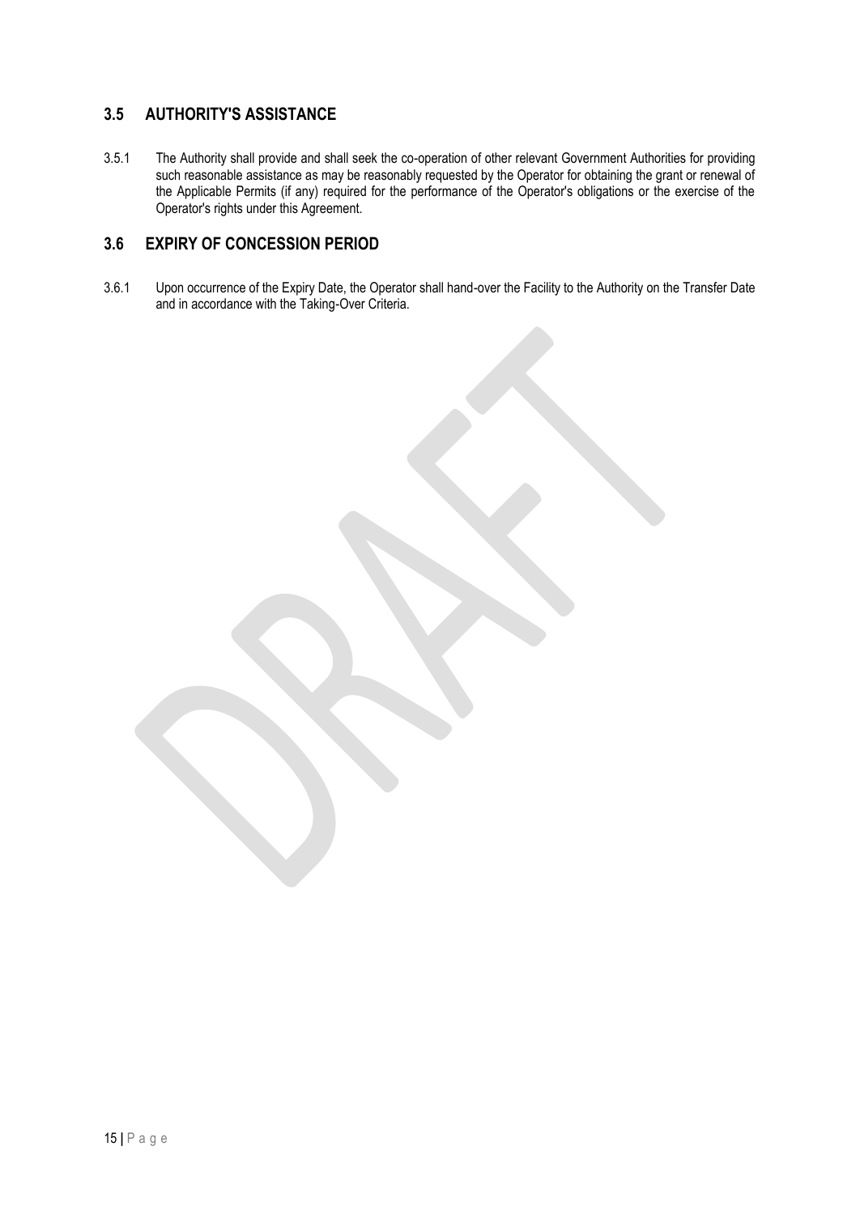## 3.5 AUTHORITY'S ASSISTANCE

3.5.1 The Authority shall provide and shall seek the co-operation of other relevant Government Authorities for providing such reasonable assistance as may be reasonably requested by the Operator for obtaining the grant or renewal of the Applicable Permits (if any) required for the performance of the Operator's obligations or the exercise of the Operator's rights under this Agreement.

## 3.6 EXPIRY OF CONCESSION PERIOD

3.6.1 Upon occurrence of the Expiry Date, the Operator shall hand-over the Facility to the Authority on the Transfer Date and in accordance with the Taking-Over Criteria.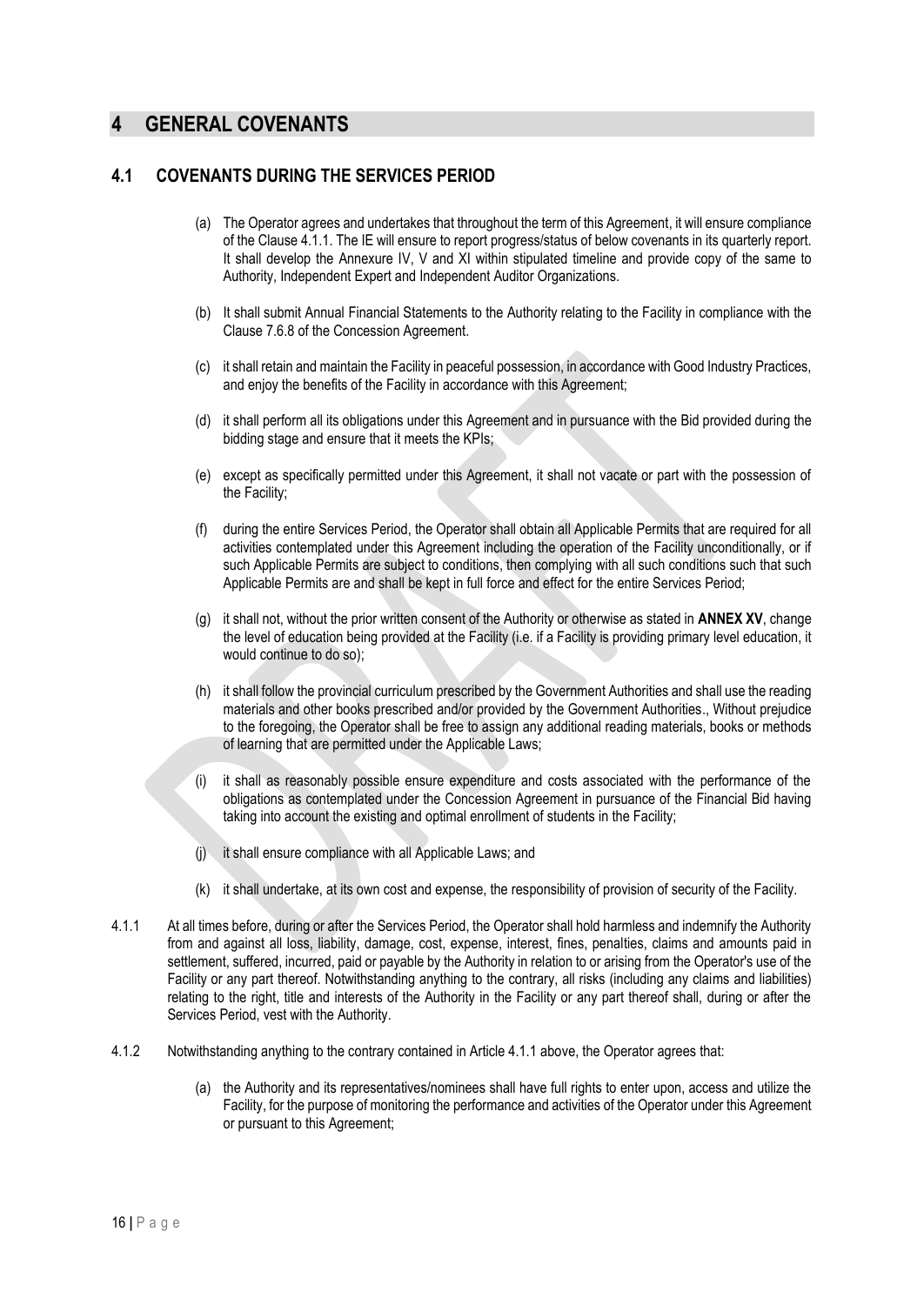# 4 GENERAL COVENANTS

## 4.1 COVENANTS DURING THE SERVICES PERIOD

(a) The Operator agrees and undertakes that throughout the term of this Agreement, it will ensure compliance of the Clause 4.1.1. The IE will ensure to report progress/status of below covenants in its quarterly report. It shall develop the Annexure IV, V and XI within stipulated timeline and provide copy of the same to Authority, Independent Expert and Independent Auditor Organizations.

(b) It shall submit Annual Financial Statements to the Authority relating to the Facility in compliance with the Clause 7.6.8 of the Concession Agreement.

(c) it shall retain and maintain the Facility in peaceful possession, in accordance with Good Industry Practices, and enjoy the benefits of the Facility in accordance with this Agreement;

(d) it shall perform all its obligations under this Agreement and in pursuance with the Bid provided during the bidding stage and ensure that it meets the KPIs;

(e) except as specifically permitted under this Agreement, it shall not vacate or part with the possession of the Facility;

(f) during the entire Services Period, the Operator shall obtain all Applicable Permits that are required for all activities contemplated under this Agreement including the operation of the Facility unconditionally, or if such Applicable Permits are subject to conditions, then complying with all such conditions such that such Applicable Permits are and shall be kept in full force and effect for the entire Services Period;

(g) it shall not, without the prior written consent of the Authority or otherwise as stated in **ANNEX XV**, change the level of education being provided at the Facility (i.e. if a Facility is providing primary level education, it would continue to do so);

(h) it shall follow the provincial curriculum prescribed by the Government Authorities and shall use the reading materials and other books prescribed and/or provided by the Government Authorities., Without prejudice to the foregoing, the Operator shall be free to assign any additional reading materials, books or methods of learning that are permitted under the Applicable Laws;

(i) it shall as reasonably possible ensure expenditure and costs associated with the performance of the obligations as contemplated under the Concession Agreement in pursuance of the Financial Bid having taking into account the existing and optimal enrollment of students in the Facility;

(j) it shall ensure compliance with all Applicable Laws; and

(k) it shall undertake, at its own cost and expense, the responsibility of provision of security of the Facility.

4.1.1 At all times before, during or after the Services Period, the Operator shall hold harmless and indemnify the Authority from and against all loss, liability, damage, cost, expense, interest, fines, penalties, claims and amounts paid in settlement, suffered, incurred, paid or payable by the Authority in relation to or arising from the Operator's use of the Facility or any part thereof. Notwithstanding anything to the contrary, all risks (including any claims and liabilities) relating to the right, title and interests of the Authority in the Facility or any part thereof shall, during or after the Services Period, vest with the Authority.

4.1.2 Notwithstanding anything to the contrary contained in Article 4.1.1 above, the Operator agrees that:

(a) the Authority and its representatives/nominees shall have full rights to enter upon, access and utilize the Facility, for the purpose of monitoring the performance and activities of the Operator under this Agreement or pursuant to this Agreement;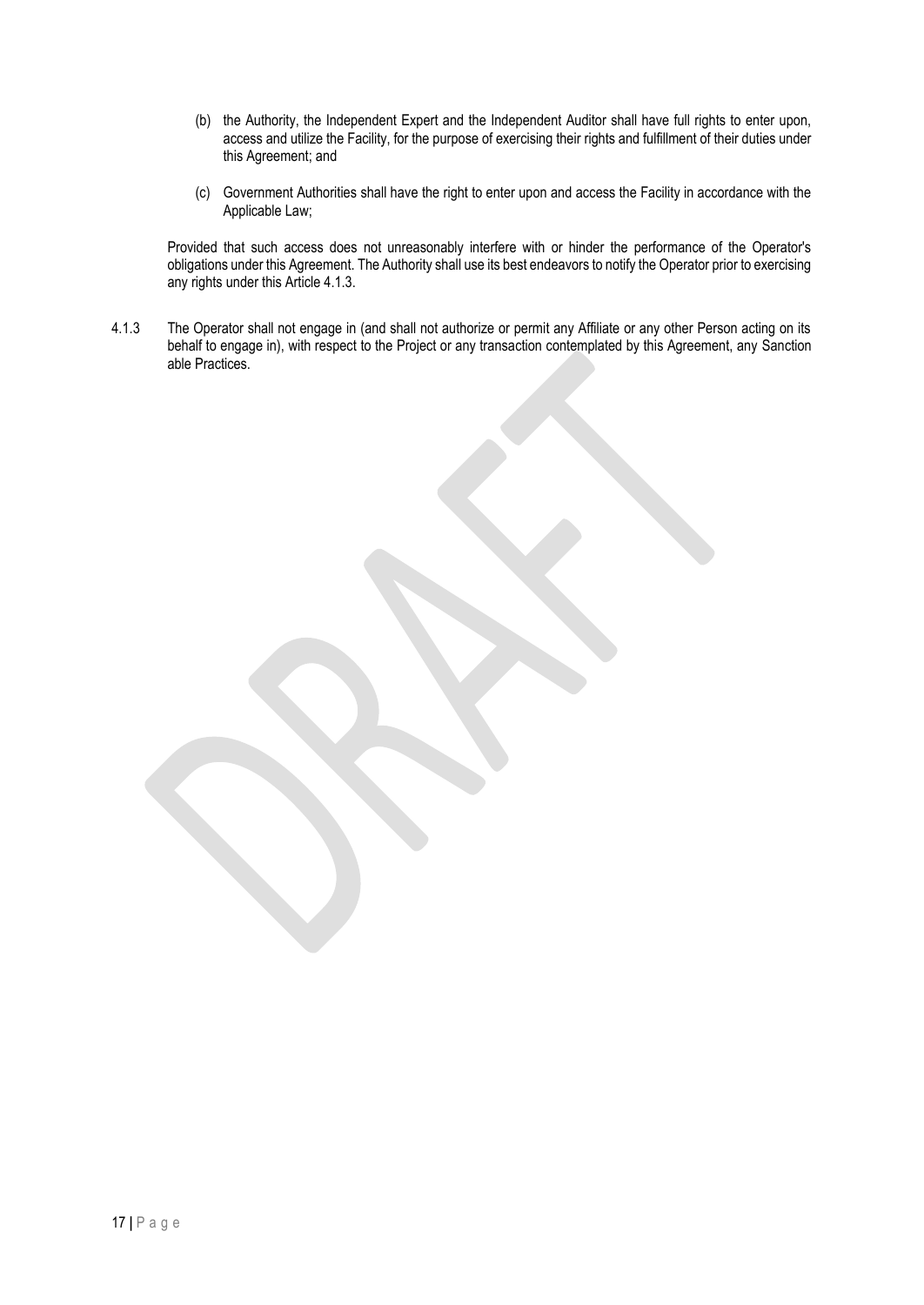(b) the Authority, the Independent Expert and the Independent Auditor shall have full rights to enter upon, access and utilize the Facility, for the purpose of exercising their rights and fulfillment of their duties under this Agreement; and

(c) Government Authorities shall have the right to enter upon and access the Facility in accordance with the Applicable Law;

Provided that such access does not unreasonably interfere with or hinder the performance of the Operator's obligations under this Agreement. The Authority shall use its best endeavors to notify the Operator prior to exercising any rights under this Article 4.1.3.

4.1.3 The Operator shall not engage in (and shall not authorize or permit any Affiliate or any other Person acting on its behalf to engage in), with respect to the Project or any transaction contemplated by this Agreement, any Sanction able Practices.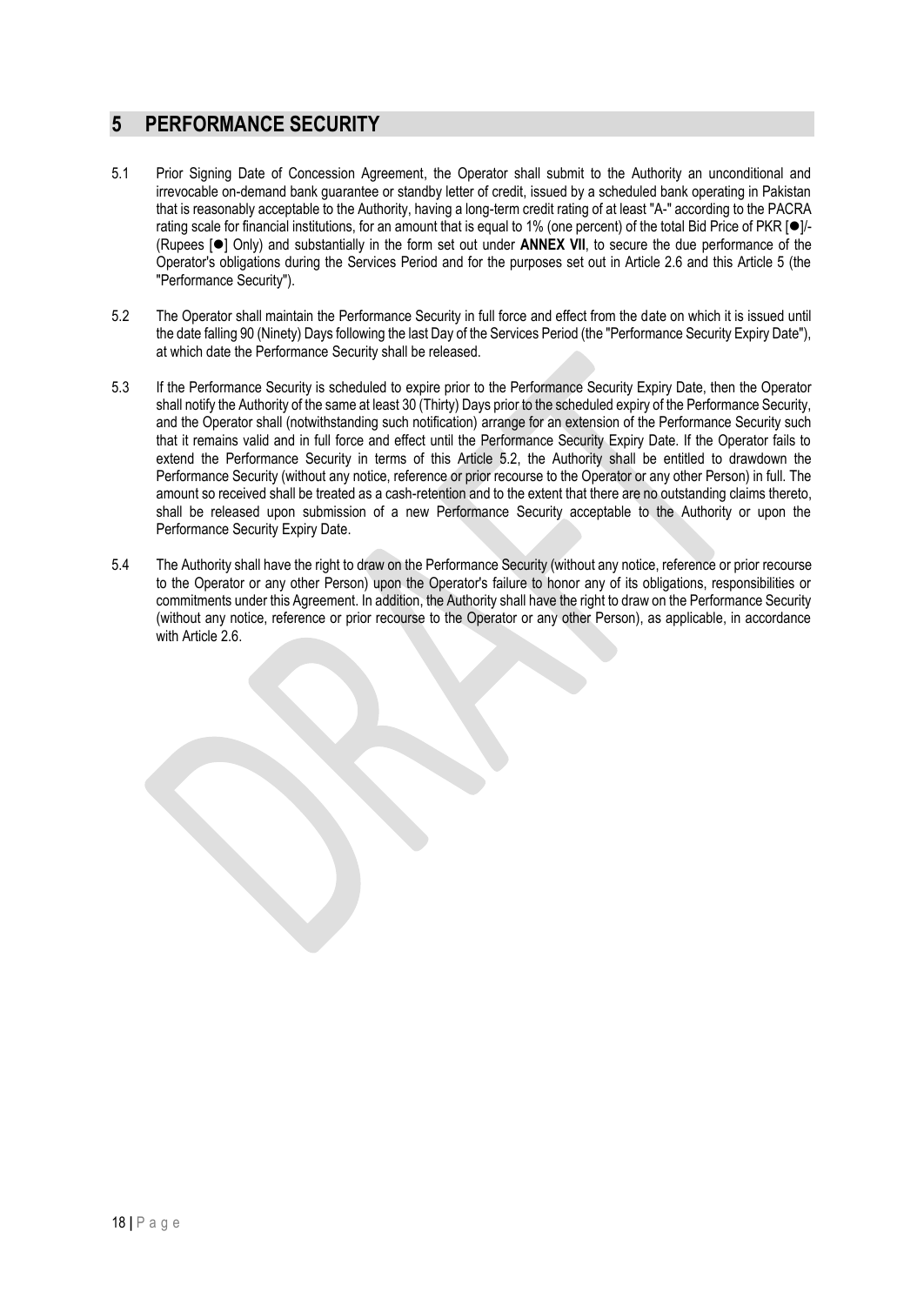## 5 PERFORMANCE SECURITY

5.1 Prior Signing Date of Concession Agreement, the Operator shall submit to the Authority an unconditional and irrevocable on-demand bank guarantee or standby letter of credit, issued by a scheduled bank operating in Pakistan that is reasonably acceptable to the Authority, having a long-term credit rating of at least "A-" according to the PACRA rating scale for financial institutions, for an amount that is equal to 1% (one percent) of the total Bid Price of PKR [●]/- (Rupees [●] Only) and substantially in the form set out under **ANNEX VII**, to secure the due performance of the Operator's obligations during the Services Period and for the purposes set out in Article 2.6 and this Article 5 (the "Performance Security").

5.2 The Operator shall maintain the Performance Security in full force and effect from the date on which it is issued until the date falling 90 (Ninety) Days following the last Day of the Services Period (the "Performance Security Expiry Date"), at which date the Performance Security shall be released.

5.3 If the Performance Security is scheduled to expire prior to the Performance Security Expiry Date, then the Operator shall notify the Authority of the same at least 30 (Thirty) Days prior to the scheduled expiry of the Performance Security, and the Operator shall (notwithstanding such notification) arrange for an extension of the Performance Security such that it remains valid and in full force and effect until the Performance Security Expiry Date. If the Operator fails to extend the Performance Security in terms of this Article 5.2, the Authority shall be entitled to drawdown the Performance Security (without any notice, reference or prior recourse to the Operator or any other Person) in full. The amount so received shall be treated as a cash-retention and to the extent that there are no outstanding claims thereto, shall be released upon submission of a new Performance Security acceptable to the Authority or upon the Performance Security Expiry Date.

5.4 The Authority shall have the right to draw on the Performance Security (without any notice, reference or prior recourse to the Operator or any other Person) upon the Operator's failure to honor any of its obligations, responsibilities or commitments under this Agreement. In addition, the Authority shall have the right to draw on the Performance Security (without any notice, reference or prior recourse to the Operator or any other Person), as applicable, in accordance with Article 2.6.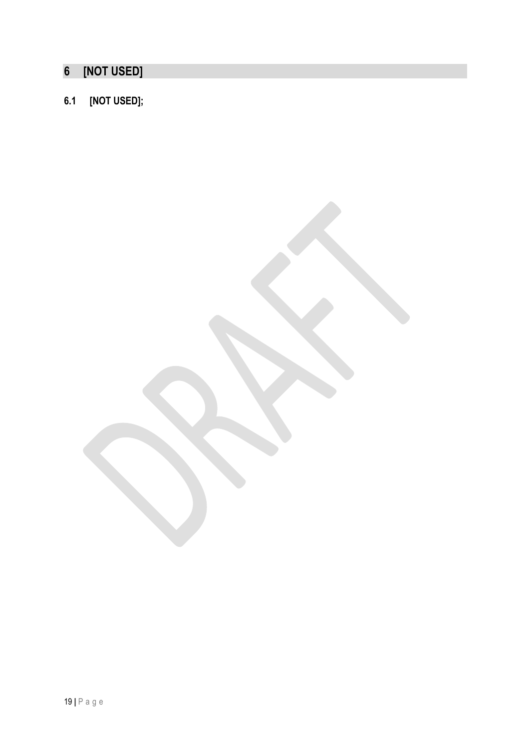# 6 [NOT USED]

## 6.1 [NOT USED];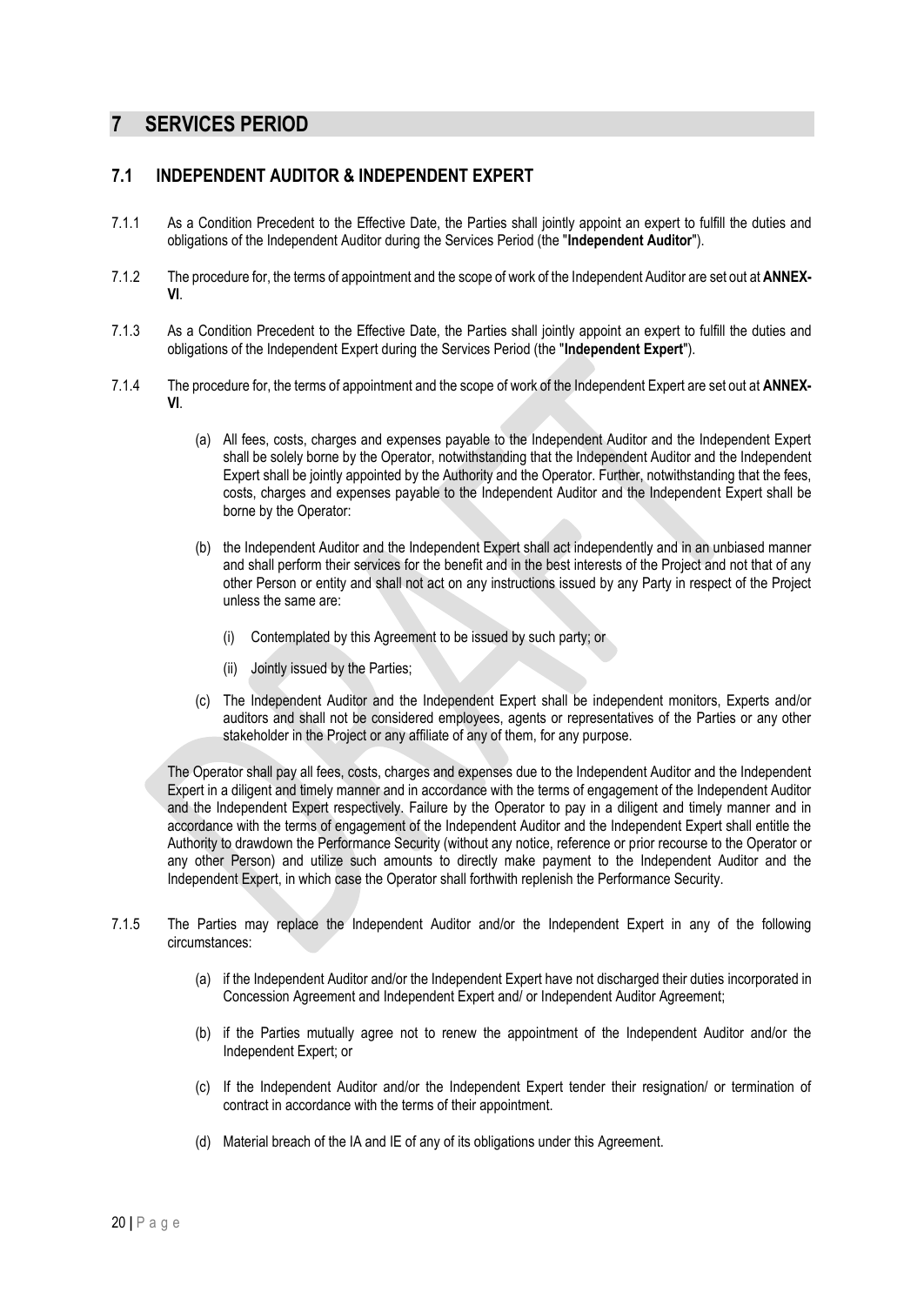# 7 SERVICES PERIOD

## 7.1 INDEPENDENT AUDITOR & INDEPENDENT EXPERT

7.1.1 As a Condition Precedent to the Effective Date, the Parties shall jointly appoint an expert to fulfill the duties and obligations of the Independent Auditor during the Services Period (the "**Independent Auditor**").

7.1.2 The procedure for, the terms of appointment and the scope of work of the Independent Auditor are set out at **ANNEX-VI**.

7.1.3 As a Condition Precedent to the Effective Date, the Parties shall jointly appoint an expert to fulfill the duties and obligations of the Independent Expert during the Services Period (the "**Independent Expert**").

7.1.4 The procedure for, the terms of appointment and the scope of work of the Independent Expert are set out at **ANNEX-VI**.

(a) All fees, costs, charges and expenses payable to the Independent Auditor and the Independent Expert shall be solely borne by the Operator, notwithstanding that the Independent Auditor and the Independent Expert shall be jointly appointed by the Authority and the Operator. Further, notwithstanding that the fees, costs, charges and expenses payable to the Independent Auditor and the Independent Expert shall be borne by the Operator:

(b) the Independent Auditor and the Independent Expert shall act independently and in an unbiased manner and shall perform their services for the benefit and in the best interests of the Project and not that of any other Person or entity and shall not act on any instructions issued by any Party in respect of the Project unless the same are:

(i) Contemplated by this Agreement to be issued by such party; or

(ii) Jointly issued by the Parties;

(c) The Independent Auditor and the Independent Expert shall be independent monitors, Experts and/or auditors and shall not be considered employees, agents or representatives of the Parties or any other stakeholder in the Project or any affiliate of any of them, for any purpose.

The Operator shall pay all fees, costs, charges and expenses due to the Independent Auditor and the Independent Expert in a diligent and timely manner and in accordance with the terms of engagement of the Independent Auditor and the Independent Expert respectively. Failure by the Operator to pay in a diligent and timely manner and in accordance with the terms of engagement of the Independent Auditor and the Independent Expert shall entitle the Authority to drawdown the Performance Security (without any notice, reference or prior recourse to the Operator or any other Person) and utilize such amounts to directly make payment to the Independent Auditor and the Independent Expert, in which case the Operator shall forthwith replenish the Performance Security.

7.1.5 The Parties may replace the Independent Auditor and/or the Independent Expert in any of the following circumstances:

(a) if the Independent Auditor and/or the Independent Expert have not discharged their duties incorporated in Concession Agreement and Independent Expert and/ or Independent Auditor Agreement;

(b) if the Parties mutually agree not to renew the appointment of the Independent Auditor and/or the Independent Expert; or

(c) If the Independent Auditor and/or the Independent Expert tender their resignation/ or termination of contract in accordance with the terms of their appointment.

(d) Material breach of the IA and IE of any of its obligations under this Agreement.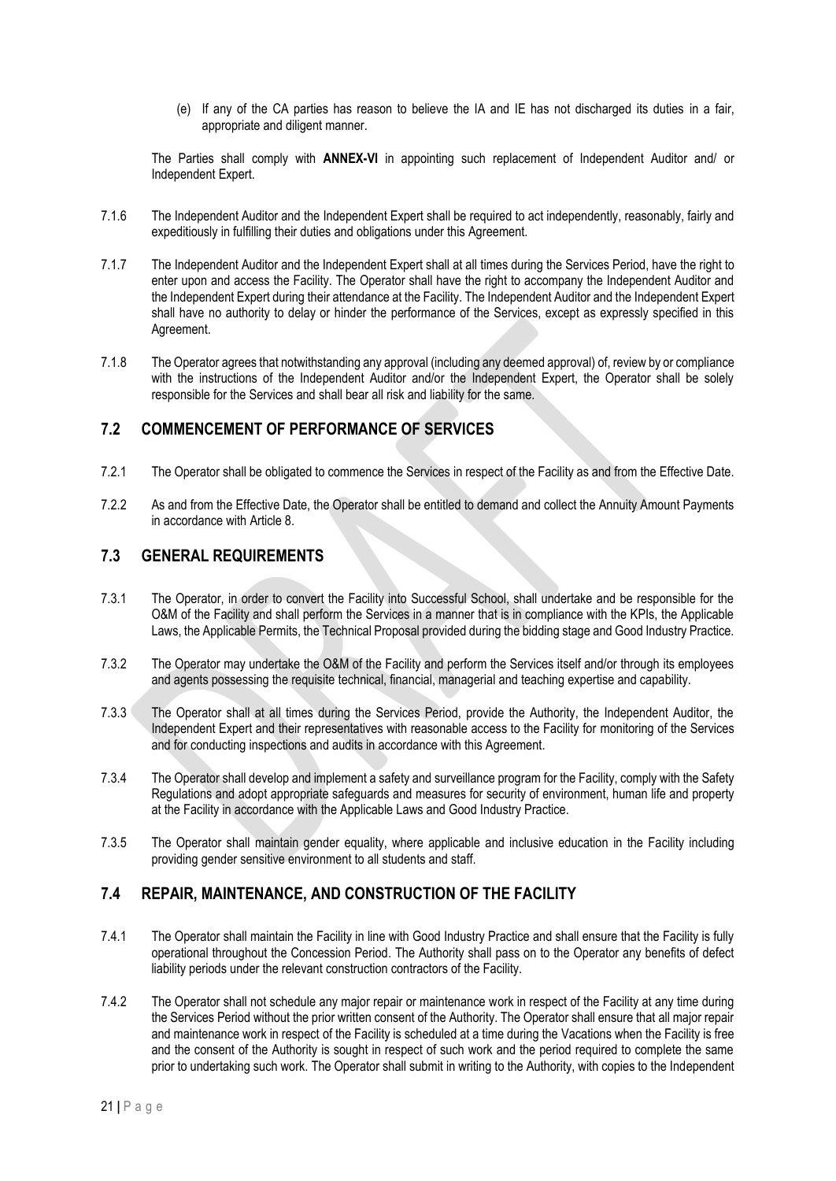(e) If any of the CA parties has reason to believe the IA and IE has not discharged its duties in a fair, appropriate and diligent manner.

The Parties shall comply with **ANNEX-VI** in appointing such replacement of Independent Auditor and/ or Independent Expert.

7.1.6 The Independent Auditor and the Independent Expert shall be required to act independently, reasonably, fairly and expeditiously in fulfilling their duties and obligations under this Agreement.

7.1.7 The Independent Auditor and the Independent Expert shall at all times during the Services Period, have the right to enter upon and access the Facility. The Operator shall have the right to accompany the Independent Auditor and the Independent Expert during their attendance at the Facility. The Independent Auditor and the Independent Expert shall have no authority to delay or hinder the performance of the Services, except as expressly specified in this Agreement.

7.1.8 The Operator agrees that notwithstanding any approval (including any deemed approval) of, review by or compliance with the instructions of the Independent Auditor and/or the Independent Expert, the Operator shall be solely responsible for the Services and shall bear all risk and liability for the same.

## 7.2 COMMENCEMENT OF PERFORMANCE OF SERVICES

7.2.1 The Operator shall be obligated to commence the Services in respect of the Facility as and from the Effective Date.

7.2.2 As and from the Effective Date, the Operator shall be entitled to demand and collect the Annuity Amount Payments in accordance with Article 8.

## 7.3 GENERAL REQUIREMENTS

7.3.1 The Operator, in order to convert the Facility into Successful School, shall undertake and be responsible for the O&M of the Facility and shall perform the Services in a manner that is in compliance with the KPIs, the Applicable Laws, the Applicable Permits, the Technical Proposal provided during the bidding stage and Good Industry Practice.

7.3.2 The Operator may undertake the O&M of the Facility and perform the Services itself and/or through its employees and agents possessing the requisite technical, financial, managerial and teaching expertise and capability.

7.3.3 The Operator shall at all times during the Services Period, provide the Authority, the Independent Auditor, the Independent Expert and their representatives with reasonable access to the Facility for monitoring of the Services and for conducting inspections and audits in accordance with this Agreement.

7.3.4 The Operator shall develop and implement a safety and surveillance program for the Facility, comply with the Safety Regulations and adopt appropriate safeguards and measures for security of environment, human life and property at the Facility in accordance with the Applicable Laws and Good Industry Practice.

7.3.5 The Operator shall maintain gender equality, where applicable and inclusive education in the Facility including providing gender sensitive environment to all students and staff.

## 7.4 REPAIR, MAINTENANCE, AND CONSTRUCTION OF THE FACILITY

7.4.1 The Operator shall maintain the Facility in line with Good Industry Practice and shall ensure that the Facility is fully operational throughout the Concession Period. The Authority shall pass on to the Operator any benefits of defect liability periods under the relevant construction contractors of the Facility.

7.4.2 The Operator shall not schedule any major repair or maintenance work in respect of the Facility at any time during the Services Period without the prior written consent of the Authority. The Operator shall ensure that all major repair and maintenance work in respect of the Facility is scheduled at a time during the Vacations when the Facility is free and the consent of the Authority is sought in respect of such work and the period required to complete the same prior to undertaking such work. The Operator shall submit in writing to the Authority, with copies to the Independent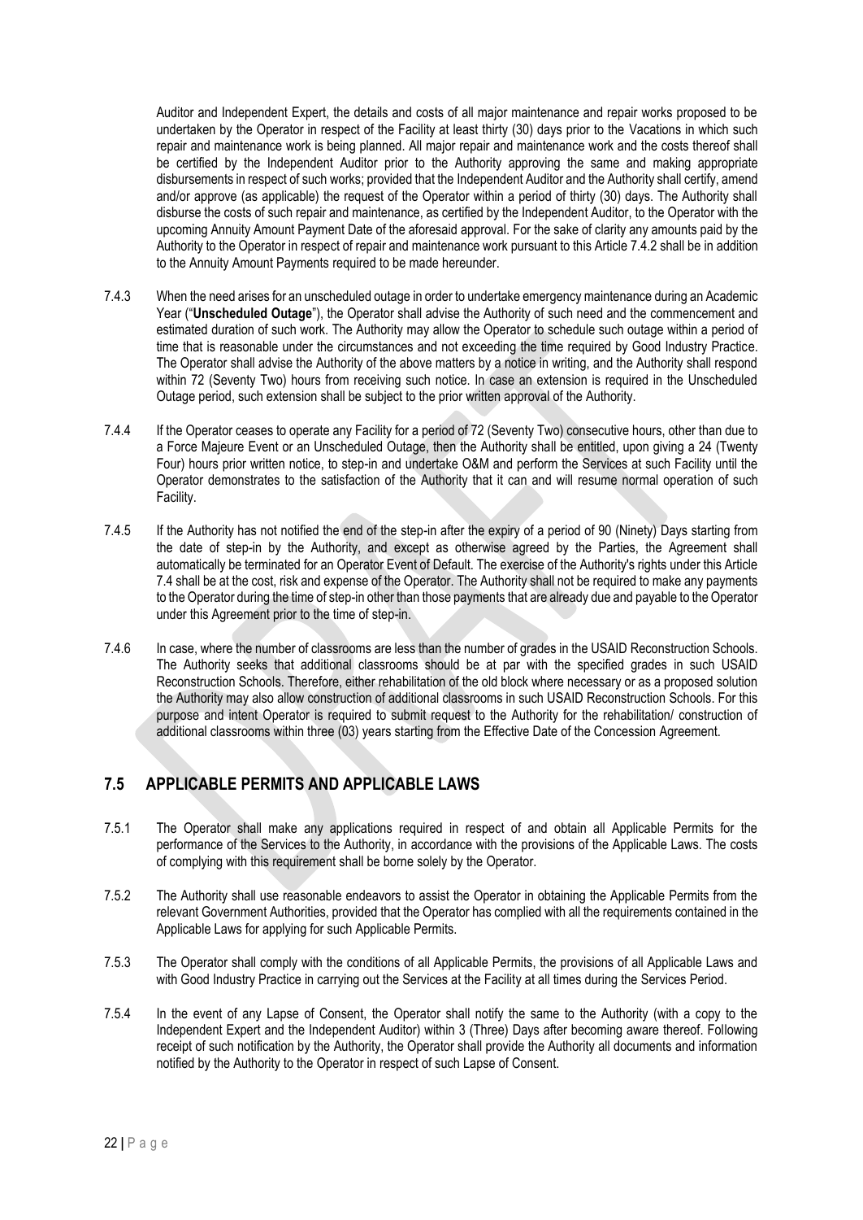Auditor and Independent Expert, the details and costs of all major maintenance and repair works proposed to be undertaken by the Operator in respect of the Facility at least thirty (30) days prior to the Vacations in which such repair and maintenance work is being planned. All major repair and maintenance work and the costs thereof shall be certified by the Independent Auditor prior to the Authority approving the same and making appropriate disbursements in respect of such works; provided that the Independent Auditor and the Authority shall certify, amend and/or approve (as applicable) the request of the Operator within a period of thirty (30) days. The Authority shall disburse the costs of such repair and maintenance, as certified by the Independent Auditor, to the Operator with the upcoming Annuity Amount Payment Date of the aforesaid approval. For the sake of clarity any amounts paid by the Authority to the Operator in respect of repair and maintenance work pursuant to this Article 7.4.2 shall be in addition to the Annuity Amount Payments required to be made hereunder.

7.4.3 When the need arises for an unscheduled outage in order to undertake emergency maintenance during an Academic Year ("**Unscheduled Outage**"), the Operator shall advise the Authority of such need and the commencement and estimated duration of such work. The Authority may allow the Operator to schedule such outage within a period of time that is reasonable under the circumstances and not exceeding the time required by Good Industry Practice. The Operator shall advise the Authority of the above matters by a notice in writing, and the Authority shall respond within 72 (Seventy Two) hours from receiving such notice. In case an extension is required in the Unscheduled Outage period, such extension shall be subject to the prior written approval of the Authority.

7.4.4 If the Operator ceases to operate any Facility for a period of 72 (Seventy Two) consecutive hours, other than due to a Force Majeure Event or an Unscheduled Outage, then the Authority shall be entitled, upon giving a 24 (Twenty Four) hours prior written notice, to step-in and undertake O&M and perform the Services at such Facility until the Operator demonstrates to the satisfaction of the Authority that it can and will resume normal operation of such Facility.

7.4.5 If the Authority has not notified the end of the step-in after the expiry of a period of 90 (Ninety) Days starting from the date of step-in by the Authority, and except as otherwise agreed by the Parties, the Agreement shall automatically be terminated for an Operator Event of Default. The exercise of the Authority's rights under this Article 7.4 shall be at the cost, risk and expense of the Operator. The Authority shall not be required to make any payments to the Operator during the time of step-in other than those payments that are already due and payable to the Operator under this Agreement prior to the time of step-in.

7.4.6 In case, where the number of classrooms are less than the number of grades in the USAID Reconstruction Schools. The Authority seeks that additional classrooms should be at par with the specified grades in such USAID Reconstruction Schools. Therefore, either rehabilitation of the old block where necessary or as a proposed solution the Authority may also allow construction of additional classrooms in such USAID Reconstruction Schools. For this purpose and intent Operator is required to submit request to the Authority for the rehabilitation/ construction of additional classrooms within three (03) years starting from the Effective Date of the Concession Agreement.

## 7.5 APPLICABLE PERMITS AND APPLICABLE LAWS

7.5.1 The Operator shall make any applications required in respect of and obtain all Applicable Permits for the performance of the Services to the Authority, in accordance with the provisions of the Applicable Laws. The costs of complying with this requirement shall be borne solely by the Operator.

7.5.2 The Authority shall use reasonable endeavors to assist the Operator in obtaining the Applicable Permits from the relevant Government Authorities, provided that the Operator has complied with all the requirements contained in the Applicable Laws for applying for such Applicable Permits.

7.5.3 The Operator shall comply with the conditions of all Applicable Permits, the provisions of all Applicable Laws and with Good Industry Practice in carrying out the Services at the Facility at all times during the Services Period.

7.5.4 In the event of any Lapse of Consent, the Operator shall notify the same to the Authority (with a copy to the Independent Expert and the Independent Auditor) within 3 (Three) Days after becoming aware thereof. Following receipt of such notification by the Authority, the Operator shall provide the Authority all documents and information notified by the Authority to the Operator in respect of such Lapse of Consent.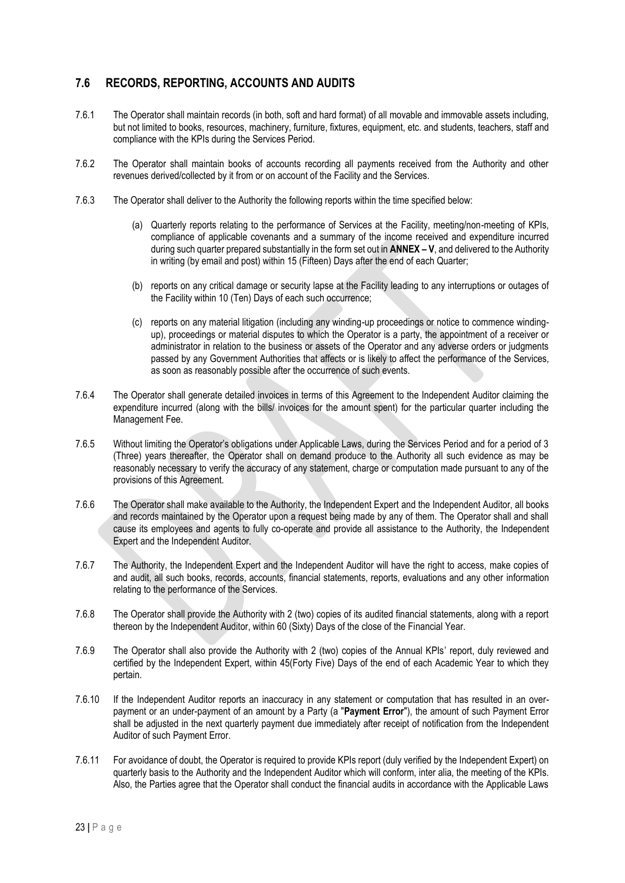## 7.6 RECORDS, REPORTING, ACCOUNTS AND AUDITS

7.6.1 The Operator shall maintain records (in both, soft and hard format) of all movable and immovable assets including, but not limited to books, resources, machinery, furniture, fixtures, equipment, etc. and students, teachers, staff and compliance with the KPIs during the Services Period.

7.6.2 The Operator shall maintain books of accounts recording all payments received from the Authority and other revenues derived/collected by it from or on account of the Facility and the Services.

7.6.3 The Operator shall deliver to the Authority the following reports within the time specified below:

(a) Quarterly reports relating to the performance of Services at the Facility, meeting/non-meeting of KPIs, compliance of applicable covenants and a summary of the income received and expenditure incurred during such quarter prepared substantially in the form set out in **ANNEX – V**, and delivered to the Authority in writing (by email and post) within 15 (Fifteen) Days after the end of each Quarter;

(b) reports on any critical damage or security lapse at the Facility leading to any interruptions or outages of the Facility within 10 (Ten) Days of each such occurrence;

(c) reports on any material litigation (including any winding-up proceedings or notice to commence winding-up), proceedings or material disputes to which the Operator is a party, the appointment of a receiver or administrator in relation to the business or assets of the Operator and any adverse orders or judgments passed by any Government Authorities that affects or is likely to affect the performance of the Services, as soon as reasonably possible after the occurrence of such events.

7.6.4 The Operator shall generate detailed invoices in terms of this Agreement to the Independent Auditor claiming the expenditure incurred (along with the bills/ invoices for the amount spent) for the particular quarter including the Management Fee.

7.6.5 Without limiting the Operator's obligations under Applicable Laws, during the Services Period and for a period of 3 (Three) years thereafter, the Operator shall on demand produce to the Authority all such evidence as may be reasonably necessary to verify the accuracy of any statement, charge or computation made pursuant to any of the provisions of this Agreement.

7.6.6 The Operator shall make available to the Authority, the Independent Expert and the Independent Auditor, all books and records maintained by the Operator upon a request being made by any of them. The Operator shall and shall cause its employees and agents to fully co-operate and provide all assistance to the Authority, the Independent Expert and the Independent Auditor.

7.6.7 The Authority, the Independent Expert and the Independent Auditor will have the right to access, make copies of and audit, all such books, records, accounts, financial statements, reports, evaluations and any other information relating to the performance of the Services.

7.6.8 The Operator shall provide the Authority with 2 (two) copies of its audited financial statements, along with a report thereon by the Independent Auditor, within 60 (Sixty) Days of the close of the Financial Year.

7.6.9 The Operator shall also provide the Authority with 2 (two) copies of the Annual KPIs' report, duly reviewed and certified by the Independent Expert, within 45(Forty Five) Days of the end of each Academic Year to which they pertain.

7.6.10 If the Independent Auditor reports an inaccuracy in any statement or computation that has resulted in an over-payment or an under-payment of an amount by a Party (a "**Payment Error**"), the amount of such Payment Error shall be adjusted in the next quarterly payment due immediately after receipt of notification from the Independent Auditor of such Payment Error.

7.6.11 For avoidance of doubt, the Operator is required to provide KPIs report (duly verified by the Independent Expert) on quarterly basis to the Authority and the Independent Auditor which will conform, inter alia, the meeting of the KPIs. Also, the Parties agree that the Operator shall conduct the financial audits in accordance with the Applicable Laws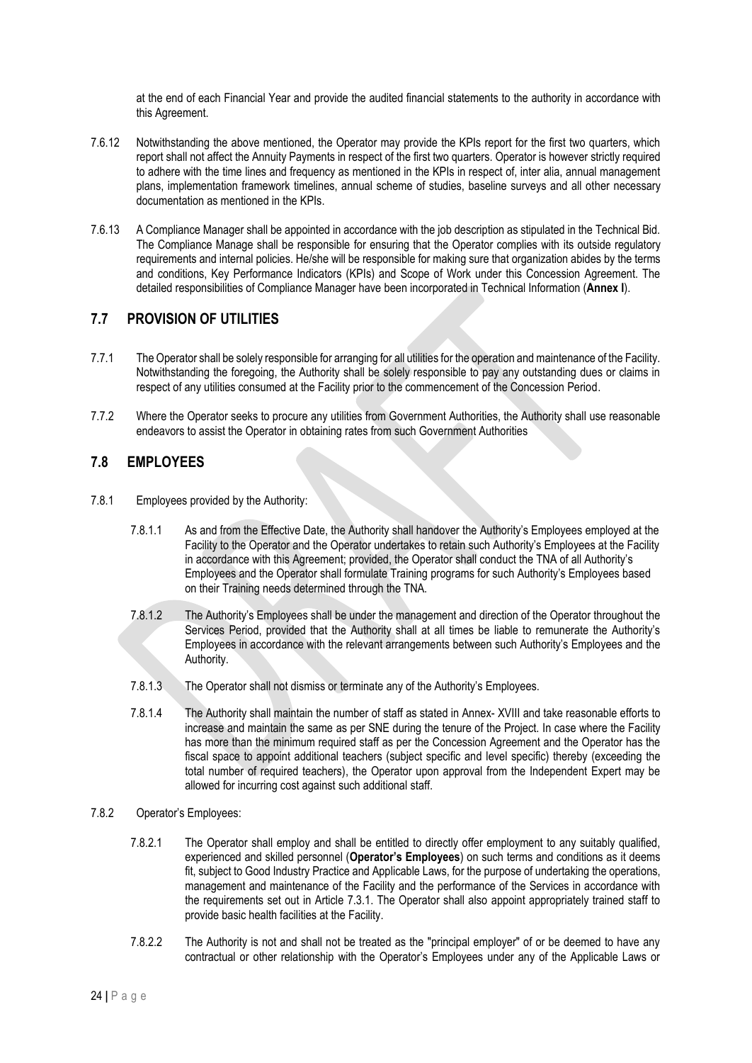at the end of each Financial Year and provide the audited financial statements to the authority in accordance with this Agreement.

7.6.12 Notwithstanding the above mentioned, the Operator may provide the KPIs report for the first two quarters, which report shall not affect the Annuity Payments in respect of the first two quarters. Operator is however strictly required to adhere with the time lines and frequency as mentioned in the KPIs in respect of, inter alia, annual management plans, implementation framework timelines, annual scheme of studies, baseline surveys and all other necessary documentation as mentioned in the KPIs.

7.6.13 A Compliance Manager shall be appointed in accordance with the job description as stipulated in the Technical Bid. The Compliance Manage shall be responsible for ensuring that the Operator complies with its outside regulatory requirements and internal policies. He/she will be responsible for making sure that organization abides by the terms and conditions, Key Performance Indicators (KPIs) and Scope of Work under this Concession Agreement. The detailed responsibilities of Compliance Manager have been incorporated in Technical Information (**Annex I**).

## 7.7 PROVISION OF UTILITIES

7.7.1 The Operator shall be solely responsible for arranging for all utilities for the operation and maintenance of the Facility. Notwithstanding the foregoing, the Authority shall be solely responsible to pay any outstanding dues or claims in respect of any utilities consumed at the Facility prior to the commencement of the Concession Period.

7.7.2 Where the Operator seeks to procure any utilities from Government Authorities, the Authority shall use reasonable endeavors to assist the Operator in obtaining rates from such Government Authorities

## 7.8 EMPLOYEES

7.8.1 Employees provided by the Authority:

7.8.1.1 As and from the Effective Date, the Authority shall handover the Authority's Employees employed at the Facility to the Operator and the Operator undertakes to retain such Authority's Employees at the Facility in accordance with this Agreement; provided, the Operator shall conduct the TNA of all Authority's Employees and the Operator shall formulate Training programs for such Authority's Employees based on their Training needs determined through the TNA.

7.8.1.2 The Authority's Employees shall be under the management and direction of the Operator throughout the Services Period, provided that the Authority shall at all times be liable to remunerate the Authority's Employees in accordance with the relevant arrangements between such Authority's Employees and the Authority.

7.8.1.3 The Operator shall not dismiss or terminate any of the Authority's Employees.

7.8.1.4 The Authority shall maintain the number of staff as stated in Annex- XVIII and take reasonable efforts to increase and maintain the same as per SNE during the tenure of the Project. In case where the Facility has more than the minimum required staff as per the Concession Agreement and the Operator has the fiscal space to appoint additional teachers (subject specific and level specific) thereby (exceeding the total number of required teachers), the Operator upon approval from the Independent Expert may be allowed for incurring cost against such additional staff.

7.8.2 Operator's Employees:

7.8.2.1 The Operator shall employ and shall be entitled to directly offer employment to any suitably qualified, experienced and skilled personnel (**Operator's Employees**) on such terms and conditions as it deems fit, subject to Good Industry Practice and Applicable Laws, for the purpose of undertaking the operations, management and maintenance of the Facility and the performance of the Services in accordance with the requirements set out in Article 7.3.1. The Operator shall also appoint appropriately trained staff to provide basic health facilities at the Facility.

7.8.2.2 The Authority is not and shall not be treated as the "principal employer" of or be deemed to have any contractual or other relationship with the Operator's Employees under any of the Applicable Laws or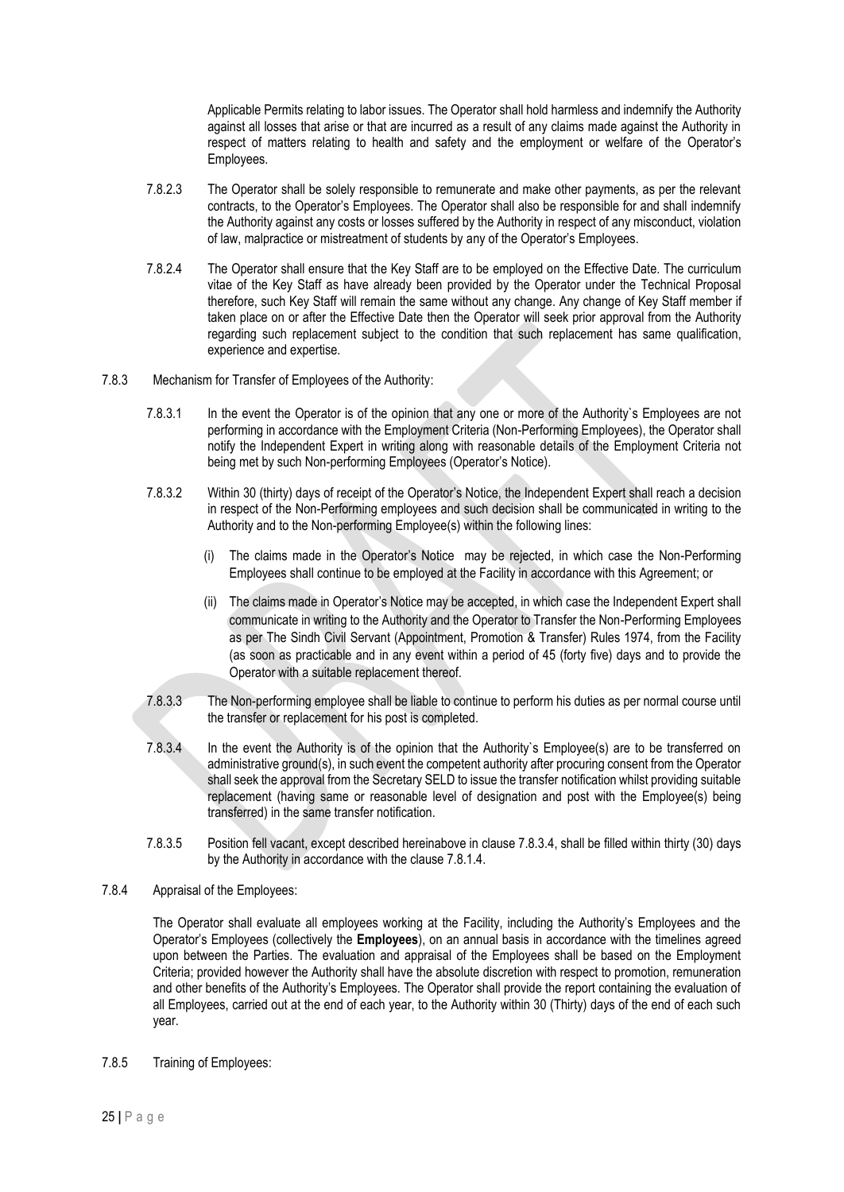Applicable Permits relating to labor issues. The Operator shall hold harmless and indemnify the Authority against all losses that arise or that are incurred as a result of any claims made against the Authority in respect of matters relating to health and safety and the employment or welfare of the Operator's Employees.

7.8.2.3 The Operator shall be solely responsible to remunerate and make other payments, as per the relevant contracts, to the Operator's Employees. The Operator shall also be responsible for and shall indemnify the Authority against any costs or losses suffered by the Authority in respect of any misconduct, violation of law, malpractice or mistreatment of students by any of the Operator's Employees.

7.8.2.4 The Operator shall ensure that the Key Staff are to be employed on the Effective Date. The curriculum vitae of the Key Staff as have already been provided by the Operator under the Technical Proposal therefore, such Key Staff will remain the same without any change. Any change of Key Staff member if taken place on or after the Effective Date then the Operator will seek prior approval from the Authority regarding such replacement subject to the condition that such replacement has same qualification, experience and expertise.

7.8.3 Mechanism for Transfer of Employees of the Authority:

7.8.3.1 In the event the Operator is of the opinion that any one or more of the Authority`s Employees are not performing in accordance with the Employment Criteria (Non-Performing Employees), the Operator shall notify the Independent Expert in writing along with reasonable details of the Employment Criteria not being met by such Non-performing Employees (Operator's Notice).

7.8.3.2 Within 30 (thirty) days of receipt of the Operator's Notice, the Independent Expert shall reach a decision in respect of the Non-Performing employees and such decision shall be communicated in writing to the Authority and to the Non-performing Employee(s) within the following lines:

(i) The claims made in the Operator's Notice may be rejected, in which case the Non-Performing Employees shall continue to be employed at the Facility in accordance with this Agreement; or

(ii) The claims made in Operator's Notice may be accepted, in which case the Independent Expert shall communicate in writing to the Authority and the Operator to Transfer the Non-Performing Employees as per The Sindh Civil Servant (Appointment, Promotion & Transfer) Rules 1974, from the Facility (as soon as practicable and in any event within a period of 45 (forty five) days and to provide the Operator with a suitable replacement thereof.

7.8.3.3 The Non-performing employee shall be liable to continue to perform his duties as per normal course until the transfer or replacement for his post is completed.

7.8.3.4 In the event the Authority is of the opinion that the Authority`s Employee(s) are to be transferred on administrative ground(s), in such event the competent authority after procuring consent from the Operator shall seek the approval from the Secretary SELD to issue the transfer notification whilst providing suitable replacement (having same or reasonable level of designation and post with the Employee(s) being transferred) in the same transfer notification.

7.8.3.5 Position fell vacant, except described hereinabove in clause 7.8.3.4, shall be filled within thirty (30) days by the Authority in accordance with the clause 7.8.1.4.

7.8.4 Appraisal of the Employees:

The Operator shall evaluate all employees working at the Facility, including the Authority's Employees and the Operator's Employees (collectively the **Employees**), on an annual basis in accordance with the timelines agreed upon between the Parties. The evaluation and appraisal of the Employees shall be based on the Employment Criteria; provided however the Authority shall have the absolute discretion with respect to promotion, remuneration and other benefits of the Authority's Employees. The Operator shall provide the report containing the evaluation of all Employees, carried out at the end of each year, to the Authority within 30 (Thirty) days of the end of each such year.

7.8.5 Training of Employees: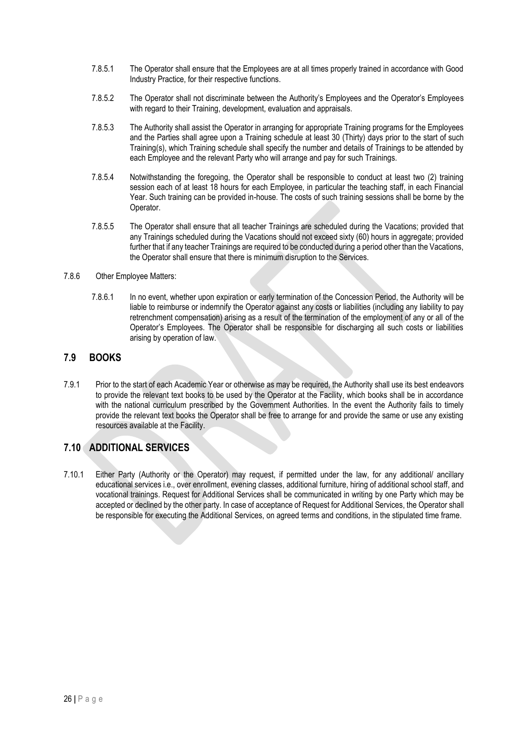7.8.5.1 The Operator shall ensure that the Employees are at all times properly trained in accordance with Good Industry Practice, for their respective functions.

7.8.5.2 The Operator shall not discriminate between the Authority's Employees and the Operator's Employees with regard to their Training, development, evaluation and appraisals.

7.8.5.3 The Authority shall assist the Operator in arranging for appropriate Training programs for the Employees and the Parties shall agree upon a Training schedule at least 30 (Thirty) days prior to the start of such Training(s), which Training schedule shall specify the number and details of Trainings to be attended by each Employee and the relevant Party who will arrange and pay for such Trainings.

7.8.5.4 Notwithstanding the foregoing, the Operator shall be responsible to conduct at least two (2) training session each of at least 18 hours for each Employee, in particular the teaching staff, in each Financial Year. Such training can be provided in-house. The costs of such training sessions shall be borne by the Operator.

7.8.5.5 The Operator shall ensure that all teacher Trainings are scheduled during the Vacations; provided that any Trainings scheduled during the Vacations should not exceed sixty (60) hours in aggregate; provided further that if any teacher Trainings are required to be conducted during a period other than the Vacations, the Operator shall ensure that there is minimum disruption to the Services.

7.8.6 Other Employee Matters:

7.8.6.1 In no event, whether upon expiration or early termination of the Concession Period, the Authority will be liable to reimburse or indemnify the Operator against any costs or liabilities (including any liability to pay retrenchment compensation) arising as a result of the termination of the employment of any or all of the Operator's Employees. The Operator shall be responsible for discharging all such costs or liabilities arising by operation of law.

## 7.9 BOOKS

7.9.1 Prior to the start of each Academic Year or otherwise as may be required, the Authority shall use its best endeavors to provide the relevant text books to be used by the Operator at the Facility, which books shall be in accordance with the national curriculum prescribed by the Government Authorities. In the event the Authority fails to timely provide the relevant text books the Operator shall be free to arrange for and provide the same or use any existing resources available at the Facility.

## 7.10 ADDITIONAL SERVICES

7.10.1 Either Party (Authority or the Operator) may request, if permitted under the law, for any additional/ ancillary educational services i.e., over enrollment, evening classes, additional furniture, hiring of additional school staff, and vocational trainings. Request for Additional Services shall be communicated in writing by one Party which may be accepted or declined by the other party. In case of acceptance of Request for Additional Services, the Operator shall be responsible for executing the Additional Services, on agreed terms and conditions, in the stipulated time frame.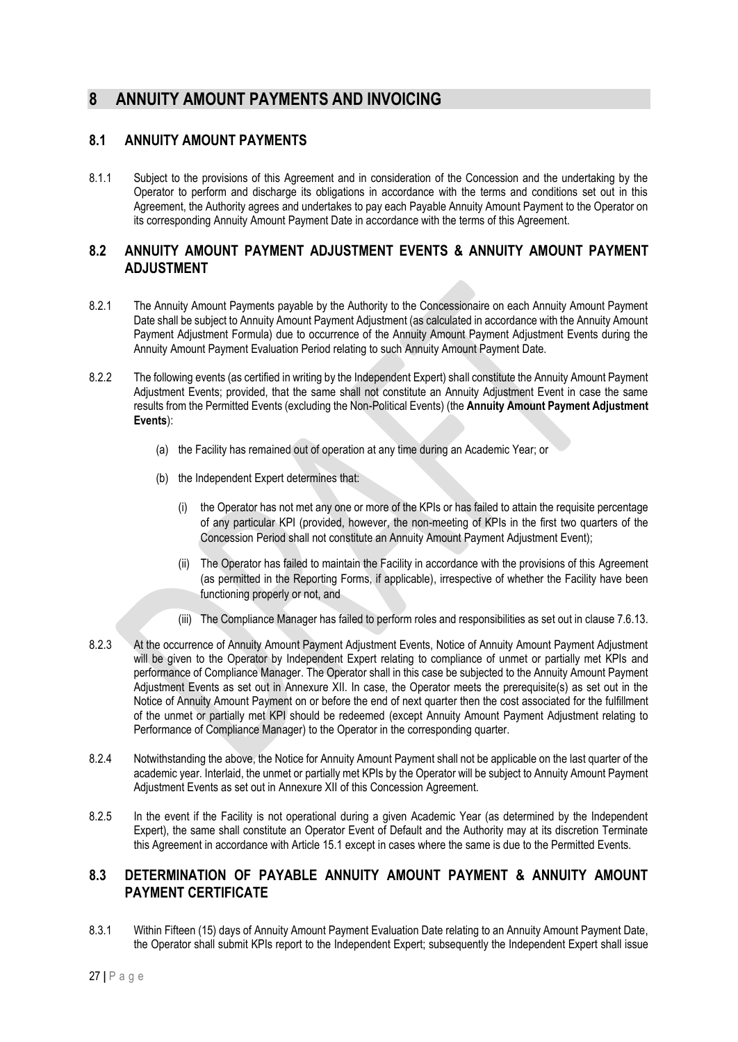# 8 ANNUITY AMOUNT PAYMENTS AND INVOICING

## 8.1 ANNUITY AMOUNT PAYMENTS

8.1.1 Subject to the provisions of this Agreement and in consideration of the Concession and the undertaking by the Operator to perform and discharge its obligations in accordance with the terms and conditions set out in this Agreement, the Authority agrees and undertakes to pay each Payable Annuity Amount Payment to the Operator on its corresponding Annuity Amount Payment Date in accordance with the terms of this Agreement.

## 8.2 ANNUITY AMOUNT PAYMENT ADJUSTMENT EVENTS & ANNUITY AMOUNT PAYMENT ADJUSTMENT

8.2.1 The Annuity Amount Payments payable by the Authority to the Concessionaire on each Annuity Amount Payment Date shall be subject to Annuity Amount Payment Adjustment (as calculated in accordance with the Annuity Amount Payment Adjustment Formula) due to occurrence of the Annuity Amount Payment Adjustment Events during the Annuity Amount Payment Evaluation Period relating to such Annuity Amount Payment Date.

8.2.2 The following events (as certified in writing by the Independent Expert) shall constitute the Annuity Amount Payment Adjustment Events; provided, that the same shall not constitute an Annuity Adjustment Event in case the same results from the Permitted Events (excluding the Non-Political Events) (the **Annuity Amount Payment Adjustment Events**):

(a) the Facility has remained out of operation at any time during an Academic Year; or

(b) the Independent Expert determines that:

(i) the Operator has not met any one or more of the KPIs or has failed to attain the requisite percentage of any particular KPI (provided, however, the non-meeting of KPIs in the first two quarters of the Concession Period shall not constitute an Annuity Amount Payment Adjustment Event);

(ii) The Operator has failed to maintain the Facility in accordance with the provisions of this Agreement (as permitted in the Reporting Forms, if applicable), irrespective of whether the Facility have been functioning properly or not, and

(iii) The Compliance Manager has failed to perform roles and responsibilities as set out in clause 7.6.13.

8.2.3 At the occurrence of Annuity Amount Payment Adjustment Events, Notice of Annuity Amount Payment Adjustment will be given to the Operator by Independent Expert relating to compliance of unmet or partially met KPIs and performance of Compliance Manager. The Operator shall in this case be subjected to the Annuity Amount Payment Adjustment Events as set out in Annexure XII. In case, the Operator meets the prerequisite(s) as set out in the Notice of Annuity Amount Payment on or before the end of next quarter then the cost associated for the fulfillment of the unmet or partially met KPI should be redeemed (except Annuity Amount Payment Adjustment relating to Performance of Compliance Manager) to the Operator in the corresponding quarter.

8.2.4 Notwithstanding the above, the Notice for Annuity Amount Payment shall not be applicable on the last quarter of the academic year. Interlaid, the unmet or partially met KPIs by the Operator will be subject to Annuity Amount Payment Adjustment Events as set out in Annexure XII of this Concession Agreement.

8.2.5 In the event if the Facility is not operational during a given Academic Year (as determined by the Independent Expert), the same shall constitute an Operator Event of Default and the Authority may at its discretion Terminate this Agreement in accordance with Article 15.1 except in cases where the same is due to the Permitted Events.

## 8.3 DETERMINATION OF PAYABLE ANNUITY AMOUNT PAYMENT & ANNUITY AMOUNT PAYMENT CERTIFICATE

8.3.1 Within Fifteen (15) days of Annuity Amount Payment Evaluation Date relating to an Annuity Amount Payment Date, the Operator shall submit KPIs report to the Independent Expert; subsequently the Independent Expert shall issue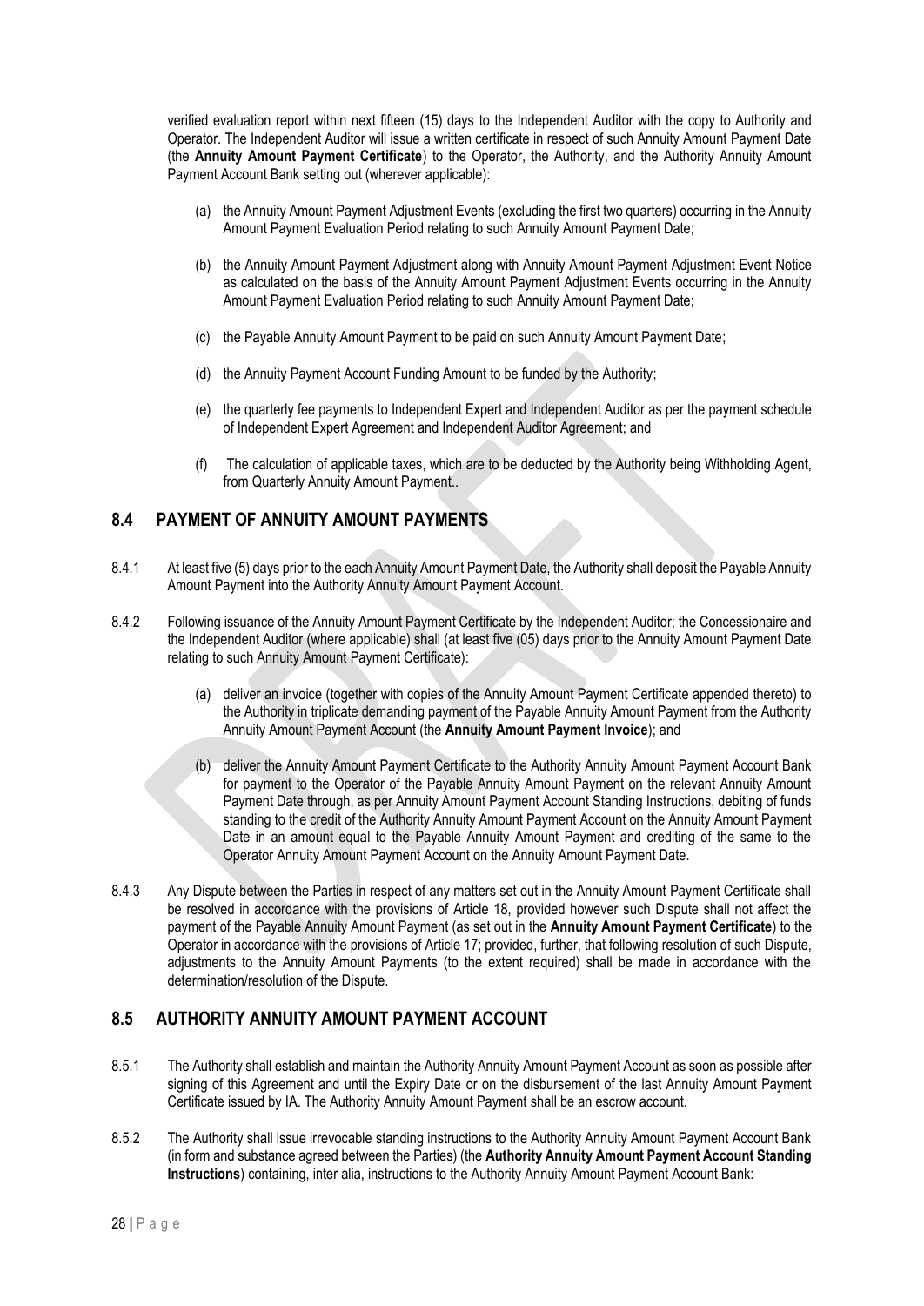verified evaluation report within next fifteen (15) days to the Independent Auditor with the copy to Authority and Operator. The Independent Auditor will issue a written certificate in respect of such Annuity Amount Payment Date (the **Annuity Amount Payment Certificate**) to the Operator, the Authority, and the Authority Annuity Amount Payment Account Bank setting out (wherever applicable):

(a) the Annuity Amount Payment Adjustment Events (excluding the first two quarters) occurring in the Annuity Amount Payment Evaluation Period relating to such Annuity Amount Payment Date;

(b) the Annuity Amount Payment Adjustment along with Annuity Amount Payment Adjustment Event Notice as calculated on the basis of the Annuity Amount Payment Adjustment Events occurring in the Annuity Amount Payment Evaluation Period relating to such Annuity Amount Payment Date;

(c) the Payable Annuity Amount Payment to be paid on such Annuity Amount Payment Date;

(d) the Annuity Payment Account Funding Amount to be funded by the Authority;

(e) the quarterly fee payments to Independent Expert and Independent Auditor as per the payment schedule of Independent Expert Agreement and Independent Auditor Agreement; and

(f) The calculation of applicable taxes, which are to be deducted by the Authority being Withholding Agent, from Quarterly Annuity Amount Payment..

## 8.4 PAYMENT OF ANNUITY AMOUNT PAYMENTS

8.4.1 At least five (5) days prior to the each Annuity Amount Payment Date, the Authority shall deposit the Payable Annuity Amount Payment into the Authority Annuity Amount Payment Account.

8.4.2 Following issuance of the Annuity Amount Payment Certificate by the Independent Auditor; the Concessionaire and the Independent Auditor (where applicable) shall (at least five (05) days prior to the Annuity Amount Payment Date relating to such Annuity Amount Payment Certificate):

(a) deliver an invoice (together with copies of the Annuity Amount Payment Certificate appended thereto) to the Authority in triplicate demanding payment of the Payable Annuity Amount Payment from the Authority Annuity Amount Payment Account (the **Annuity Amount Payment Invoice**); and

(b) deliver the Annuity Amount Payment Certificate to the Authority Annuity Amount Payment Account Bank for payment to the Operator of the Payable Annuity Amount Payment on the relevant Annuity Amount Payment Date through, as per Annuity Amount Payment Account Standing Instructions, debiting of funds standing to the credit of the Authority Annuity Amount Payment Account on the Annuity Amount Payment Date in an amount equal to the Payable Annuity Amount Payment and crediting of the same to the Operator Annuity Amount Payment Account on the Annuity Amount Payment Date.

8.4.3 Any Dispute between the Parties in respect of any matters set out in the Annuity Amount Payment Certificate shall be resolved in accordance with the provisions of Article 18, provided however such Dispute shall not affect the payment of the Payable Annuity Amount Payment (as set out in the **Annuity Amount Payment Certificate**) to the Operator in accordance with the provisions of Article 17; provided, further, that following resolution of such Dispute, adjustments to the Annuity Amount Payments (to the extent required) shall be made in accordance with the determination/resolution of the Dispute.

## 8.5 AUTHORITY ANNUITY AMOUNT PAYMENT ACCOUNT

8.5.1 The Authority shall establish and maintain the Authority Annuity Amount Payment Account as soon as possible after signing of this Agreement and until the Expiry Date or on the disbursement of the last Annuity Amount Payment Certificate issued by IA. The Authority Annuity Amount Payment shall be an escrow account.

8.5.2 The Authority shall issue irrevocable standing instructions to the Authority Annuity Amount Payment Account Bank (in form and substance agreed between the Parties) (the **Authority Annuity Amount Payment Account Standing Instructions**) containing, inter alia, instructions to the Authority Annuity Amount Payment Account Bank: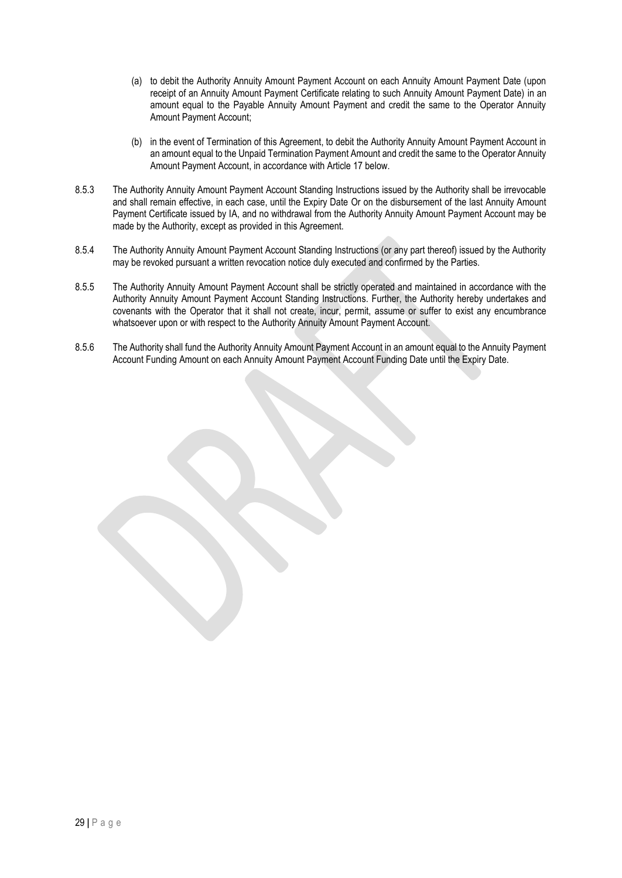(a) to debit the Authority Annuity Amount Payment Account on each Annuity Amount Payment Date (upon receipt of an Annuity Amount Payment Certificate relating to such Annuity Amount Payment Date) in an amount equal to the Payable Annuity Amount Payment and credit the same to the Operator Annuity Amount Payment Account;

(b) in the event of Termination of this Agreement, to debit the Authority Annuity Amount Payment Account in an amount equal to the Unpaid Termination Payment Amount and credit the same to the Operator Annuity Amount Payment Account, in accordance with Article 17 below.

8.5.3 The Authority Annuity Amount Payment Account Standing Instructions issued by the Authority shall be irrevocable and shall remain effective, in each case, until the Expiry Date Or on the disbursement of the last Annuity Amount Payment Certificate issued by IA, and no withdrawal from the Authority Annuity Amount Payment Account may be made by the Authority, except as provided in this Agreement.

8.5.4 The Authority Annuity Amount Payment Account Standing Instructions (or any part thereof) issued by the Authority may be revoked pursuant a written revocation notice duly executed and confirmed by the Parties.

8.5.5 The Authority Annuity Amount Payment Account shall be strictly operated and maintained in accordance with the Authority Annuity Amount Payment Account Standing Instructions. Further, the Authority hereby undertakes and covenants with the Operator that it shall not create, incur, permit, assume or suffer to exist any encumbrance whatsoever upon or with respect to the Authority Annuity Amount Payment Account.

8.5.6 The Authority shall fund the Authority Annuity Amount Payment Account in an amount equal to the Annuity Payment Account Funding Amount on each Annuity Amount Payment Account Funding Date until the Expiry Date.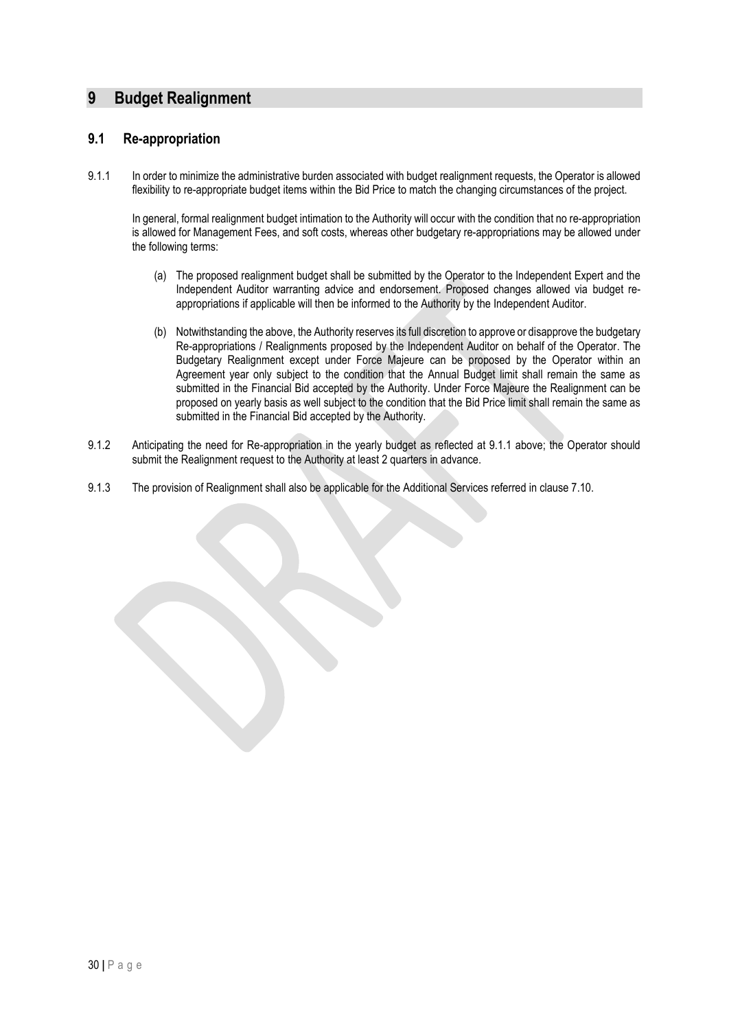# 9 Budget Realignment

## 9.1 Re-appropriation

9.1.1 In order to minimize the administrative burden associated with budget realignment requests, the Operator is allowed flexibility to re-appropriate budget items within the Bid Price to match the changing circumstances of the project.

In general, formal realignment budget intimation to the Authority will occur with the condition that no re-appropriation is allowed for Management Fees, and soft costs, whereas other budgetary re-appropriations may be allowed under the following terms:

(a) The proposed realignment budget shall be submitted by the Operator to the Independent Expert and the Independent Auditor warranting advice and endorsement. Proposed changes allowed via budget re-appropriations if applicable will then be informed to the Authority by the Independent Auditor.

(b) Notwithstanding the above, the Authority reserves its full discretion to approve or disapprove the budgetary Re-appropriations / Realignments proposed by the Independent Auditor on behalf of the Operator. The Budgetary Realignment except under Force Majeure can be proposed by the Operator within an Agreement year only subject to the condition that the Annual Budget limit shall remain the same as submitted in the Financial Bid accepted by the Authority. Under Force Majeure the Realignment can be proposed on yearly basis as well subject to the condition that the Bid Price limit shall remain the same as submitted in the Financial Bid accepted by the Authority.

9.1.2 Anticipating the need for Re-appropriation in the yearly budget as reflected at 9.1.1 above; the Operator should submit the Realignment request to the Authority at least 2 quarters in advance.

9.1.3 The provision of Realignment shall also be applicable for the Additional Services referred in clause 7.10.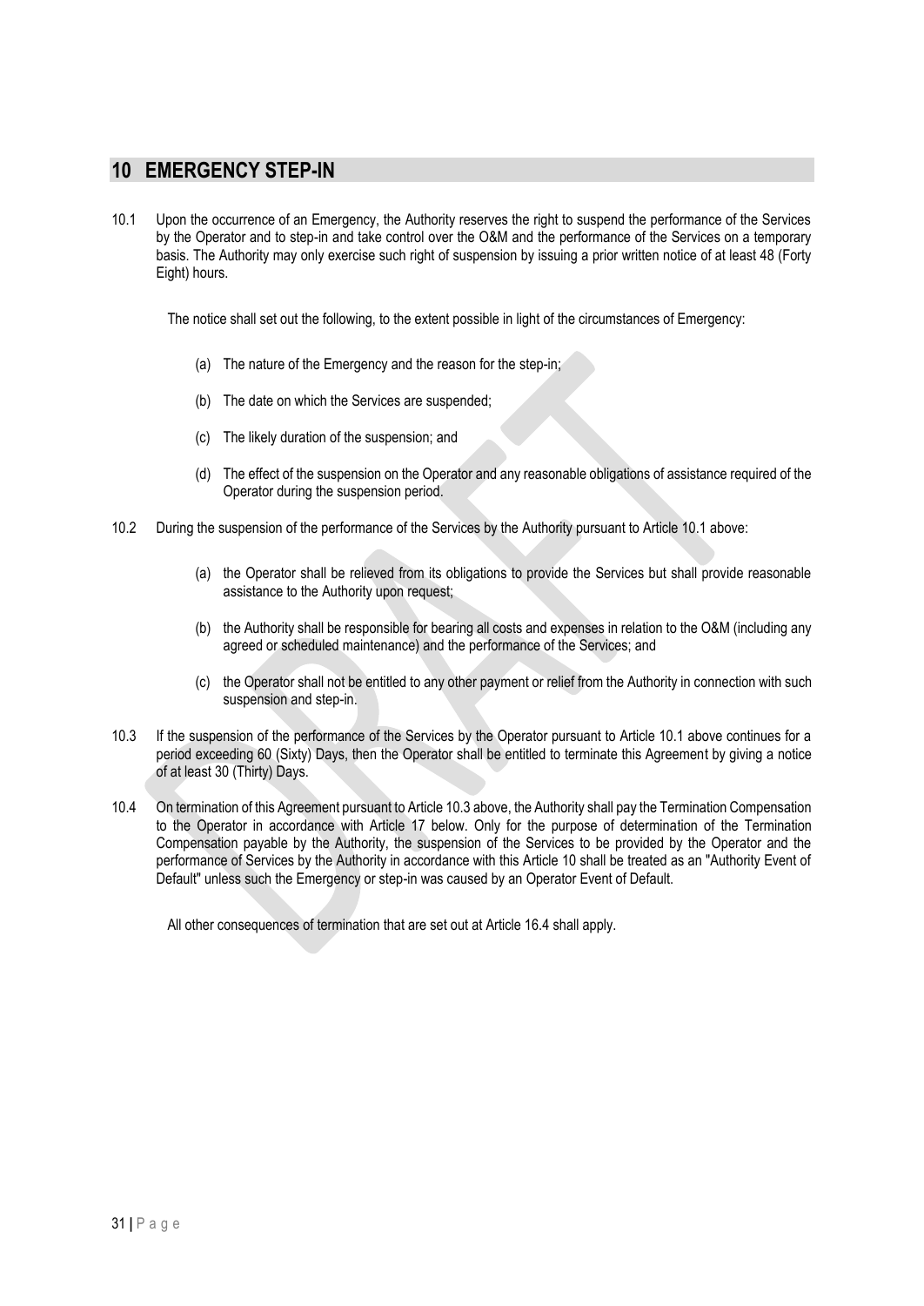# 10 EMERGENCY STEP-IN

10.1 Upon the occurrence of an Emergency, the Authority reserves the right to suspend the performance of the Services by the Operator and to step-in and take control over the O&M and the performance of the Services on a temporary basis. The Authority may only exercise such right of suspension by issuing a prior written notice of at least 48 (Forty Eight) hours.

The notice shall set out the following, to the extent possible in light of the circumstances of Emergency:

(a) The nature of the Emergency and the reason for the step-in;

(b) The date on which the Services are suspended;

(c) The likely duration of the suspension; and

(d) The effect of the suspension on the Operator and any reasonable obligations of assistance required of the Operator during the suspension period.

10.2 During the suspension of the performance of the Services by the Authority pursuant to Article 10.1 above:

(a) the Operator shall be relieved from its obligations to provide the Services but shall provide reasonable assistance to the Authority upon request;

(b) the Authority shall be responsible for bearing all costs and expenses in relation to the O&M (including any agreed or scheduled maintenance) and the performance of the Services; and

(c) the Operator shall not be entitled to any other payment or relief from the Authority in connection with such suspension and step-in.

10.3 If the suspension of the performance of the Services by the Operator pursuant to Article 10.1 above continues for a period exceeding 60 (Sixty) Days, then the Operator shall be entitled to terminate this Agreement by giving a notice of at least 30 (Thirty) Days.

10.4 On termination of this Agreement pursuant to Article 10.3 above, the Authority shall pay the Termination Compensation to the Operator in accordance with Article 17 below. Only for the purpose of determination of the Termination Compensation payable by the Authority, the suspension of the Services to be provided by the Operator and the performance of Services by the Authority in accordance with this Article 10 shall be treated as an "Authority Event of Default" unless such the Emergency or step-in was caused by an Operator Event of Default.

All other consequences of termination that are set out at Article 16.4 shall apply.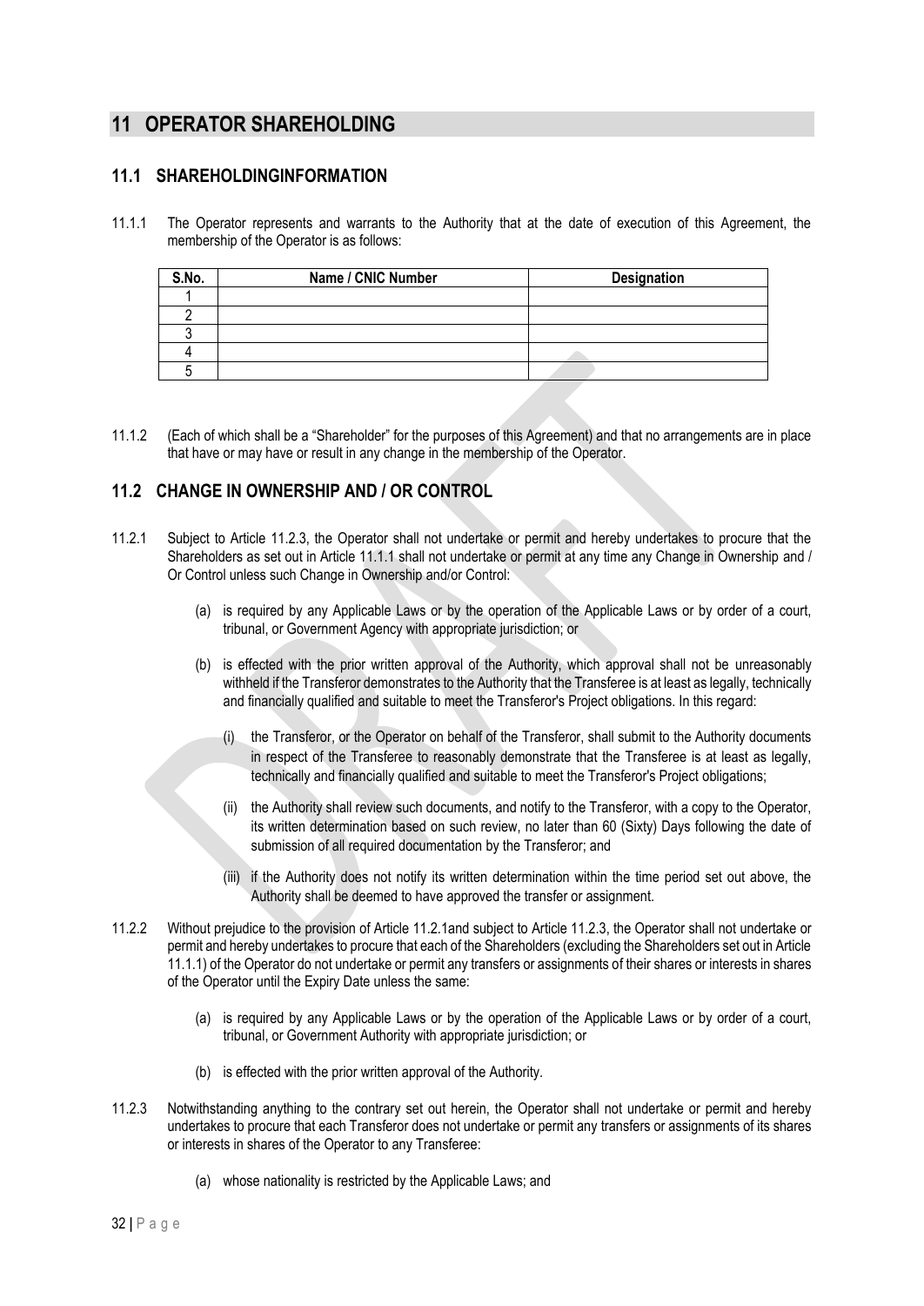# 11 OPERATOR SHAREHOLDING

## 11.1 SHAREHOLDINGINFORMATION

11.1.1 The Operator represents and warrants to the Authority that at the date of execution of this Agreement, the membership of the Operator is as follows:

| S.No. | Name / CNIC Number | Designation |
|---|---|---|
| 1 | | |
| 2 | | |
| 3 | | |
| 4 | | |
| 5 | | |

11.1.2 (Each of which shall be a "Shareholder" for the purposes of this Agreement) and that no arrangements are in place that have or may have or result in any change in the membership of the Operator.

## 11.2 CHANGE IN OWNERSHIP AND / OR CONTROL

11.2.1 Subject to Article 11.2.3, the Operator shall not undertake or permit and hereby undertakes to procure that the Shareholders as set out in Article 11.1.1 shall not undertake or permit at any time any Change in Ownership and / Or Control unless such Change in Ownership and/or Control:

(a) is required by any Applicable Laws or by the operation of the Applicable Laws or by order of a court, tribunal, or Government Agency with appropriate jurisdiction; or

(b) is effected with the prior written approval of the Authority, which approval shall not be unreasonably withheld if the Transferor demonstrates to the Authority that the Transferee is at least as legally, technically and financially qualified and suitable to meet the Transferor's Project obligations. In this regard:

(i) the Transferor, or the Operator on behalf of the Transferor, shall submit to the Authority documents in respect of the Transferee to reasonably demonstrate that the Transferee is at least as legally, technically and financially qualified and suitable to meet the Transferor's Project obligations;

(ii) the Authority shall review such documents, and notify to the Transferor, with a copy to the Operator, its written determination based on such review, no later than 60 (Sixty) Days following the date of submission of all required documentation by the Transferor; and

(iii) if the Authority does not notify its written determination within the time period set out above, the Authority shall be deemed to have approved the transfer or assignment.

11.2.2 Without prejudice to the provision of Article 11.2.1and subject to Article 11.2.3, the Operator shall not undertake or permit and hereby undertakes to procure that each of the Shareholders (excluding the Shareholders set out in Article 11.1.1) of the Operator do not undertake or permit any transfers or assignments of their shares or interests in shares of the Operator until the Expiry Date unless the same:

(a) is required by any Applicable Laws or by the operation of the Applicable Laws or by order of a court, tribunal, or Government Authority with appropriate jurisdiction; or

(b) is effected with the prior written approval of the Authority.

11.2.3 Notwithstanding anything to the contrary set out herein, the Operator shall not undertake or permit and hereby undertakes to procure that each Transferor does not undertake or permit any transfers or assignments of its shares or interests in shares of the Operator to any Transferee:

(a) whose nationality is restricted by the Applicable Laws; and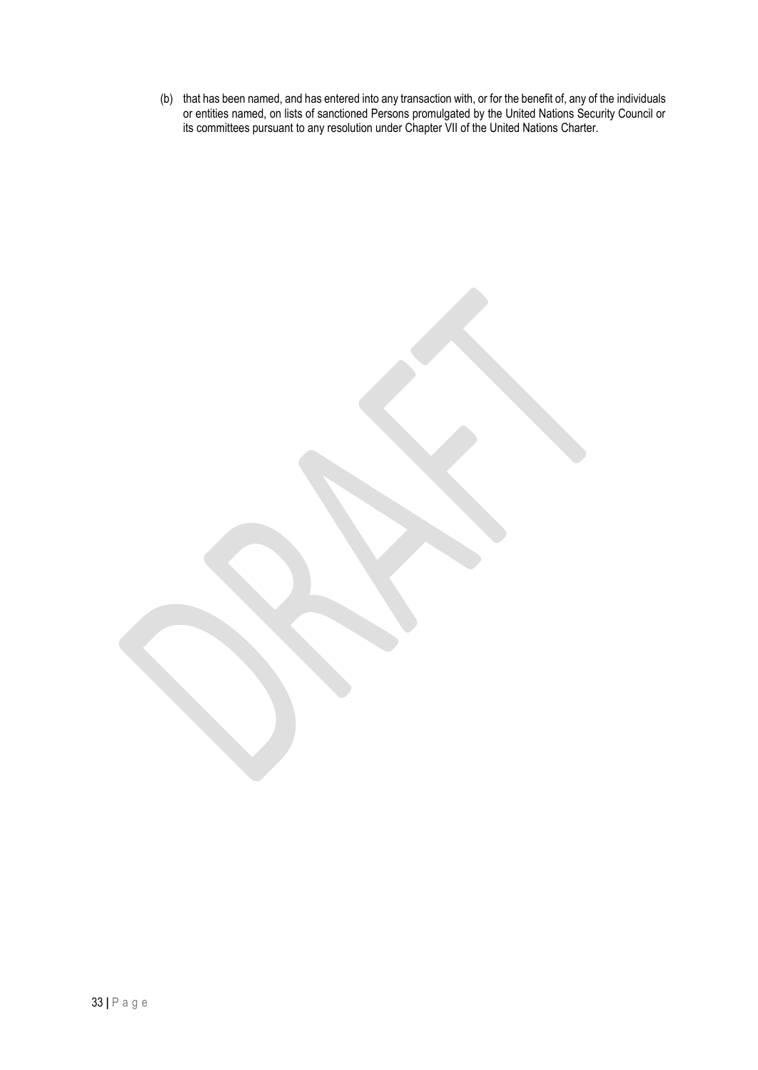(b) that has been named, and has entered into any transaction with, or for the benefit of, any of the individuals or entities named, on lists of sanctioned Persons promulgated by the United Nations Security Council or its committees pursuant to any resolution under Chapter VII of the United Nations Charter.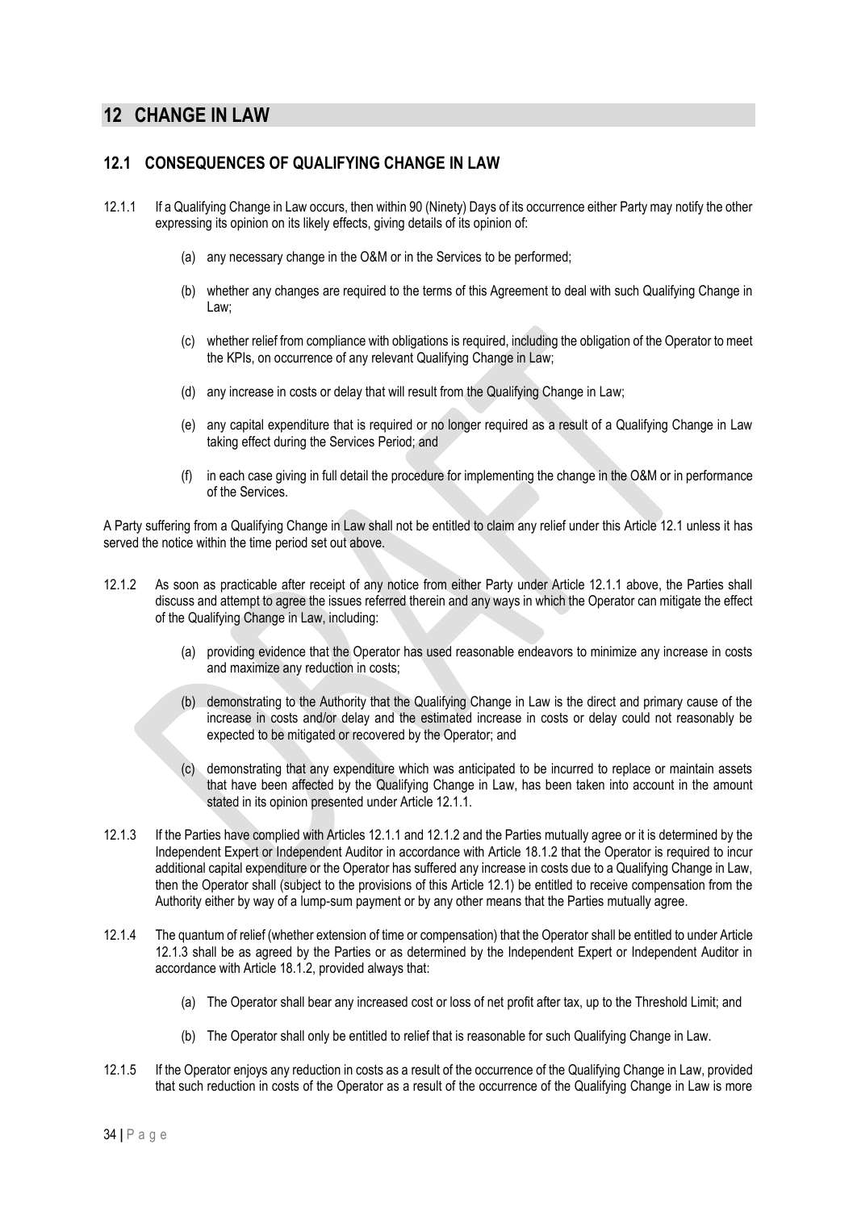# 12 CHANGE IN LAW

## 12.1 CONSEQUENCES OF QUALIFYING CHANGE IN LAW

12.1.1 If a Qualifying Change in Law occurs, then within 90 (Ninety) Days of its occurrence either Party may notify the other expressing its opinion on its likely effects, giving details of its opinion of:

(a) any necessary change in the O&M or in the Services to be performed;

(b) whether any changes are required to the terms of this Agreement to deal with such Qualifying Change in Law;

(c) whether relief from compliance with obligations is required, including the obligation of the Operator to meet the KPIs, on occurrence of any relevant Qualifying Change in Law;

(d) any increase in costs or delay that will result from the Qualifying Change in Law;

(e) any capital expenditure that is required or no longer required as a result of a Qualifying Change in Law taking effect during the Services Period; and

(f) in each case giving in full detail the procedure for implementing the change in the O&M or in performance of the Services.

A Party suffering from a Qualifying Change in Law shall not be entitled to claim any relief under this Article 12.1 unless it has served the notice within the time period set out above.

12.1.2 As soon as practicable after receipt of any notice from either Party under Article 12.1.1 above, the Parties shall discuss and attempt to agree the issues referred therein and any ways in which the Operator can mitigate the effect of the Qualifying Change in Law, including:

(a) providing evidence that the Operator has used reasonable endeavors to minimize any increase in costs and maximize any reduction in costs;

(b) demonstrating to the Authority that the Qualifying Change in Law is the direct and primary cause of the increase in costs and/or delay and the estimated increase in costs or delay could not reasonably be expected to be mitigated or recovered by the Operator; and

(c) demonstrating that any expenditure which was anticipated to be incurred to replace or maintain assets that have been affected by the Qualifying Change in Law, has been taken into account in the amount stated in its opinion presented under Article 12.1.1.

12.1.3 If the Parties have complied with Articles 12.1.1 and 12.1.2 and the Parties mutually agree or it is determined by the Independent Expert or Independent Auditor in accordance with Article 18.1.2 that the Operator is required to incur additional capital expenditure or the Operator has suffered any increase in costs due to a Qualifying Change in Law, then the Operator shall (subject to the provisions of this Article 12.1) be entitled to receive compensation from the Authority either by way of a lump-sum payment or by any other means that the Parties mutually agree.

12.1.4 The quantum of relief (whether extension of time or compensation) that the Operator shall be entitled to under Article 12.1.3 shall be as agreed by the Parties or as determined by the Independent Expert or Independent Auditor in accordance with Article 18.1.2, provided always that:

(a) The Operator shall bear any increased cost or loss of net profit after tax, up to the Threshold Limit; and

(b) The Operator shall only be entitled to relief that is reasonable for such Qualifying Change in Law.

12.1.5 If the Operator enjoys any reduction in costs as a result of the occurrence of the Qualifying Change in Law, provided that such reduction in costs of the Operator as a result of the occurrence of the Qualifying Change in Law is more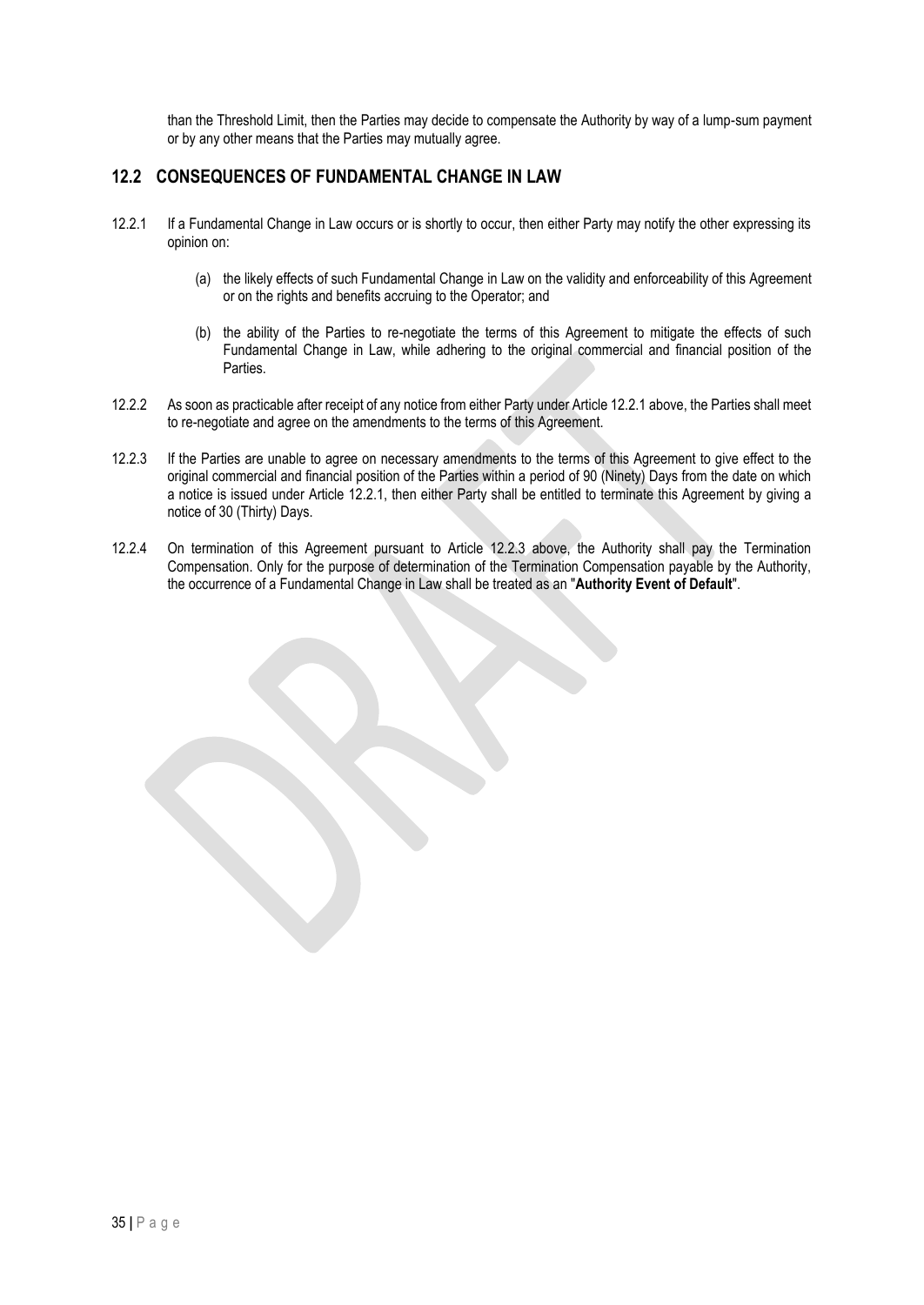than the Threshold Limit, then the Parties may decide to compensate the Authority by way of a lump-sum payment or by any other means that the Parties may mutually agree.

## 12.2 CONSEQUENCES OF FUNDAMENTAL CHANGE IN LAW

12.2.1 If a Fundamental Change in Law occurs or is shortly to occur, then either Party may notify the other expressing its opinion on:

(a) the likely effects of such Fundamental Change in Law on the validity and enforceability of this Agreement or on the rights and benefits accruing to the Operator; and

(b) the ability of the Parties to re-negotiate the terms of this Agreement to mitigate the effects of such Fundamental Change in Law, while adhering to the original commercial and financial position of the Parties.

12.2.2 As soon as practicable after receipt of any notice from either Party under Article 12.2.1 above, the Parties shall meet to re-negotiate and agree on the amendments to the terms of this Agreement.

12.2.3 If the Parties are unable to agree on necessary amendments to the terms of this Agreement to give effect to the original commercial and financial position of the Parties within a period of 90 (Ninety) Days from the date on which a notice is issued under Article 12.2.1, then either Party shall be entitled to terminate this Agreement by giving a notice of 30 (Thirty) Days.

12.2.4 On termination of this Agreement pursuant to Article 12.2.3 above, the Authority shall pay the Termination Compensation. Only for the purpose of determination of the Termination Compensation payable by the Authority, the occurrence of a Fundamental Change in Law shall be treated as an "**Authority Event of Default**".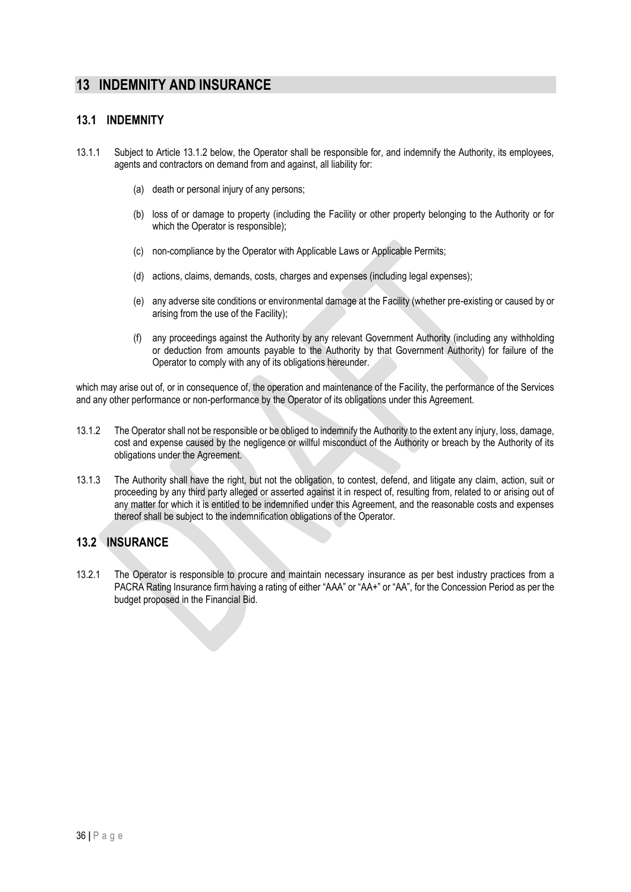# 13 INDEMNITY AND INSURANCE

## 13.1 INDEMNITY

13.1.1 Subject to Article 13.1.2 below, the Operator shall be responsible for, and indemnify the Authority, its employees, agents and contractors on demand from and against, all liability for:

(a) death or personal injury of any persons;

(b) loss of or damage to property (including the Facility or other property belonging to the Authority or for which the Operator is responsible);

(c) non-compliance by the Operator with Applicable Laws or Applicable Permits;

(d) actions, claims, demands, costs, charges and expenses (including legal expenses);

(e) any adverse site conditions or environmental damage at the Facility (whether pre-existing or caused by or arising from the use of the Facility);

(f) any proceedings against the Authority by any relevant Government Authority (including any withholding or deduction from amounts payable to the Authority by that Government Authority) for failure of the Operator to comply with any of its obligations hereunder.

which may arise out of, or in consequence of, the operation and maintenance of the Facility, the performance of the Services and any other performance or non-performance by the Operator of its obligations under this Agreement.

13.1.2 The Operator shall not be responsible or be obliged to indemnify the Authority to the extent any injury, loss, damage, cost and expense caused by the negligence or willful misconduct of the Authority or breach by the Authority of its obligations under the Agreement.

13.1.3 The Authority shall have the right, but not the obligation, to contest, defend, and litigate any claim, action, suit or proceeding by any third party alleged or asserted against it in respect of, resulting from, related to or arising out of any matter for which it is entitled to be indemnified under this Agreement, and the reasonable costs and expenses thereof shall be subject to the indemnification obligations of the Operator.

## 13.2 INSURANCE

13.2.1 The Operator is responsible to procure and maintain necessary insurance as per best industry practices from a PACRA Rating Insurance firm having a rating of either "AAA" or "AA+" or "AA", for the Concession Period as per the budget proposed in the Financial Bid.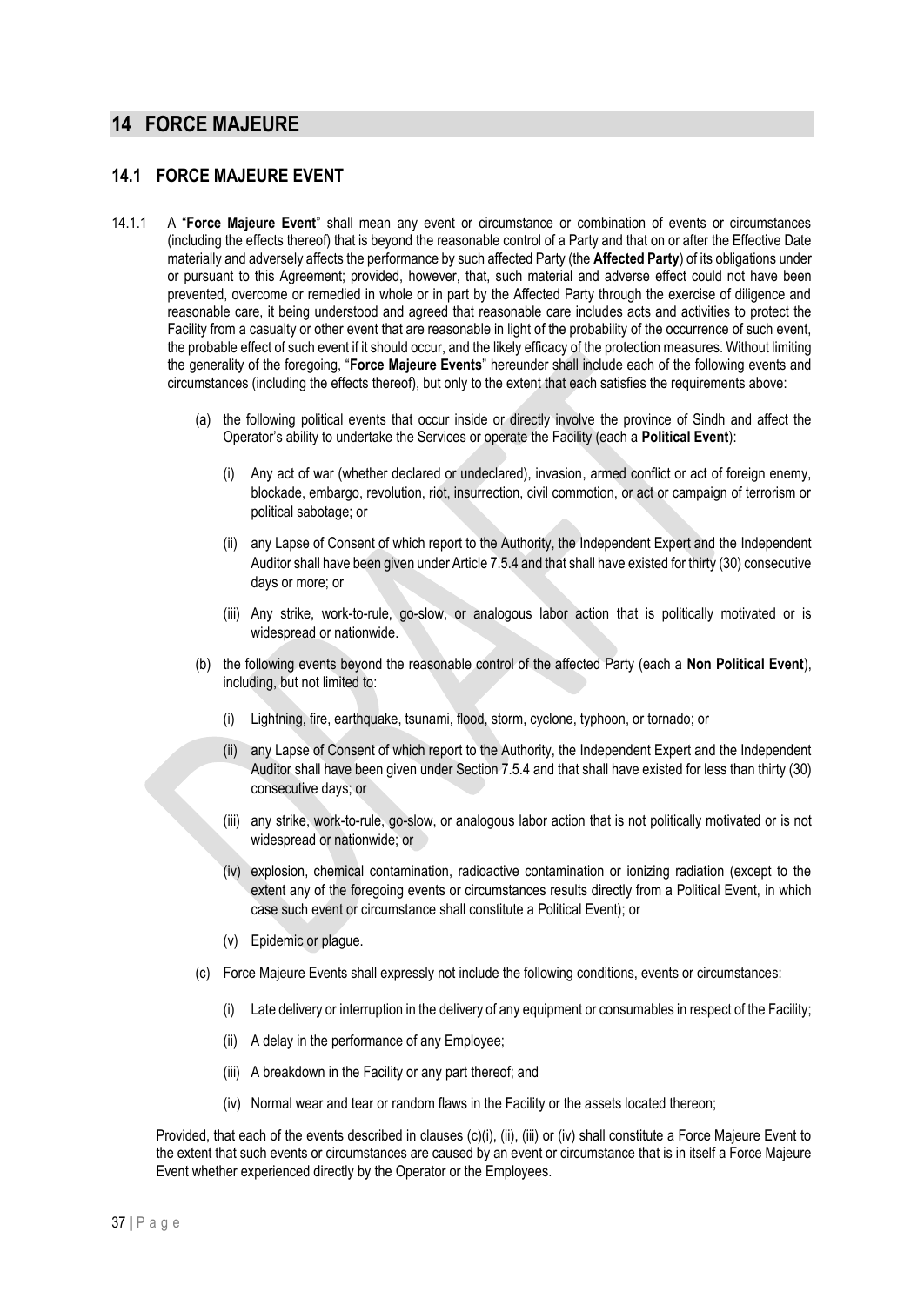# 14 FORCE MAJEURE

## 14.1 FORCE MAJEURE EVENT

14.1.1 A "**Force Majeure Event**" shall mean any event or circumstance or combination of events or circumstances (including the effects thereof) that is beyond the reasonable control of a Party and that on or after the Effective Date materially and adversely affects the performance by such affected Party (the **Affected Party**) of its obligations under or pursuant to this Agreement; provided, however, that, such material and adverse effect could not have been prevented, overcome or remedied in whole or in part by the Affected Party through the exercise of diligence and reasonable care, it being understood and agreed that reasonable care includes acts and activities to protect the Facility from a casualty or other event that are reasonable in light of the probability of the occurrence of such event, the probable effect of such event if it should occur, and the likely efficacy of the protection measures. Without limiting the generality of the foregoing, "**Force Majeure Events**" hereunder shall include each of the following events and circumstances (including the effects thereof), but only to the extent that each satisfies the requirements above:

(a) the following political events that occur inside or directly involve the province of Sindh and affect the Operator's ability to undertake the Services or operate the Facility (each a **Political Event**):

(i) Any act of war (whether declared or undeclared), invasion, armed conflict or act of foreign enemy, blockade, embargo, revolution, riot, insurrection, civil commotion, or act or campaign of terrorism or political sabotage; or

(ii) any Lapse of Consent of which report to the Authority, the Independent Expert and the Independent Auditor shall have been given under Article 7.5.4 and that shall have existed for thirty (30) consecutive days or more; or

(iii) Any strike, work-to-rule, go-slow, or analogous labor action that is politically motivated or is widespread or nationwide.

(b) the following events beyond the reasonable control of the affected Party (each a **Non Political Event**), including, but not limited to:

(i) Lightning, fire, earthquake, tsunami, flood, storm, cyclone, typhoon, or tornado; or

(ii) any Lapse of Consent of which report to the Authority, the Independent Expert and the Independent Auditor shall have been given under Section 7.5.4 and that shall have existed for less than thirty (30) consecutive days; or

(iii) any strike, work-to-rule, go-slow, or analogous labor action that is not politically motivated or is not widespread or nationwide; or

(iv) explosion, chemical contamination, radioactive contamination or ionizing radiation (except to the extent any of the foregoing events or circumstances results directly from a Political Event, in which case such event or circumstance shall constitute a Political Event); or

(v) Epidemic or plague.

(c) Force Majeure Events shall expressly not include the following conditions, events or circumstances:

(i) Late delivery or interruption in the delivery of any equipment or consumables in respect of the Facility;

(ii) A delay in the performance of any Employee;

(iii) A breakdown in the Facility or any part thereof; and

(iv) Normal wear and tear or random flaws in the Facility or the assets located thereon;

Provided, that each of the events described in clauses (c)(i), (ii), (iii) or (iv) shall constitute a Force Majeure Event to the extent that such events or circumstances are caused by an event or circumstance that is in itself a Force Majeure Event whether experienced directly by the Operator or the Employees.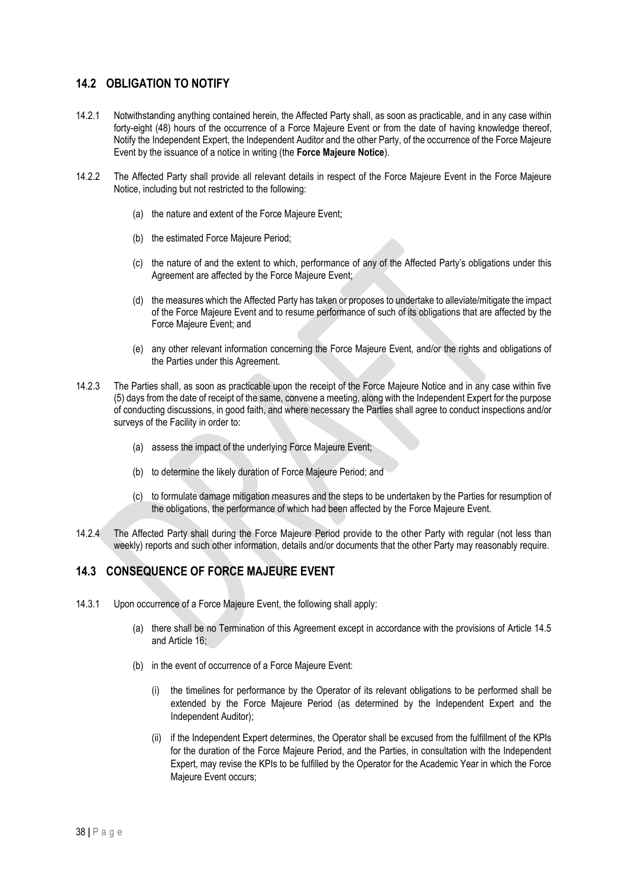## 14.2 OBLIGATION TO NOTIFY

14.2.1 Notwithstanding anything contained herein, the Affected Party shall, as soon as practicable, and in any case within forty-eight (48) hours of the occurrence of a Force Majeure Event or from the date of having knowledge thereof, Notify the Independent Expert, the Independent Auditor and the other Party, of the occurrence of the Force Majeure Event by the issuance of a notice in writing (the **Force Majeure Notice**).

14.2.2 The Affected Party shall provide all relevant details in respect of the Force Majeure Event in the Force Majeure Notice, including but not restricted to the following:

(a) the nature and extent of the Force Majeure Event;

(b) the estimated Force Majeure Period;

(c) the nature of and the extent to which, performance of any of the Affected Party's obligations under this Agreement are affected by the Force Majeure Event;

(d) the measures which the Affected Party has taken or proposes to undertake to alleviate/mitigate the impact of the Force Majeure Event and to resume performance of such of its obligations that are affected by the Force Majeure Event; and

(e) any other relevant information concerning the Force Majeure Event, and/or the rights and obligations of the Parties under this Agreement.

14.2.3 The Parties shall, as soon as practicable upon the receipt of the Force Majeure Notice and in any case within five (5) days from the date of receipt of the same, convene a meeting, along with the Independent Expert for the purpose of conducting discussions, in good faith, and where necessary the Parties shall agree to conduct inspections and/or surveys of the Facility in order to:

(a) assess the impact of the underlying Force Majeure Event;

(b) to determine the likely duration of Force Majeure Period; and

(c) to formulate damage mitigation measures and the steps to be undertaken by the Parties for resumption of the obligations, the performance of which had been affected by the Force Majeure Event.

14.2.4 The Affected Party shall during the Force Majeure Period provide to the other Party with regular (not less than weekly) reports and such other information, details and/or documents that the other Party may reasonably require.

## 14.3 CONSEQUENCE OF FORCE MAJEURE EVENT

14.3.1 Upon occurrence of a Force Majeure Event, the following shall apply:

(a) there shall be no Termination of this Agreement except in accordance with the provisions of Article 14.5 and Article 16;

(b) in the event of occurrence of a Force Majeure Event:

(i) the timelines for performance by the Operator of its relevant obligations to be performed shall be extended by the Force Majeure Period (as determined by the Independent Expert and the Independent Auditor);

(ii) if the Independent Expert determines, the Operator shall be excused from the fulfillment of the KPIs for the duration of the Force Majeure Period, and the Parties, in consultation with the Independent Expert, may revise the KPIs to be fulfilled by the Operator for the Academic Year in which the Force Majeure Event occurs;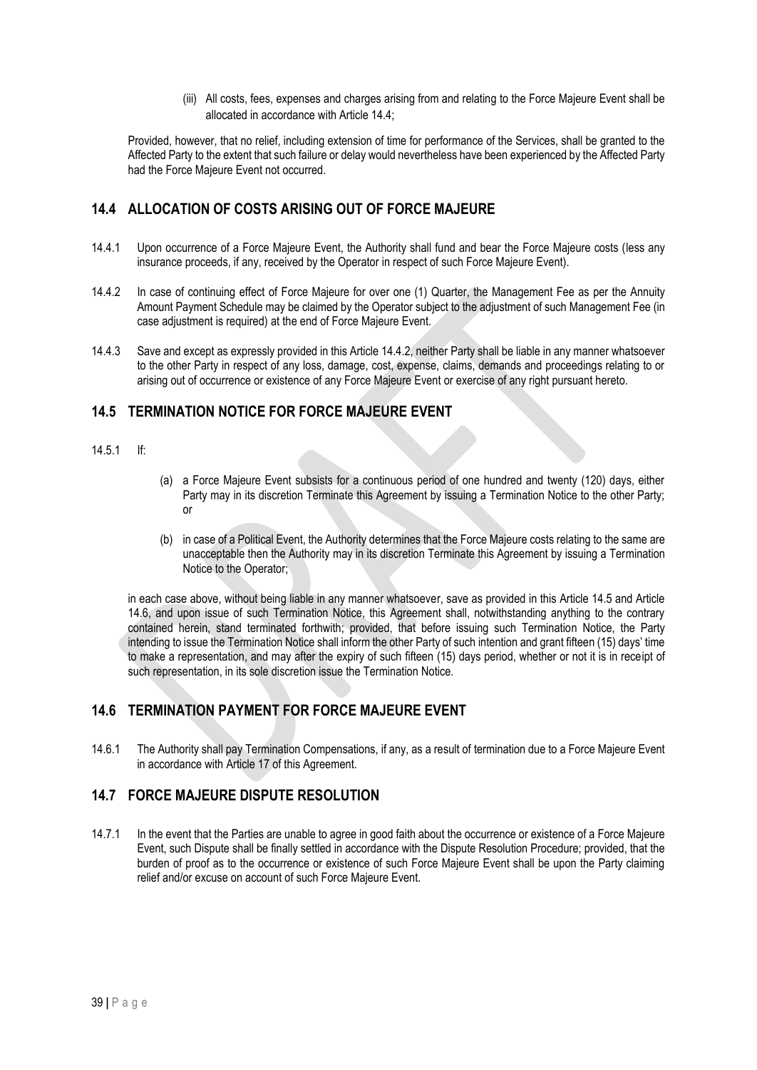(iii) All costs, fees, expenses and charges arising from and relating to the Force Majeure Event shall be allocated in accordance with Article 14.4;

Provided, however, that no relief, including extension of time for performance of the Services, shall be granted to the Affected Party to the extent that such failure or delay would nevertheless have been experienced by the Affected Party had the Force Majeure Event not occurred.

## 14.4 ALLOCATION OF COSTS ARISING OUT OF FORCE MAJEURE

14.4.1 Upon occurrence of a Force Majeure Event, the Authority shall fund and bear the Force Majeure costs (less any insurance proceeds, if any, received by the Operator in respect of such Force Majeure Event).

14.4.2 In case of continuing effect of Force Majeure for over one (1) Quarter, the Management Fee as per the Annuity Amount Payment Schedule may be claimed by the Operator subject to the adjustment of such Management Fee (in case adjustment is required) at the end of Force Majeure Event.

14.4.3 Save and except as expressly provided in this Article 14.4.2, neither Party shall be liable in any manner whatsoever to the other Party in respect of any loss, damage, cost, expense, claims, demands and proceedings relating to or arising out of occurrence or existence of any Force Majeure Event or exercise of any right pursuant hereto.

## 14.5 TERMINATION NOTICE FOR FORCE MAJEURE EVENT

14.5.1 If:

(a) a Force Majeure Event subsists for a continuous period of one hundred and twenty (120) days, either Party may in its discretion Terminate this Agreement by issuing a Termination Notice to the other Party; or

(b) in case of a Political Event, the Authority determines that the Force Majeure costs relating to the same are unacceptable then the Authority may in its discretion Terminate this Agreement by issuing a Termination Notice to the Operator;

in each case above, without being liable in any manner whatsoever, save as provided in this Article 14.5 and Article 14.6, and upon issue of such Termination Notice, this Agreement shall, notwithstanding anything to the contrary contained herein, stand terminated forthwith; provided, that before issuing such Termination Notice, the Party intending to issue the Termination Notice shall inform the other Party of such intention and grant fifteen (15) days' time to make a representation, and may after the expiry of such fifteen (15) days period, whether or not it is in receipt of such representation, in its sole discretion issue the Termination Notice.

## 14.6 TERMINATION PAYMENT FOR FORCE MAJEURE EVENT

14.6.1 The Authority shall pay Termination Compensations, if any, as a result of termination due to a Force Majeure Event in accordance with Article 17 of this Agreement.

## 14.7 FORCE MAJEURE DISPUTE RESOLUTION

14.7.1 In the event that the Parties are unable to agree in good faith about the occurrence or existence of a Force Majeure Event, such Dispute shall be finally settled in accordance with the Dispute Resolution Procedure; provided, that the burden of proof as to the occurrence or existence of such Force Majeure Event shall be upon the Party claiming relief and/or excuse on account of such Force Majeure Event.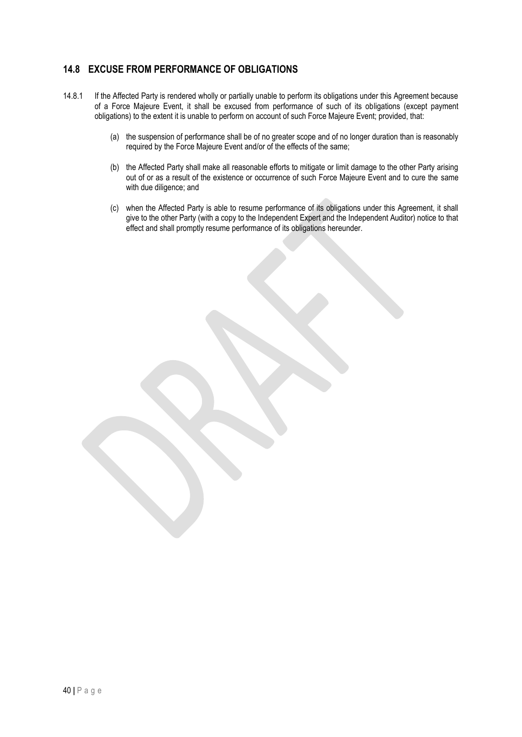## 14.8 EXCUSE FROM PERFORMANCE OF OBLIGATIONS

14.8.1 If the Affected Party is rendered wholly or partially unable to perform its obligations under this Agreement because of a Force Majeure Event, it shall be excused from performance of such of its obligations (except payment obligations) to the extent it is unable to perform on account of such Force Majeure Event; provided, that:

(a) the suspension of performance shall be of no greater scope and of no longer duration than is reasonably required by the Force Majeure Event and/or of the effects of the same;

(b) the Affected Party shall make all reasonable efforts to mitigate or limit damage to the other Party arising out of or as a result of the existence or occurrence of such Force Majeure Event and to cure the same with due diligence; and

(c) when the Affected Party is able to resume performance of its obligations under this Agreement, it shall give to the other Party (with a copy to the Independent Expert and the Independent Auditor) notice to that effect and shall promptly resume performance of its obligations hereunder.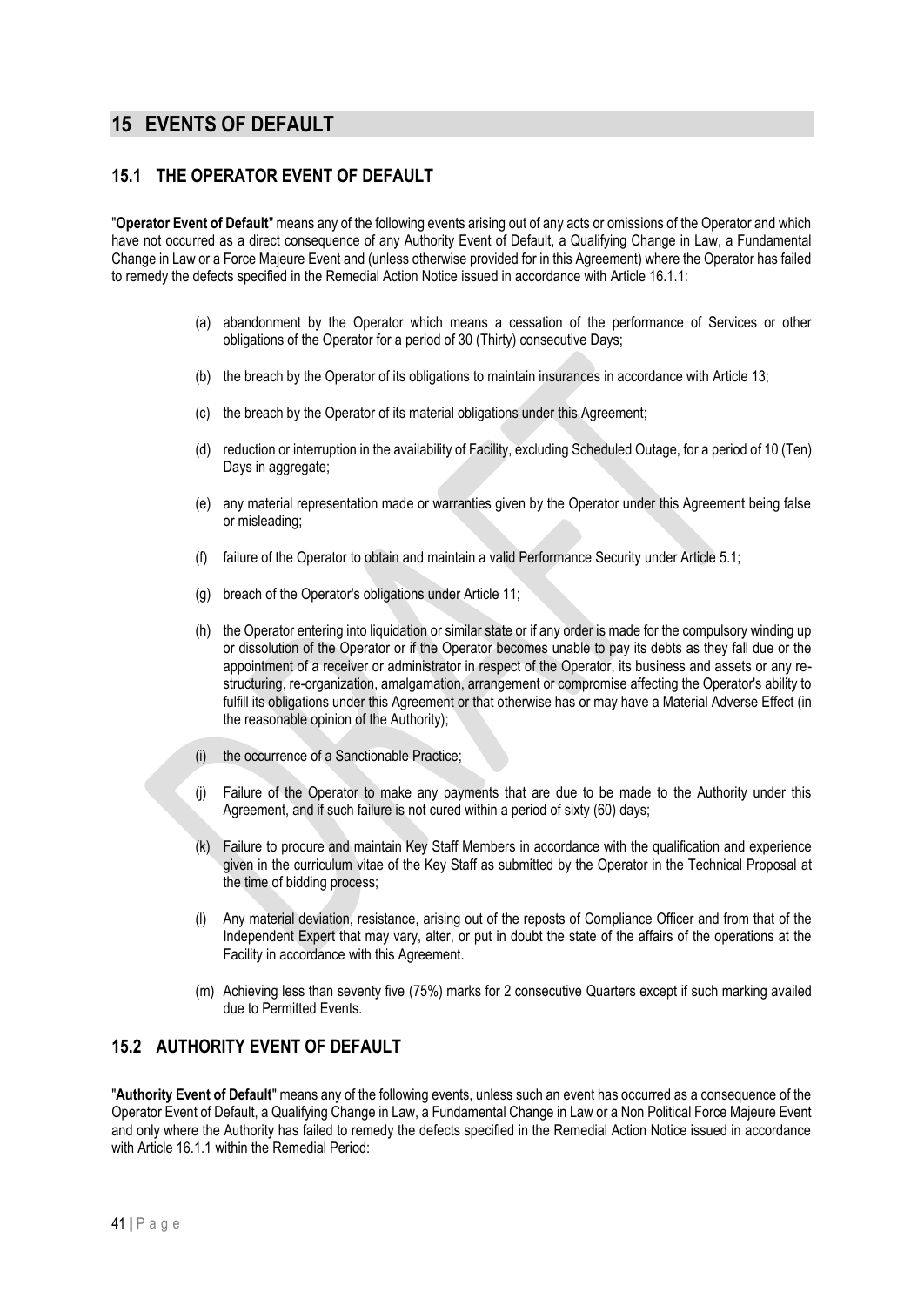# 15 EVENTS OF DEFAULT

## 15.1 THE OPERATOR EVENT OF DEFAULT

"**Operator Event of Default**" means any of the following events arising out of any acts or omissions of the Operator and which have not occurred as a direct consequence of any Authority Event of Default, a Qualifying Change in Law, a Fundamental Change in Law or a Force Majeure Event and (unless otherwise provided for in this Agreement) where the Operator has failed to remedy the defects specified in the Remedial Action Notice issued in accordance with Article 16.1.1:

(a) abandonment by the Operator which means a cessation of the performance of Services or other obligations of the Operator for a period of 30 (Thirty) consecutive Days;

(b) the breach by the Operator of its obligations to maintain insurances in accordance with Article 13;

(c) the breach by the Operator of its material obligations under this Agreement;

(d) reduction or interruption in the availability of Facility, excluding Scheduled Outage, for a period of 10 (Ten) Days in aggregate;

(e) any material representation made or warranties given by the Operator under this Agreement being false or misleading;

(f) failure of the Operator to obtain and maintain a valid Performance Security under Article 5.1;

(g) breach of the Operator's obligations under Article 11;

(h) the Operator entering into liquidation or similar state or if any order is made for the compulsory winding up or dissolution of the Operator or if the Operator becomes unable to pay its debts as they fall due or the appointment of a receiver or administrator in respect of the Operator, its business and assets or any re-structuring, re-organization, amalgamation, arrangement or compromise affecting the Operator's ability to fulfill its obligations under this Agreement or that otherwise has or may have a Material Adverse Effect (in the reasonable opinion of the Authority);

(i) the occurrence of a Sanctionable Practice;

(j) Failure of the Operator to make any payments that are due to be made to the Authority under this Agreement, and if such failure is not cured within a period of sixty (60) days;

(k) Failure to procure and maintain Key Staff Members in accordance with the qualification and experience given in the curriculum vitae of the Key Staff as submitted by the Operator in the Technical Proposal at the time of bidding process;

(l) Any material deviation, resistance, arising out of the reposts of Compliance Officer and from that of the Independent Expert that may vary, alter, or put in doubt the state of the affairs of the operations at the Facility in accordance with this Agreement.

(m) Achieving less than seventy five (75%) marks for 2 consecutive Quarters except if such marking availed due to Permitted Events.

## 15.2 AUTHORITY EVENT OF DEFAULT

"**Authority Event of Default**" means any of the following events, unless such an event has occurred as a consequence of the Operator Event of Default, a Qualifying Change in Law, a Fundamental Change in Law or a Non Political Force Majeure Event and only where the Authority has failed to remedy the defects specified in the Remedial Action Notice issued in accordance with Article 16.1.1 within the Remedial Period: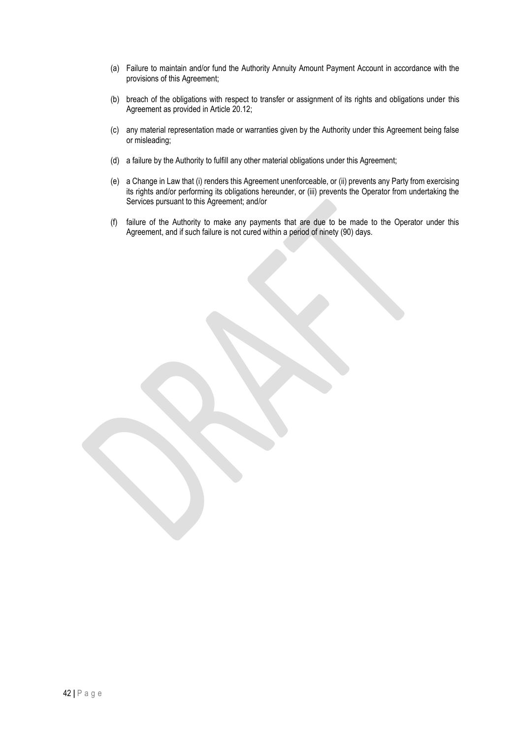(a) Failure to maintain and/or fund the Authority Annuity Amount Payment Account in accordance with the provisions of this Agreement;

(b) breach of the obligations with respect to transfer or assignment of its rights and obligations under this Agreement as provided in Article 20.12;

(c) any material representation made or warranties given by the Authority under this Agreement being false or misleading;

(d) a failure by the Authority to fulfill any other material obligations under this Agreement;

(e) a Change in Law that (i) renders this Agreement unenforceable, or (ii) prevents any Party from exercising its rights and/or performing its obligations hereunder, or (iii) prevents the Operator from undertaking the Services pursuant to this Agreement; and/or

(f) failure of the Authority to make any payments that are due to be made to the Operator under this Agreement, and if such failure is not cured within a period of ninety (90) days.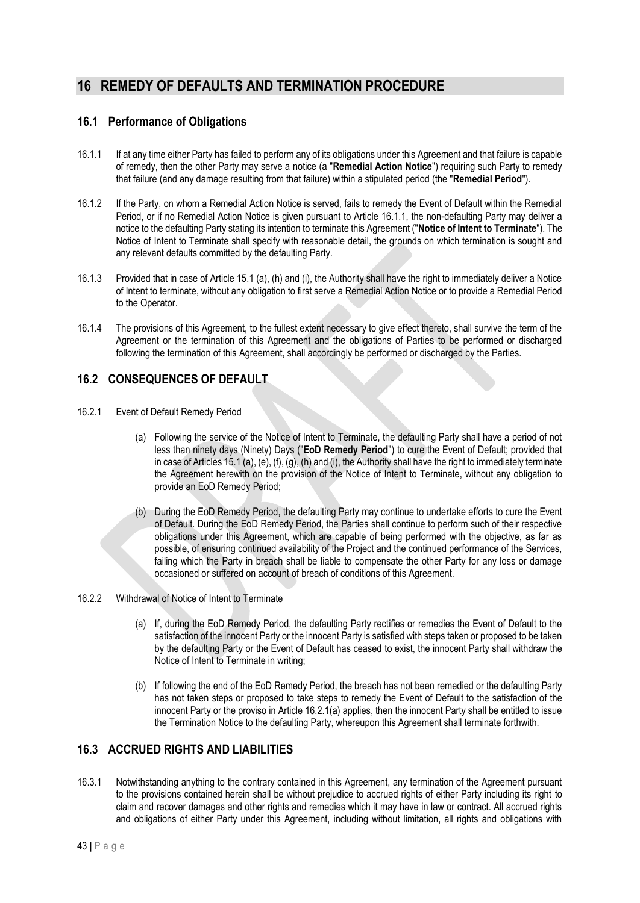# 16 REMEDY OF DEFAULTS AND TERMINATION PROCEDURE

## 16.1 Performance of Obligations

16.1.1 If at any time either Party has failed to perform any of its obligations under this Agreement and that failure is capable of remedy, then the other Party may serve a notice (a "**Remedial Action Notice**") requiring such Party to remedy that failure (and any damage resulting from that failure) within a stipulated period (the "**Remedial Period**").

16.1.2 If the Party, on whom a Remedial Action Notice is served, fails to remedy the Event of Default within the Remedial Period, or if no Remedial Action Notice is given pursuant to Article 16.1.1, the non-defaulting Party may deliver a notice to the defaulting Party stating its intention to terminate this Agreement ("**Notice of Intent to Terminate**"). The Notice of Intent to Terminate shall specify with reasonable detail, the grounds on which termination is sought and any relevant defaults committed by the defaulting Party.

16.1.3 Provided that in case of Article 15.1 (a), (h) and (i), the Authority shall have the right to immediately deliver a Notice of Intent to terminate, without any obligation to first serve a Remedial Action Notice or to provide a Remedial Period to the Operator.

16.1.4 The provisions of this Agreement, to the fullest extent necessary to give effect thereto, shall survive the term of the Agreement or the termination of this Agreement and the obligations of Parties to be performed or discharged following the termination of this Agreement, shall accordingly be performed or discharged by the Parties.

## 16.2 CONSEQUENCES OF DEFAULT

16.2.1 Event of Default Remedy Period

(a) Following the service of the Notice of Intent to Terminate, the defaulting Party shall have a period of not less than ninety days (Ninety) Days ("**EoD Remedy Period**") to cure the Event of Default; provided that in case of Articles 15.1 (a), (e), (f), (g), (h) and (i), the Authority shall have the right to immediately terminate the Agreement herewith on the provision of the Notice of Intent to Terminate, without any obligation to provide an EoD Remedy Period;

(b) During the EoD Remedy Period, the defaulting Party may continue to undertake efforts to cure the Event of Default. During the EoD Remedy Period, the Parties shall continue to perform such of their respective obligations under this Agreement, which are capable of being performed with the objective, as far as possible, of ensuring continued availability of the Project and the continued performance of the Services, failing which the Party in breach shall be liable to compensate the other Party for any loss or damage occasioned or suffered on account of breach of conditions of this Agreement.

16.2.2 Withdrawal of Notice of Intent to Terminate

(a) If, during the EoD Remedy Period, the defaulting Party rectifies or remedies the Event of Default to the satisfaction of the innocent Party or the innocent Party is satisfied with steps taken or proposed to be taken by the defaulting Party or the Event of Default has ceased to exist, the innocent Party shall withdraw the Notice of Intent to Terminate in writing;

(b) If following the end of the EoD Remedy Period, the breach has not been remedied or the defaulting Party has not taken steps or proposed to take steps to remedy the Event of Default to the satisfaction of the innocent Party or the proviso in Article 16.2.1(a) applies, then the innocent Party shall be entitled to issue the Termination Notice to the defaulting Party, whereupon this Agreement shall terminate forthwith.

## 16.3 ACCRUED RIGHTS AND LIABILITIES

16.3.1 Notwithstanding anything to the contrary contained in this Agreement, any termination of the Agreement pursuant to the provisions contained herein shall be without prejudice to accrued rights of either Party including its right to claim and recover damages and other rights and remedies which it may have in law or contract. All accrued rights and obligations of either Party under this Agreement, including without limitation, all rights and obligations with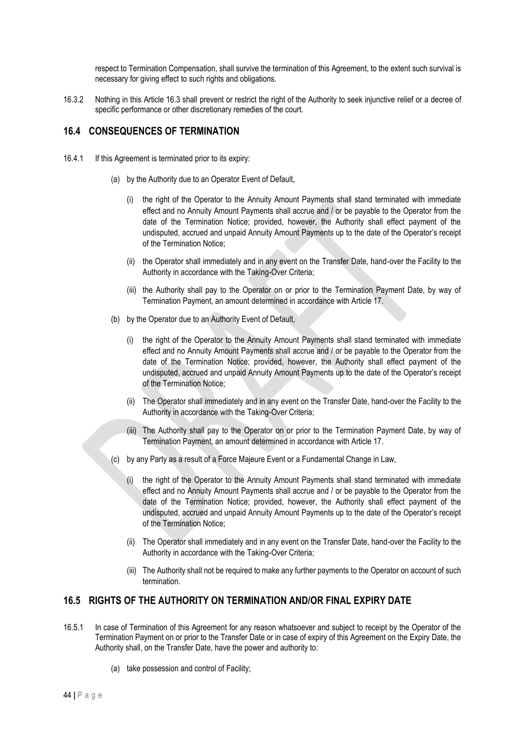respect to Termination Compensation, shall survive the termination of this Agreement, to the extent such survival is necessary for giving effect to such rights and obligations.

16.3.2 Nothing in this Article 16.3 shall prevent or restrict the right of the Authority to seek injunctive relief or a decree of specific performance or other discretionary remedies of the court.

## 16.4 CONSEQUENCES OF TERMINATION

16.4.1 If this Agreement is terminated prior to its expiry:

(a) by the Authority due to an Operator Event of Default,

(i) the right of the Operator to the Annuity Amount Payments shall stand terminated with immediate effect and no Annuity Amount Payments shall accrue and / or be payable to the Operator from the date of the Termination Notice; provided, however, the Authority shall effect payment of the undisputed, accrued and unpaid Annuity Amount Payments up to the date of the Operator's receipt of the Termination Notice;

(ii) the Operator shall immediately and in any event on the Transfer Date, hand-over the Facility to the Authority in accordance with the Taking-Over Criteria;

(iii) the Authority shall pay to the Operator on or prior to the Termination Payment Date, by way of Termination Payment, an amount determined in accordance with Article 17.

(b) by the Operator due to an Authority Event of Default,

(i) the right of the Operator to the Annuity Amount Payments shall stand terminated with immediate effect and no Annuity Amount Payments shall accrue and / or be payable to the Operator from the date of the Termination Notice; provided, however, the Authority shall effect payment of the undisputed, accrued and unpaid Annuity Amount Payments up to the date of the Operator's receipt of the Termination Notice;

(ii) The Operator shall immediately and in any event on the Transfer Date, hand-over the Facility to the Authority in accordance with the Taking-Over Criteria;

(iii) The Authority shall pay to the Operator on or prior to the Termination Payment Date, by way of Termination Payment, an amount determined in accordance with Article 17.

(c) by any Party as a result of a Force Majeure Event or a Fundamental Change in Law,

(i) the right of the Operator to the Annuity Amount Payments shall stand terminated with immediate effect and no Annuity Amount Payments shall accrue and / or be payable to the Operator from the date of the Termination Notice; provided, however, the Authority shall effect payment of the undisputed, accrued and unpaid Annuity Amount Payments up to the date of the Operator's receipt of the Termination Notice;

(ii) The Operator shall immediately and in any event on the Transfer Date, hand-over the Facility to the Authority in accordance with the Taking-Over Criteria;

(iii) The Authority shall not be required to make any further payments to the Operator on account of such termination.

## 16.5 RIGHTS OF THE AUTHORITY ON TERMINATION AND/OR FINAL EXPIRY DATE

16.5.1 In case of Termination of this Agreement for any reason whatsoever and subject to receipt by the Operator of the Termination Payment on or prior to the Transfer Date or in case of expiry of this Agreement on the Expiry Date, the Authority shall, on the Transfer Date, have the power and authority to:

(a) take possession and control of Facility;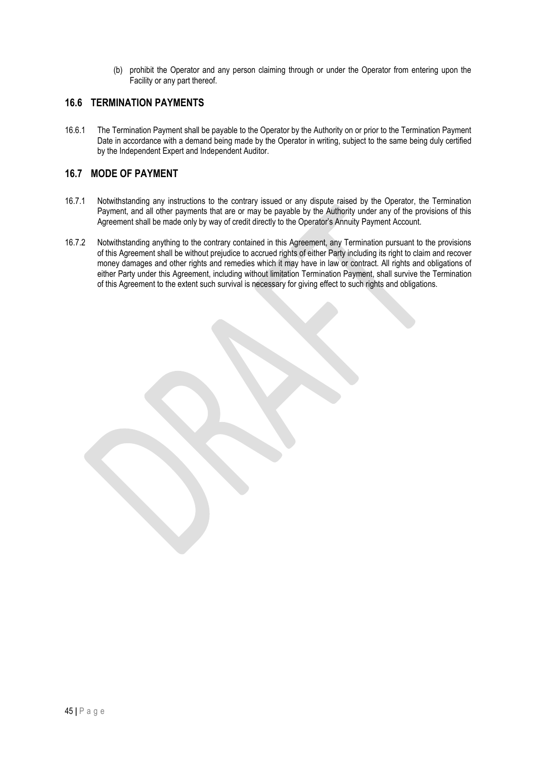(b) prohibit the Operator and any person claiming through or under the Operator from entering upon the Facility or any part thereof.

## 16.6 TERMINATION PAYMENTS

16.6.1 The Termination Payment shall be payable to the Operator by the Authority on or prior to the Termination Payment Date in accordance with a demand being made by the Operator in writing, subject to the same being duly certified by the Independent Expert and Independent Auditor.

## 16.7 MODE OF PAYMENT

16.7.1 Notwithstanding any instructions to the contrary issued or any dispute raised by the Operator, the Termination Payment, and all other payments that are or may be payable by the Authority under any of the provisions of this Agreement shall be made only by way of credit directly to the Operator's Annuity Payment Account.

16.7.2 Notwithstanding anything to the contrary contained in this Agreement, any Termination pursuant to the provisions of this Agreement shall be without prejudice to accrued rights of either Party including its right to claim and recover money damages and other rights and remedies which it may have in law or contract. All rights and obligations of either Party under this Agreement, including without limitation Termination Payment, shall survive the Termination of this Agreement to the extent such survival is necessary for giving effect to such rights and obligations.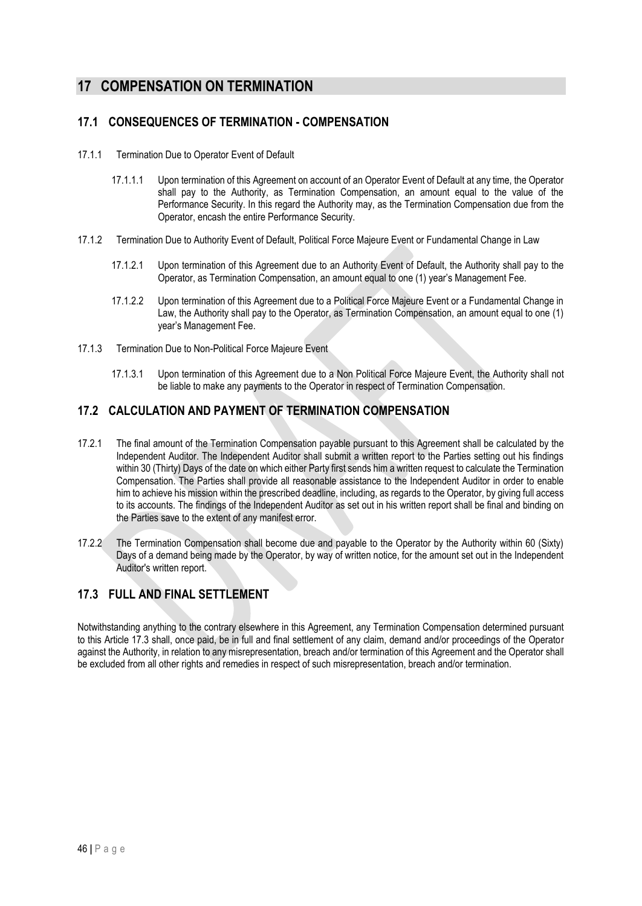# 17 COMPENSATION ON TERMINATION

## 17.1 CONSEQUENCES OF TERMINATION - COMPENSATION

17.1.1 Termination Due to Operator Event of Default

17.1.1.1 Upon termination of this Agreement on account of an Operator Event of Default at any time, the Operator shall pay to the Authority, as Termination Compensation, an amount equal to the value of the Performance Security. In this regard the Authority may, as the Termination Compensation due from the Operator, encash the entire Performance Security.

17.1.2 Termination Due to Authority Event of Default, Political Force Majeure Event or Fundamental Change in Law

17.1.2.1 Upon termination of this Agreement due to an Authority Event of Default, the Authority shall pay to the Operator, as Termination Compensation, an amount equal to one (1) year's Management Fee.

17.1.2.2 Upon termination of this Agreement due to a Political Force Majeure Event or a Fundamental Change in Law, the Authority shall pay to the Operator, as Termination Compensation, an amount equal to one (1) year's Management Fee.

17.1.3 Termination Due to Non-Political Force Majeure Event

17.1.3.1 Upon termination of this Agreement due to a Non Political Force Majeure Event, the Authority shall not be liable to make any payments to the Operator in respect of Termination Compensation.

## 17.2 CALCULATION AND PAYMENT OF TERMINATION COMPENSATION

17.2.1 The final amount of the Termination Compensation payable pursuant to this Agreement shall be calculated by the Independent Auditor. The Independent Auditor shall submit a written report to the Parties setting out his findings within 30 (Thirty) Days of the date on which either Party first sends him a written request to calculate the Termination Compensation. The Parties shall provide all reasonable assistance to the Independent Auditor in order to enable him to achieve his mission within the prescribed deadline, including, as regards to the Operator, by giving full access to its accounts. The findings of the Independent Auditor as set out in his written report shall be final and binding on the Parties save to the extent of any manifest error.

17.2.2 The Termination Compensation shall become due and payable to the Operator by the Authority within 60 (Sixty) Days of a demand being made by the Operator, by way of written notice, for the amount set out in the Independent Auditor's written report.

## 17.3 FULL AND FINAL SETTLEMENT

Notwithstanding anything to the contrary elsewhere in this Agreement, any Termination Compensation determined pursuant to this Article 17.3 shall, once paid, be in full and final settlement of any claim, demand and/or proceedings of the Operator against the Authority, in relation to any misrepresentation, breach and/or termination of this Agreement and the Operator shall be excluded from all other rights and remedies in respect of such misrepresentation, breach and/or termination.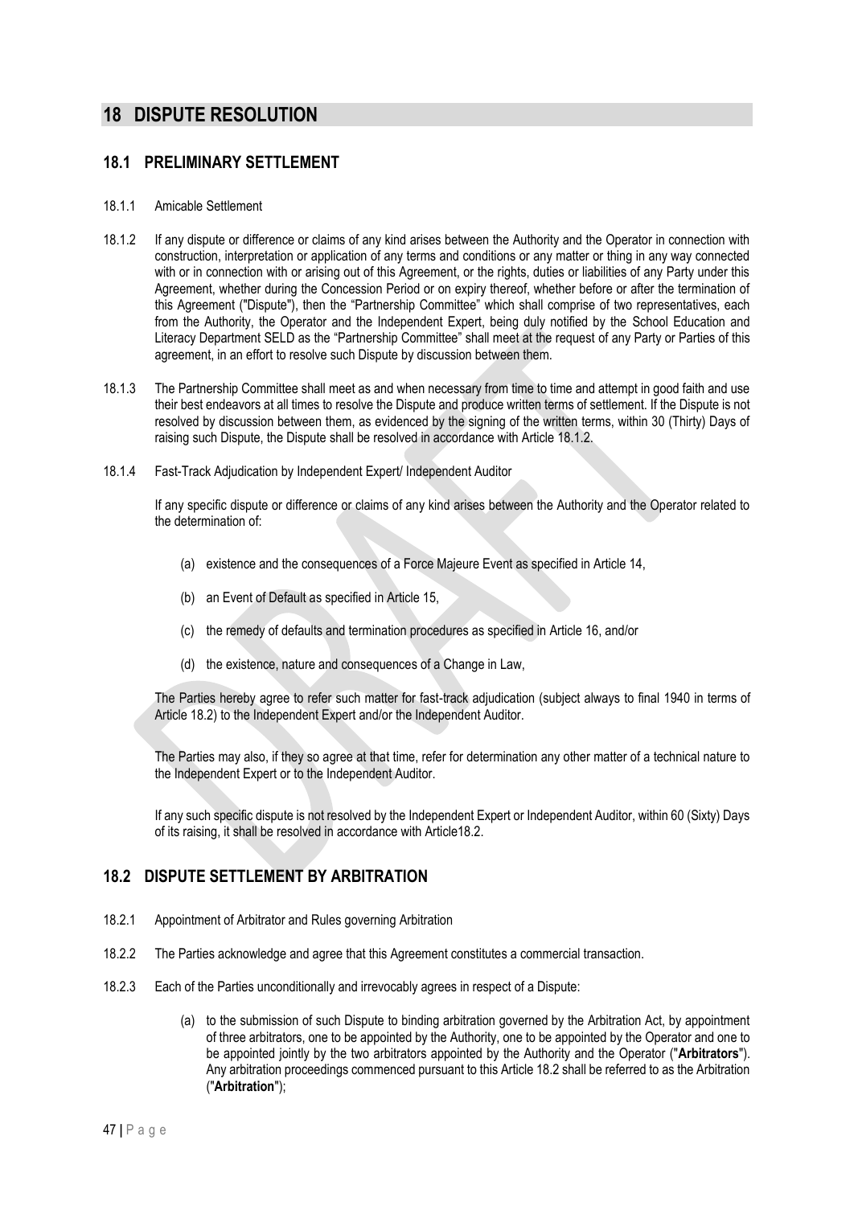# 18 DISPUTE RESOLUTION

## 18.1 PRELIMINARY SETTLEMENT

18.1.1 Amicable Settlement

18.1.2 If any dispute or difference or claims of any kind arises between the Authority and the Operator in connection with construction, interpretation or application of any terms and conditions or any matter or thing in any way connected with or in connection with or arising out of this Agreement, or the rights, duties or liabilities of any Party under this Agreement, whether during the Concession Period or on expiry thereof, whether before or after the termination of this Agreement ("Dispute"), then the "Partnership Committee" which shall comprise of two representatives, each from the Authority, the Operator and the Independent Expert, being duly notified by the School Education and Literacy Department SELD as the "Partnership Committee" shall meet at the request of any Party or Parties of this agreement, in an effort to resolve such Dispute by discussion between them.

18.1.3 The Partnership Committee shall meet as and when necessary from time to time and attempt in good faith and use their best endeavors at all times to resolve the Dispute and produce written terms of settlement. If the Dispute is not resolved by discussion between them, as evidenced by the signing of the written terms, within 30 (Thirty) Days of raising such Dispute, the Dispute shall be resolved in accordance with Article 18.1.2.

18.1.4 Fast-Track Adjudication by Independent Expert/ Independent Auditor

If any specific dispute or difference or claims of any kind arises between the Authority and the Operator related to the determination of:

(a) existence and the consequences of a Force Majeure Event as specified in Article 14,

(b) an Event of Default as specified in Article 15,

(c) the remedy of defaults and termination procedures as specified in Article 16, and/or

(d) the existence, nature and consequences of a Change in Law,

The Parties hereby agree to refer such matter for fast-track adjudication (subject always to final 1940 in terms of Article 18.2) to the Independent Expert and/or the Independent Auditor.

The Parties may also, if they so agree at that time, refer for determination any other matter of a technical nature to the Independent Expert or to the Independent Auditor.

If any such specific dispute is not resolved by the Independent Expert or Independent Auditor, within 60 (Sixty) Days of its raising, it shall be resolved in accordance with Article18.2.

## 18.2 DISPUTE SETTLEMENT BY ARBITRATION

18.2.1 Appointment of Arbitrator and Rules governing Arbitration

18.2.2 The Parties acknowledge and agree that this Agreement constitutes a commercial transaction.

18.2.3 Each of the Parties unconditionally and irrevocably agrees in respect of a Dispute:

(a) to the submission of such Dispute to binding arbitration governed by the Arbitration Act, by appointment of three arbitrators, one to be appointed by the Authority, one to be appointed by the Operator and one to be appointed jointly by the two arbitrators appointed by the Authority and the Operator ("**Arbitrators**"). Any arbitration proceedings commenced pursuant to this Article 18.2 shall be referred to as the Arbitration ("**Arbitration**");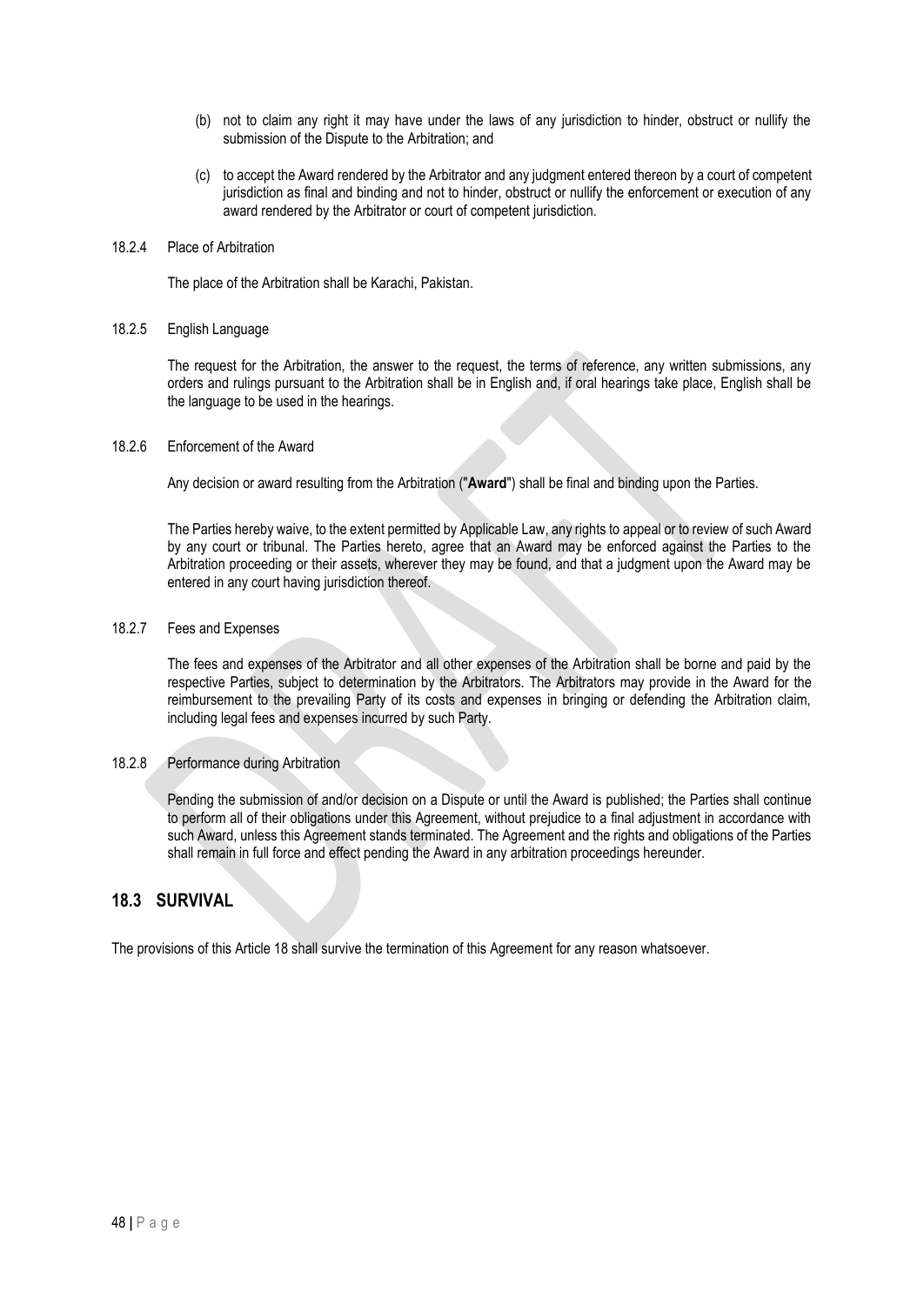(b) not to claim any right it may have under the laws of any jurisdiction to hinder, obstruct or nullify the submission of the Dispute to the Arbitration; and

(c) to accept the Award rendered by the Arbitrator and any judgment entered thereon by a court of competent jurisdiction as final and binding and not to hinder, obstruct or nullify the enforcement or execution of any award rendered by the Arbitrator or court of competent jurisdiction.

18.2.4 Place of Arbitration

The place of the Arbitration shall be Karachi, Pakistan.

18.2.5 English Language

The request for the Arbitration, the answer to the request, the terms of reference, any written submissions, any orders and rulings pursuant to the Arbitration shall be in English and, if oral hearings take place, English shall be the language to be used in the hearings.

18.2.6 Enforcement of the Award

Any decision or award resulting from the Arbitration ("**Award**") shall be final and binding upon the Parties.

The Parties hereby waive, to the extent permitted by Applicable Law, any rights to appeal or to review of such Award by any court or tribunal. The Parties hereto, agree that an Award may be enforced against the Parties to the Arbitration proceeding or their assets, wherever they may be found, and that a judgment upon the Award may be entered in any court having jurisdiction thereof.

18.2.7 Fees and Expenses

The fees and expenses of the Arbitrator and all other expenses of the Arbitration shall be borne and paid by the respective Parties, subject to determination by the Arbitrators. The Arbitrators may provide in the Award for the reimbursement to the prevailing Party of its costs and expenses in bringing or defending the Arbitration claim, including legal fees and expenses incurred by such Party.

18.2.8 Performance during Arbitration

Pending the submission of and/or decision on a Dispute or until the Award is published; the Parties shall continue to perform all of their obligations under this Agreement, without prejudice to a final adjustment in accordance with such Award, unless this Agreement stands terminated. The Agreement and the rights and obligations of the Parties shall remain in full force and effect pending the Award in any arbitration proceedings hereunder.

## 18.3 SURVIVAL

The provisions of this Article 18 shall survive the termination of this Agreement for any reason whatsoever.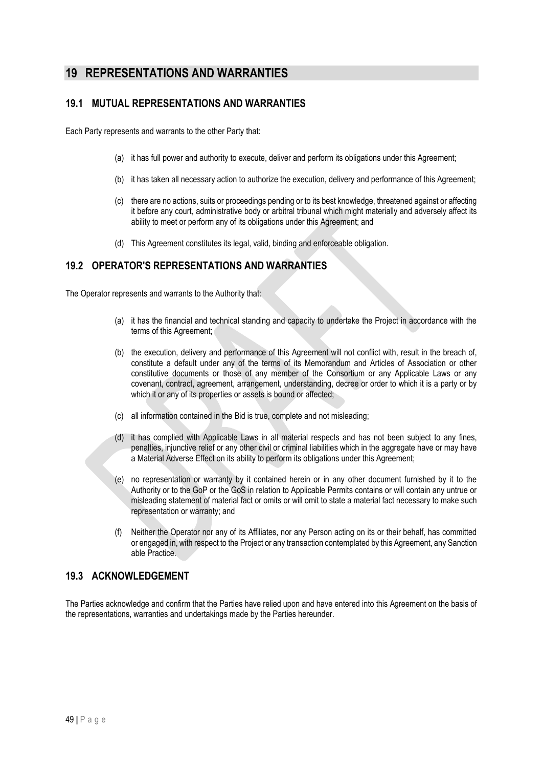# 19 REPRESENTATIONS AND WARRANTIES

## 19.1 MUTUAL REPRESENTATIONS AND WARRANTIES

Each Party represents and warrants to the other Party that:

(a) it has full power and authority to execute, deliver and perform its obligations under this Agreement;

(b) it has taken all necessary action to authorize the execution, delivery and performance of this Agreement;

(c) there are no actions, suits or proceedings pending or to its best knowledge, threatened against or affecting it before any court, administrative body or arbitral tribunal which might materially and adversely affect its ability to meet or perform any of its obligations under this Agreement; and

(d) This Agreement constitutes its legal, valid, binding and enforceable obligation.

## 19.2 OPERATOR'S REPRESENTATIONS AND WARRANTIES

The Operator represents and warrants to the Authority that:

(a) it has the financial and technical standing and capacity to undertake the Project in accordance with the terms of this Agreement;

(b) the execution, delivery and performance of this Agreement will not conflict with, result in the breach of, constitute a default under any of the terms of its Memorandum and Articles of Association or other constitutive documents or those of any member of the Consortium or any Applicable Laws or any covenant, contract, agreement, arrangement, understanding, decree or order to which it is a party or by which it or any of its properties or assets is bound or affected;

(c) all information contained in the Bid is true, complete and not misleading;

(d) it has complied with Applicable Laws in all material respects and has not been subject to any fines, penalties, injunctive relief or any other civil or criminal liabilities which in the aggregate have or may have a Material Adverse Effect on its ability to perform its obligations under this Agreement;

(e) no representation or warranty by it contained herein or in any other document furnished by it to the Authority or to the GoP or the GoS in relation to Applicable Permits contains or will contain any untrue or misleading statement of material fact or omits or will omit to state a material fact necessary to make such representation or warranty; and

(f) Neither the Operator nor any of its Affiliates, nor any Person acting on its or their behalf, has committed or engaged in, with respect to the Project or any transaction contemplated by this Agreement, any Sanction able Practice.

## 19.3 ACKNOWLEDGEMENT

The Parties acknowledge and confirm that the Parties have relied upon and have entered into this Agreement on the basis of the representations, warranties and undertakings made by the Parties hereunder.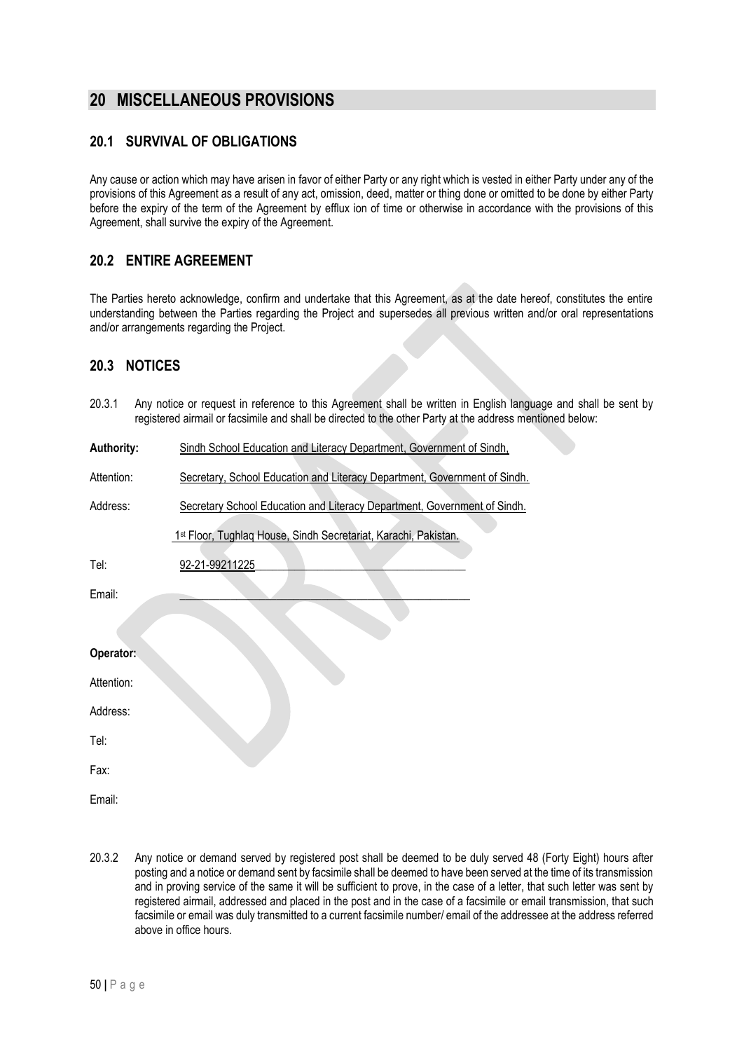# 20 MISCELLANEOUS PROVISIONS

## 20.1 SURVIVAL OF OBLIGATIONS

Any cause or action which may have arisen in favor of either Party or any right which is vested in either Party under any of the provisions of this Agreement as a result of any act, omission, deed, matter or thing done or omitted to be done by either Party before the expiry of the term of the Agreement by efflux ion of time or otherwise in accordance with the provisions of this Agreement, shall survive the expiry of the Agreement.

## 20.2 ENTIRE AGREEMENT

The Parties hereto acknowledge, confirm and undertake that this Agreement, as at the date hereof, constitutes the entire understanding between the Parties regarding the Project and supersedes all previous written and/or oral representations and/or arrangements regarding the Project.

## 20.3 NOTICES

20.3.1 Any notice or request in reference to this Agreement shall be written in English language and shall be sent by registered airmail or facsimile and shall be directed to the other Party at the address mentioned below:

**Authority:** Sindh School Education and Literacy Department, Government of Sindh,

Attention: Secretary, School Education and Literacy Department, Government of Sindh.

Address: Secretary School Education and Literacy Department, Government of Sindh.

1st Floor, Tughlaq House, Sindh Secretariat, Karachi, Pakistan.

Tel: 92-21-99211225

Email: ____________________

**Operator:**

Attention:

Address:

Tel:

Fax:

Email:

20.3.2 Any notice or demand served by registered post shall be deemed to be duly served 48 (Forty Eight) hours after posting and a notice or demand sent by facsimile shall be deemed to have been served at the time of its transmission and in proving service of the same it will be sufficient to prove, in the case of a letter, that such letter was sent by registered airmail, addressed and placed in the post and in the case of a facsimile or email transmission, that such facsimile or email was duly transmitted to a current facsimile number/ email of the addressee at the address referred above in office hours.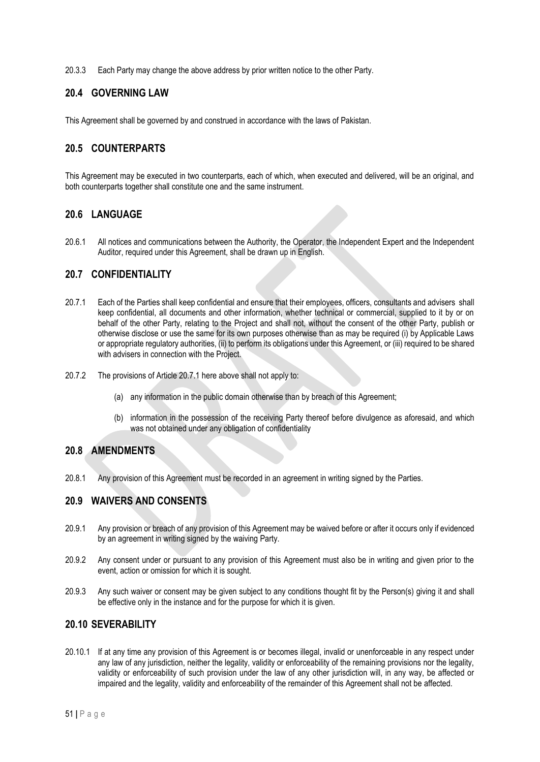20.3.3 Each Party may change the above address by prior written notice to the other Party.

## 20.4 GOVERNING LAW

This Agreement shall be governed by and construed in accordance with the laws of Pakistan.

## 20.5 COUNTERPARTS

This Agreement may be executed in two counterparts, each of which, when executed and delivered, will be an original, and both counterparts together shall constitute one and the same instrument.

## 20.6 LANGUAGE

20.6.1 All notices and communications between the Authority, the Operator, the Independent Expert and the Independent Auditor, required under this Agreement, shall be drawn up in English.

## 20.7 CONFIDENTIALITY

20.7.1 Each of the Parties shall keep confidential and ensure that their employees, officers, consultants and advisers shall keep confidential, all documents and other information, whether technical or commercial, supplied to it by or on behalf of the other Party, relating to the Project and shall not, without the consent of the other Party, publish or otherwise disclose or use the same for its own purposes otherwise than as may be required (i) by Applicable Laws or appropriate regulatory authorities, (ii) to perform its obligations under this Agreement, or (iii) required to be shared with advisers in connection with the Project.

20.7.2 The provisions of Article 20.7.1 here above shall not apply to:

(a) any information in the public domain otherwise than by breach of this Agreement;

(b) information in the possession of the receiving Party thereof before divulgence as aforesaid, and which was not obtained under any obligation of confidentiality

## 20.8 AMENDMENTS

20.8.1 Any provision of this Agreement must be recorded in an agreement in writing signed by the Parties.

## 20.9 WAIVERS AND CONSENTS

20.9.1 Any provision or breach of any provision of this Agreement may be waived before or after it occurs only if evidenced by an agreement in writing signed by the waiving Party.

20.9.2 Any consent under or pursuant to any provision of this Agreement must also be in writing and given prior to the event, action or omission for which it is sought.

20.9.3 Any such waiver or consent may be given subject to any conditions thought fit by the Person(s) giving it and shall be effective only in the instance and for the purpose for which it is given.

## 20.10 SEVERABILITY

20.10.1 If at any time any provision of this Agreement is or becomes illegal, invalid or unenforceable in any respect under any law of any jurisdiction, neither the legality, validity or enforceability of the remaining provisions nor the legality, validity or enforceability of such provision under the law of any other jurisdiction will, in any way, be affected or impaired and the legality, validity and enforceability of the remainder of this Agreement shall not be affected.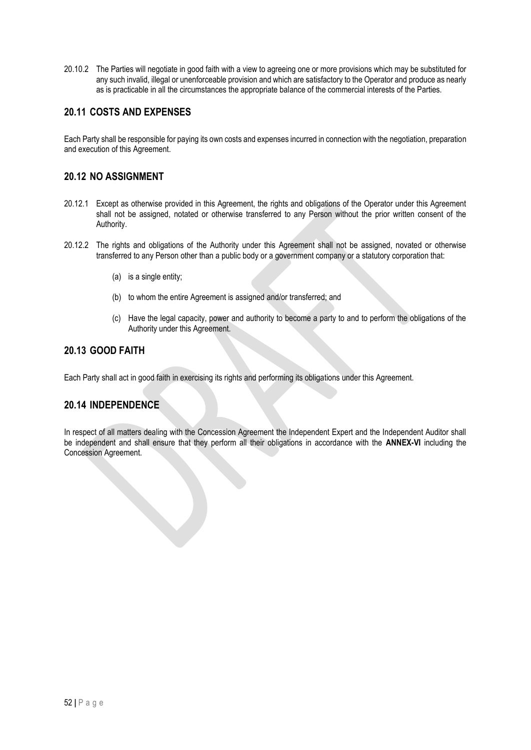20.10.2 The Parties will negotiate in good faith with a view to agreeing one or more provisions which may be substituted for any such invalid, illegal or unenforceable provision and which are satisfactory to the Operator and produce as nearly as is practicable in all the circumstances the appropriate balance of the commercial interests of the Parties.

## 20.11 COSTS AND EXPENSES

Each Party shall be responsible for paying its own costs and expenses incurred in connection with the negotiation, preparation and execution of this Agreement.

## 20.12 NO ASSIGNMENT

20.12.1 Except as otherwise provided in this Agreement, the rights and obligations of the Operator under this Agreement shall not be assigned, notated or otherwise transferred to any Person without the prior written consent of the Authority.

20.12.2 The rights and obligations of the Authority under this Agreement shall not be assigned, novated or otherwise transferred to any Person other than a public body or a government company or a statutory corporation that:

- (a) is a single entity;
- (b) to whom the entire Agreement is assigned and/or transferred; and
- (c) Have the legal capacity, power and authority to become a party to and to perform the obligations of the Authority under this Agreement.

## 20.13 GOOD FAITH

Each Party shall act in good faith in exercising its rights and performing its obligations under this Agreement.

## 20.14 INDEPENDENCE

In respect of all matters dealing with the Concession Agreement the Independent Expert and the Independent Auditor shall be independent and shall ensure that they perform all their obligations in accordance with the **ANNEX-VI** including the Concession Agreement.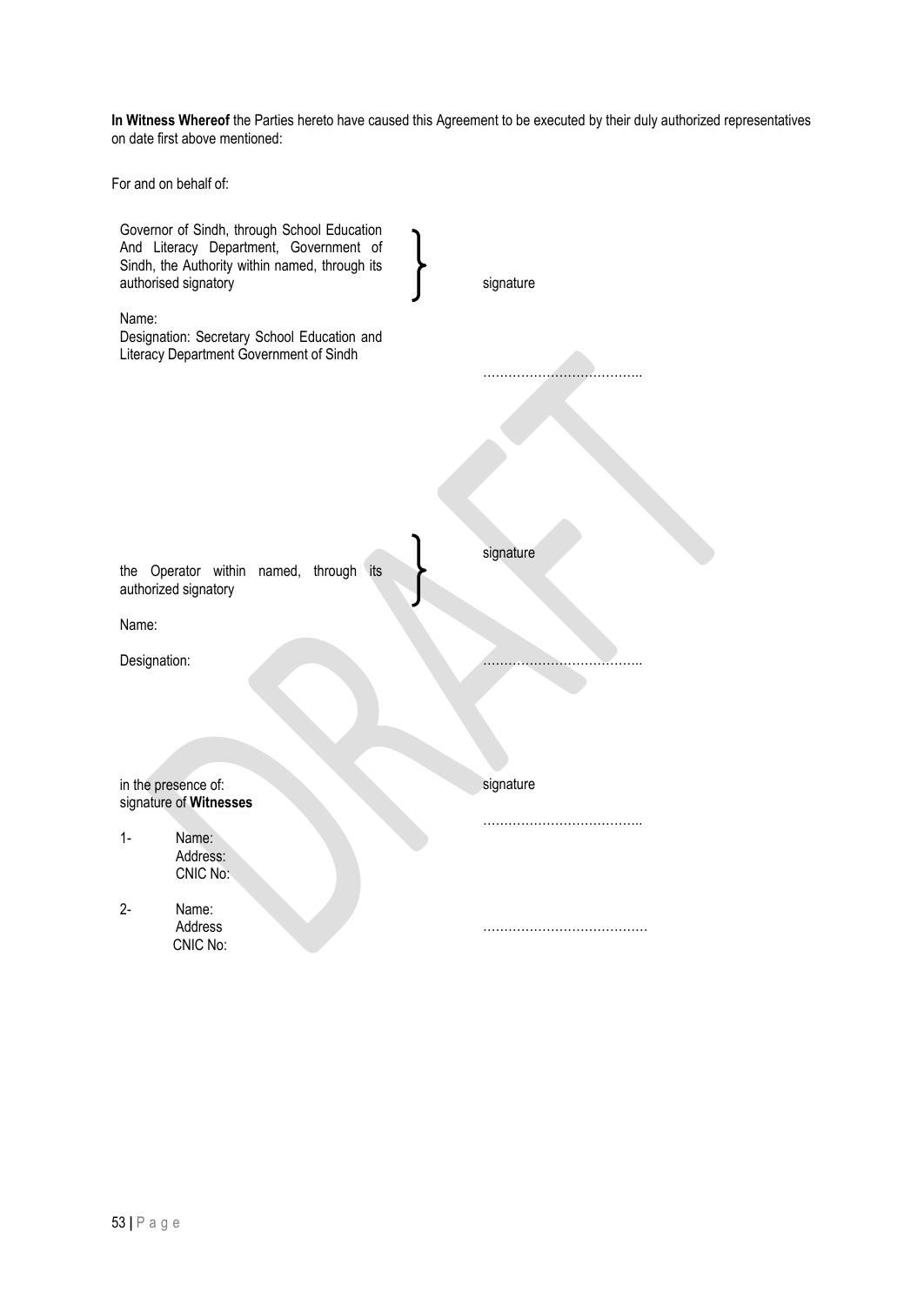**In Witness Whereof** the Parties hereto have caused this Agreement to be executed by their duly authorized representatives on date first above mentioned:

For and on behalf of:

Governor of Sindh, through School Education And Literacy Department, Government of Sindh, the Authority within named, through its authorised signatory } signature

Name:

Designation: Secretary School Education and Literacy Department Government of Sindh

………………………………..

the Operator within named, through its authorized signatory } signature

Name:

Designation: ………………………………..

in the presence of:
signature of **Witnesses**

signature

………………………………..

1- Name:
Address:
CNIC No:

2- Name:
Address
CNIC No:

…………………………………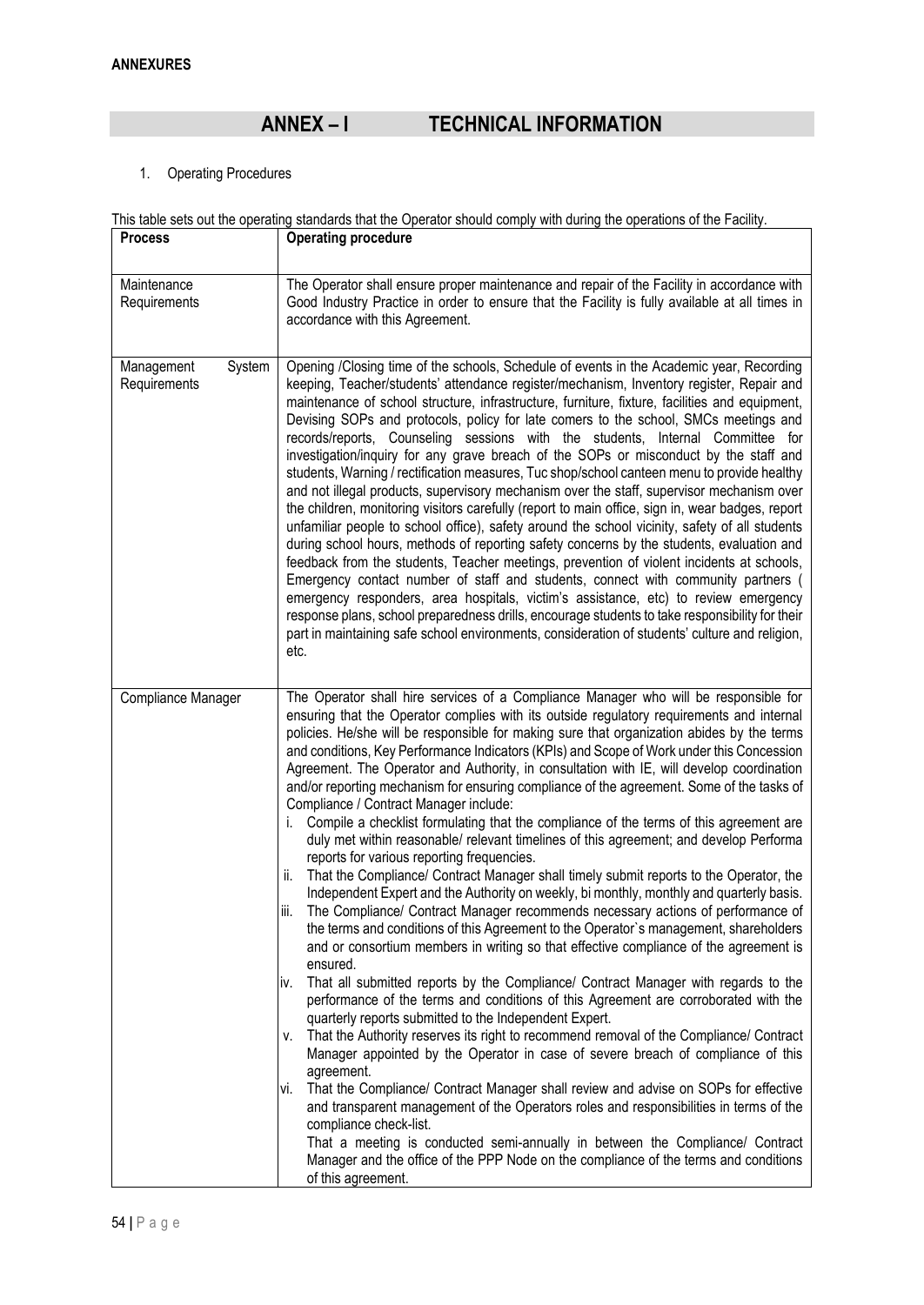**ANNEXURES**

# ANNEX – I TECHNICAL INFORMATION

1. Operating Procedures

This table sets out the operating standards that the Operator should comply with during the operations of the Facility.

| Process | Operating procedure |
|---|---|
| Maintenance Requirements | The Operator shall ensure proper maintenance and repair of the Facility in accordance with Good Industry Practice in order to ensure that the Facility is fully available at all times in accordance with this Agreement. |
| Management System Requirements | Opening /Closing time of the schools, Schedule of events in the Academic year, Recording keeping, Teacher/students' attendance register/mechanism, Inventory register, Repair and maintenance of school structure, infrastructure, furniture, fixture, facilities and equipment, Devising SOPs and protocols, policy for late comers to the school, SMCs meetings and records/reports, Counseling sessions with the students, Internal Committee for investigation/inquiry for any grave breach of the SOPs or misconduct by the staff and students, Warning / rectification measures, Tuc shop/school canteen menu to provide healthy and not illegal products, supervisory mechanism over the staff, supervisor mechanism over the children, monitoring visitors carefully (report to main office, sign in, wear badges, report unfamiliar people to school office), safety around the school vicinity, safety of all students during school hours, methods of reporting safety concerns by the students, evaluation and feedback from the students, Teacher meetings, prevention of violent incidents at schools, Emergency contact number of staff and students, connect with community partners ( emergency responders, area hospitals, victim's assistance, etc) to review emergency response plans, school preparedness drills, encourage students to take responsibility for their part in maintaining safe school environments, consideration of students' culture and religion, etc. |
| Compliance Manager | The Operator shall hire services of a Compliance Manager who will be responsible for ensuring that the Operator complies with its outside regulatory requirements and internal policies. He/she will be responsible for making sure that organization abides by the terms and conditions, Key Performance Indicators (KPIs) and Scope of Work under this Concession Agreement. The Operator and Authority, in consultation with IE, will develop coordination and/or reporting mechanism for ensuring compliance of the agreement. Some of the tasks of Compliance / Contract Manager include:<br>i. Compile a checklist formulating that the compliance of the terms of this agreement are duly met within reasonable/ relevant timelines of this agreement; and develop Performa reports for various reporting frequencies.<br>ii. That the Compliance/ Contract Manager shall timely submit reports to the Operator, the Independent Expert and the Authority on weekly, bi monthly, monthly and quarterly basis.<br>iii. The Compliance/ Contract Manager recommends necessary actions of performance of the terms and conditions of this Agreement to the Operator`s management, shareholders and or consortium members in writing so that effective compliance of the agreement is ensured.<br>iv. That all submitted reports by the Compliance/ Contract Manager with regards to the performance of the terms and conditions of this Agreement are corroborated with the quarterly reports submitted to the Independent Expert.<br>v. That the Authority reserves its right to recommend removal of the Compliance/ Contract Manager appointed by the Operator in case of severe breach of compliance of this agreement.<br>vi. That the Compliance/ Contract Manager shall review and advise on SOPs for effective and transparent management of the Operators roles and responsibilities in terms of the compliance check-list.<br>That a meeting is conducted semi-annually in between the Compliance/ Contract Manager and the office of the PPP Node on the compliance of the terms and conditions of this agreement. |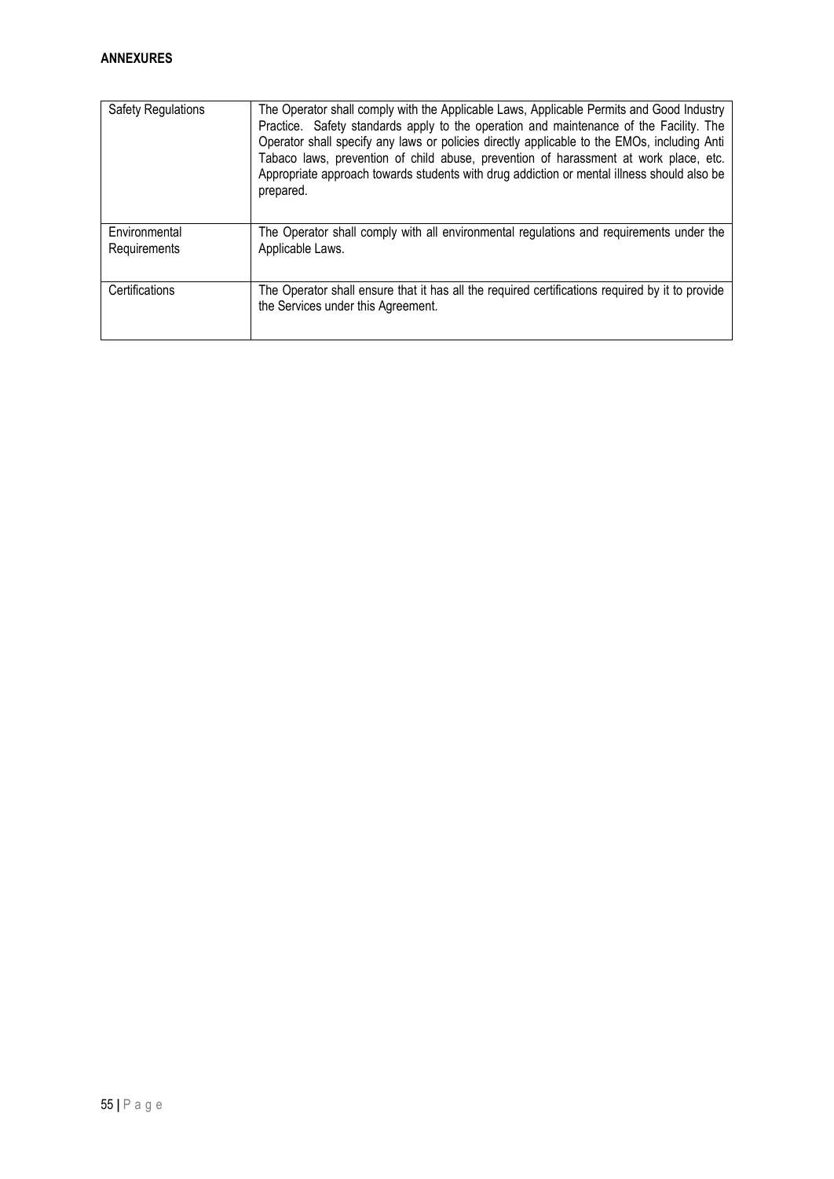**ANNEXURES**

| | |
|---|---|
| Safety Regulations | The Operator shall comply with the Applicable Laws, Applicable Permits and Good Industry Practice. Safety standards apply to the operation and maintenance of the Facility. The Operator shall specify any laws or policies directly applicable to the EMOs, including Anti Tabaco laws, prevention of child abuse, prevention of harassment at work place, etc. Appropriate approach towards students with drug addiction or mental illness should also be prepared. |
| Environmental Requirements | The Operator shall comply with all environmental regulations and requirements under the Applicable Laws. |
| Certifications | The Operator shall ensure that it has all the required certifications required by it to provide the Services under this Agreement. |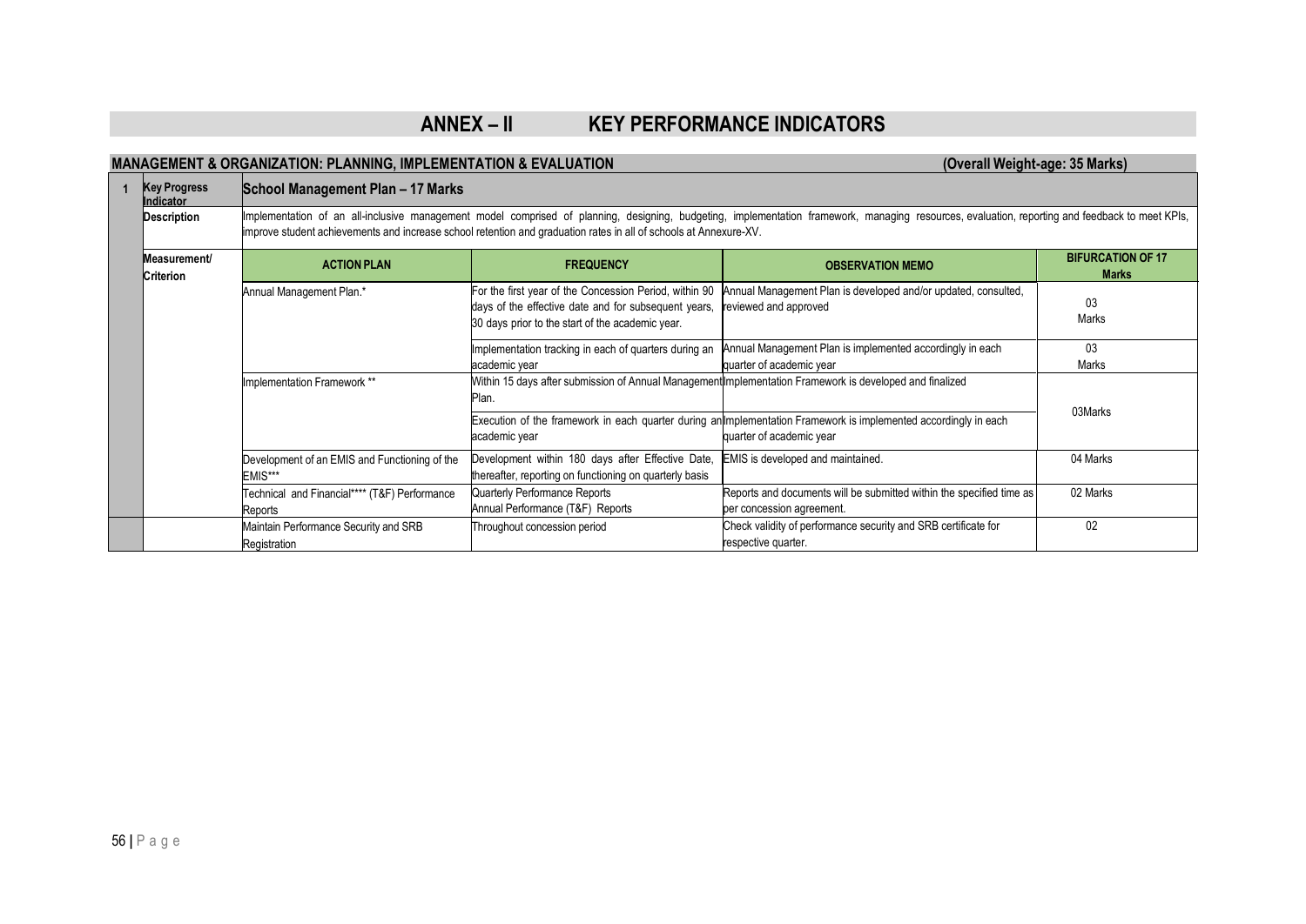# ANNEX – II KEY PERFORMANCE INDICATORS

## MANAGEMENT & ORGANIZATION: PLANNING, IMPLEMENTATION & EVALUATION (Overall Weight-age: 35 Marks)

| 1 | Key Progress Indicator | School Management Plan – 17 Marks | | | |
|---|---|---|---|---|---|
| | Description | Implementation of an all-inclusive management model comprised of planning, designing, budgeting, implementation framework, managing resources, evaluation, reporting and feedback to meet KPIs, improve student achievements and increase school retention and graduation rates in all of schools at Annexure-XV. | | | |
| | Measurement/ Criterion | **ACTION PLAN** | **FREQUENCY** | **OBSERVATION MEMO** | **BIFURCATION OF 17 Marks** |
| | | Annual Management Plan.* | For the first year of the Concession Period, within 90 days of the effective date and for subsequent years, 30 days prior to the start of the academic year. | Annual Management Plan is developed and/or updated, consulted, reviewed and approved | 03 Marks |
| | | | Implementation tracking in each of quarters during an academic year | Annual Management Plan is implemented accordingly in each quarter of academic year | 03 Marks |
| | | Implementation Framework ** | Within 15 days after submission of Annual Management Plan. | Implementation Framework is developed and finalized | 03Marks |
| | | | Execution of the framework in each quarter during an academic year | Implementation Framework is implemented accordingly in each quarter of academic year | |
| | | Development of an EMIS and Functioning of the EMIS*** | Development within 180 days after Effective Date, thereafter, reporting on functioning on quarterly basis | EMIS is developed and maintained. | 04 Marks |
| | | Technical and Financial**** (T&F) Performance Reports | Quarterly Performance Reports<br>Annual Performance (T&F) Reports | Reports and documents will be submitted within the specified time as per concession agreement. | 02 Marks |
| | | Maintain Performance Security and SRB Registration | Throughout concession period | Check validity of performance security and SRB certificate for respective quarter. | 02 |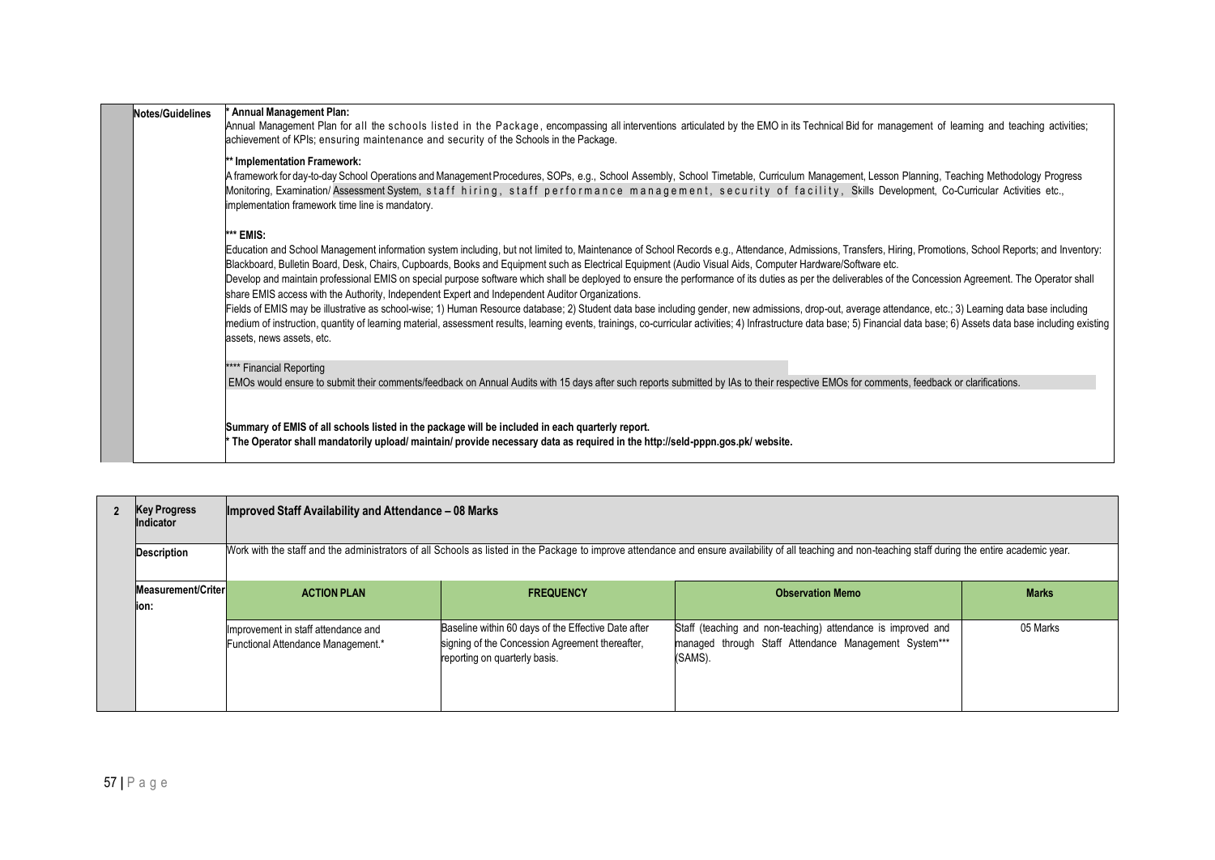| | Notes/Guidelines | * **Annual Management Plan:** Annual Management Plan for all the schools listed in the Package, encompassing all interventions articulated by the EMO in its Technical Bid for management of learning and teaching activities; achievement of KPIs; ensuring maintenance and security of the Schools in the Package.<br><br>** **Implementation Framework:** A framework for day-to-day School Operations and Management Procedures, SOPs, e.g., School Assembly, School Timetable, Curriculum Management, Lesson Planning, Teaching Methodology Progress Monitoring, Examination/ Assessment System, staff hiring, staff performance management, security of facility, Skills Development, Co-Curricular Activities etc., implementation framework time line is mandatory.<br><br>*** **EMIS:** Education and School Management information system including, but not limited to, Maintenance of School Records e.g., Attendance, Admissions, Transfers, Hiring, Promotions, School Reports; and Inventory: Blackboard, Bulletin Board, Desk, Chairs, Cupboards, Books and Equipment such as Electrical Equipment (Audio Visual Aids, Computer Hardware/Software etc. Develop and maintain professional EMIS on special purpose software which shall be deployed to ensure the performance of its duties as per the deliverables of the Concession Agreement. The Operator shall share EMIS access with the Authority, Independent Expert and Independent Auditor Organizations. Fields of EMIS may be illustrative as school-wise; 1) Human Resource database; 2) Student data base including gender, new admissions, drop-out, average attendance, etc.; 3) Learning data base including medium of instruction, quantity of learning material, assessment results, learning events, trainings, co-curricular activities; 4) Infrastructure data base; 5) Financial data base; 6) Assets data base including existing assets, news assets, etc.<br><br>**** Financial Reporting<br>EMOs would ensure to submit their comments/feedback on Annual Audits with 15 days after such reports submitted by IAs to their respective EMOs for comments, feedback or clarifications.<br><br>**Summary of EMIS of all schools listed in the package will be included in each quarterly report.**<br>* **The Operator shall mandatorily upload/ maintain/ provide necessary data as required in the http://seld-pppn.gos.pk/ website.** |
|---|---|---|

| 2 | Key Progress Indicator | Improved Staff Availability and Attendance – 08 Marks | | | |
|---|---|---|---|---|---|
| | Description | Work with the staff and the administrators of all Schools as listed in the Package to improve attendance and ensure availability of all teaching and non-teaching staff during the entire academic year. | | | |
| | Measurement/Criterion: | **ACTION PLAN** | **FREQUENCY** | **Observation Memo** | **Marks** |
| | | Improvement in staff attendance and Functional Attendance Management.* | Baseline within 60 days of the Effective Date after signing of the Concession Agreement thereafter, reporting on quarterly basis. | Staff (teaching and non-teaching) attendance is improved and managed through Staff Attendance Management System*** (SAMS). | 05 Marks |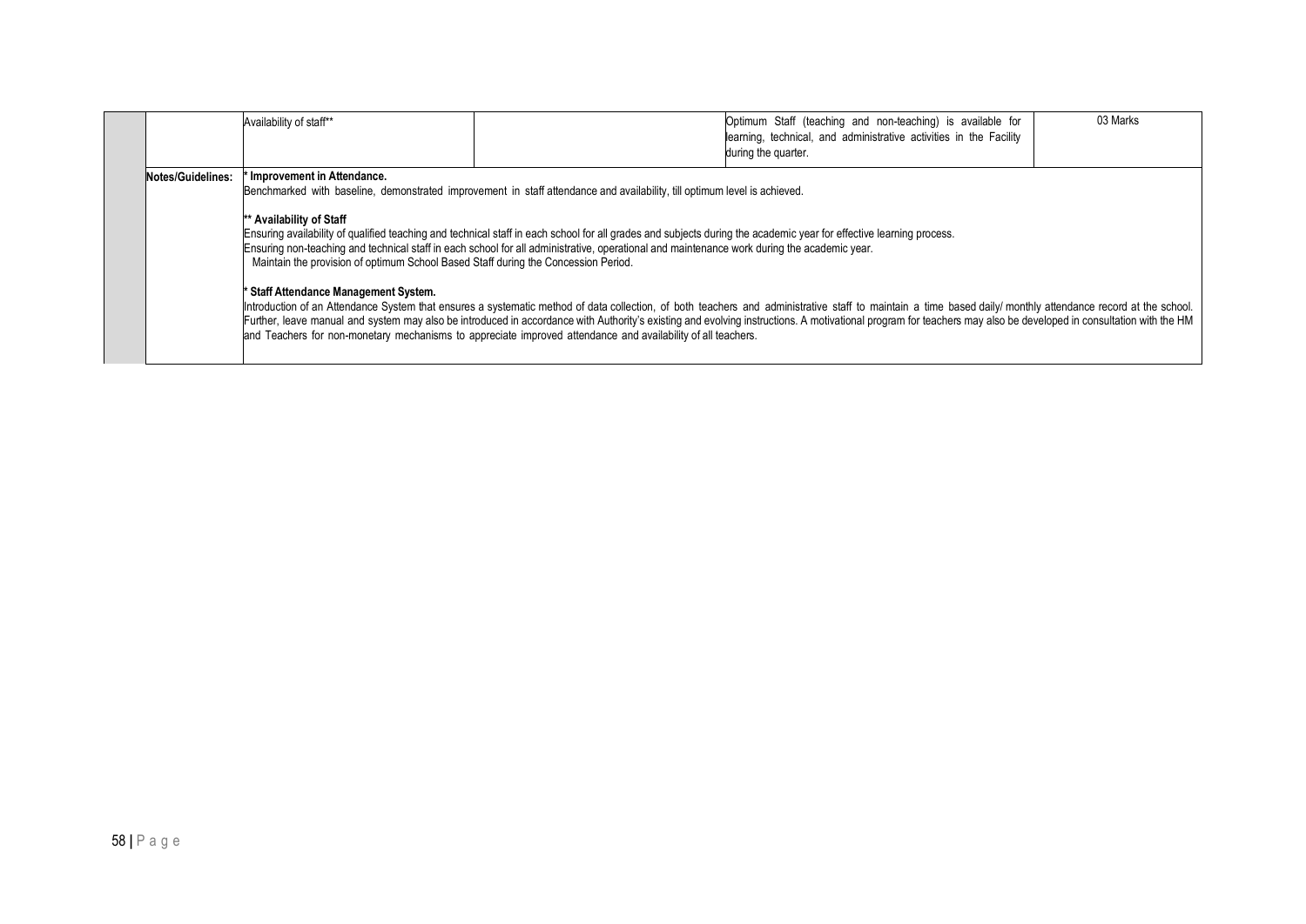| | | | | | |
|---|---|---|---|---|---|
| | | Availability of staff** | | Optimum Staff (teaching and non-teaching) is available for learning, technical, and administrative activities in the Facility during the quarter. | 03 Marks |
| | Notes/Guidelines: | * **Improvement in Attendance.**<br>Benchmarked with baseline, demonstrated improvement in staff attendance and availability, till optimum level is achieved.<br><br>** **Availability of Staff**<br>Ensuring availability of qualified teaching and technical staff in each school for all grades and subjects during the academic year for effective learning process.<br>Ensuring non-teaching and technical staff in each school for all administrative, operational and maintenance work during the academic year.<br>Maintain the provision of optimum School Based Staff during the Concession Period.<br><br>* **Staff Attendance Management System.**<br>Introduction of an Attendance System that ensures a systematic method of data collection, of both teachers and administrative staff to maintain a time based daily/ monthly attendance record at the school. Further, leave manual and system may also be introduced in accordance with Authority's existing and evolving instructions. A motivational program for teachers may also be developed in consultation with the HM and Teachers for non-monetary mechanisms to appreciate improved attendance and availability of all teachers. | | | |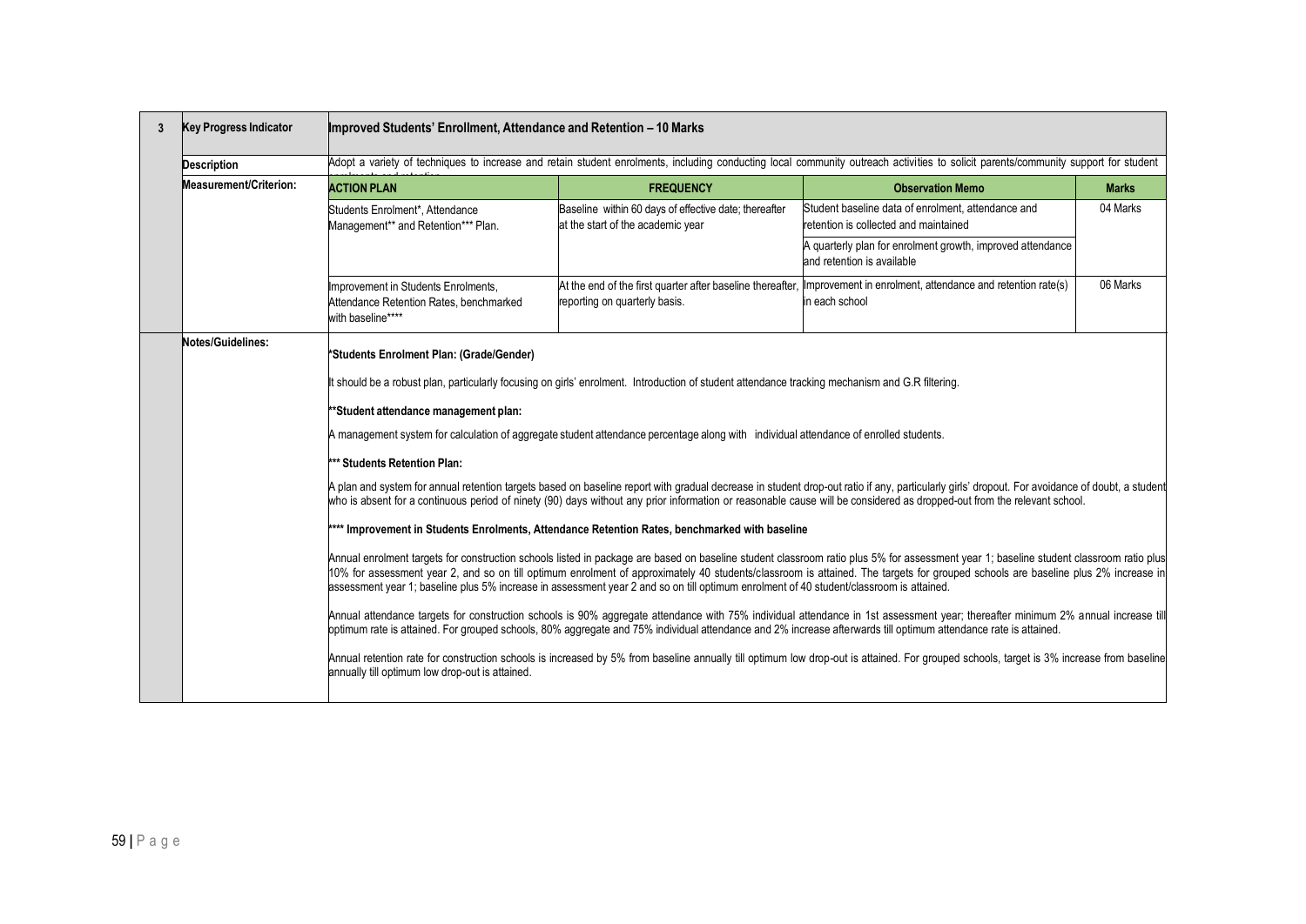| 3 | Key Progress Indicator | Improved Students' Enrollment, Attendance and Retention – 10 Marks | | | |
|---|---|---|---|---|---|
| | **Description** | Adopt a variety of techniques to increase and retain student enrolments, including conducting local community outreach activities to solicit parents/community support for student enrolments and retention | | | |
| | **Measurement/Criterion:** | **ACTION PLAN** | **FREQUENCY** | **Observation Memo** | **Marks** |
| | | Students Enrolment*, Attendance Management** and Retention*** Plan. | Baseline within 60 days of effective date; thereafter at the start of the academic year | Student baseline data of enrolment, attendance and retention is collected and maintained<br><br>A quarterly plan for enrolment growth, improved attendance and retention is available | 04 Marks |
| | | Improvement in Students Enrolments, Attendance Retention Rates, benchmarked with baseline**** | At the end of the first quarter after baseline thereafter, reporting on quarterly basis. | Improvement in enrolment, attendance and retention rate(s) in each school | 06 Marks |
| | **Notes/Guidelines:** | ***Students Enrolment Plan: (Grade/Gender)**<br><br>It should be a robust plan, particularly focusing on girls' enrolment. Introduction of student attendance tracking mechanism and G.R filtering.<br><br>****Student attendance management plan:**<br><br>A management system for calculation of aggregate student attendance percentage along with individual attendance of enrolled students.<br><br>***** Students Retention Plan:**<br><br>A plan and system for annual retention targets based on baseline report with gradual decrease in student drop-out ratio if any, particularly girls' dropout. For avoidance of doubt, a student who is absent for a continuous period of ninety (90) days without any prior information or reasonable cause will be considered as dropped-out from the relevant school.<br><br>****** Improvement in Students Enrolments, Attendance Retention Rates, benchmarked with baseline**<br><br>Annual enrolment targets for construction schools listed in package are based on baseline student classroom ratio plus 5% for assessment year 1; baseline student classroom ratio plus 10% for assessment year 2, and so on till optimum enrolment of approximately 40 students/classroom is attained. The targets for grouped schools are baseline plus 2% increase in assessment year 1; baseline plus 5% increase in assessment year 2 and so on till optimum enrolment of 40 student/classroom is attained.<br><br>Annual attendance targets for construction schools is 90% aggregate attendance with 75% individual attendance in 1st assessment year; thereafter minimum 2% annual increase till optimum rate is attained. For grouped schools, 80% aggregate and 75% individual attendance and 2% increase afterwards till optimum attendance rate is attained.<br><br>Annual retention rate for construction schools is increased by 5% from baseline annually till optimum low drop-out is attained. For grouped schools, target is 3% increase from baseline annually till optimum low drop-out is attained. | | | |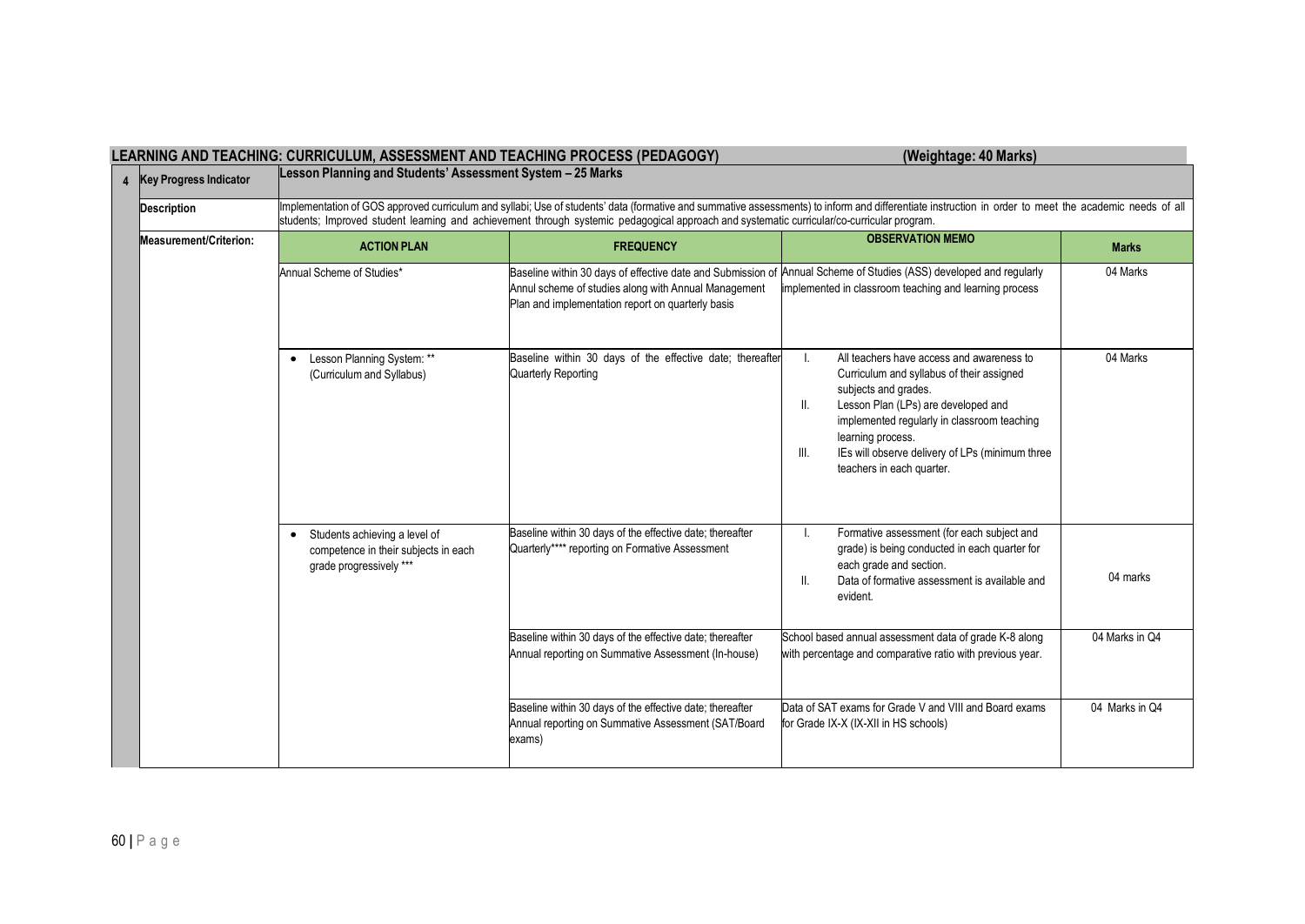## LEARNING AND TEACHING: CURRICULUM, ASSESSMENT AND TEACHING PROCESS (PEDAGOGY) (Weightage: 40 Marks)

| 4 | Key Progress Indicator | Lesson Planning and Students' Assessment System – 25 Marks | | | |
|---|---|---|---|---|---|
| | **Description** | Implementation of GOS approved curriculum and syllabi; Use of students' data (formative and summative assessments) to inform and differentiate instruction in order to meet the academic needs of all students; Improved student learning and achievement through systemic pedagogical approach and systematic curricular/co-curricular program. | | | |
| | **Measurement/Criterion:** | **ACTION PLAN** | **FREQUENCY** | **OBSERVATION MEMO** | **Marks** |
| | | Annual Scheme of Studies* | Baseline within 30 days of effective date and Submission of Annul scheme of studies along with Annual Management Plan and implementation report on quarterly basis | Annual Scheme of Studies (ASS) developed and regularly implemented in classroom teaching and learning process | 04 Marks |
| | | • Lesson Planning System: ** (Curriculum and Syllabus) | Baseline within 30 days of the effective date; thereafter Quarterly Reporting | I. All teachers have access and awareness to Curriculum and syllabus of their assigned subjects and grades.<br>II. Lesson Plan (LPs) are developed and implemented regularly in classroom teaching learning process.<br>III. IEs will observe delivery of LPs (minimum three teachers in each quarter. | 04 Marks |
| | | • Students achieving a level of competence in their subjects in each grade progressively *** | Baseline within 30 days of the effective date; thereafter Quarterly**** reporting on Formative Assessment | I. Formative assessment (for each subject and grade) is being conducted in each quarter for each grade and section.<br>II. Data of formative assessment is available and evident. | 04 marks |
| | | | Baseline within 30 days of the effective date; thereafter Annual reporting on Summative Assessment (In-house) | School based annual assessment data of grade K-8 along with percentage and comparative ratio with previous year. | 04 Marks in Q4 |
| | | | Baseline within 30 days of the effective date; thereafter Annual reporting on Summative Assessment (SAT/Board exams) | Data of SAT exams for Grade V and VIII and Board exams for Grade IX-X (IX-XII in HS schools) | 04 Marks in Q4 |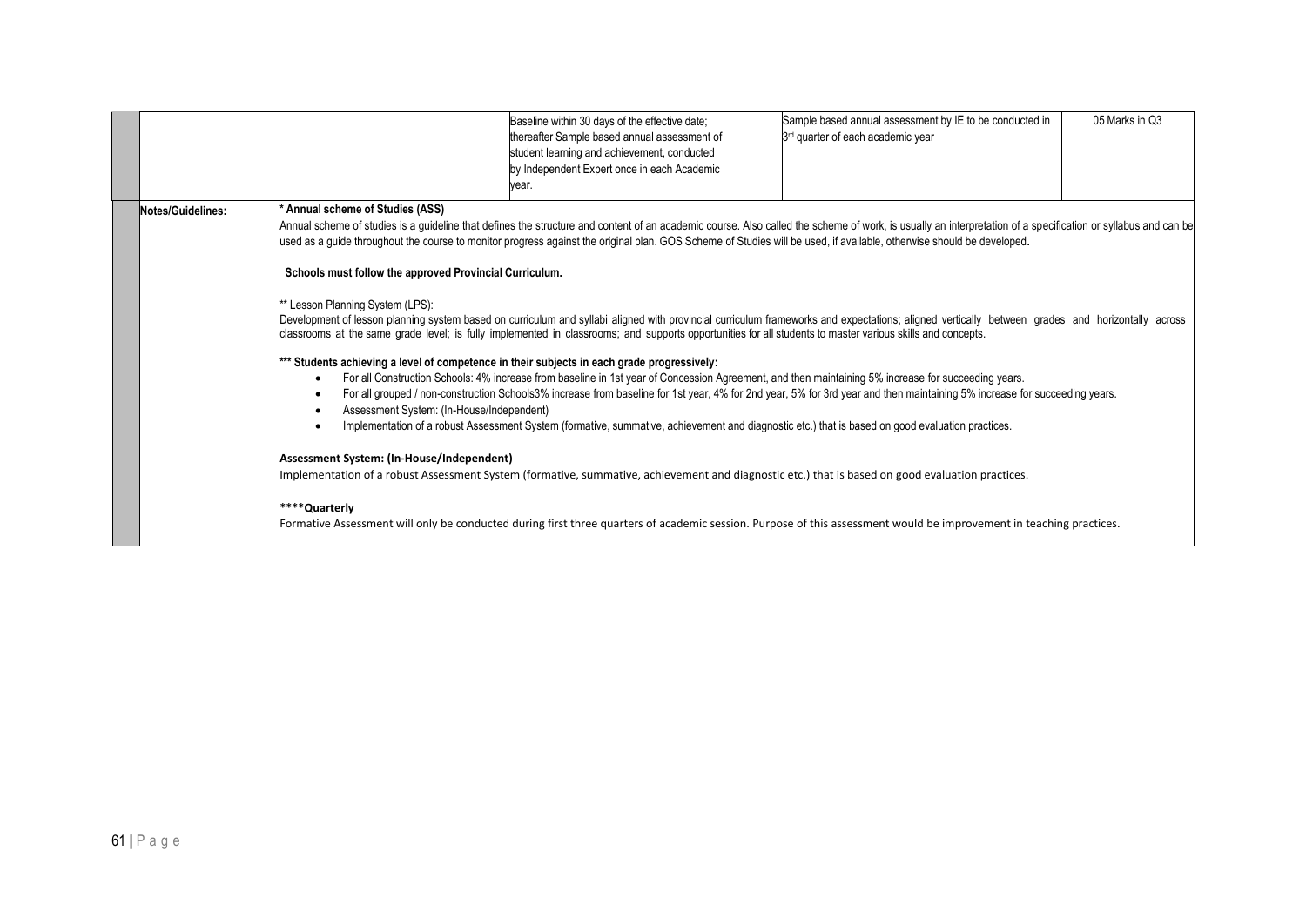| | | | | | |
|---|---|---|---|---|---|
| | | | Baseline within 30 days of the effective date; thereafter Sample based annual assessment of student learning and achievement, conducted by Independent Expert once in each Academic year. | Sample based annual assessment by IE to be conducted in 3rd quarter of each academic year | 05 Marks in Q3 |
| | Notes/Guidelines: | * **Annual scheme of Studies (ASS)**<br>Annual scheme of studies is a guideline that defines the structure and content of an academic course. Also called the scheme of work, is usually an interpretation of a specification or syllabus and can be used as a guide throughout the course to monitor progress against the original plan. GOS Scheme of Studies will be used, if available, otherwise should be developed.<br><br>**Schools must follow the approved Provincial Curriculum.**<br><br>** Lesson Planning System (LPS):<br>Development of lesson planning system based on curriculum and syllabi aligned with provincial curriculum frameworks and expectations; aligned vertically between grades and horizontally across classrooms at the same grade level; is fully implemented in classrooms; and supports opportunities for all students to master various skills and concepts.<br><br>*** **Students achieving a level of competence in their subjects in each grade progressively:**<br>• For all Construction Schools: 4% increase from baseline in 1st year of Concession Agreement, and then maintaining 5% increase for succeeding years.<br>• For all grouped / non-construction Schools3% increase from baseline for 1st year, 4% for 2nd year, 5% for 3rd year and then maintaining 5% increase for succeeding years.<br>• Assessment System: (In-House/Independent)<br>• Implementation of a robust Assessment System (formative, summative, achievement and diagnostic etc.) that is based on good evaluation practices.<br><br>**Assessment System: (In-House/Independent)**<br>Implementation of a robust Assessment System (formative, summative, achievement and diagnostic etc.) that is based on good evaluation practices.<br><br>**\*\*\*\*Quarterly**<br>Formative Assessment will only be conducted during first three quarters of academic session. Purpose of this assessment would be improvement in teaching practices. | | | |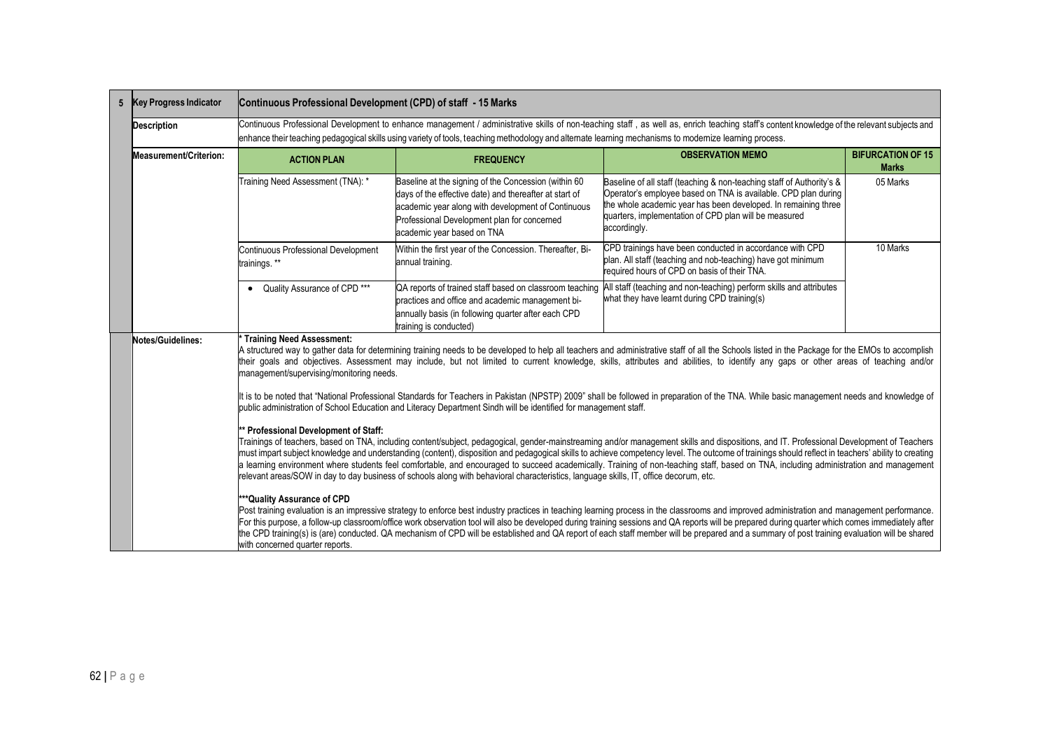| 5 | Key Progress Indicator | Continuous Professional Development (CPD) of staff - 15 Marks | | | |
|---|---|---|---|---|---|
| | **Description** | Continuous Professional Development to enhance management / administrative skills of non-teaching staff , as well as, enrich teaching staff's content knowledge of the relevant subjects and enhance their teaching pedagogical skills using variety of tools, teaching methodology and alternate learning mechanisms to modernize learning process. | | | |
| | **Measurement/Criterion:** | **ACTION PLAN** | **FREQUENCY** | **OBSERVATION MEMO** | **BIFURCATION OF 15 Marks** |
| | | Training Need Assessment (TNA): * | Baseline at the signing of the Concession (within 60 days of the effective date) and thereafter at start of academic year along with development of Continuous Professional Development plan for concerned academic year based on TNA | Baseline of all staff (teaching & non-teaching staff of Authority's & Operator's employee based on TNA is available. CPD plan during the whole academic year has been developed. In remaining three quarters, implementation of CPD plan will be measured accordingly. | 05 Marks |
| | | Continuous Professional Development trainings. ** | Within the first year of the Concession. Thereafter, Bi-annual training. | CPD trainings have been conducted in accordance with CPD plan. All staff (teaching and nob-teaching) have got minimum required hours of CPD on basis of their TNA. | 10 Marks |
| | | • Quality Assurance of CPD *** | QA reports of trained staff based on classroom teaching practices and office and academic management bi-annually basis (in following quarter after each CPD training is conducted) | All staff (teaching and non-teaching) perform skills and attributes what they have learnt during CPD training(s) | |
| | **Notes/Guidelines:** | *** Training Need Assessment:**<br>A structured way to gather data for determining training needs to be developed to help all teachers and administrative staff of all the Schools listed in the Package for the EMOs to accomplish their goals and objectives. Assessment may include, but not limited to current knowledge, skills, attributes and abilities, to identify any gaps or other areas of teaching and/or management/supervising/monitoring needs.<br><br>It is to be noted that "National Professional Standards for Teachers in Pakistan (NPSTP) 2009" shall be followed in preparation of the TNA. While basic management needs and knowledge of public administration of School Education and Literacy Department Sindh will be identified for management staff.<br><br>**** Professional Development of Staff:**<br>Trainings of teachers, based on TNA, including content/subject, pedagogical, gender-mainstreaming and/or management skills and dispositions, and IT. Professional Development of Teachers must impart subject knowledge and understanding (content), disposition and pedagogical skills to achieve competency level. The outcome of trainings should reflect in teachers' ability to creating a learning environment where students feel comfortable, and encouraged to succeed academically. Training of non-teaching staff, based on TNA, including administration and management relevant areas/SOW in day to day business of schools along with behavioral characteristics, language skills, IT, office decorum, etc.<br><br>*****Quality Assurance of CPD**<br>Post training evaluation is an impressive strategy to enforce best industry practices in teaching learning process in the classrooms and improved administration and management performance. For this purpose, a follow-up classroom/office work observation tool will also be developed during training sessions and QA reports will be prepared during quarter which comes immediately after the CPD training(s) is (are) conducted. QA mechanism of CPD will be established and QA report of each staff member will be prepared and a summary of post training evaluation will be shared with concerned quarter reports. | | | |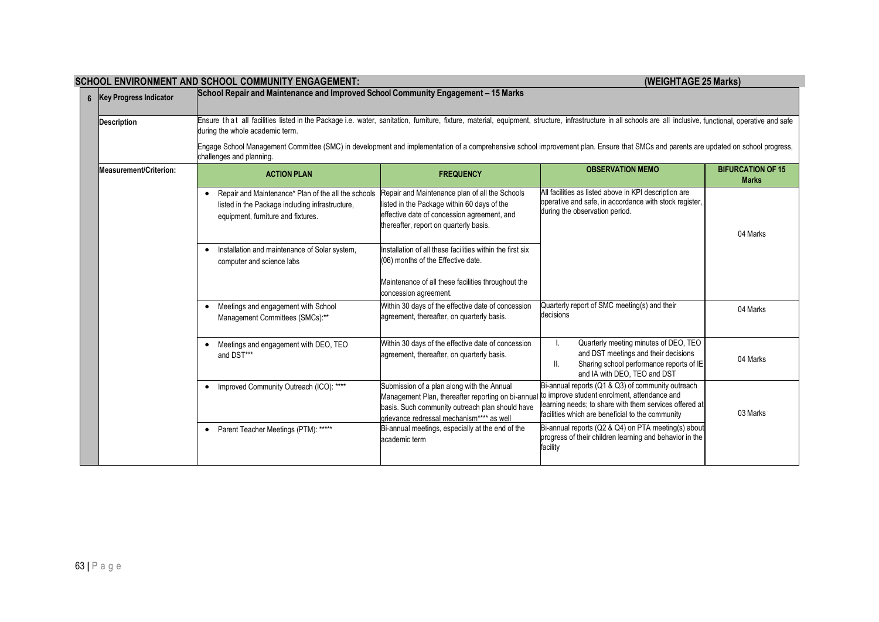## SCHOOL ENVIRONMENT AND SCHOOL COMMUNITY ENGAGEMENT: (WEIGHTAGE 25 Marks)

| 6 | Key Progress Indicator | School Repair and Maintenance and Improved School Community Engagement – 15 Marks | | | |
|---|---|---|---|---|---|
| | **Description** | Ensure that all facilities listed in the Package i.e. water, sanitation, furniture, fixture, material, equipment, structure, infrastructure in all schools are all inclusive, functional, operative and safe during the whole academic term.<br><br>Engage School Management Committee (SMC) in development and implementation of a comprehensive school improvement plan. Ensure that SMCs and parents are updated on school progress, challenges and planning. | | | |
| | **Measurement/Criterion:** | **ACTION PLAN** | **FREQUENCY** | **OBSERVATION MEMO** | **BIFURCATION OF 15 Marks** |
| | | • Repair and Maintenance* Plan of the all the schools listed in the Package including infrastructure, equipment, furniture and fixtures. | Repair and Maintenance plan of all the Schools listed in the Package within 60 days of the effective date of concession agreement, and thereafter, report on quarterly basis. | All facilities as listed above in KPI description are operative and safe, in accordance with stock register, during the observation period. | 04 Marks |
| | | • Installation and maintenance of Solar system, computer and science labs | Installation of all these facilities within the first six (06) months of the Effective date.<br><br>Maintenance of all these facilities throughout the concession agreement. | | |
| | | • Meetings and engagement with School Management Committees (SMCs):** | Within 30 days of the effective date of concession agreement, thereafter, on quarterly basis. | Quarterly report of SMC meeting(s) and their decisions | 04 Marks |
| | | • Meetings and engagement with DEO, TEO and DST*** | Within 30 days of the effective date of concession agreement, thereafter, on quarterly basis. | I. Quarterly meeting minutes of DEO, TEO and DST meetings and their decisions<br>II. Sharing school performance reports of IE and IA with DEO, TEO and DST | 04 Marks |
| | | • Improved Community Outreach (ICO): **** | Submission of a plan along with the Annual Management Plan, thereafter reporting on bi-annual basis. Such community outreach plan should have grievance redressal mechanism**** as well | Bi-annual reports (Q1 & Q3) of community outreach to improve student enrolment, attendance and learning needs; to share with them services offered at facilities which are beneficial to the community | 03 Marks |
| | | • Parent Teacher Meetings (PTM): ***** | Bi-annual meetings, especially at the end of the academic term | Bi-annual reports (Q2 & Q4) on PTA meeting(s) about progress of their children learning and behavior in the facility | |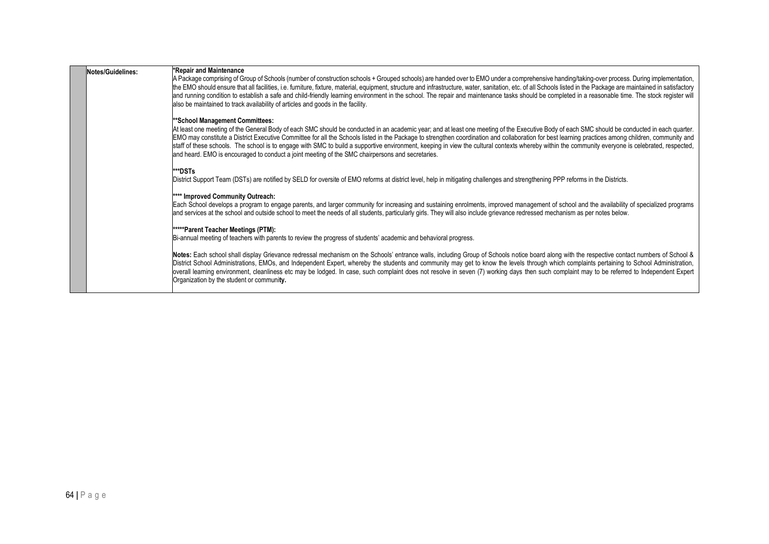| | Notes/Guidelines: | Content |
|---|---|---|
| | **Notes/Guidelines:** | ***Repair and Maintenance**<br>A Package comprising of Group of Schools (number of construction schools + Grouped schools) are handed over to EMO under a comprehensive handing/taking-over process. During implementation, the EMO should ensure that all facilities, i.e. furniture, fixture, material, equipment, structure and infrastructure, water, sanitation, etc. of all Schools listed in the Package are maintained in satisfactory and running condition to establish a safe and child-friendly learning environment in the school. The repair and maintenance tasks should be completed in a reasonable time. The stock register will also be maintained to track availability of articles and goods in the facility.<br><br>****School Management Committees:**<br>At least one meeting of the General Body of each SMC should be conducted in an academic year; and at least one meeting of the Executive Body of each SMC should be conducted in each quarter. EMO may constitute a District Executive Committee for all the Schools listed in the Package to strengthen coordination and collaboration for best learning practices among children, community and staff of these schools. The school is to engage with SMC to build a supportive environment, keeping in view the cultural contexts whereby within the community everyone is celebrated, respected, and heard. EMO is encouraged to conduct a joint meeting of the SMC chairpersons and secretaries.<br><br>*****DSTs**<br>District Support Team (DSTs) are notified by SELD for oversite of EMO reforms at district level, help in mitigating challenges and strengthening PPP reforms in the Districts.<br><br>****** Improved Community Outreach:**<br>Each School develops a program to engage parents, and larger community for increasing and sustaining enrolments, improved management of school and the availability of specialized programs and services at the school and outside school to meet the needs of all students, particularly girls. They will also include grievance redressed mechanism as per notes below.<br><br>*******Parent Teacher Meetings (PTM):**<br>Bi-annual meeting of teachers with parents to review the progress of students' academic and behavioral progress.<br><br>**Notes:** Each school shall display Grievance redressal mechanism on the Schools' entrance walls, including Group of Schools notice board along with the respective contact numbers of School & District School Administrations, EMOs, and Independent Expert, whereby the students and community may get to know the levels through which complaints pertaining to School Administration, overall learning environment, cleanliness etc may be lodged. In case, such complaint does not resolve in seven (7) working days then such complaint may to be referred to Independent Expert Organization by the student or communi**ty.** |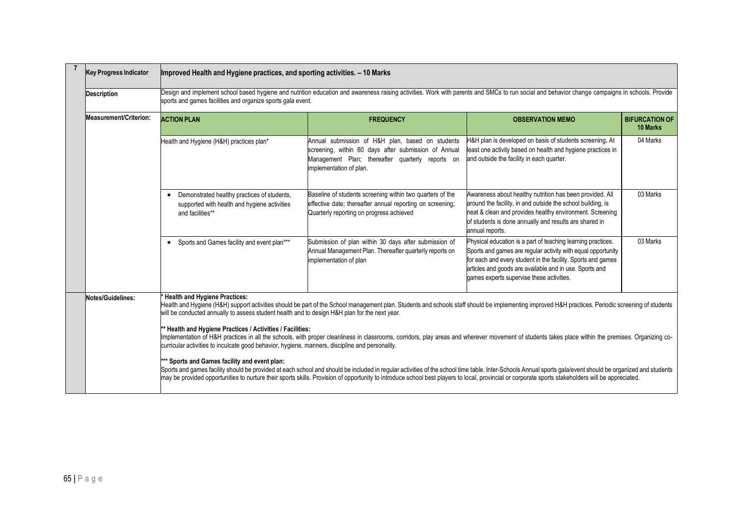| 7 | Key Progress Indicator | Improved Health and Hygiene practices, and sporting activities. – 10 Marks | | | |
|---|---|---|---|---|---|
| | **Description** | Design and implement school based hygiene and nutrition education and awareness raising activities. Work with parents and SMCs to run social and behavior change campaigns in schools. Provide sports and games facilities and organize sports gala event. | | | |
| | **Measurement/Criterion:** | **ACTION PLAN** | **FREQUENCY** | **OBSERVATION MEMO** | **BIFURCATION OF 10 Marks** |
| | | Health and Hygiene (H&H) practices plan* | Annual submission of H&H plan, based on students screening, within 60 days after submission of Annual Management Plan; thereafter quarterly reports on implementation of plan. | H&H plan is developed on basis of students screening. At least one activity based on health and hygiene practices in and outside the facility in each quarter. | 04 Marks |
| | | • Demonstrated healthy practices of students, supported with health and hygiene activities and facilities** | Baseline of students screening within two quarters of the effective date; thereafter annual reporting on screening; Quarterly reporting on progress achieved | Awareness about healthy nutrition has been provided. All around the facility, in and outside the school building, is neat & clean and provides healthy environment. Screening of students is done annually and results are shared in annual reports. | 03 Marks |
| | | • Sports and Games facility and event plan*** | Submission of plan within 30 days after submission of Annual Management Plan. Thereafter quarterly reports on implementation of plan | Physical education is a part of teaching learning practices. Sports and games are regular activity with equal opportunity for each and every student in the facility. Sports and games articles and goods are available and in use. Sports and games experts supervise these activities. | 03 Marks |
| | **Notes/Guidelines:** | **\* Health and Hygiene Practices:** Health and Hygiene (H&H) support activities should be part of the School management plan. Students and schools staff should be implementing improved H&H practices. Periodic screening of students will be conducted annually to assess student health and to design H&H plan for the next year. **\*\* Health and Hygiene Practices / Activities / Facilities:** Implementation of H&H practices in all the schools, with proper cleanliness in classrooms, corridors, play areas and wherever movement of students takes place within the premises. Organizing co-curricular activities to inculcate good behavior, hygiene, manners, discipline and personality. **\*\*\* Sports and Games facility and event plan:** Sports and games facility should be provided at each school and should be included in regular activities of the school time table. Inter-Schools Annual sports gala/event should be organized and students may be provided opportunities to nurture their sports skills. Provision of opportunity to introduce school best players to local, provincial or corporate sports stakeholders will be appreciated. | | | |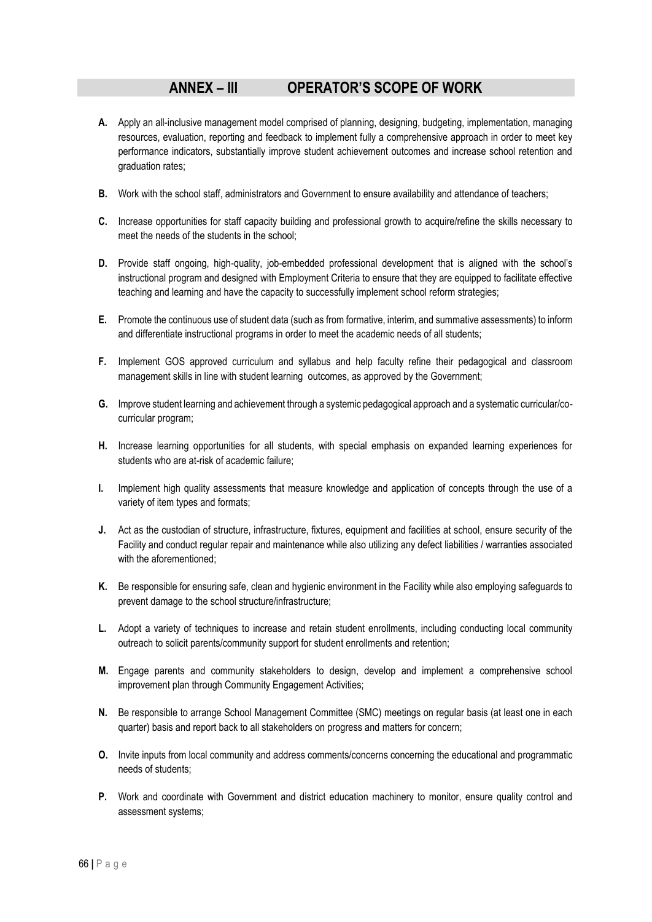## ANNEX – III OPERATOR'S SCOPE OF WORK

**A.** Apply an all-inclusive management model comprised of planning, designing, budgeting, implementation, managing resources, evaluation, reporting and feedback to implement fully a comprehensive approach in order to meet key performance indicators, substantially improve student achievement outcomes and increase school retention and graduation rates;

**B.** Work with the school staff, administrators and Government to ensure availability and attendance of teachers;

**C.** Increase opportunities for staff capacity building and professional growth to acquire/refine the skills necessary to meet the needs of the students in the school;

**D.** Provide staff ongoing, high-quality, job-embedded professional development that is aligned with the school's instructional program and designed with Employment Criteria to ensure that they are equipped to facilitate effective teaching and learning and have the capacity to successfully implement school reform strategies;

**E.** Promote the continuous use of student data (such as from formative, interim, and summative assessments) to inform and differentiate instructional programs in order to meet the academic needs of all students;

**F.** Implement GOS approved curriculum and syllabus and help faculty refine their pedagogical and classroom management skills in line with student learning outcomes, as approved by the Government;

**G.** Improve student learning and achievement through a systemic pedagogical approach and a systematic curricular/co-curricular program;

**H.** Increase learning opportunities for all students, with special emphasis on expanded learning experiences for students who are at-risk of academic failure;

**I.** Implement high quality assessments that measure knowledge and application of concepts through the use of a variety of item types and formats;

**J.** Act as the custodian of structure, infrastructure, fixtures, equipment and facilities at school, ensure security of the Facility and conduct regular repair and maintenance while also utilizing any defect liabilities / warranties associated with the aforementioned;

**K.** Be responsible for ensuring safe, clean and hygienic environment in the Facility while also employing safeguards to prevent damage to the school structure/infrastructure;

**L.** Adopt a variety of techniques to increase and retain student enrollments, including conducting local community outreach to solicit parents/community support for student enrollments and retention;

**M.** Engage parents and community stakeholders to design, develop and implement a comprehensive school improvement plan through Community Engagement Activities;

**N.** Be responsible to arrange School Management Committee (SMC) meetings on regular basis (at least one in each quarter) basis and report back to all stakeholders on progress and matters for concern;

**O.** Invite inputs from local community and address comments/concerns concerning the educational and programmatic needs of students;

**P.** Work and coordinate with Government and district education machinery to monitor, ensure quality control and assessment systems;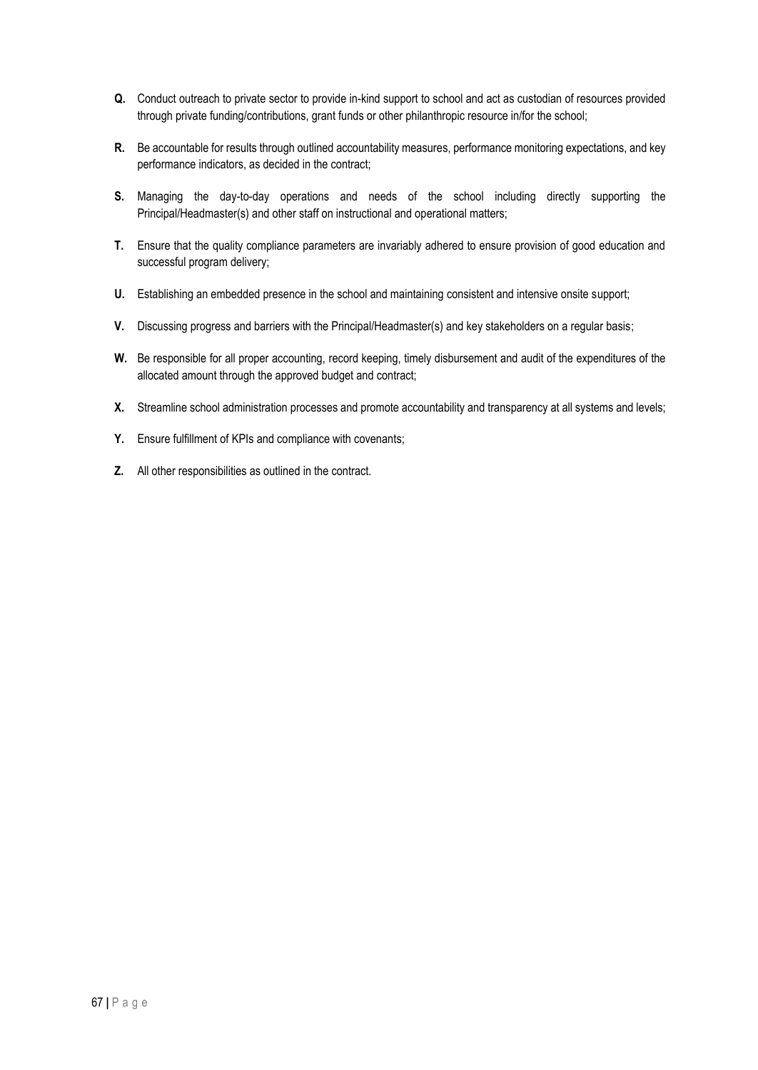**Q.** Conduct outreach to private sector to provide in-kind support to school and act as custodian of resources provided through private funding/contributions, grant funds or other philanthropic resource in/for the school;

**R.** Be accountable for results through outlined accountability measures, performance monitoring expectations, and key performance indicators, as decided in the contract;

**S.** Managing the day-to-day operations and needs of the school including directly supporting the Principal/Headmaster(s) and other staff on instructional and operational matters;

**T.** Ensure that the quality compliance parameters are invariably adhered to ensure provision of good education and successful program delivery;

**U.** Establishing an embedded presence in the school and maintaining consistent and intensive onsite support;

**V.** Discussing progress and barriers with the Principal/Headmaster(s) and key stakeholders on a regular basis;

**W.** Be responsible for all proper accounting, record keeping, timely disbursement and audit of the expenditures of the allocated amount through the approved budget and contract;

**X.** Streamline school administration processes and promote accountability and transparency at all systems and levels;

**Y.** Ensure fulfillment of KPIs and compliance with covenants;

**Z.** All other responsibilities as outlined in the contract.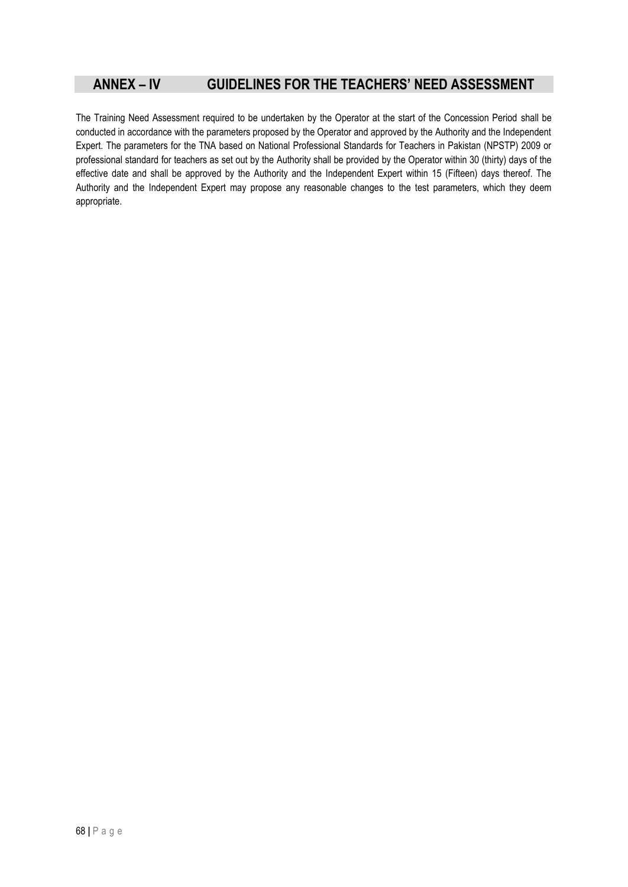## ANNEX – IV GUIDELINES FOR THE TEACHERS' NEED ASSESSMENT

The Training Need Assessment required to be undertaken by the Operator at the start of the Concession Period shall be conducted in accordance with the parameters proposed by the Operator and approved by the Authority and the Independent Expert. The parameters for the TNA based on National Professional Standards for Teachers in Pakistan (NPSTP) 2009 or professional standard for teachers as set out by the Authority shall be provided by the Operator within 30 (thirty) days of the effective date and shall be approved by the Authority and the Independent Expert within 15 (Fifteen) days thereof. The Authority and the Independent Expert may propose any reasonable changes to the test parameters, which they deem appropriate.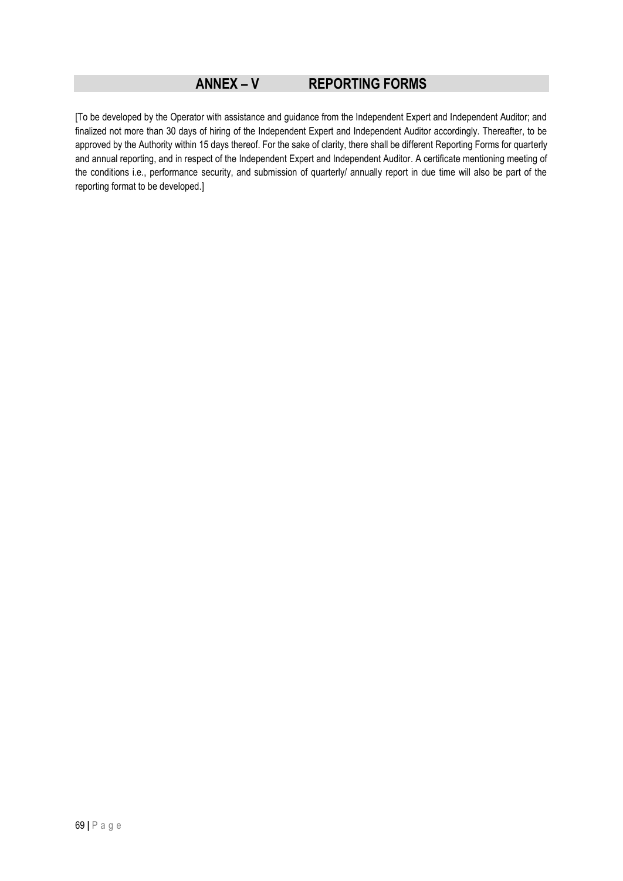# ANNEX – V REPORTING FORMS

[To be developed by the Operator with assistance and guidance from the Independent Expert and Independent Auditor; and finalized not more than 30 days of hiring of the Independent Expert and Independent Auditor accordingly. Thereafter, to be approved by the Authority within 15 days thereof. For the sake of clarity, there shall be different Reporting Forms for quarterly and annual reporting, and in respect of the Independent Expert and Independent Auditor. A certificate mentioning meeting of the conditions i.e., performance security, and submission of quarterly/ annually report in due time will also be part of the reporting format to be developed.]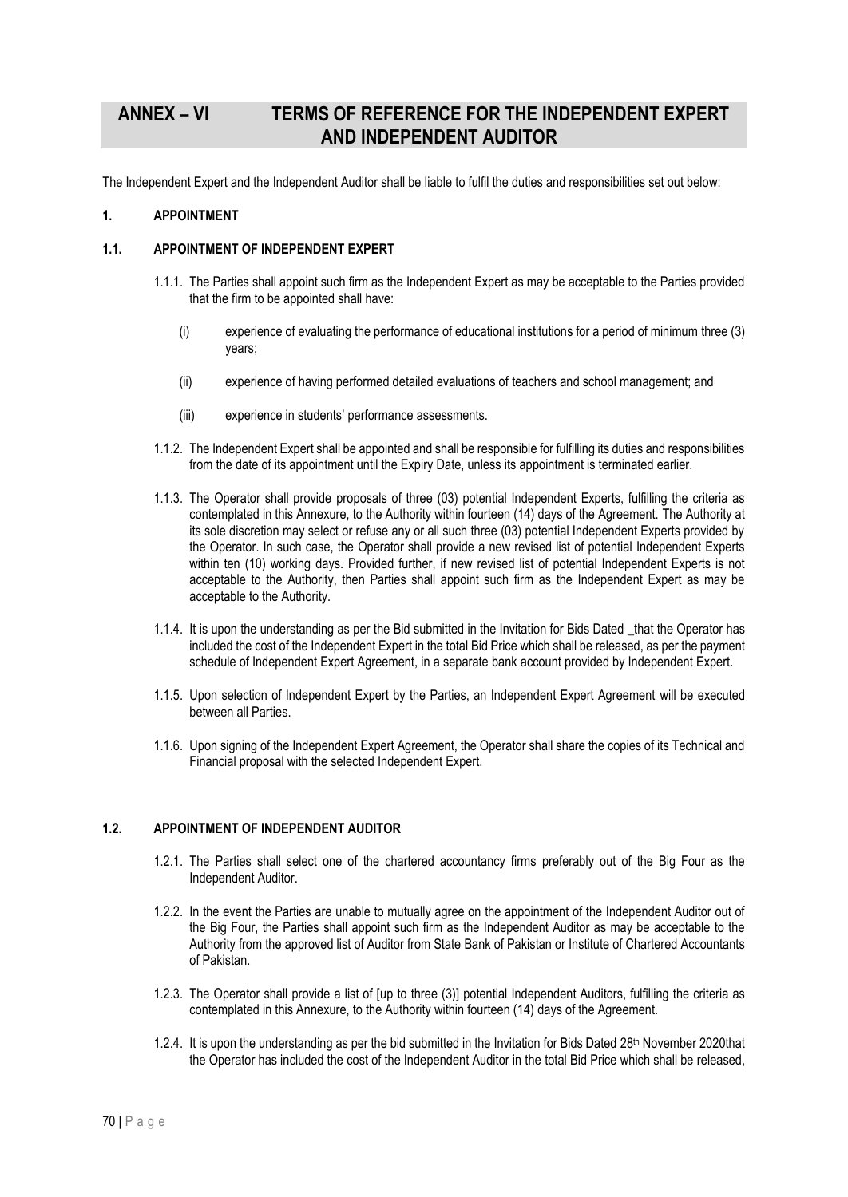# ANNEX – VI TERMS OF REFERENCE FOR THE INDEPENDENT EXPERT AND INDEPENDENT AUDITOR

The Independent Expert and the Independent Auditor shall be liable to fulfil the duties and responsibilities set out below:

## 1. APPOINTMENT

### 1.1. APPOINTMENT OF INDEPENDENT EXPERT

1.1.1. The Parties shall appoint such firm as the Independent Expert as may be acceptable to the Parties provided that the firm to be appointed shall have:

- (i) experience of evaluating the performance of educational institutions for a period of minimum three (3) years;
- (ii) experience of having performed detailed evaluations of teachers and school management; and
- (iii) experience in students' performance assessments.

1.1.2. The Independent Expert shall be appointed and shall be responsible for fulfilling its duties and responsibilities from the date of its appointment until the Expiry Date, unless its appointment is terminated earlier.

1.1.3. The Operator shall provide proposals of three (03) potential Independent Experts, fulfilling the criteria as contemplated in this Annexure, to the Authority within fourteen (14) days of the Agreement. The Authority at its sole discretion may select or refuse any or all such three (03) potential Independent Experts provided by the Operator. In such case, the Operator shall provide a new revised list of potential Independent Experts within ten (10) working days. Provided further, if new revised list of potential Independent Experts is not acceptable to the Authority, then Parties shall appoint such firm as the Independent Expert as may be acceptable to the Authority.

1.1.4. It is upon the understanding as per the Bid submitted in the Invitation for Bids Dated _that the Operator has included the cost of the Independent Expert in the total Bid Price which shall be released, as per the payment schedule of Independent Expert Agreement, in a separate bank account provided by Independent Expert.

1.1.5. Upon selection of Independent Expert by the Parties, an Independent Expert Agreement will be executed between all Parties.

1.1.6. Upon signing of the Independent Expert Agreement, the Operator shall share the copies of its Technical and Financial proposal with the selected Independent Expert.

### 1.2. APPOINTMENT OF INDEPENDENT AUDITOR

1.2.1. The Parties shall select one of the chartered accountancy firms preferably out of the Big Four as the Independent Auditor.

1.2.2. In the event the Parties are unable to mutually agree on the appointment of the Independent Auditor out of the Big Four, the Parties shall appoint such firm as the Independent Auditor as may be acceptable to the Authority from the approved list of Auditor from State Bank of Pakistan or Institute of Chartered Accountants of Pakistan.

1.2.3. The Operator shall provide a list of [up to three (3)] potential Independent Auditors, fulfilling the criteria as contemplated in this Annexure, to the Authority within fourteen (14) days of the Agreement.

1.2.4. It is upon the understanding as per the bid submitted in the Invitation for Bids Dated 28th November 2020that the Operator has included the cost of the Independent Auditor in the total Bid Price which shall be released,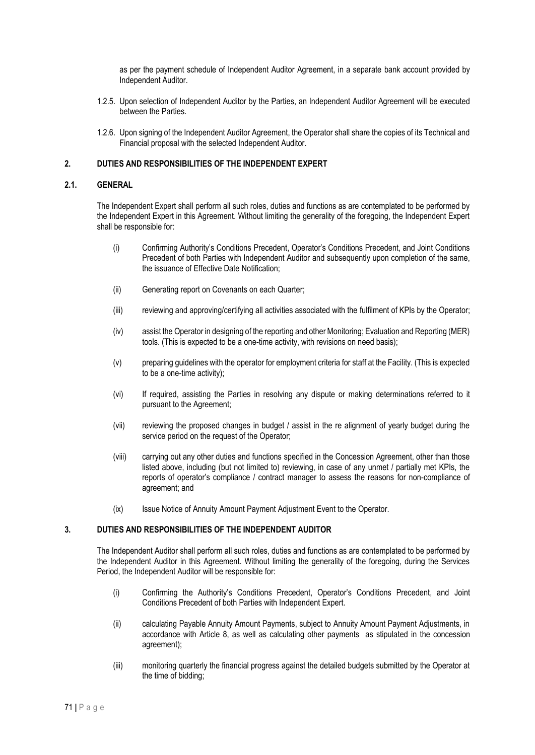as per the payment schedule of Independent Auditor Agreement, in a separate bank account provided by Independent Auditor.

1.2.5. Upon selection of Independent Auditor by the Parties, an Independent Auditor Agreement will be executed between the Parties.

1.2.6. Upon signing of the Independent Auditor Agreement, the Operator shall share the copies of its Technical and Financial proposal with the selected Independent Auditor.

## 2. DUTIES AND RESPONSIBILITIES OF THE INDEPENDENT EXPERT

### 2.1. GENERAL

The Independent Expert shall perform all such roles, duties and functions as are contemplated to be performed by the Independent Expert in this Agreement. Without limiting the generality of the foregoing, the Independent Expert shall be responsible for:

(i) Confirming Authority's Conditions Precedent, Operator's Conditions Precedent, and Joint Conditions Precedent of both Parties with Independent Auditor and subsequently upon completion of the same, the issuance of Effective Date Notification;

(ii) Generating report on Covenants on each Quarter;

(iii) reviewing and approving/certifying all activities associated with the fulfilment of KPIs by the Operator;

(iv) assist the Operator in designing of the reporting and other Monitoring; Evaluation and Reporting (MER) tools. (This is expected to be a one-time activity, with revisions on need basis);

(v) preparing guidelines with the operator for employment criteria for staff at the Facility. (This is expected to be a one-time activity);

(vi) If required, assisting the Parties in resolving any dispute or making determinations referred to it pursuant to the Agreement;

(vii) reviewing the proposed changes in budget / assist in the re alignment of yearly budget during the service period on the request of the Operator;

(viii) carrying out any other duties and functions specified in the Concession Agreement, other than those listed above, including (but not limited to) reviewing, in case of any unmet / partially met KPIs, the reports of operator's compliance / contract manager to assess the reasons for non-compliance of agreement; and

(ix) Issue Notice of Annuity Amount Payment Adjustment Event to the Operator.

## 3. DUTIES AND RESPONSIBILITIES OF THE INDEPENDENT AUDITOR

The Independent Auditor shall perform all such roles, duties and functions as are contemplated to be performed by the Independent Auditor in this Agreement. Without limiting the generality of the foregoing, during the Services Period, the Independent Auditor will be responsible for:

(i) Confirming the Authority's Conditions Precedent, Operator's Conditions Precedent, and Joint Conditions Precedent of both Parties with Independent Expert.

(ii) calculating Payable Annuity Amount Payments, subject to Annuity Amount Payment Adjustments, in accordance with Article 8, as well as calculating other payments as stipulated in the concession agreement);

(iii) monitoring quarterly the financial progress against the detailed budgets submitted by the Operator at the time of bidding;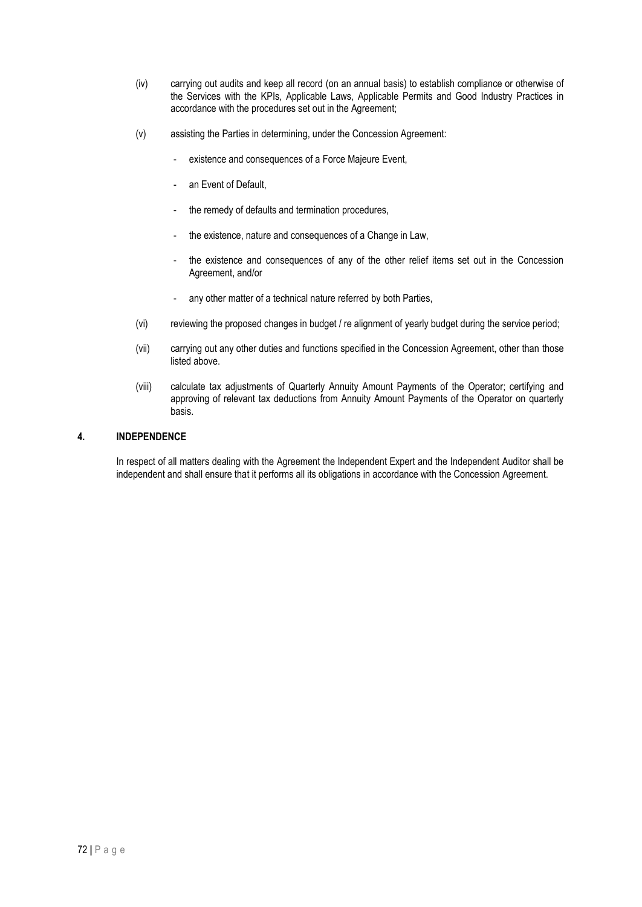(iv) carrying out audits and keep all record (on an annual basis) to establish compliance or otherwise of the Services with the KPIs, Applicable Laws, Applicable Permits and Good Industry Practices in accordance with the procedures set out in the Agreement;

(v) assisting the Parties in determining, under the Concession Agreement:

- existence and consequences of a Force Majeure Event,
- an Event of Default,
- the remedy of defaults and termination procedures,
- the existence, nature and consequences of a Change in Law,
- the existence and consequences of any of the other relief items set out in the Concession Agreement, and/or
- any other matter of a technical nature referred by both Parties,

(vi) reviewing the proposed changes in budget / re alignment of yearly budget during the service period;

(vii) carrying out any other duties and functions specified in the Concession Agreement, other than those listed above.

(viii) calculate tax adjustments of Quarterly Annuity Amount Payments of the Operator; certifying and approving of relevant tax deductions from Annuity Amount Payments of the Operator on quarterly basis.

## 4. INDEPENDENCE

In respect of all matters dealing with the Agreement the Independent Expert and the Independent Auditor shall be independent and shall ensure that it performs all its obligations in accordance with the Concession Agreement.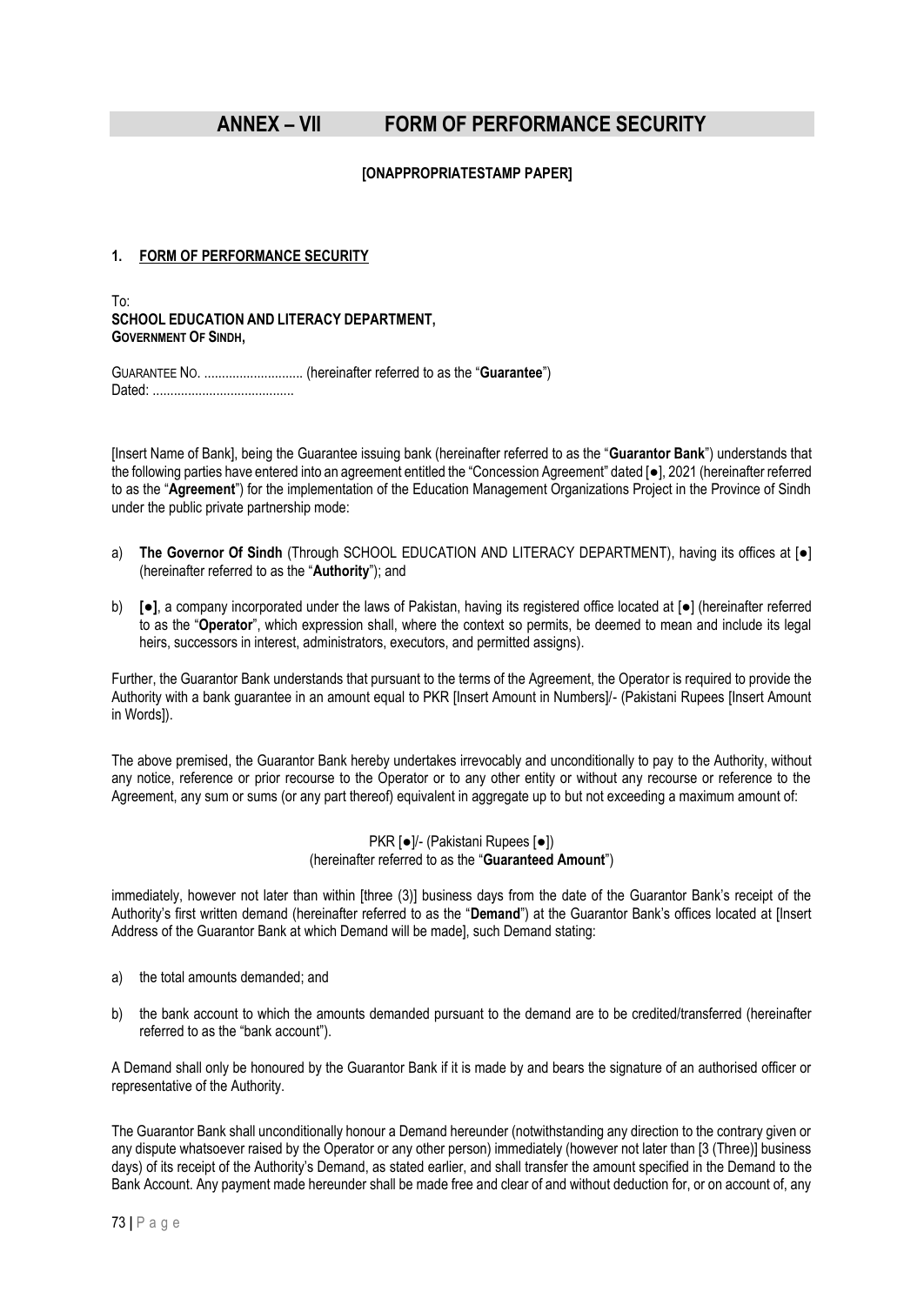# ANNEX – VII FORM OF PERFORMANCE SECURITY

**[ONAPPROPRIATESTAMP PAPER]**

## 1. FORM OF PERFORMANCE SECURITY

To:
**SCHOOL EDUCATION AND LITERACY DEPARTMENT,**
**GOVERNMENT OF SINDH,**

GUARANTEE NO. ............................ (hereinafter referred to as the "**Guarantee**")
Dated: ........................................

[Insert Name of Bank], being the Guarantee issuing bank (hereinafter referred to as the "**Guarantor Bank**") understands that the following parties have entered into an agreement entitled the "Concession Agreement" dated [●], 2021 (hereinafter referred to as the "**Agreement**") for the implementation of the Education Management Organizations Project in the Province of Sindh under the public private partnership mode:

a) **The Governor Of Sindh** (Through SCHOOL EDUCATION AND LITERACY DEPARTMENT), having its offices at [●] (hereinafter referred to as the "**Authority**"); and

b) **[●]**, a company incorporated under the laws of Pakistan, having its registered office located at [●] (hereinafter referred to as the "**Operator**", which expression shall, where the context so permits, be deemed to mean and include its legal heirs, successors in interest, administrators, executors, and permitted assigns).

Further, the Guarantor Bank understands that pursuant to the terms of the Agreement, the Operator is required to provide the Authority with a bank guarantee in an amount equal to PKR [Insert Amount in Numbers]/- (Pakistani Rupees [Insert Amount in Words]).

The above premised, the Guarantor Bank hereby undertakes irrevocably and unconditionally to pay to the Authority, without any notice, reference or prior recourse to the Operator or to any other entity or without any recourse or reference to the Agreement, any sum or sums (or any part thereof) equivalent in aggregate up to but not exceeding a maximum amount of:

PKR [●]/- (Pakistani Rupees [●])
(hereinafter referred to as the "**Guaranteed Amount**")

immediately, however not later than within [three (3)] business days from the date of the Guarantor Bank's receipt of the Authority's first written demand (hereinafter referred to as the "**Demand**") at the Guarantor Bank's offices located at [Insert Address of the Guarantor Bank at which Demand will be made], such Demand stating:

a) the total amounts demanded; and

b) the bank account to which the amounts demanded pursuant to the demand are to be credited/transferred (hereinafter referred to as the "bank account").

A Demand shall only be honoured by the Guarantor Bank if it is made by and bears the signature of an authorised officer or representative of the Authority.

The Guarantor Bank shall unconditionally honour a Demand hereunder (notwithstanding any direction to the contrary given or any dispute whatsoever raised by the Operator or any other person) immediately (however not later than [3 (Three)] business days) of its receipt of the Authority's Demand, as stated earlier, and shall transfer the amount specified in the Demand to the Bank Account. Any payment made hereunder shall be made free and clear of and without deduction for, or on account of, any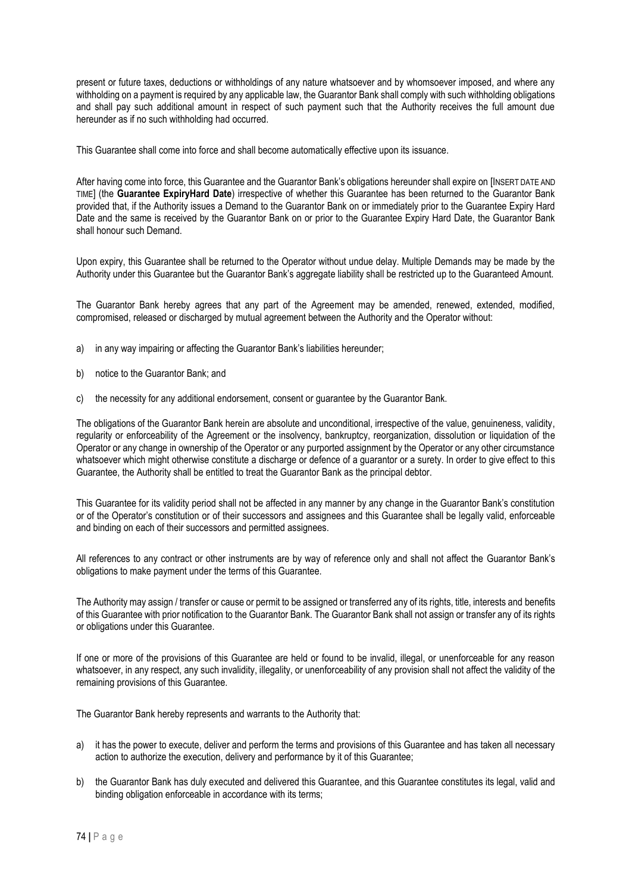present or future taxes, deductions or withholdings of any nature whatsoever and by whomsoever imposed, and where any withholding on a payment is required by any applicable law, the Guarantor Bank shall comply with such withholding obligations and shall pay such additional amount in respect of such payment such that the Authority receives the full amount due hereunder as if no such withholding had occurred.

This Guarantee shall come into force and shall become automatically effective upon its issuance.

After having come into force, this Guarantee and the Guarantor Bank's obligations hereunder shall expire on [INSERT DATE AND TIME] (the **Guarantee ExpiryHard Date**) irrespective of whether this Guarantee has been returned to the Guarantor Bank provided that, if the Authority issues a Demand to the Guarantor Bank on or immediately prior to the Guarantee Expiry Hard Date and the same is received by the Guarantor Bank on or prior to the Guarantee Expiry Hard Date, the Guarantor Bank shall honour such Demand.

Upon expiry, this Guarantee shall be returned to the Operator without undue delay. Multiple Demands may be made by the Authority under this Guarantee but the Guarantor Bank's aggregate liability shall be restricted up to the Guaranteed Amount.

The Guarantor Bank hereby agrees that any part of the Agreement may be amended, renewed, extended, modified, compromised, released or discharged by mutual agreement between the Authority and the Operator without:

a) in any way impairing or affecting the Guarantor Bank's liabilities hereunder;

b) notice to the Guarantor Bank; and

c) the necessity for any additional endorsement, consent or guarantee by the Guarantor Bank.

The obligations of the Guarantor Bank herein are absolute and unconditional, irrespective of the value, genuineness, validity, regularity or enforceability of the Agreement or the insolvency, bankruptcy, reorganization, dissolution or liquidation of the Operator or any change in ownership of the Operator or any purported assignment by the Operator or any other circumstance whatsoever which might otherwise constitute a discharge or defence of a guarantor or a surety. In order to give effect to this Guarantee, the Authority shall be entitled to treat the Guarantor Bank as the principal debtor.

This Guarantee for its validity period shall not be affected in any manner by any change in the Guarantor Bank's constitution or of the Operator's constitution or of their successors and assignees and this Guarantee shall be legally valid, enforceable and binding on each of their successors and permitted assignees.

All references to any contract or other instruments are by way of reference only and shall not affect the Guarantor Bank's obligations to make payment under the terms of this Guarantee.

The Authority may assign / transfer or cause or permit to be assigned or transferred any of its rights, title, interests and benefits of this Guarantee with prior notification to the Guarantor Bank. The Guarantor Bank shall not assign or transfer any of its rights or obligations under this Guarantee.

If one or more of the provisions of this Guarantee are held or found to be invalid, illegal, or unenforceable for any reason whatsoever, in any respect, any such invalidity, illegality, or unenforceability of any provision shall not affect the validity of the remaining provisions of this Guarantee.

The Guarantor Bank hereby represents and warrants to the Authority that:

a) it has the power to execute, deliver and perform the terms and provisions of this Guarantee and has taken all necessary action to authorize the execution, delivery and performance by it of this Guarantee;

b) the Guarantor Bank has duly executed and delivered this Guarantee, and this Guarantee constitutes its legal, valid and binding obligation enforceable in accordance with its terms;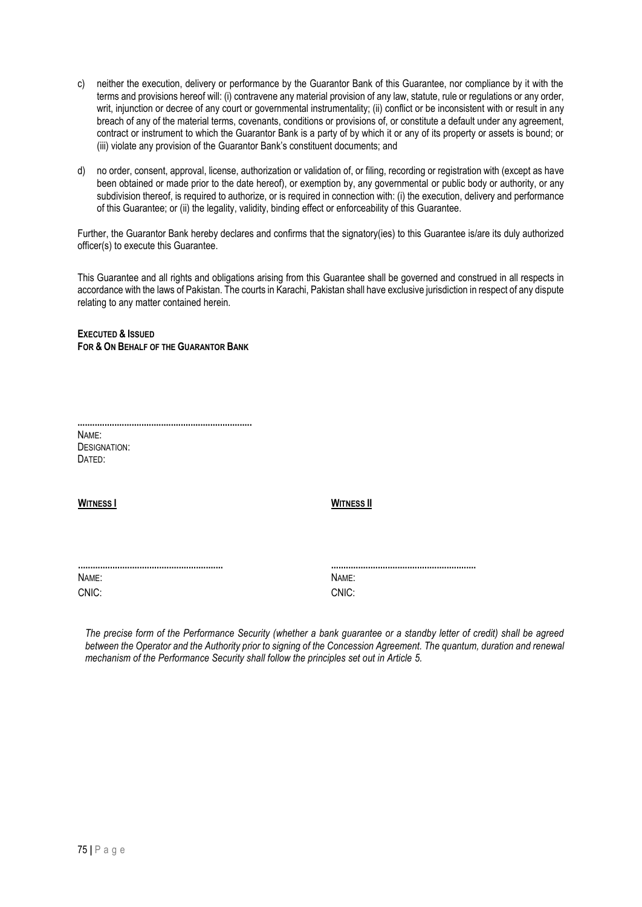c) neither the execution, delivery or performance by the Guarantor Bank of this Guarantee, nor compliance by it with the terms and provisions hereof will: (i) contravene any material provision of any law, statute, rule or regulations or any order, writ, injunction or decree of any court or governmental instrumentality; (ii) conflict or be inconsistent with or result in any breach of any of the material terms, covenants, conditions or provisions of, or constitute a default under any agreement, contract or instrument to which the Guarantor Bank is a party of by which it or any of its property or assets is bound; or (iii) violate any provision of the Guarantor Bank's constituent documents; and

d) no order, consent, approval, license, authorization or validation of, or filing, recording or registration with (except as have been obtained or made prior to the date hereof), or exemption by, any governmental or public body or authority, or any subdivision thereof, is required to authorize, or is required in connection with: (i) the execution, delivery and performance of this Guarantee; or (ii) the legality, validity, binding effect or enforceability of this Guarantee.

Further, the Guarantor Bank hereby declares and confirms that the signatory(ies) to this Guarantee is/are its duly authorized officer(s) to execute this Guarantee.

This Guarantee and all rights and obligations arising from this Guarantee shall be governed and construed in all respects in accordance with the laws of Pakistan. The courts in Karachi, Pakistan shall have exclusive jurisdiction in respect of any dispute relating to any matter contained herein.

**EXECUTED & ISSUED**
**FOR & ON BEHALF OF THE GUARANTOR BANK**

.....................................................................
NAME:
DESIGNATION:
DATED:

**WITNESS I**

..........................................................
NAME:
CNIC:

**WITNESS II**

..........................................................
NAME:
CNIC:

*The precise form of the Performance Security (whether a bank guarantee or a standby letter of credit) shall be agreed between the Operator and the Authority prior to signing of the Concession Agreement. The quantum, duration and renewal mechanism of the Performance Security shall follow the principles set out in Article 5.*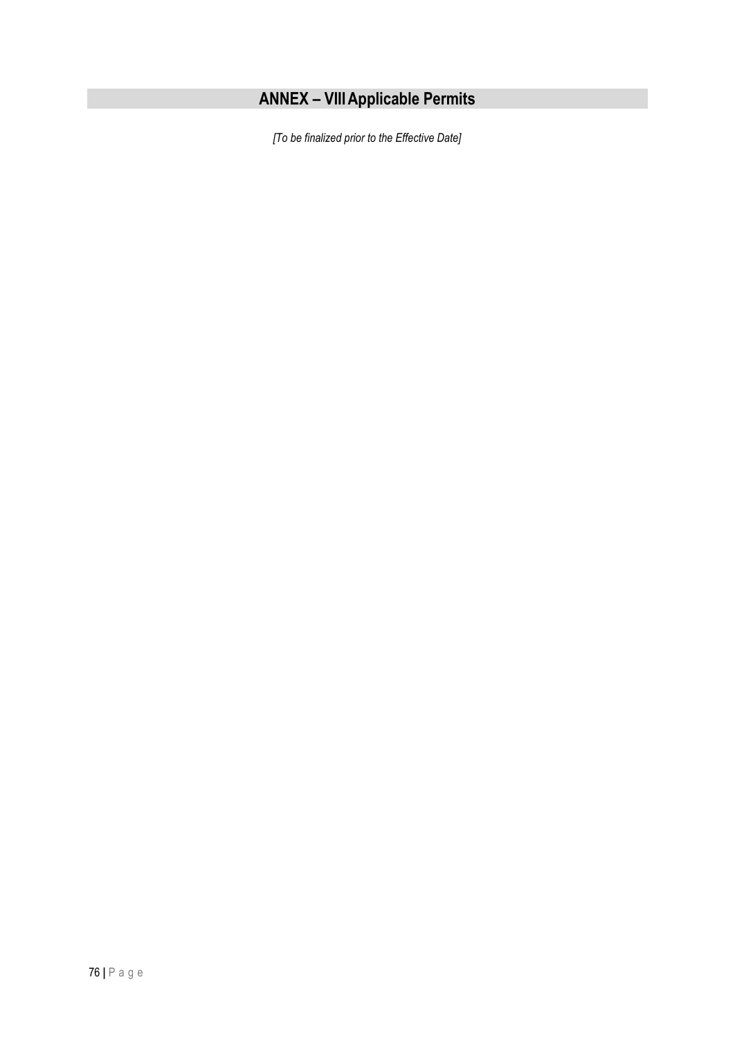# ANNEX – VIII Applicable Permits

*[To be finalized prior to the Effective Date]*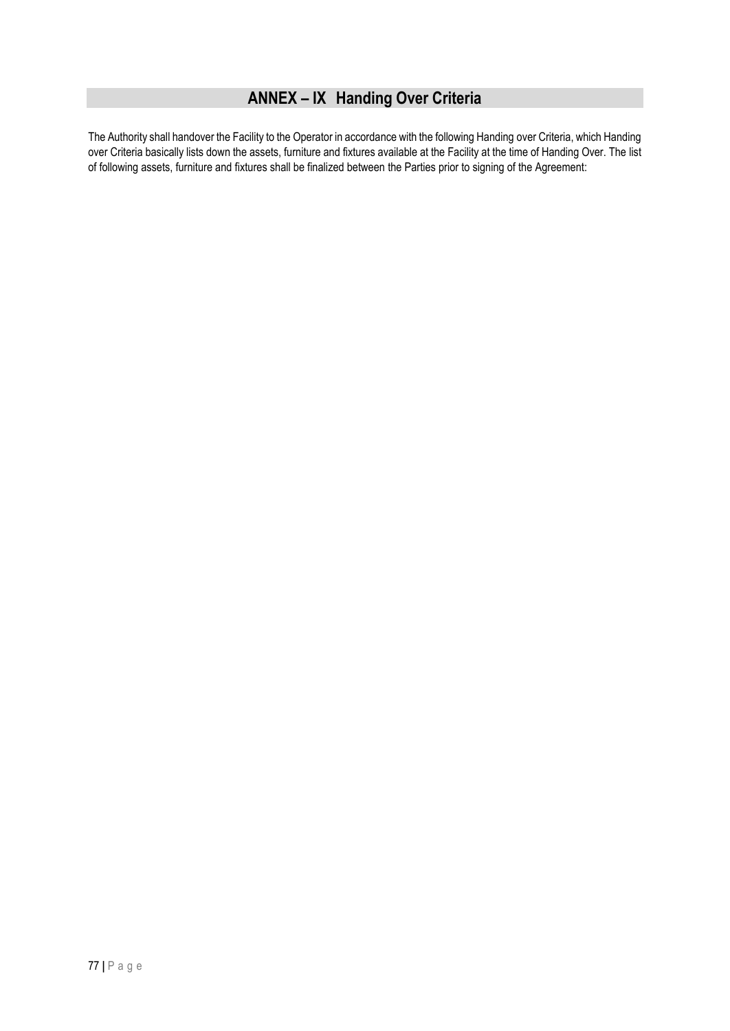# ANNEX – IX Handing Over Criteria

The Authority shall handover the Facility to the Operator in accordance with the following Handing over Criteria, which Handing over Criteria basically lists down the assets, furniture and fixtures available at the Facility at the time of Handing Over. The list of following assets, furniture and fixtures shall be finalized between the Parties prior to signing of the Agreement: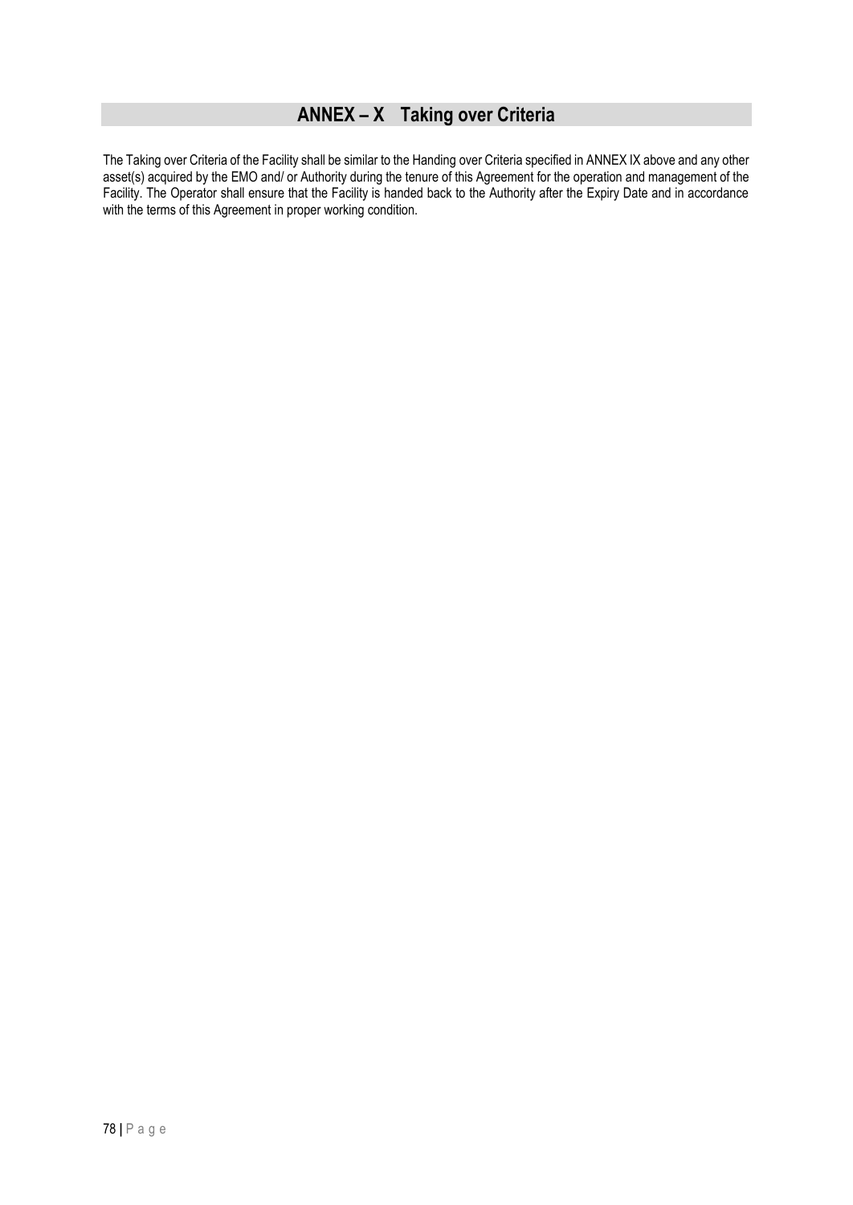## ANNEX – X Taking over Criteria

The Taking over Criteria of the Facility shall be similar to the Handing over Criteria specified in ANNEX IX above and any other asset(s) acquired by the EMO and/ or Authority during the tenure of this Agreement for the operation and management of the Facility. The Operator shall ensure that the Facility is handed back to the Authority after the Expiry Date and in accordance with the terms of this Agreement in proper working condition.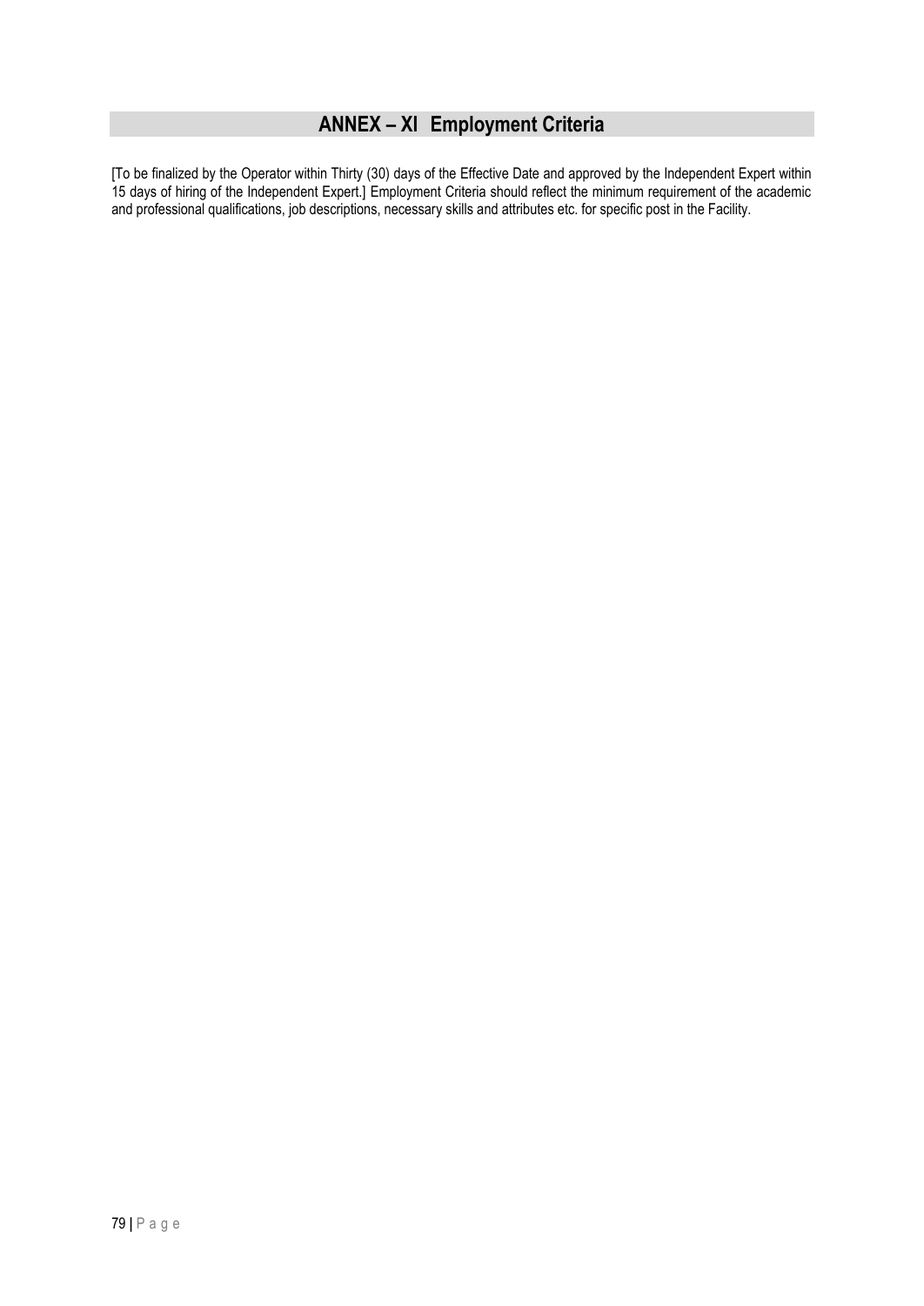# ANNEX – XI Employment Criteria

[To be finalized by the Operator within Thirty (30) days of the Effective Date and approved by the Independent Expert within 15 days of hiring of the Independent Expert.] Employment Criteria should reflect the minimum requirement of the academic and professional qualifications, job descriptions, necessary skills and attributes etc. for specific post in the Facility.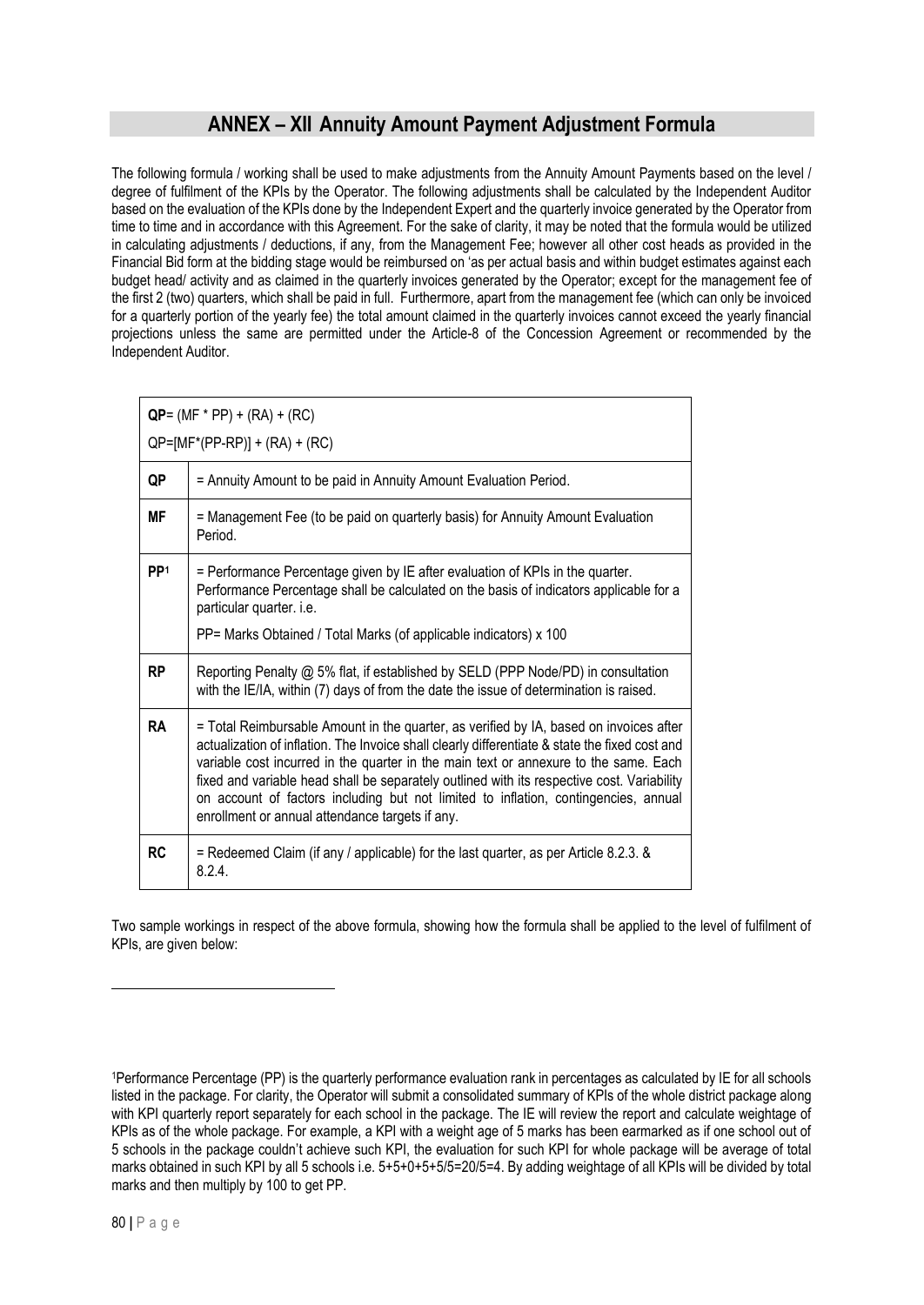## ANNEX – XII Annuity Amount Payment Adjustment Formula

The following formula / working shall be used to make adjustments from the Annuity Amount Payments based on the level / degree of fulfilment of the KPIs by the Operator. The following adjustments shall be calculated by the Independent Auditor based on the evaluation of the KPIs done by the Independent Expert and the quarterly invoice generated by the Operator from time to time and in accordance with this Agreement. For the sake of clarity, it may be noted that the formula would be utilized in calculating adjustments / deductions, if any, from the Management Fee; however all other cost heads as provided in the Financial Bid form at the bidding stage would be reimbursed on 'as per actual basis and within budget estimates against each budget head/ activity and as claimed in the quarterly invoices generated by the Operator; except for the management fee of the first 2 (two) quarters, which shall be paid in full. Furthermore, apart from the management fee (which can only be invoiced for a quarterly portion of the yearly fee) the total amount claimed in the quarterly invoices cannot exceed the yearly financial projections unless the same are permitted under the Article-8 of the Concession Agreement or recommended by the Independent Auditor.

| **QP**= (MF * PP) + (RA) + (RC)<br>QP=[MF*(PP-RP)] + (RA) + (RC) | |
|---|---|
| **QP** | = Annuity Amount to be paid in Annuity Amount Evaluation Period. |
| **MF** | = Management Fee (to be paid on quarterly basis) for Annuity Amount Evaluation Period. |
| **PP**[1] | = Performance Percentage given by IE after evaluation of KPIs in the quarter. Performance Percentage shall be calculated on the basis of indicators applicable for a particular quarter. i.e.<br>PP= Marks Obtained / Total Marks (of applicable indicators) x 100 |
| **RP** | Reporting Penalty @ 5% flat, if established by SELD (PPP Node/PD) in consultation with the IE/IA, within (7) days of from the date the issue of determination is raised. |
| **RA** | = Total Reimbursable Amount in the quarter, as verified by IA, based on invoices after actualization of inflation. The Invoice shall clearly differentiate & state the fixed cost and variable cost incurred in the quarter in the main text or annexure to the same. Each fixed and variable head shall be separately outlined with its respective cost. Variability on account of factors including but not limited to inflation, contingencies, annual enrollment or annual attendance targets if any. |
| **RC** | = Redeemed Claim (if any / applicable) for the last quarter, as per Article 8.2.3. & 8.2.4. |

Two sample workings in respect of the above formula, showing how the formula shall be applied to the level of fulfilment of KPIs, are given below:

[1]Performance Percentage (PP) is the quarterly performance evaluation rank in percentages as calculated by IE for all schools listed in the package. For clarity, the Operator will submit a consolidated summary of KPIs of the whole district package along with KPI quarterly report separately for each school in the package. The IE will review the report and calculate weightage of KPIs as of the whole package. For example, a KPI with a weight age of 5 marks has been earmarked as if one school out of 5 schools in the package couldn't achieve such KPI, the evaluation for such KPI for whole package will be average of total marks obtained in such KPI by all 5 schools i.e. 5+5+0+5+5/5=20/5=4. By adding weightage of all KPIs will be divided by total marks and then multiply by 100 to get PP.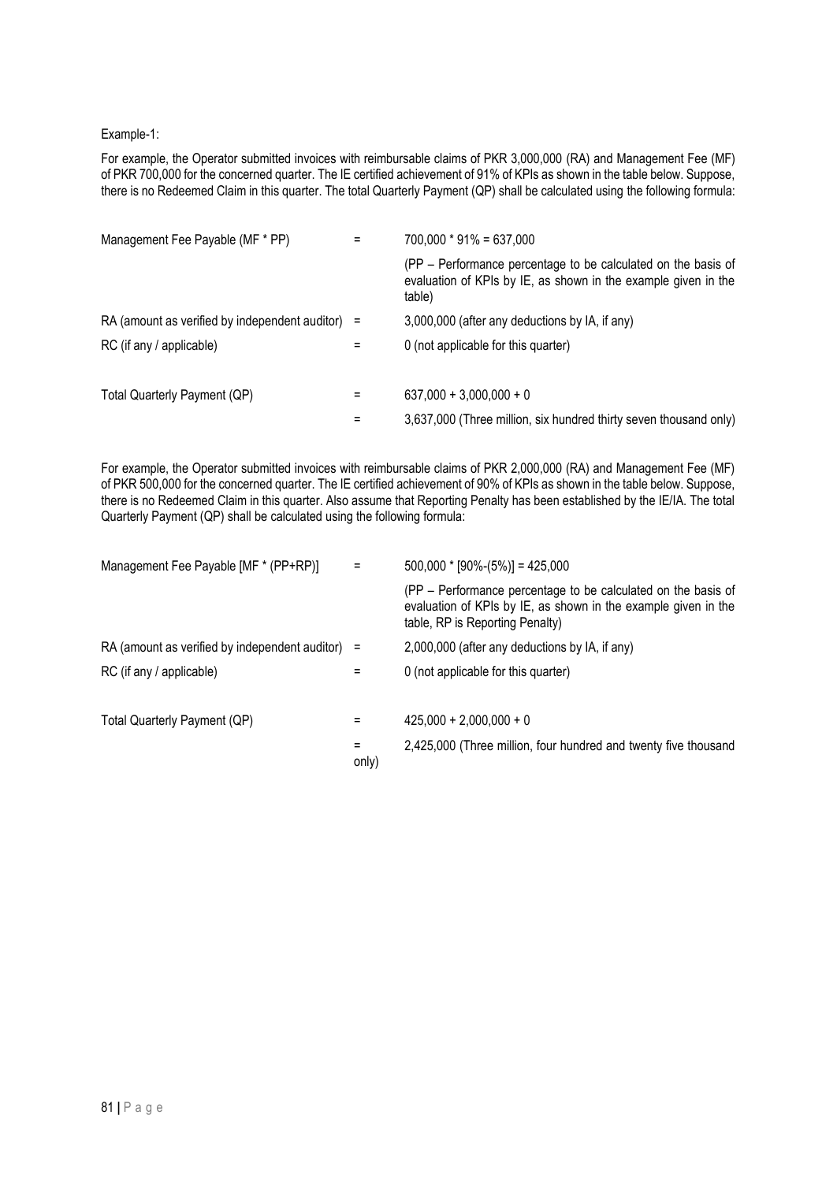Example-1:

For example, the Operator submitted invoices with reimbursable claims of PKR 3,000,000 (RA) and Management Fee (MF) of PKR 700,000 for the concerned quarter. The IE certified achievement of 91% of KPIs as shown in the table below. Suppose, there is no Redeemed Claim in this quarter. The total Quarterly Payment (QP) shall be calculated using the following formula:

| | | |
|---|---|---|
| Management Fee Payable (MF * PP) | = | 700,000 * 91% = 637,000 |
| | | (PP – Performance percentage to be calculated on the basis of evaluation of KPIs by IE, as shown in the example given in the table) |
| RA (amount as verified by independent auditor) | = | 3,000,000 (after any deductions by IA, if any) |
| RC (if any / applicable) | = | 0 (not applicable for this quarter) |
| Total Quarterly Payment (QP) | = | 637,000 + 3,000,000 + 0 |
| | = | 3,637,000 (Three million, six hundred thirty seven thousand only) |

For example, the Operator submitted invoices with reimbursable claims of PKR 2,000,000 (RA) and Management Fee (MF) of PKR 500,000 for the concerned quarter. The IE certified achievement of 90% of KPIs as shown in the table below. Suppose, there is no Redeemed Claim in this quarter. Also assume that Reporting Penalty has been established by the IE/IA. The total Quarterly Payment (QP) shall be calculated using the following formula:

| | | |
|---|---|---|
| Management Fee Payable [MF * (PP+RP)] | = | 500,000 * [90%-(5%)] = 425,000 |
| | | (PP – Performance percentage to be calculated on the basis of evaluation of KPIs by IE, as shown in the example given in the table, RP is Reporting Penalty) |
| RA (amount as verified by independent auditor) | = | 2,000,000 (after any deductions by IA, if any) |
| RC (if any / applicable) | = | 0 (not applicable for this quarter) |
| Total Quarterly Payment (QP) | = | 425,000 + 2,000,000 + 0 |
| | = | 2,425,000 (Three million, four hundred and twenty five thousand only) |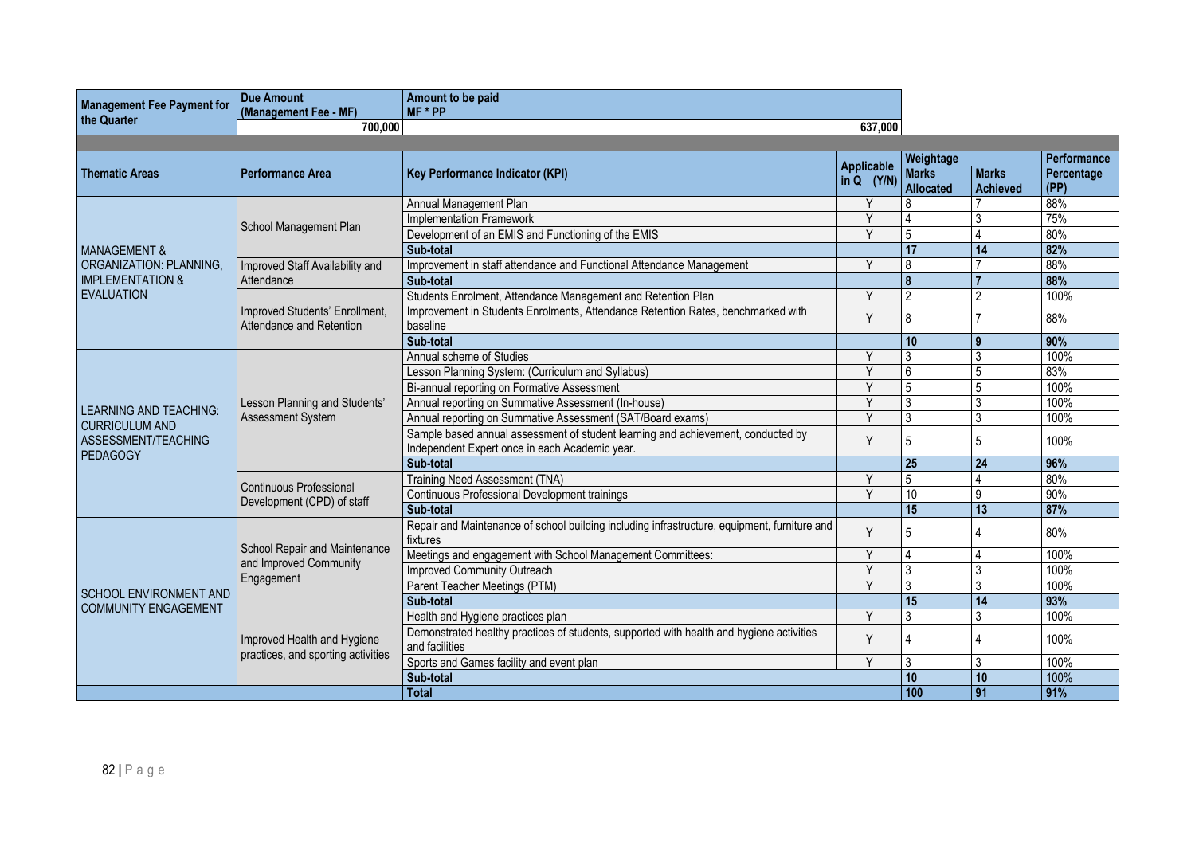| Management Fee Payment for the Quarter | Due Amount (Management Fee - MF) | Amount to be paid MF * PP |
|---|---|---|
| | 700,000 | 637,000 |

| Thematic Areas | Performance Area | Key Performance Indicator (KPI) | Applicable in Q _ (Y/N) | Weightage Marks Allocated | Marks Achieved | Performance Percentage (PP) |
|---|---|---|---|---|---|---|
| MANAGEMENT & ORGANIZATION: PLANNING, IMPLEMENTATION & EVALUATION | School Management Plan | Annual Management Plan | Y | 8 | 7 | 88% |
| | | Implementation Framework | Y | 4 | 3 | 75% |
| | | Development of an EMIS and Functioning of the EMIS | Y | 5 | 4 | 80% |
| | | **Sub-total** | | **17** | **14** | **82%** |
| | Improved Staff Availability and Attendance | Improvement in staff attendance and Functional Attendance Management | Y | 8 | 7 | 88% |
| | | **Sub-total** | | **8** | **7** | **88%** |
| | Improved Students' Enrollment, Attendance and Retention | Students Enrolment, Attendance Management and Retention Plan | Y | 2 | 2 | 100% |
| | | Improvement in Students Enrolments, Attendance Retention Rates, benchmarked with baseline | Y | 8 | 7 | 88% |
| | | **Sub-total** | | **10** | **9** | **90%** |
| LEARNING AND TEACHING: CURRICULUM AND ASSESSMENT/TEACHING PEDAGOGY | Lesson Planning and Students' Assessment System | Annual scheme of Studies | Y | 3 | 3 | 100% |
| | | Lesson Planning System: (Curriculum and Syllabus) | Y | 6 | 5 | 83% |
| | | Bi-annual reporting on Formative Assessment | Y | 5 | 5 | 100% |
| | | Annual reporting on Summative Assessment (In-house) | Y | 3 | 3 | 100% |
| | | Annual reporting on Summative Assessment (SAT/Board exams) | Y | 3 | 3 | 100% |
| | | Sample based annual assessment of student learning and achievement, conducted by Independent Expert once in each Academic year. | Y | 5 | 5 | 100% |
| | | **Sub-total** | | **25** | **24** | **96%** |
| | Continuous Professional Development (CPD) of staff | Training Need Assessment (TNA) | Y | 5 | 4 | 80% |
| | | Continuous Professional Development trainings | Y | 10 | 9 | 90% |
| | | **Sub-total** | | **15** | **13** | **87%** |
| SCHOOL ENVIRONMENT AND COMMUNITY ENGAGEMENT | School Repair and Maintenance and Improved Community Engagement | Repair and Maintenance of school building including infrastructure, equipment, furniture and fixtures | Y | 5 | 4 | 80% |
| | | Meetings and engagement with School Management Committees: | Y | 4 | 4 | 100% |
| | | Improved Community Outreach | Y | 3 | 3 | 100% |
| | | Parent Teacher Meetings (PTM) | Y | 3 | 3 | 100% |
| | | **Sub-total** | | **15** | **14** | **93%** |
| | Improved Health and Hygiene practices, and sporting activities | Health and Hygiene practices plan | Y | 3 | 3 | 100% |
| | | Demonstrated healthy practices of students, supported with health and hygiene activities and facilities | Y | 4 | 4 | 100% |
| | | Sports and Games facility and event plan | Y | 3 | 3 | 100% |
| | | **Sub-total** | | **10** | **10** | **100%** |
| | | **Total** | | **100** | **91** | **91%** |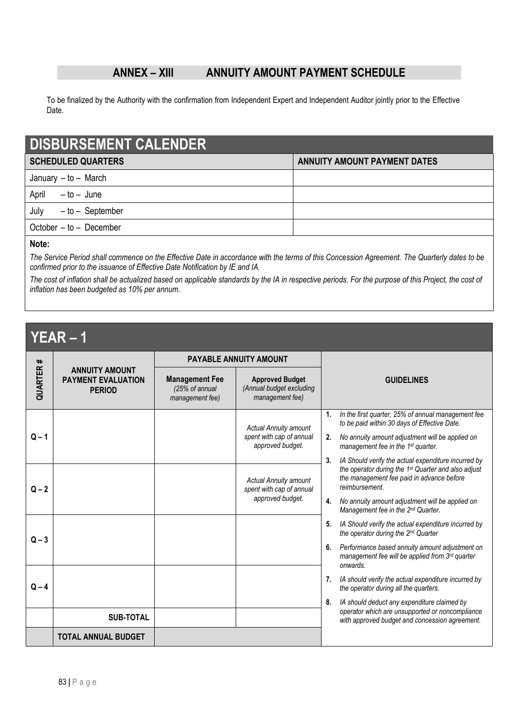## ANNEX – XIII ANNUITY AMOUNT PAYMENT SCHEDULE

To be finalized by the Authority with the confirmation from Independent Expert and Independent Auditor jointly prior to the Effective Date.

### DISBURSEMENT CALENDER

| SCHEDULED QUARTERS | ANNUITY AMOUNT PAYMENT DATES |
|---|---|
| January – to – March | |
| April – to – June | |
| July – to – September | |
| October – to – December | |

**Note:**

*The Service Period shall commence on the Effective Date in accordance with the terms of this Concession Agreement. The Quarterly dates to be confirmed prior to the issuance of Effective Date Notification by IE and IA.*

*The cost of inflation shall be actualized based on applicable standards by the IA in respective periods. For the purpose of this Project, the cost of inflation has been budgeted as 10% per annum.*

### YEAR – 1

| QUARTER # | ANNUITY AMOUNT PAYMENT EVALUATION PERIOD | PAYABLE ANNUITY AMOUNT | | GUIDELINES |
|---|---|---|---|---|
| | | **Management Fee** *(25% of annual management fee)* | **Approved Budget** *(Annual budget excluding management fee)* | |
| Q – 1 | | | *Actual Annuity amount spent with cap of annual approved budget.* | 1. *In the first quarter, 25% of annual management fee to be paid within 30 days of Effective Date.* 2. *No annuity amount adjustment will be applied on management fee in the 1st quarter.* 3. *IA Should verify the actual expenditure incurred by the operator during the 1st Quarter and also adjust the management fee paid in advance before reimbursement.* 4. *No annuity amount adjustment will be applied on Management fee in the 2nd Quarter.* 5. *IA Should verify the actual expenditure incurred by the operator during the 2nd Quarter* 6. *Performance based annuity amount adjustment on management fee will be applied from 3rd quarter onwards.* 7. *IA should verify the actual expenditure incurred by the operator during all the quarters.* 8. *IA should deduct any expenditure claimed by operator which are unsupported or noncompliance with approved budget and concession agreement.* |
| Q – 2 | | | *Actual Annuity amount spent with cap of annual approved budget.* | |
| Q – 3 | | | | |
| Q – 4 | | | | |
| | **SUB-TOTAL** | | | |
| | **TOTAL ANNUAL BUDGET** | | | |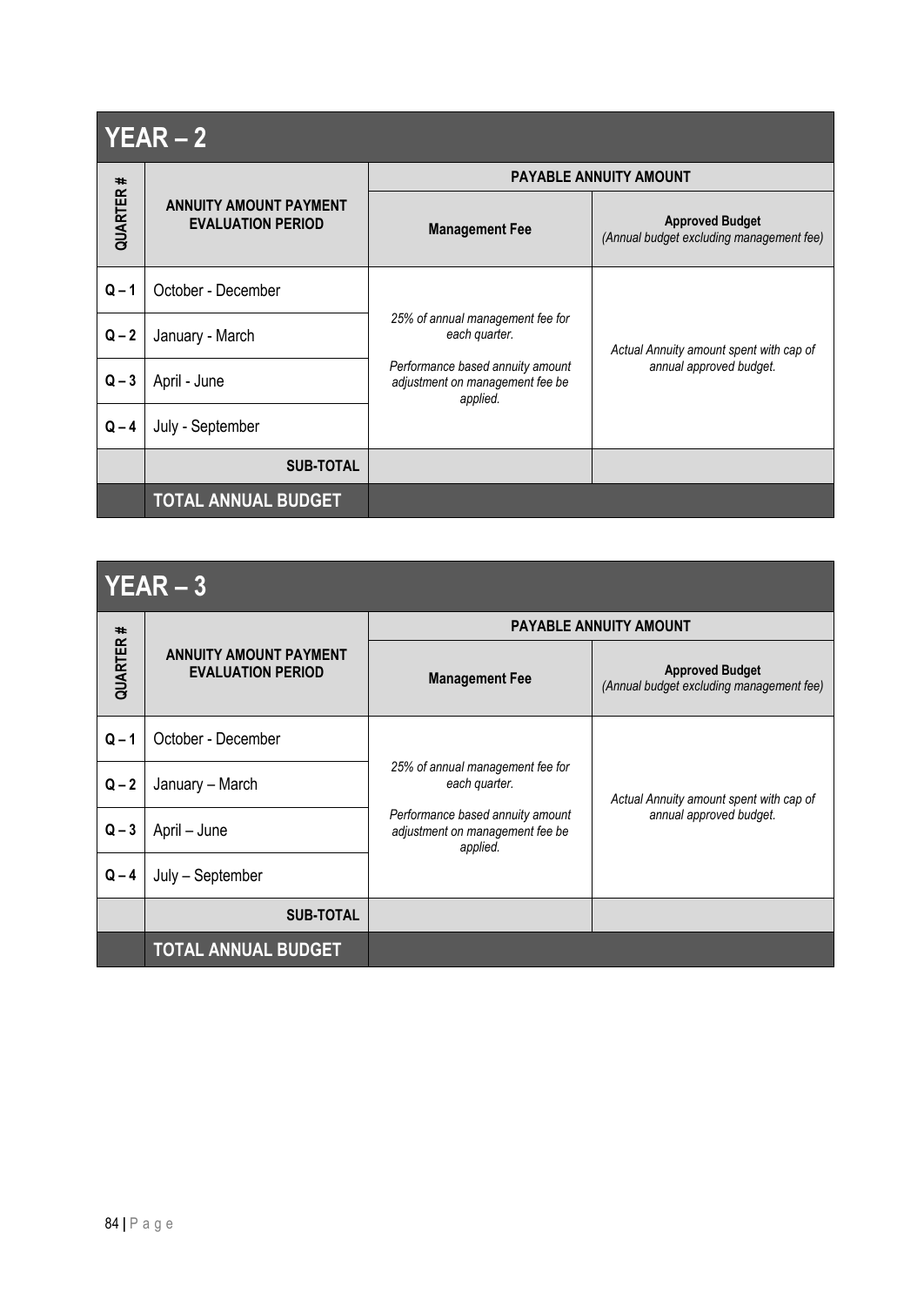## YEAR – 2

| QUARTER # | ANNUITY AMOUNT PAYMENT EVALUATION PERIOD | PAYABLE ANNUITY AMOUNT | |
|---|---|---|---|
| | | **Management Fee** | **Approved Budget** *(Annual budget excluding management fee)* |
| **Q – 1** | October - December | *25% of annual management fee for each quarter.* *Performance based annuity amount adjustment on management fee be applied.* | *Actual Annuity amount spent with cap of annual approved budget.* |
| **Q – 2** | January - March | | |
| **Q – 3** | April - June | | |
| **Q – 4** | July - September | | |
| | **SUB-TOTAL** | | |
| | **TOTAL ANNUAL BUDGET** | | |

## YEAR – 3

| QUARTER # | ANNUITY AMOUNT PAYMENT EVALUATION PERIOD | PAYABLE ANNUITY AMOUNT | |
|---|---|---|---|
| | | **Management Fee** | **Approved Budget** *(Annual budget excluding management fee)* |
| **Q – 1** | October - December | *25% of annual management fee for each quarter.* *Performance based annuity amount adjustment on management fee be applied.* | *Actual Annuity amount spent with cap of annual approved budget.* |
| **Q – 2** | January – March | | |
| **Q – 3** | April – June | | |
| **Q – 4** | July – September | | |
| | **SUB-TOTAL** | | |
| | **TOTAL ANNUAL BUDGET** | | |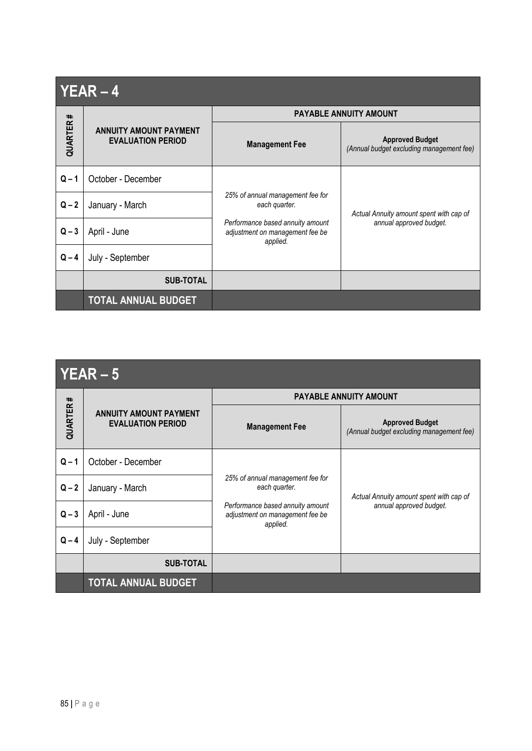| YEAR – 4 | | | |
|---|---|---|---|
| QUARTER # | ANNUITY AMOUNT PAYMENT EVALUATION PERIOD | PAYABLE ANNUITY AMOUNT | |
| | | **Management Fee** | **Approved Budget** *(Annual budget excluding management fee)* |
| **Q – 1** | October - December | *25% of annual management fee for each quarter.* *Performance based annuity amount adjustment on management fee be applied.* | *Actual Annuity amount spent with cap of annual approved budget.* |
| **Q – 2** | January - March | | |
| **Q – 3** | April - June | | |
| **Q – 4** | July - September | | |
| | **SUB-TOTAL** | | |
| | **TOTAL ANNUAL BUDGET** | | |

| YEAR – 5 | | | |
|---|---|---|---|
| QUARTER # | ANNUITY AMOUNT PAYMENT EVALUATION PERIOD | PAYABLE ANNUITY AMOUNT | |
| | | **Management Fee** | **Approved Budget** *(Annual budget excluding management fee)* |
| **Q – 1** | October - December | *25% of annual management fee for each quarter.* *Performance based annuity amount adjustment on management fee be applied.* | *Actual Annuity amount spent with cap of annual approved budget.* |
| **Q – 2** | January - March | | |
| **Q – 3** | April - June | | |
| **Q – 4** | July - September | | |
| | **SUB-TOTAL** | | |
| | **TOTAL ANNUAL BUDGET** | | |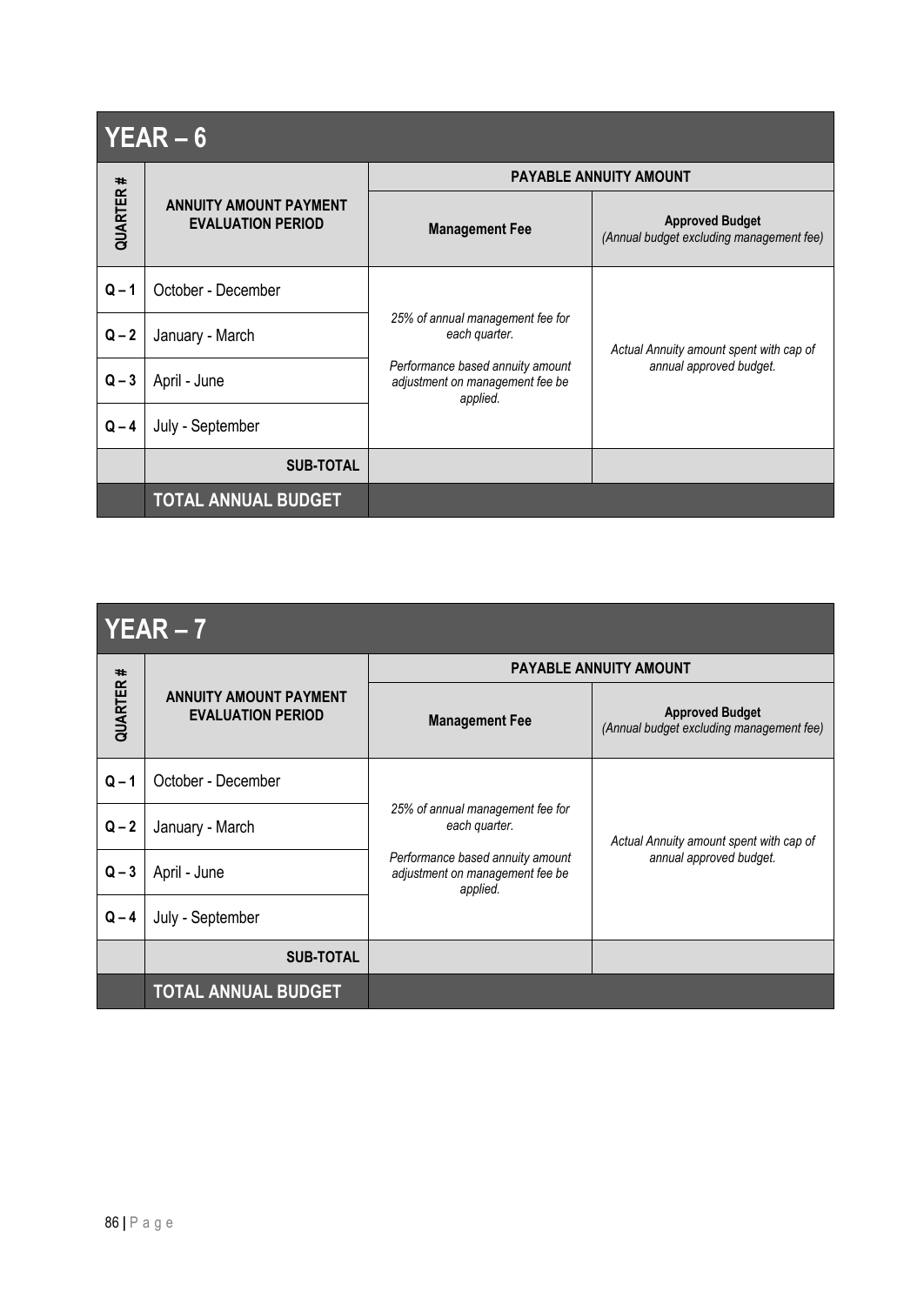| YEAR – 6 | | | |
|---|---|---|---|
| **QUARTER #** | **ANNUITY AMOUNT PAYMENT EVALUATION PERIOD** | **PAYABLE ANNUITY AMOUNT** | |
| | | **Management Fee** | **Approved Budget** *(Annual budget excluding management fee)* |
| **Q – 1** | October - December | *25% of annual management fee for each quarter.* *Performance based annuity amount adjustment on management fee be applied.* | *Actual Annuity amount spent with cap of annual approved budget.* |
| **Q – 2** | January - March | | |
| **Q – 3** | April - June | | |
| **Q – 4** | July - September | | |
| | **SUB-TOTAL** | | |
| | **TOTAL ANNUAL BUDGET** | | |

| YEAR – 7 | | | |
|---|---|---|---|
| **QUARTER #** | **ANNUITY AMOUNT PAYMENT EVALUATION PERIOD** | **PAYABLE ANNUITY AMOUNT** | |
| | | **Management Fee** | **Approved Budget** *(Annual budget excluding management fee)* |
| **Q – 1** | October - December | *25% of annual management fee for each quarter.* *Performance based annuity amount adjustment on management fee be applied.* | *Actual Annuity amount spent with cap of annual approved budget.* |
| **Q – 2** | January - March | | |
| **Q – 3** | April - June | | |
| **Q – 4** | July - September | | |
| | **SUB-TOTAL** | | |
| | **TOTAL ANNUAL BUDGET** | | |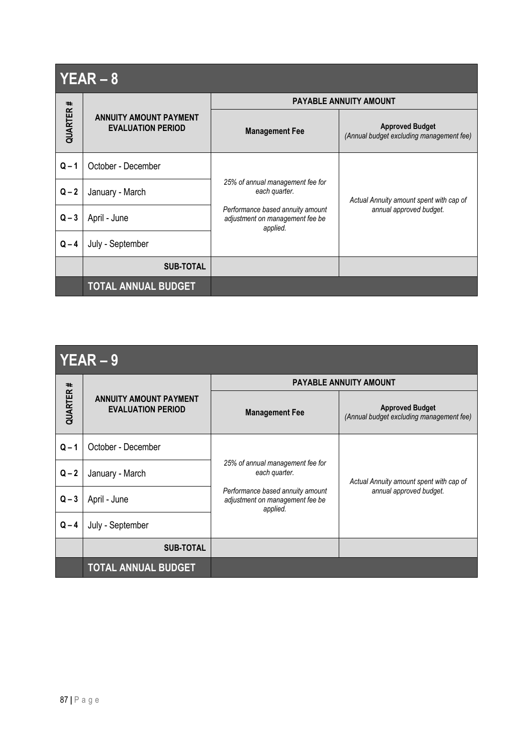## YEAR – 8

| QUARTER # | ANNUITY AMOUNT PAYMENT EVALUATION PERIOD | PAYABLE ANNUITY AMOUNT | |
|---|---|---|---|
| | | **Management Fee** | **Approved Budget** *(Annual budget excluding management fee)* |
| **Q – 1** | October - December | *25% of annual management fee for each quarter.* *Performance based annuity amount adjustment on management fee be applied.* | *Actual Annuity amount spent with cap of annual approved budget.* |
| **Q – 2** | January - March | | |
| **Q – 3** | April - June | | |
| **Q – 4** | July - September | | |
| | **SUB-TOTAL** | | |
| | **TOTAL ANNUAL BUDGET** | | |

## YEAR – 9

| QUARTER # | ANNUITY AMOUNT PAYMENT EVALUATION PERIOD | PAYABLE ANNUITY AMOUNT | |
|---|---|---|---|
| | | **Management Fee** | **Approved Budget** *(Annual budget excluding management fee)* |
| **Q – 1** | October - December | *25% of annual management fee for each quarter.* *Performance based annuity amount adjustment on management fee be applied.* | *Actual Annuity amount spent with cap of annual approved budget.* |
| **Q – 2** | January - March | | |
| **Q – 3** | April - June | | |
| **Q – 4** | July - September | | |
| | **SUB-TOTAL** | | |
| | **TOTAL ANNUAL BUDGET** | | |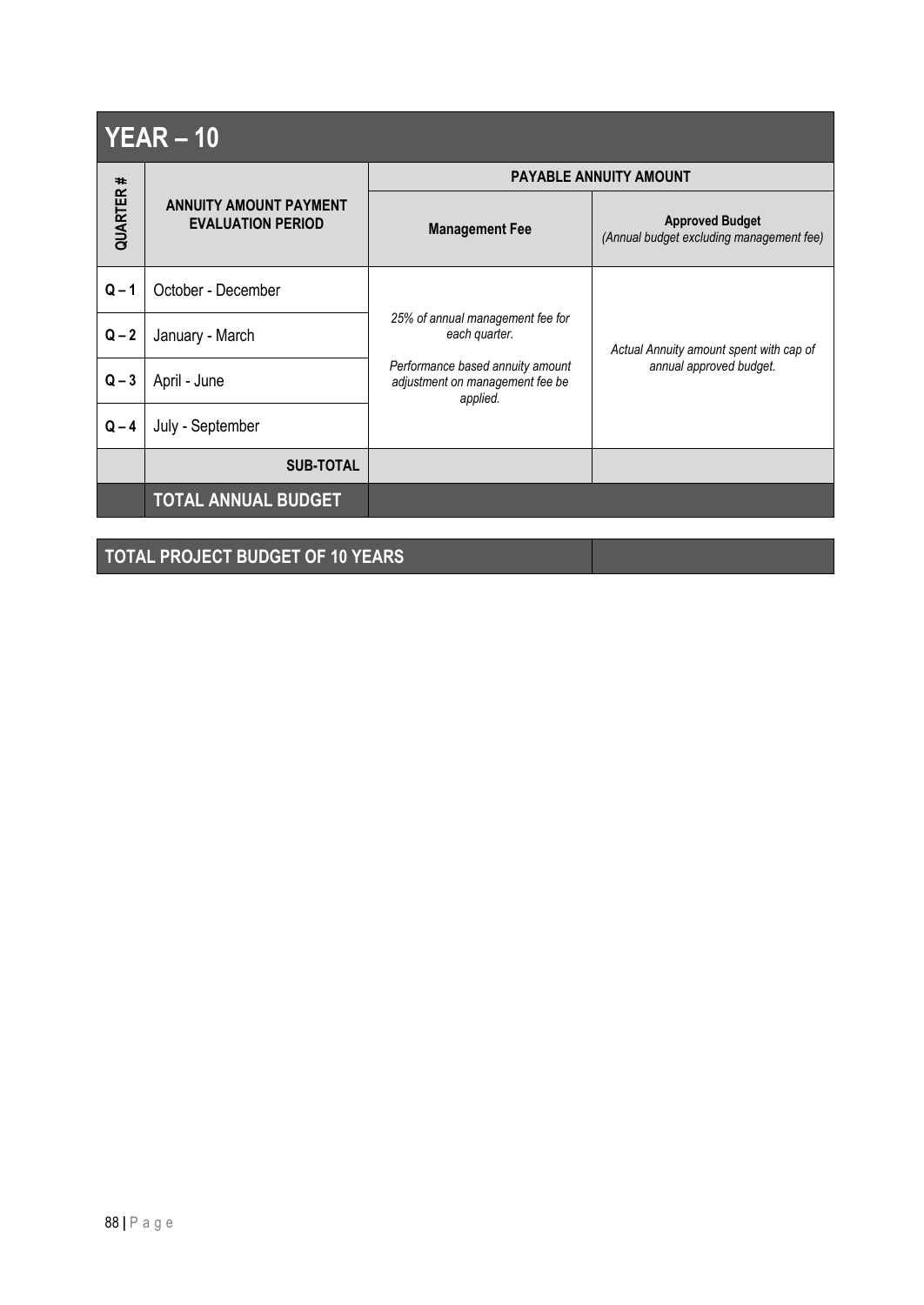## YEAR – 10

| QUARTER # | ANNUITY AMOUNT PAYMENT EVALUATION PERIOD | PAYABLE ANNUITY AMOUNT | |
|---|---|---|---|
| | | **Management Fee** | **Approved Budget** *(Annual budget excluding management fee)* |
| **Q – 1** | October - December | *25% of annual management fee for each quarter.* *Performance based annuity amount adjustment on management fee be applied.* | *Actual Annuity amount spent with cap of annual approved budget.* |
| **Q – 2** | January - March | | |
| **Q – 3** | April - June | | |
| **Q – 4** | July - September | | |
| | **SUB-TOTAL** | | |
| | **TOTAL ANNUAL BUDGET** | | |

| **TOTAL PROJECT BUDGET OF 10 YEARS** | |
|---|---|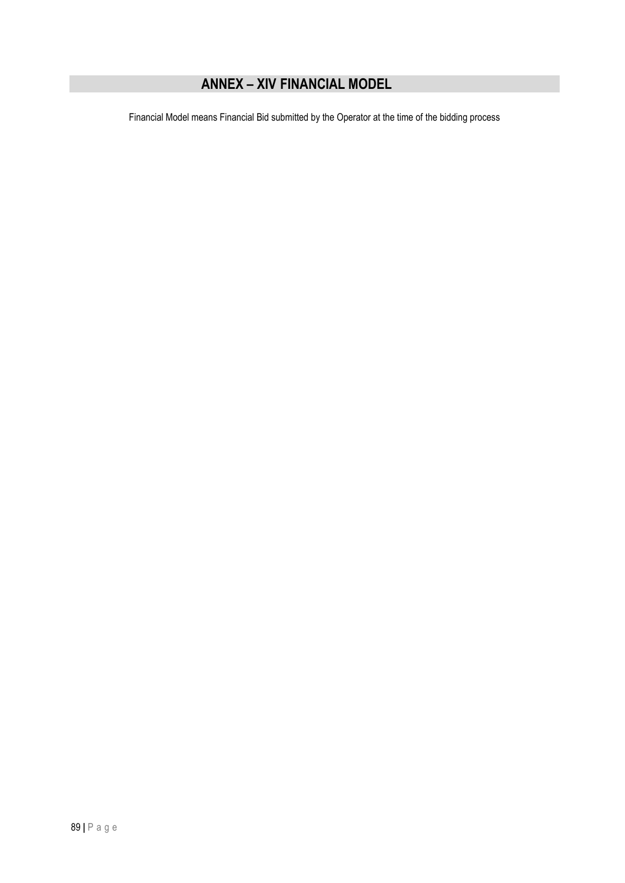# ANNEX – XIV FINANCIAL MODEL

Financial Model means Financial Bid submitted by the Operator at the time of the bidding process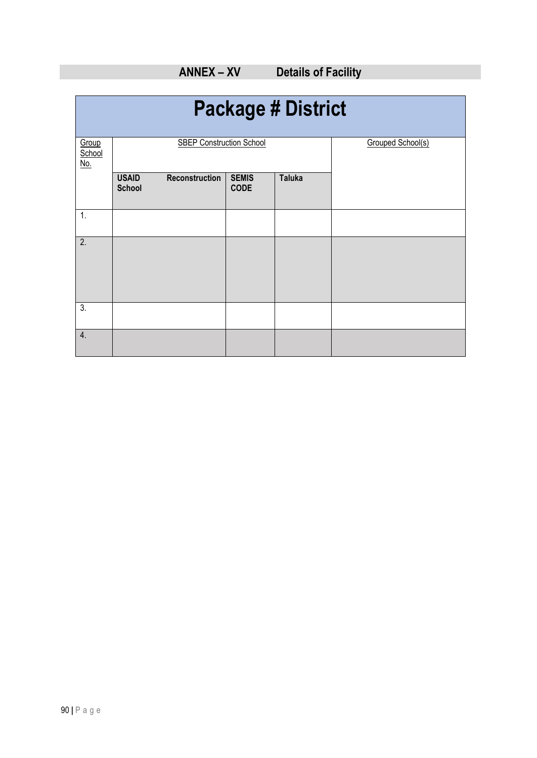## ANNEX – XV Details of Facility

| Package # District | | | | |
|---|---|---|---|---|
| Group School No. | SBEP Construction School | | | Grouped School(s) |
| | USAID Reconstruction School | SEMIS CODE | Taluka | |
| 1. | | | | |
| 2. | | | | |
| 3. | | | | |
| 4. | | | | |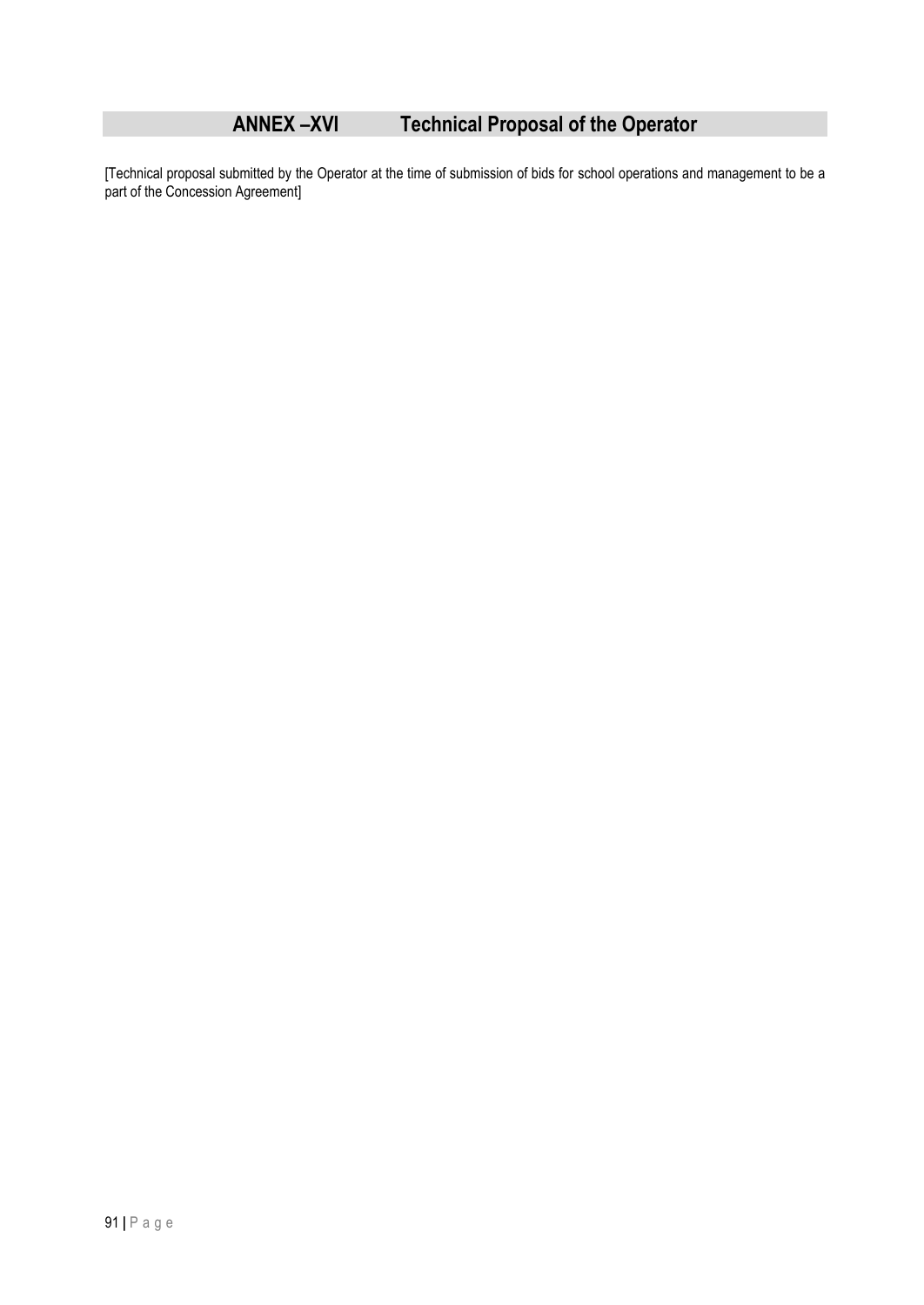# ANNEX –XVI Technical Proposal of the Operator

[Technical proposal submitted by the Operator at the time of submission of bids for school operations and management to be a part of the Concession Agreement]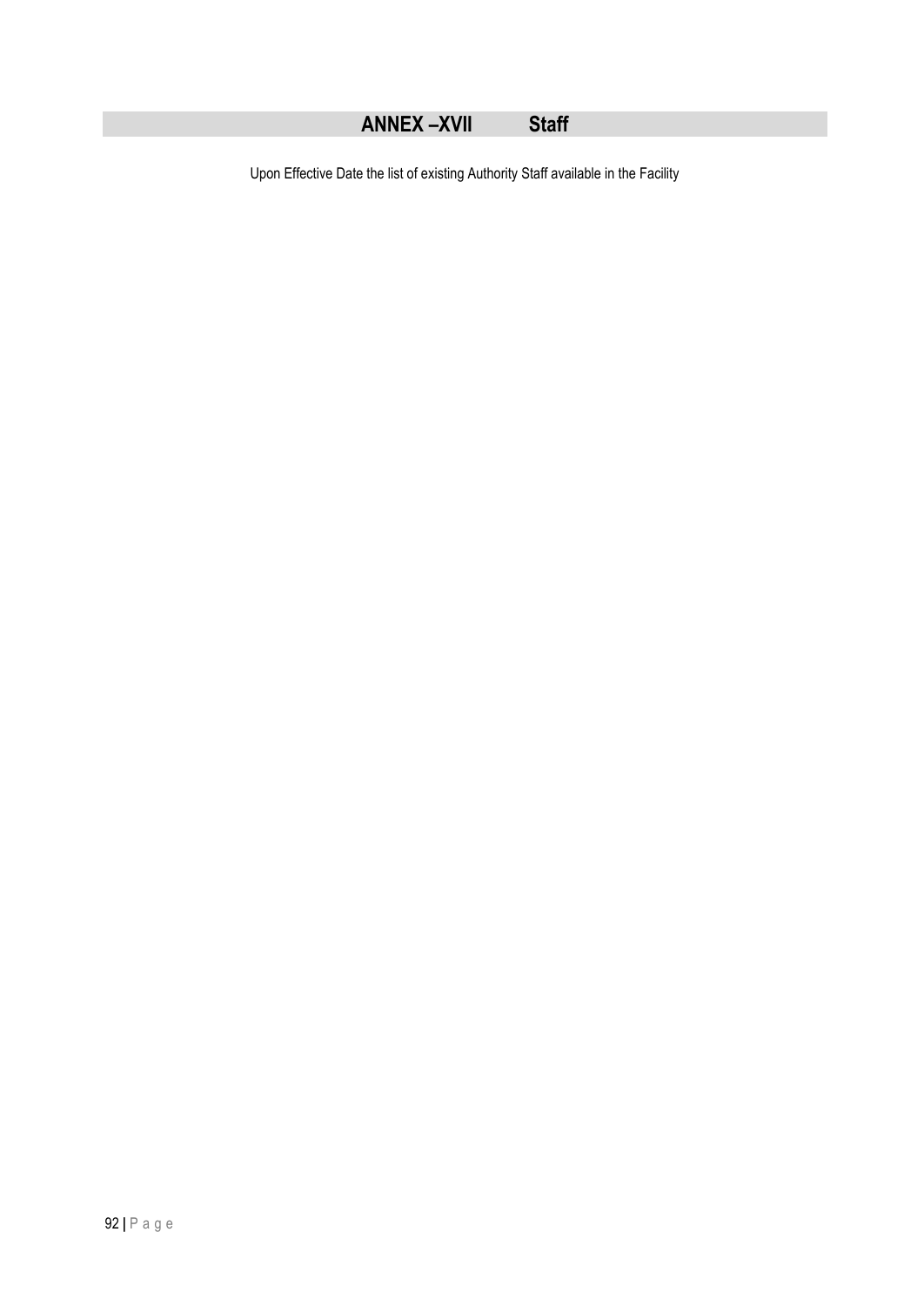# ANNEX –XVII Staff

Upon Effective Date the list of existing Authority Staff available in the Facility